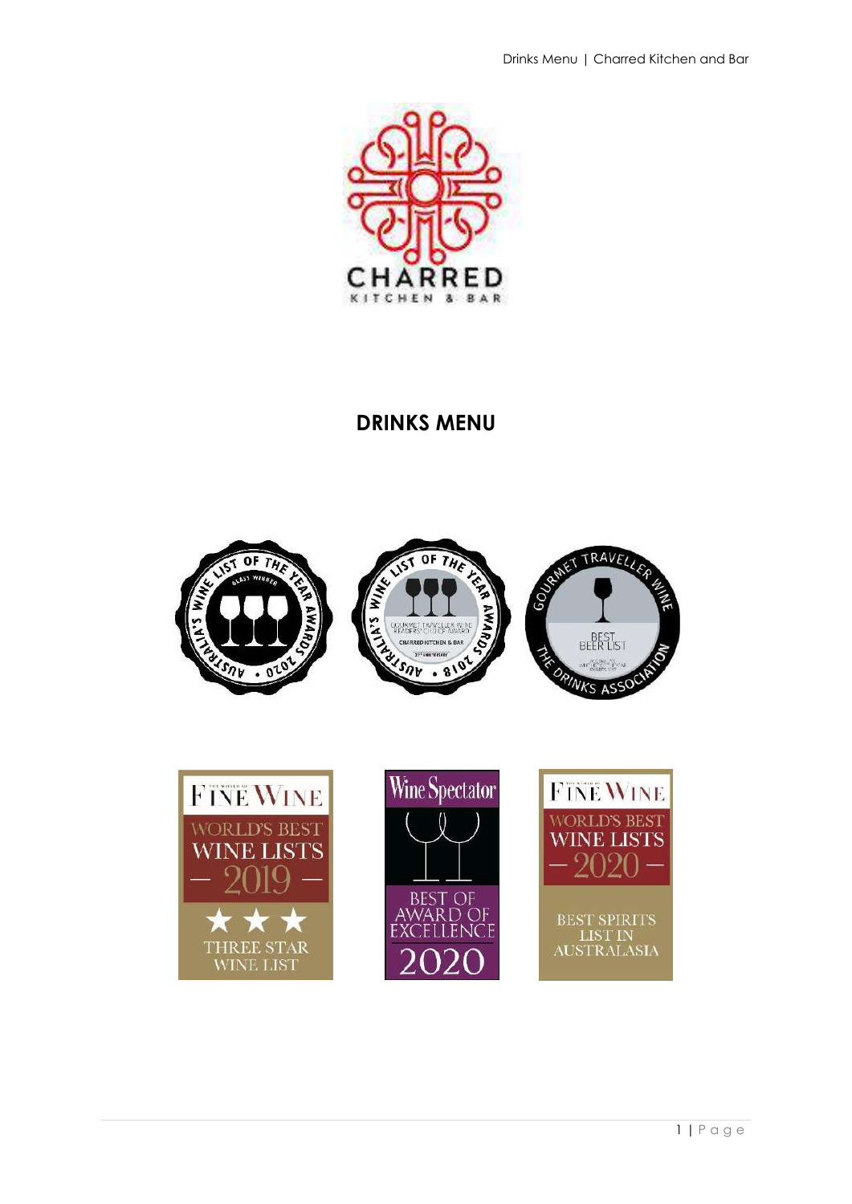CHARRED

KITCHEN & BAR

# DRINKS MENU

AUSTRALIA'S WINE LIST OF THE YEAR AWARDS • 2020 • GLASS WINNER

AUSTRALIA'S WINE LIST OF THE YEAR AWARDS • 2018 • GOURMET TRAVELLER WINE READERS' CHOICE AWARD • CHARRED KITCHEN & BAR

GOURMET TRAVELLER WINE • THE DRINKS ASSOCIATION • BEST BEER LIST

THE WORLD OF FINE WINE • WORLD'S BEST WINE LISTS — 2019 — • ★★★ THREE STAR WINE LIST

Wine Spectator • BEST OF AWARD OF EXCELLENCE • 2020

THE WORLD OF FINE WINE • WORLD'S BEST WINE LISTS — 2020 — • BEST SPIRITS LIST IN AUSTRALASIA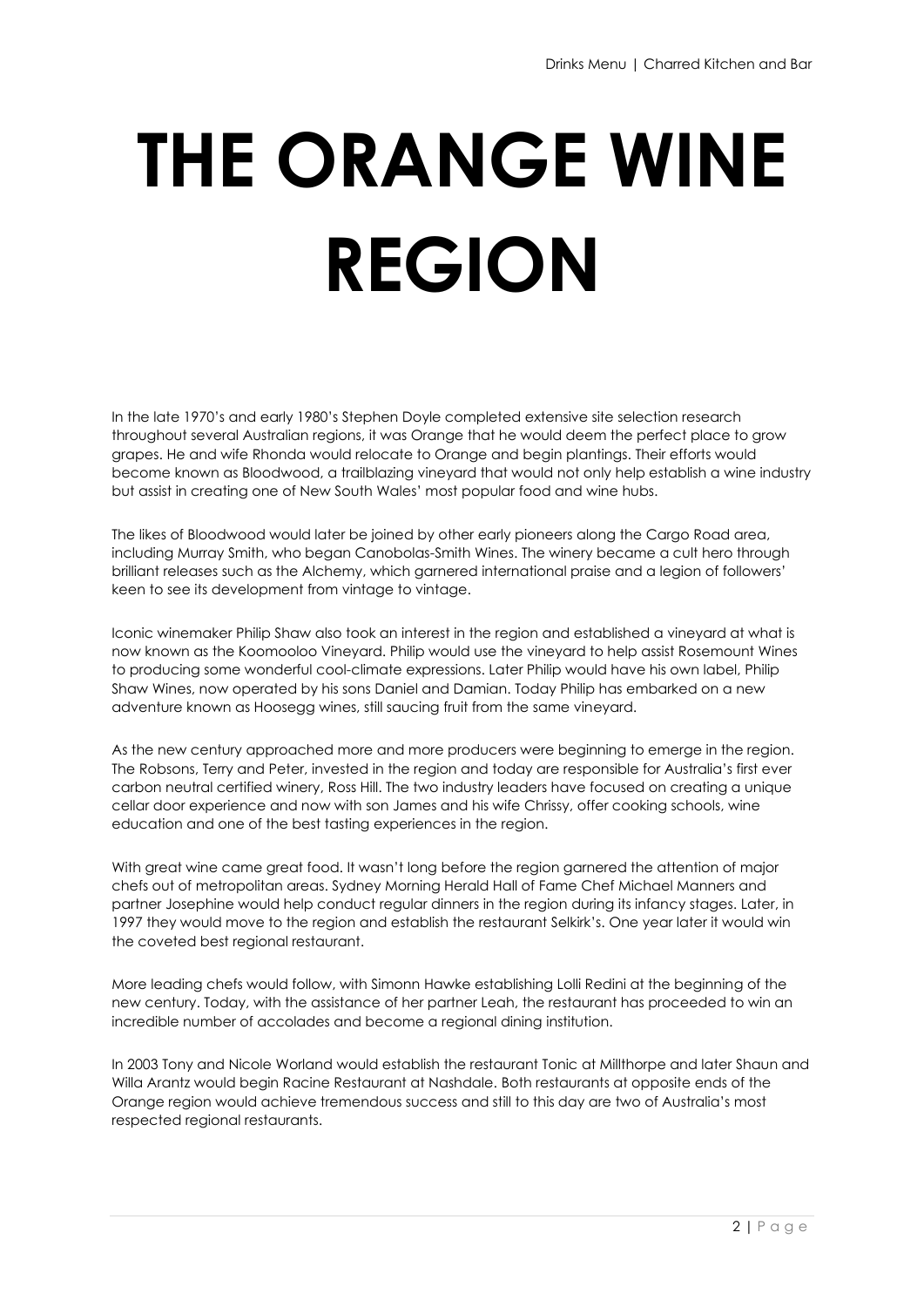# THE ORANGE WINE REGION

In the late 1970's and early 1980's Stephen Doyle completed extensive site selection research throughout several Australian regions, it was Orange that he would deem the perfect place to grow grapes. He and wife Rhonda would relocate to Orange and begin plantings. Their efforts would become known as Bloodwood, a trailblazing vineyard that would not only help establish a wine industry but assist in creating one of New South Wales' most popular food and wine hubs.

The likes of Bloodwood would later be joined by other early pioneers along the Cargo Road area, including Murray Smith, who began Canobolas-Smith Wines. The winery became a cult hero through brilliant releases such as the Alchemy, which garnered international praise and a legion of followers' keen to see its development from vintage to vintage.

Iconic winemaker Philip Shaw also took an interest in the region and established a vineyard at what is now known as the Koomooloo Vineyard. Philip would use the vineyard to help assist Rosemount Wines to producing some wonderful cool-climate expressions. Later Philip would have his own label, Philip Shaw Wines, now operated by his sons Daniel and Damian. Today Philip has embarked on a new adventure known as Hoosegg wines, still saucing fruit from the same vineyard.

As the new century approached more and more producers were beginning to emerge in the region. The Robsons, Terry and Peter, invested in the region and today are responsible for Australia's first ever carbon neutral certified winery, Ross Hill. The two industry leaders have focused on creating a unique cellar door experience and now with son James and his wife Chrissy, offer cooking schools, wine education and one of the best tasting experiences in the region.

With great wine came great food. It wasn't long before the region garnered the attention of major chefs out of metropolitan areas. Sydney Morning Herald Hall of Fame Chef Michael Manners and partner Josephine would help conduct regular dinners in the region during its infancy stages. Later, in 1997 they would move to the region and establish the restaurant Selkirk's. One year later it would win the coveted best regional restaurant.

More leading chefs would follow, with Simonn Hawke establishing Lolli Redini at the beginning of the new century. Today, with the assistance of her partner Leah, the restaurant has proceeded to win an incredible number of accolades and become a regional dining institution.

In 2003 Tony and Nicole Worland would establish the restaurant Tonic at Millthorpe and later Shaun and Willa Arantz would begin Racine Restaurant at Nashdale. Both restaurants at opposite ends of the Orange region would achieve tremendous success and still to this day are two of Australia's most respected regional restaurants.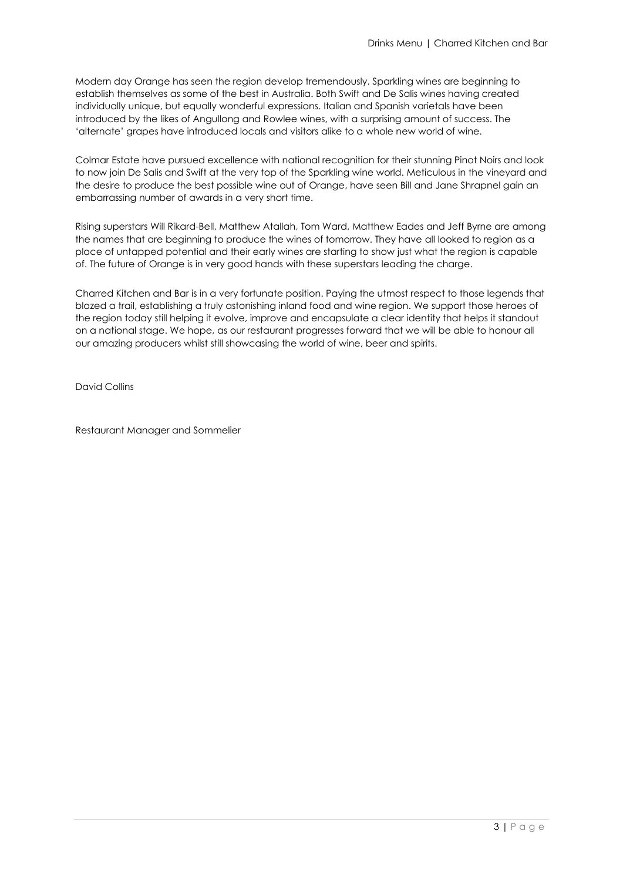Modern day Orange has seen the region develop tremendously. Sparkling wines are beginning to establish themselves as some of the best in Australia. Both Swift and De Salis wines having created individually unique, but equally wonderful expressions. Italian and Spanish varietals have been introduced by the likes of Angullong and Rowlee wines, with a surprising amount of success. The 'alternate' grapes have introduced locals and visitors alike to a whole new world of wine.

Colmar Estate have pursued excellence with national recognition for their stunning Pinot Noirs and look to now join De Salis and Swift at the very top of the Sparkling wine world. Meticulous in the vineyard and the desire to produce the best possible wine out of Orange, have seen Bill and Jane Shrapnel gain an embarrassing number of awards in a very short time.

Rising superstars Will Rikard-Bell, Matthew Atallah, Tom Ward, Matthew Eades and Jeff Byrne are among the names that are beginning to produce the wines of tomorrow. They have all looked to region as a place of untapped potential and their early wines are starting to show just what the region is capable of. The future of Orange is in very good hands with these superstars leading the charge.

Charred Kitchen and Bar is in a very fortunate position. Paying the utmost respect to those legends that blazed a trail, establishing a truly astonishing inland food and wine region. We support those heroes of the region today still helping it evolve, improve and encapsulate a clear identity that helps it standout on a national stage. We hope, as our restaurant progresses forward that we will be able to honour all our amazing producers whilst still showcasing the world of wine, beer and spirits.

David Collins

Restaurant Manager and Sommelier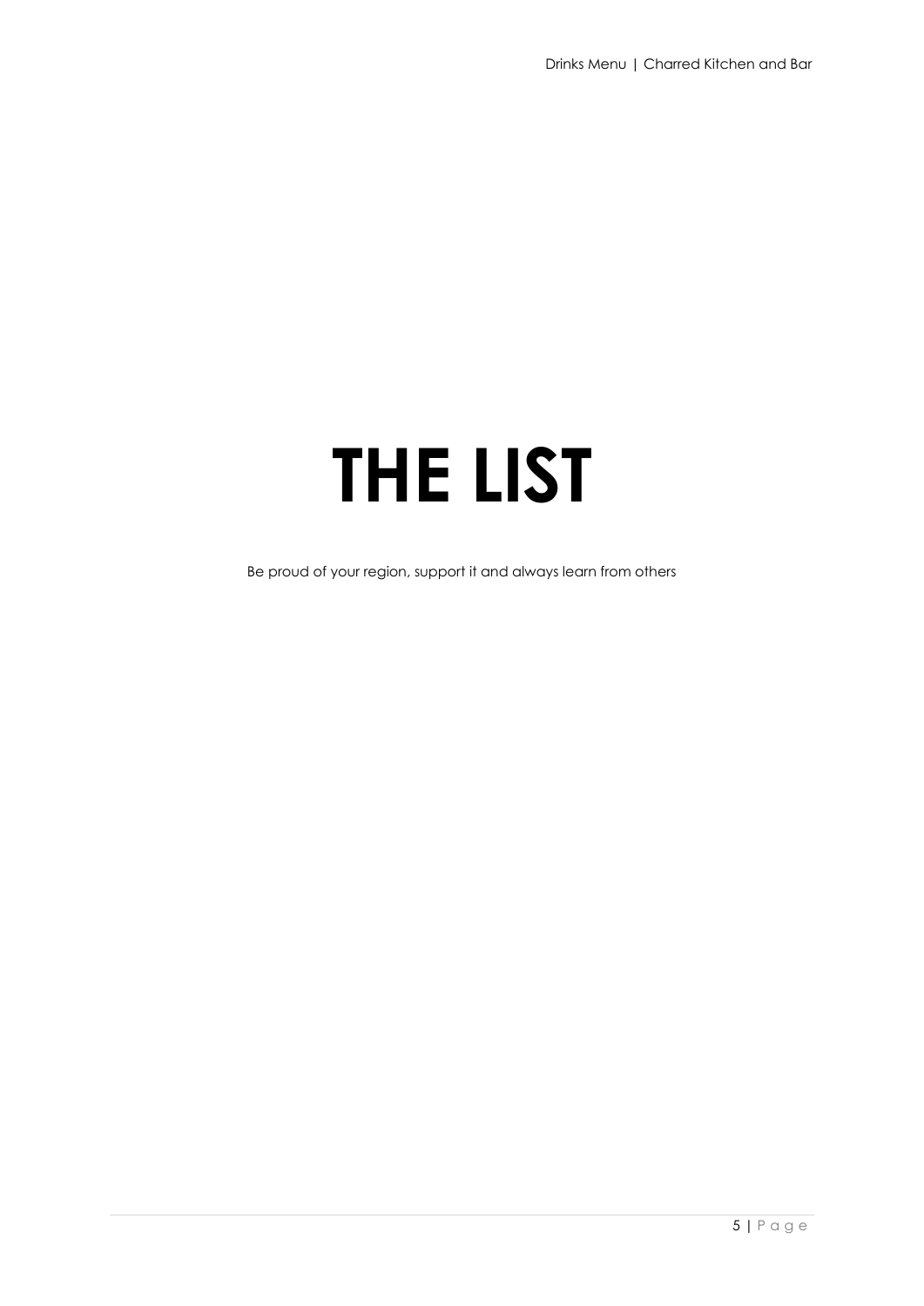# THE LIST

Be proud of your region, support it and always learn from others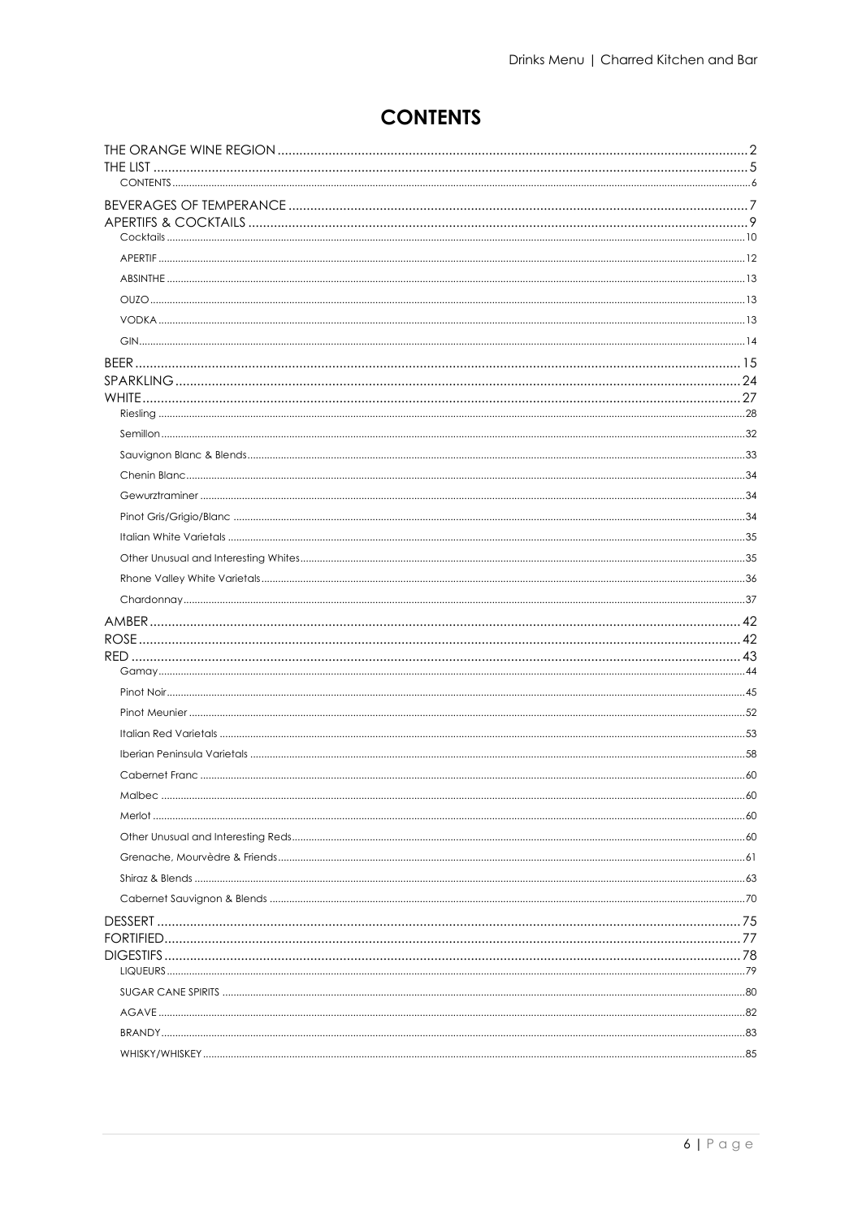# CONTENTS

THE ORANGE WINE REGION ... 2
THE LIST ... 5
- CONTENTS ... 6

BEVERAGES OF TEMPERANCE ... 7
APERTIFS & COCKTAILS ... 9
- Cocktails ... 10
- APERTIF ... 12
- ABSINTHE ... 13
- OUZO ... 13
- VODKA ... 13
- GIN ... 14

BEER ... 15
SPARKLING ... 24
WHITE ... 27
- Riesling ... 28
- Semillon ... 32
- Sauvignon Blanc & Blends ... 33
- Chenin Blanc ... 34
- Gewurztraminer ... 34
- Pinot Gris/Grigio/Blanc ... 34
- Italian White Varietals ... 35
- Other Unusual and Interesting Whites ... 35
- Rhone Valley White Varietals ... 36
- Chardonnay ... 37

AMBER ... 42
ROSE ... 42
RED ... 43
- Gamay ... 44
- Pinot Noir ... 45
- Pinot Meunier ... 52
- Italian Red Varietals ... 53
- Iberian Peninsula Varietals ... 58
- Cabernet Franc ... 60
- Malbec ... 60
- Merlot ... 60
- Other Unusual and Interesting Reds ... 60
- Grenache, Mourvèdre & Friends ... 61
- Shiraz & Blends ... 63
- Cabernet Sauvignon & Blends ... 70

DESSERT ... 75
FORTIFIED ... 77
DIGESTIFS ... 78
- LIQUEURS ... 79
- SUGAR CANE SPIRITS ... 80
- AGAVE ... 82
- BRANDY ... 83
- WHISKY/WHISKEY ... 85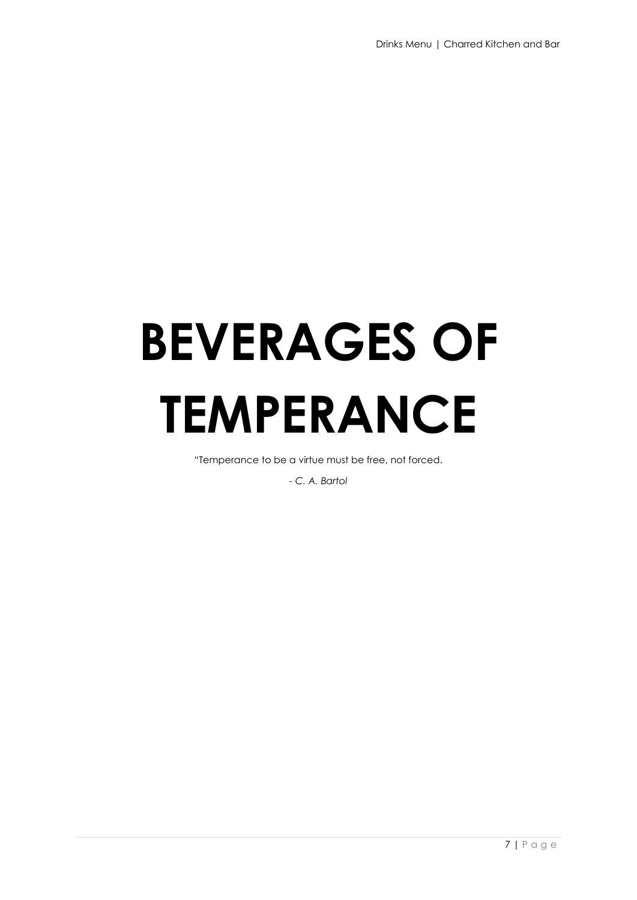# BEVERAGES OF TEMPERANCE

"Temperance to be a virtue must be free, not forced.

*- C. A. Bartol*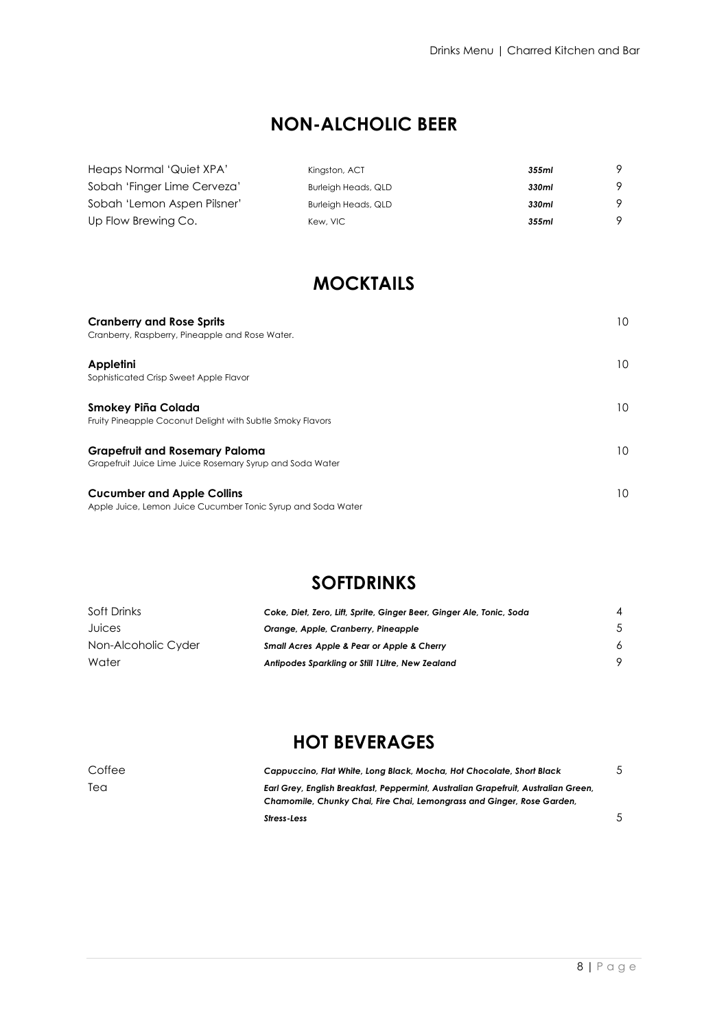## NON-ALCHOLIC BEER

| | | | |
|---|---|---|---|
| Heaps Normal 'Quiet XPA' | Kingston, ACT | ***355ml*** | 9 |
| Sobah 'Finger Lime Cerveza' | Burleigh Heads, QLD | ***330ml*** | 9 |
| Sobah 'Lemon Aspen Pilsner' | Burleigh Heads, QLD | ***330ml*** | 9 |
| Up Flow Brewing Co. | Kew, VIC | ***355ml*** | 9 |

## MOCKTAILS

**Cranberry and Rose Sprits** — 10
Cranberry, Raspberry, Pineapple and Rose Water.

**Appletini** — 10
Sophisticated Crisp Sweet Apple Flavor

**Smokey Piña Colada** — 10
Fruity Pineapple Coconut Delight with Subtle Smoky Flavors

**Grapefruit and Rosemary Paloma** — 10
Grapefruit Juice Lime Juice Rosemary Syrup and Soda Water

**Cucumber and Apple Collins** — 10
Apple Juice, Lemon Juice Cucumber Tonic Syrup and Soda Water

## SOFTDRINKS

| | | |
|---|---|---|
| Soft Drinks | ***Coke, Diet, Zero, Lift, Sprite, Ginger Beer, Ginger Ale, Tonic, Soda*** | 4 |
| Juices | ***Orange, Apple, Cranberry, Pineapple*** | 5 |
| Non-Alcoholic Cyder | ***Small Acres Apple & Pear or Apple & Cherry*** | 6 |
| Water | ***Antipodes Sparkling or Still 1Litre, New Zealand*** | 9 |

## HOT BEVERAGES

| | | |
|---|---|---|
| Coffee | ***Cappuccino, Flat White, Long Black, Mocha, Hot Chocolate, Short Black*** | 5 |
| Tea | ***Earl Grey, English Breakfast, Peppermint, Australian Grapefruit, Australian Green, Chamomile, Chunky Chai, Fire Chai, Lemongrass and Ginger, Rose Garden, Stress-Less*** | 5 |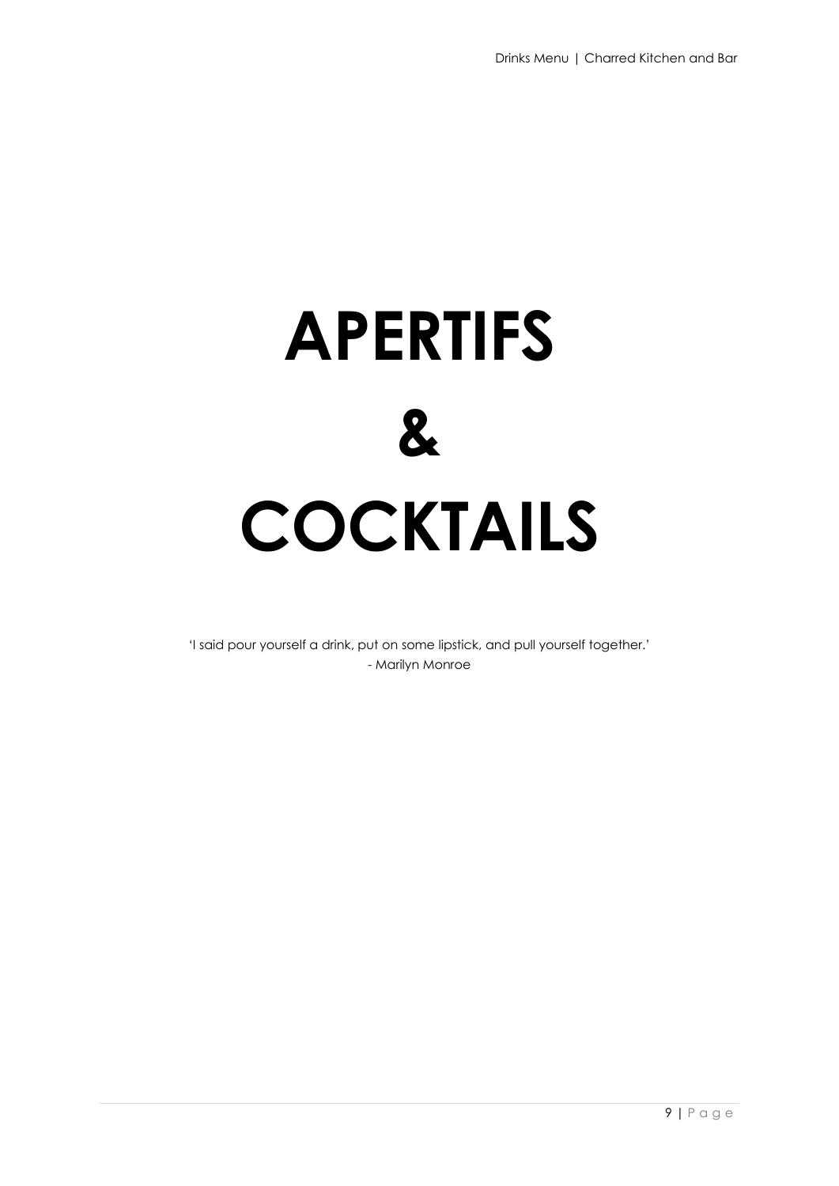# APERTIFS

# &

# COCKTAILS

'I said pour yourself a drink, put on some lipstick, and pull yourself together.'
- Marilyn Monroe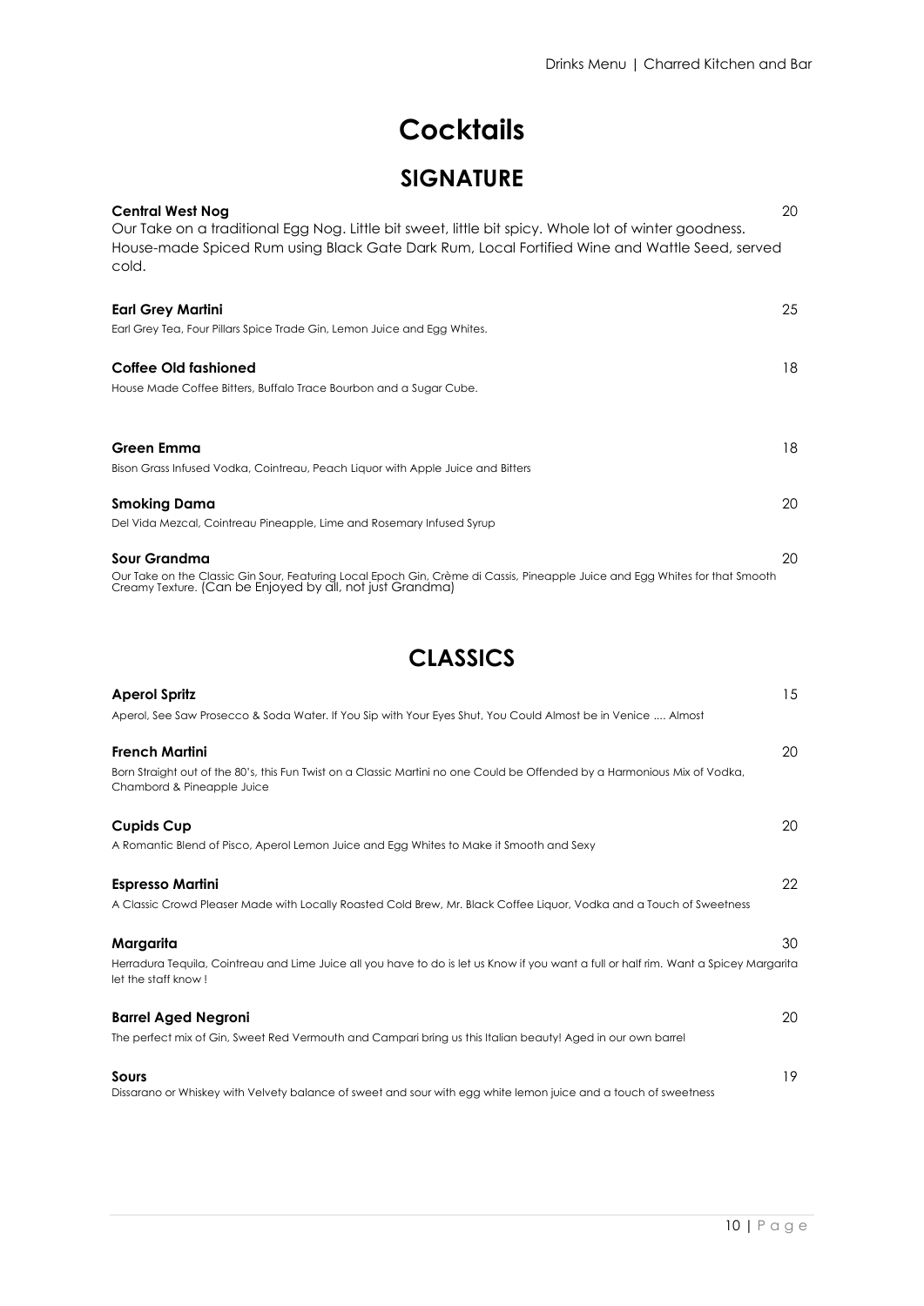# Cocktails

## SIGNATURE

**Central West Nog** 20

Our Take on a traditional Egg Nog. Little bit sweet, little bit spicy. Whole lot of winter goodness. House-made Spiced Rum using Black Gate Dark Rum, Local Fortified Wine and Wattle Seed, served cold.

**Earl Grey Martini** 25

Earl Grey Tea, Four Pillars Spice Trade Gin, Lemon Juice and Egg Whites.

**Coffee Old fashioned** 18

House Made Coffee Bitters, Buffalo Trace Bourbon and a Sugar Cube.

**Green Emma** 18

Bison Grass Infused Vodka, Cointreau, Peach Liquor with Apple Juice and Bitters

**Smoking Dama** 20

Del Vida Mezcal, Cointreau Pineapple, Lime and Rosemary Infused Syrup

**Sour Grandma** 20

Our Take on the Classic Gin Sour, Featuring Local Epoch Gin, Crème di Cassis, Pineapple Juice and Egg Whites for that Smooth Creamy Texture. (Can be Enjoyed by all, not just Grandma)

## CLASSICS

**Aperol Spritz** 15

Aperol, See Saw Prosecco & Soda Water. If You Sip with Your Eyes Shut, You Could Almost be in Venice .... Almost

**French Martini** 20

Born Straight out of the 80's, this Fun Twist on a Classic Martini no one Could be Offended by a Harmonious Mix of Vodka, Chambord & Pineapple Juice

**Cupids Cup** 20

A Romantic Blend of Pisco, Aperol Lemon Juice and Egg Whites to Make it Smooth and Sexy

**Espresso Martini** 22

A Classic Crowd Pleaser Made with Locally Roasted Cold Brew, Mr. Black Coffee Liquor, Vodka and a Touch of Sweetness

**Margarita** 30

Herradura Tequila, Cointreau and Lime Juice all you have to do is let us Know if you want a full or half rim. Want a Spicey Margarita let the staff know !

**Barrel Aged Negroni** 20

The perfect mix of Gin, Sweet Red Vermouth and Campari bring us this Italian beauty! Aged in our own barrel

**Sours** 19

Dissarano or Whiskey with Velvety balance of sweet and sour with egg white lemon juice and a touch of sweetness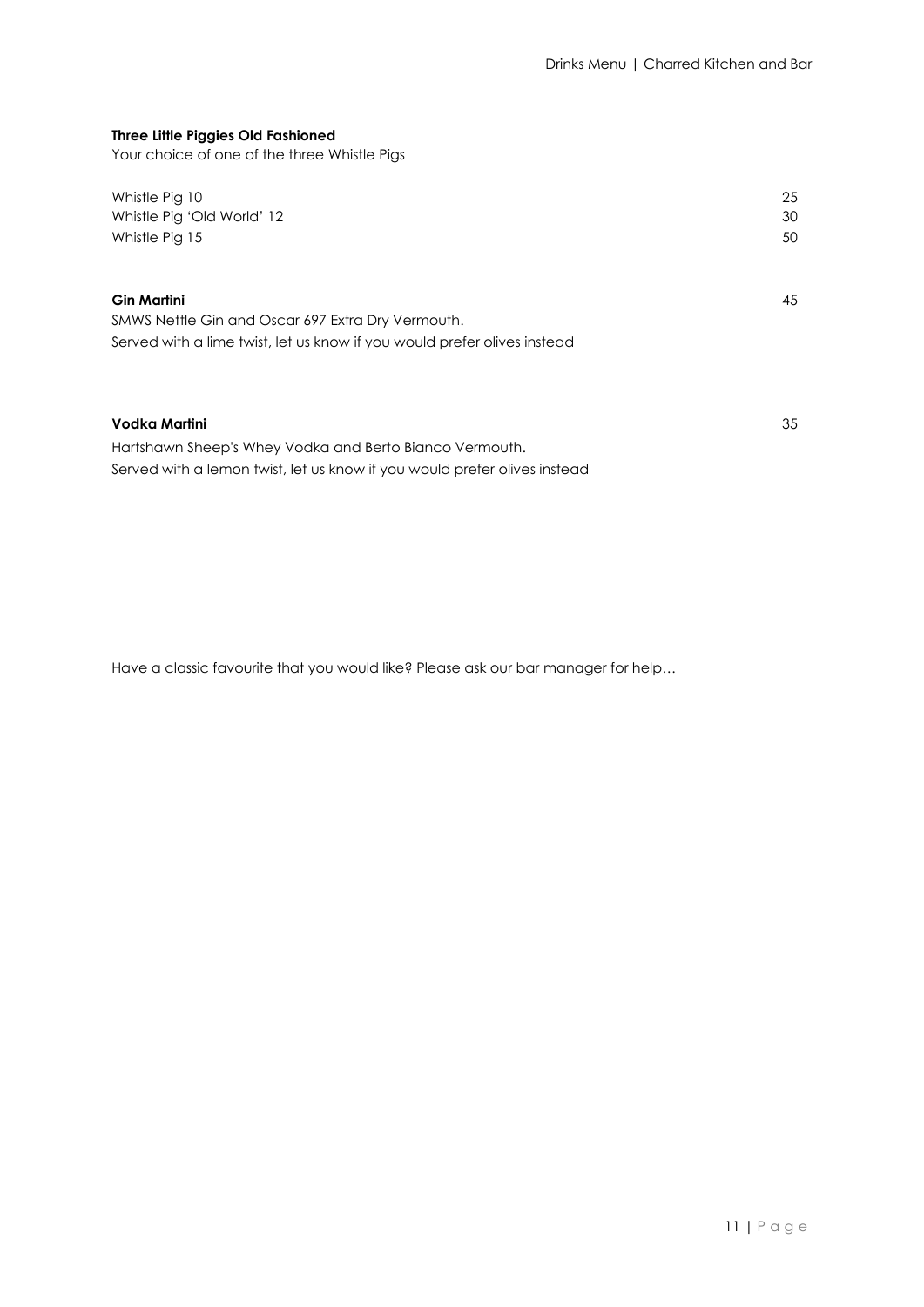**Three Little Piggies Old Fashioned**

Your choice of one of the three Whistle Pigs

| | |
|---|---|
| Whistle Pig 10 | 25 |
| Whistle Pig 'Old World' 12 | 30 |
| Whistle Pig 15 | 50 |

**Gin Martini** 45

SMWS Nettle Gin and Oscar 697 Extra Dry Vermouth.
Served with a lime twist, let us know if you would prefer olives instead

**Vodka Martini** 35

Hartshawn Sheep's Whey Vodka and Berto Bianco Vermouth.
Served with a lemon twist, let us know if you would prefer olives instead

Have a classic favourite that you would like? Please ask our bar manager for help…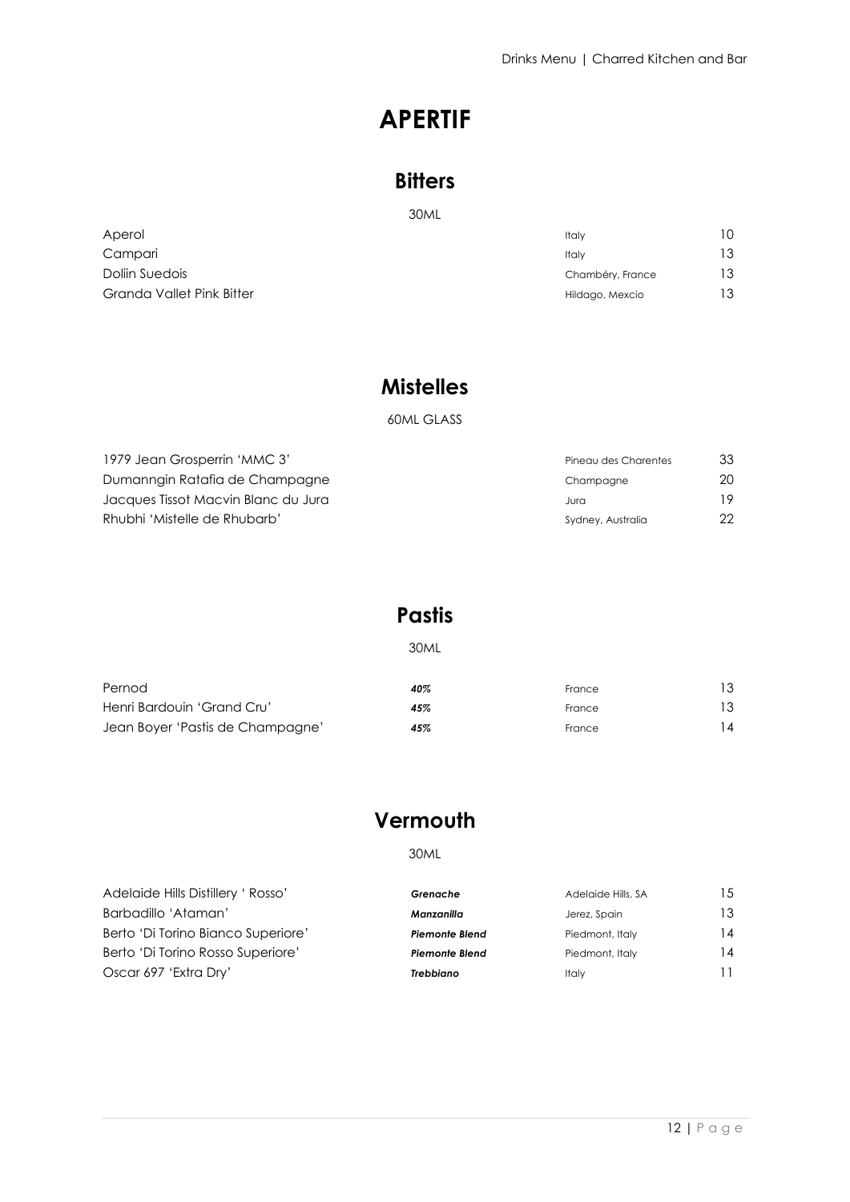# APERTIF

## Bitters

30ML

| | | |
|---|---|---|
| Aperol | Italy | 10 |
| Campari | Italy | 13 |
| Doliin Suedois | Chambéry, France | 13 |
| Granda Vallet Pink Bitter | Hildago, Mexcio | 13 |

## Mistelles

60ML GLASS

| | | |
|---|---|---|
| 1979 Jean Grosperrin 'MMC 3' | Pineau des Charentes | 33 |
| Dumanngin Ratafia de Champagne | Champagne | 20 |
| Jacques Tissot Macvin Blanc du Jura | Jura | 19 |
| Rhubhi 'Mistelle de Rhubarb' | Sydney, Australia | 22 |

## Pastis

30ML

| | | | |
|---|---|---|---|
| Pernod | ***40%*** | France | 13 |
| Henri Bardouin 'Grand Cru' | ***45%*** | France | 13 |
| Jean Boyer 'Pastis de Champagne' | ***45%*** | France | 14 |

## Vermouth

30ML

| | | | |
|---|---|---|---|
| Adelaide Hills Distillery ' Rosso' | ***Grenache*** | Adelaide Hills, SA | 15 |
| Barbadillo 'Ataman' | ***Manzanilla*** | Jerez, Spain | 13 |
| Berto 'Di Torino Bianco Superiore' | ***Piemonte Blend*** | Piedmont, Italy | 14 |
| Berto 'Di Torino Rosso Superiore' | ***Piemonte Blend*** | Piedmont, Italy | 14 |
| Oscar 697 'Extra Dry' | ***Trebbiano*** | Italy | 11 |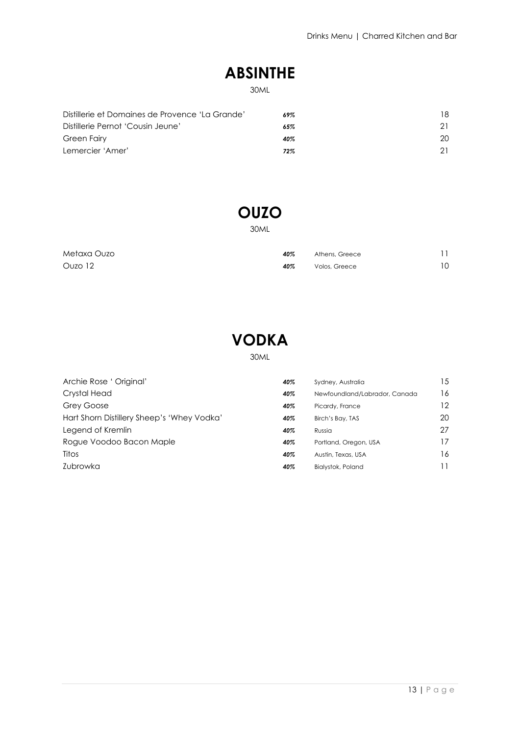## ABSINTHE

30ML

| | | |
|---|---|---|
| Distillerie et Domaines de Provence 'La Grande' | *69%* | 18 |
| Distillerie Pernot 'Cousin Jeune' | *65%* | 21 |
| Green Fairy | *40%* | 20 |
| Lemercier 'Amer' | *72%* | 21 |

## OUZO

30ML

| | | | |
|---|---|---|---|
| Metaxa Ouzo | *40%* | Athens, Greece | 11 |
| Ouzo 12 | *40%* | Volos, Greece | 10 |

## VODKA

30ML

| | | | |
|---|---|---|---|
| Archie Rose ' Original' | *40%* | Sydney, Australia | 15 |
| Crystal Head | *40%* | Newfoundland/Labrador, Canada | 16 |
| Grey Goose | *40%* | Picardy, France | 12 |
| Hart Shorn Distillery Sheep's 'Whey Vodka' | *40%* | Birch's Bay, TAS | 20 |
| Legend of Kremlin | *40%* | Russia | 27 |
| Rogue Voodoo Bacon Maple | *40%* | Portland, Oregon, USA | 17 |
| Titos | *40%* | Austin, Texas, USA | 16 |
| Zubrowka | *40%* | Bialystok, Poland | 11 |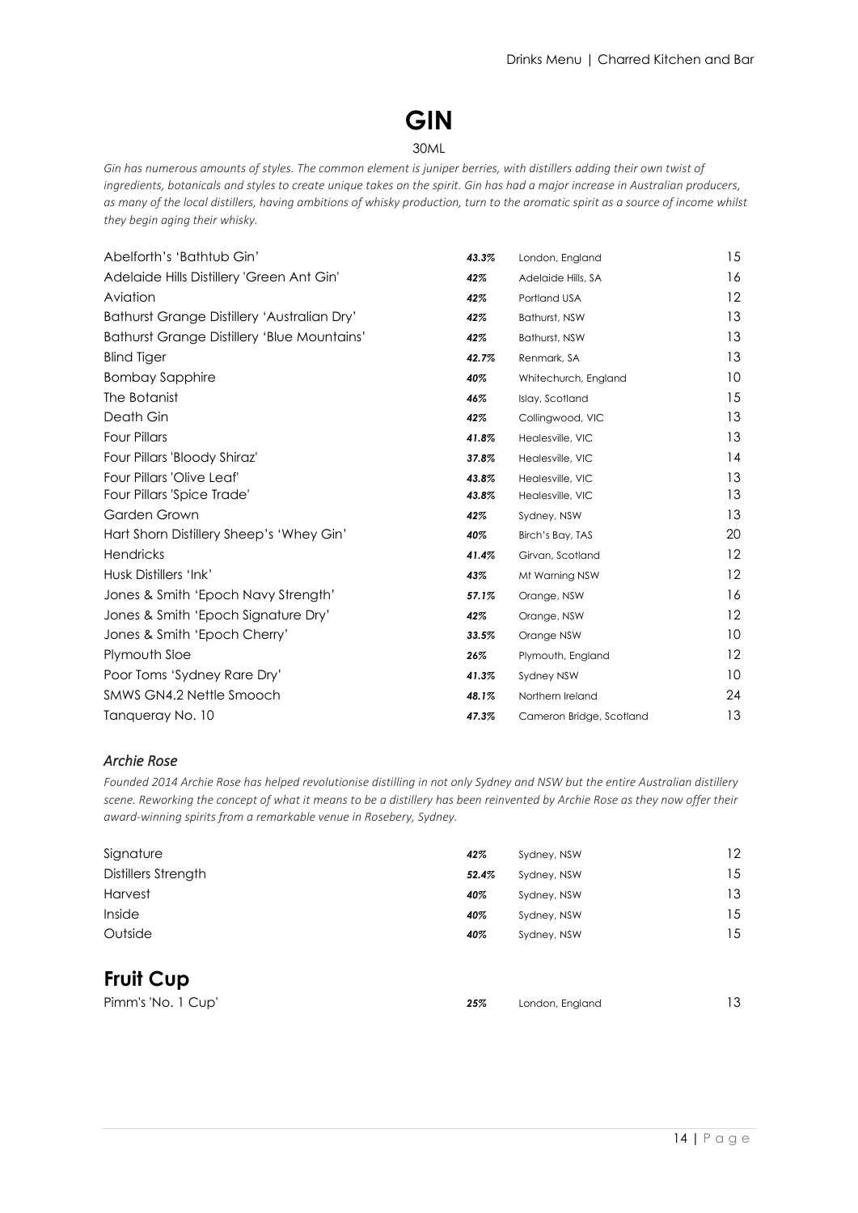# GIN

30ML

*Gin has numerous amounts of styles. The common element is juniper berries, with distillers adding their own twist of ingredients, botanicals and styles to create unique takes on the spirit. Gin has had a major increase in Australian producers, as many of the local distillers, having ambitions of whisky production, turn to the aromatic spirit as a source of income whilst they begin aging their whisky.*

| | | | |
|---|---|---|---|
| Abelforth's 'Bathtub Gin' | ***43.3%*** | London, England | 15 |
| Adelaide Hills Distillery 'Green Ant Gin' | ***42%*** | Adelaide Hills, SA | 16 |
| Aviation | ***42%*** | Portland USA | 12 |
| Bathurst Grange Distillery 'Australian Dry' | ***42%*** | Bathurst, NSW | 13 |
| Bathurst Grange Distillery 'Blue Mountains' | ***42%*** | Bathurst, NSW | 13 |
| Blind Tiger | ***42.7%*** | Renmark, SA | 13 |
| Bombay Sapphire | ***40%*** | Whitechurch, England | 10 |
| The Botanist | ***46%*** | Islay, Scotland | 15 |
| Death Gin | ***42%*** | Collingwood, VIC | 13 |
| Four Pillars | ***41.8%*** | Healesville, VIC | 13 |
| Four Pillars 'Bloody Shiraz' | ***37.8%*** | Healesville, VIC | 14 |
| Four Pillars 'Olive Leaf' | ***43.8%*** | Healesville, VIC | 13 |
| Four Pillars 'Spice Trade' | ***43.8%*** | Healesville, VIC | 13 |
| Garden Grown | ***42%*** | Sydney, NSW | 13 |
| Hart Shorn Distillery Sheep's 'Whey Gin' | ***40%*** | Birch's Bay, TAS | 20 |
| Hendricks | ***41.4%*** | Girvan, Scotland | 12 |
| Husk Distillers 'Ink' | ***43%*** | Mt Warning NSW | 12 |
| Jones & Smith 'Epoch Navy Strength' | ***57.1%*** | Orange, NSW | 16 |
| Jones & Smith 'Epoch Signature Dry' | ***42%*** | Orange, NSW | 12 |
| Jones & Smith 'Epoch Cherry' | ***33.5%*** | Orange NSW | 10 |
| Plymouth Sloe | ***26%*** | Plymouth, England | 12 |
| Poor Toms 'Sydney Rare Dry' | ***41.3%*** | Sydney NSW | 10 |
| SMWS GN4.2 Nettle Smooch | ***48.1%*** | Northern Ireland | 24 |
| Tanqueray No. 10 | ***47.3%*** | Cameron Bridge, Scotland | 13 |

### *Archie Rose*

*Founded 2014 Archie Rose has helped revolutionise distilling in not only Sydney and NSW but the entire Australian distillery scene. Reworking the concept of what it means to be a distillery has been reinvented by Archie Rose as they now offer their award-winning spirits from a remarkable venue in Rosebery, Sydney.*

| | | | |
|---|---|---|---|
| Signature | ***42%*** | Sydney, NSW | 12 |
| Distillers Strength | ***52.4%*** | Sydney, NSW | 15 |
| Harvest | ***40%*** | Sydney, NSW | 13 |
| Inside | ***40%*** | Sydney, NSW | 15 |
| Outside | ***40%*** | Sydney, NSW | 15 |

## Fruit Cup

| | | | |
|---|---|---|---|
| Pimm's 'No. 1 Cup' | ***25%*** | London, England | 13 |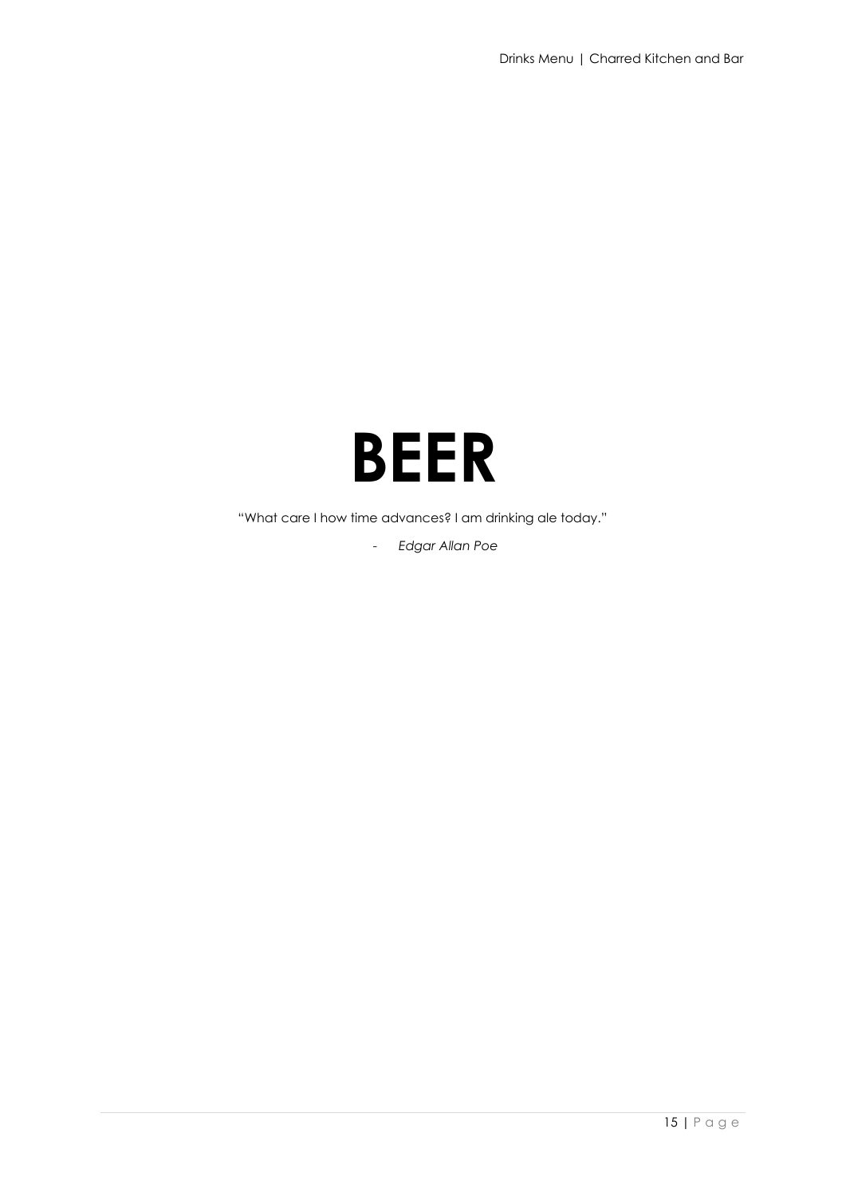# BEER

"What care I how time advances? I am drinking ale today."

- *Edgar Allan Poe*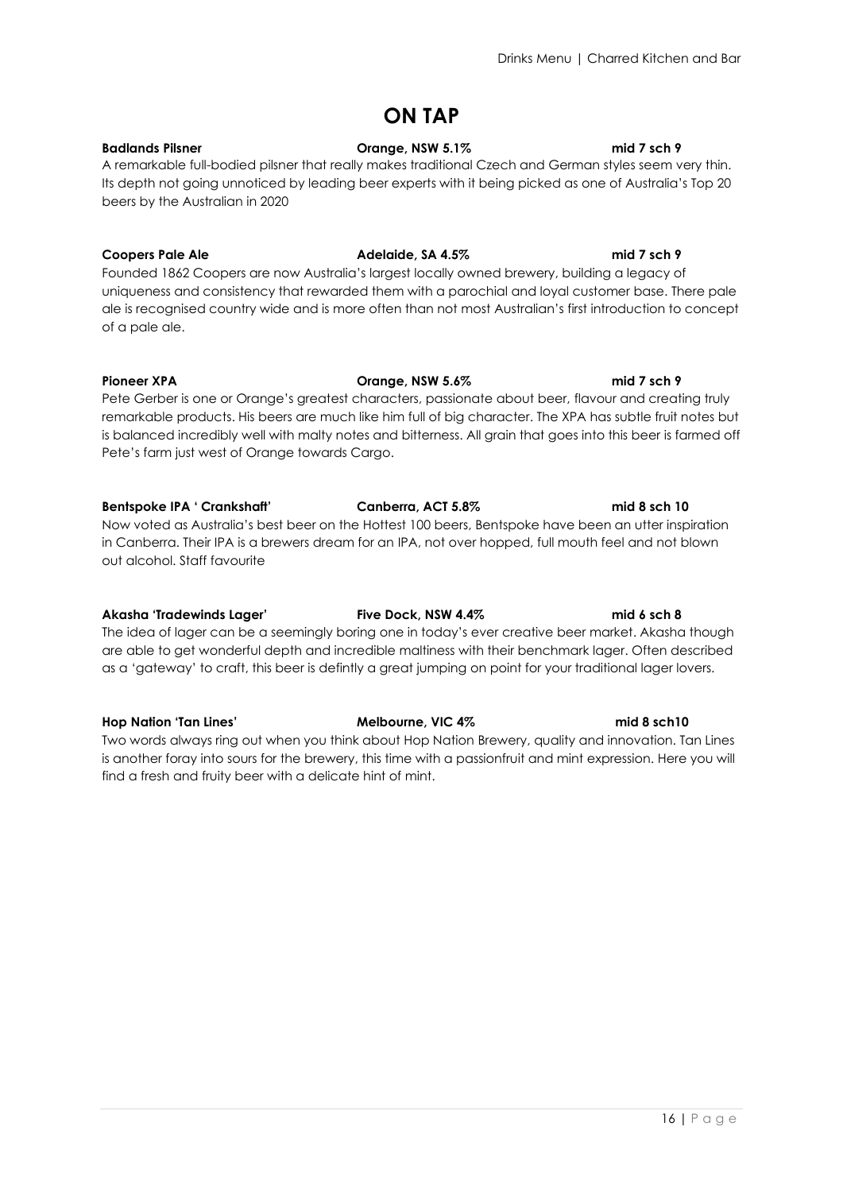# ON TAP

**Badlands Pilsner** **Orange, NSW 5.1%** **mid 7 sch 9**

A remarkable full-bodied pilsner that really makes traditional Czech and German styles seem very thin. Its depth not going unnoticed by leading beer experts with it being picked as one of Australia's Top 20 beers by the Australian in 2020

**Coopers Pale Ale** **Adelaide, SA 4.5%** **mid 7 sch 9**

Founded 1862 Coopers are now Australia's largest locally owned brewery, building a legacy of uniqueness and consistency that rewarded them with a parochial and loyal customer base. There pale ale is recognised country wide and is more often than not most Australian's first introduction to concept of a pale ale.

**Pioneer XPA** **Orange, NSW 5.6%** **mid 7 sch 9**

Pete Gerber is one or Orange's greatest characters, passionate about beer, flavour and creating truly remarkable products. His beers are much like him full of big character. The XPA has subtle fruit notes but is balanced incredibly well with malty notes and bitterness. All grain that goes into this beer is farmed off Pete's farm just west of Orange towards Cargo.

**Bentspoke IPA ' Crankshaft'** **Canberra, ACT 5.8%** **mid 8 sch 10**

Now voted as Australia's best beer on the Hottest 100 beers, Bentspoke have been an utter inspiration in Canberra. Their IPA is a brewers dream for an IPA, not over hopped, full mouth feel and not blown out alcohol. Staff favourite

**Akasha 'Tradewinds Lager'** **Five Dock, NSW 4.4%** **mid 6 sch 8**

The idea of lager can be a seemingly boring one in today's ever creative beer market. Akasha though are able to get wonderful depth and incredible maltiness with their benchmark lager. Often described as a 'gateway' to craft, this beer is defintly a great jumping on point for your traditional lager lovers.

**Hop Nation 'Tan Lines'** **Melbourne, VIC 4%** **mid 8 sch10**

Two words always ring out when you think about Hop Nation Brewery, quality and innovation. Tan Lines is another foray into sours for the brewery, this time with a passionfruit and mint expression. Here you will find a fresh and fruity beer with a delicate hint of mint.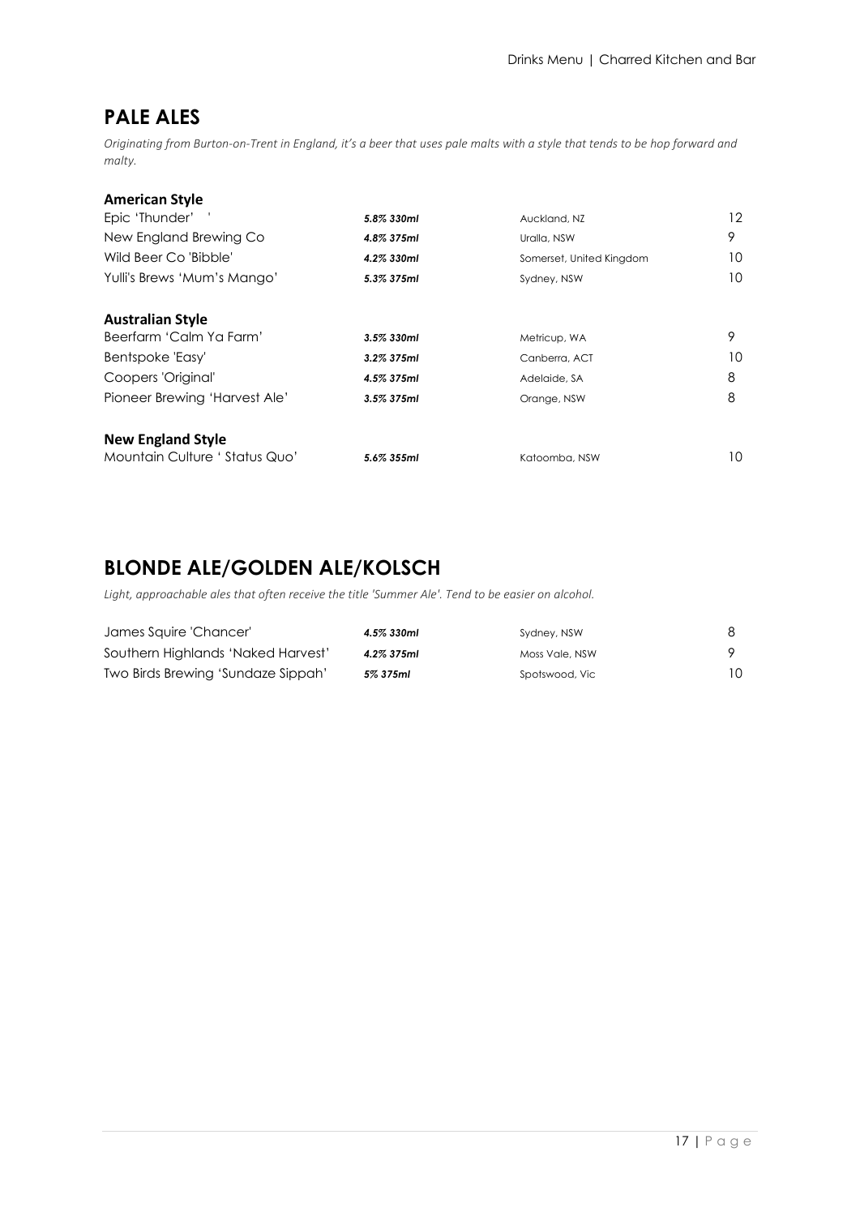## PALE ALES

*Originating from Burton-on-Trent in England, it's a beer that uses pale malts with a style that tends to be hop forward and malty.*

### American Style

| | | | |
|---|---|---|---|
| Epic 'Thunder' ' | ***5.8% 330ml*** | Auckland, NZ | 12 |
| New England Brewing Co | ***4.8% 375ml*** | Uralla, NSW | 9 |
| Wild Beer Co 'Bibble' | ***4.2% 330ml*** | Somerset, United Kingdom | 10 |
| Yulli's Brews 'Mum's Mango' | ***5.3% 375ml*** | Sydney, NSW | 10 |

### Australian Style

| | | | |
|---|---|---|---|
| Beerfarm 'Calm Ya Farm' | ***3.5% 330ml*** | Metricup, WA | 9 |
| Bentspoke 'Easy' | ***3.2% 375ml*** | Canberra, ACT | 10 |
| Coopers 'Original' | ***4.5% 375ml*** | Adelaide, SA | 8 |
| Pioneer Brewing 'Harvest Ale' | ***3.5% 375ml*** | Orange, NSW | 8 |

### New England Style

| | | | |
|---|---|---|---|
| Mountain Culture ' Status Quo' | ***5.6% 355ml*** | Katoomba, NSW | 10 |

## BLONDE ALE/GOLDEN ALE/KOLSCH

*Light, approachable ales that often receive the title 'Summer Ale'. Tend to be easier on alcohol.*

| | | | |
|---|---|---|---|
| James Squire 'Chancer' | ***4.5% 330ml*** | Sydney, NSW | 8 |
| Southern Highlands 'Naked Harvest' | ***4.2% 375ml*** | Moss Vale, NSW | 9 |
| Two Birds Brewing 'Sundaze Sippah' | ***5% 375ml*** | Spotswood, Vic | 10 |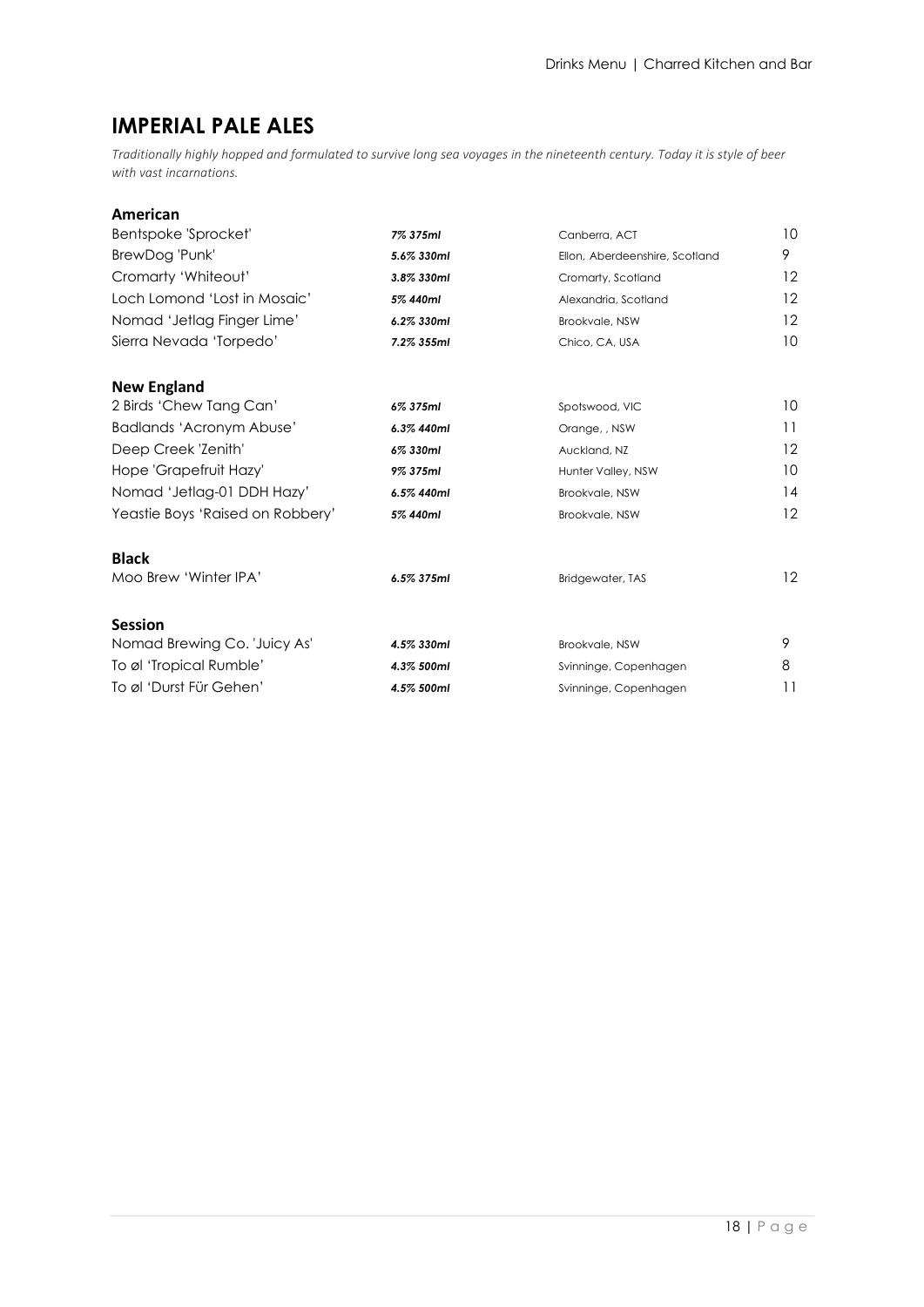## IMPERIAL PALE ALES

*Traditionally highly hopped and formulated to survive long sea voyages in the nineteenth century. Today it is style of beer with vast incarnations.*

### American

| Beer | ABV / Size | Origin | Price |
|---|---|---|---|
| Bentspoke 'Sprocket' | ***7% 375ml*** | Canberra, ACT | 10 |
| BrewDog 'Punk' | ***5.6% 330ml*** | Ellon, Aberdeenshire, Scotland | 9 |
| Cromarty 'Whiteout' | ***3.8% 330ml*** | Cromarty, Scotland | 12 |
| Loch Lomond 'Lost in Mosaic' | ***5% 440ml*** | Alexandria, Scotland | 12 |
| Nomad 'Jetlag Finger Lime' | ***6.2% 330ml*** | Brookvale, NSW | 12 |
| Sierra Nevada 'Torpedo' | ***7.2% 355ml*** | Chico, CA, USA | 10 |

### New England

| Beer | ABV / Size | Origin | Price |
|---|---|---|---|
| 2 Birds 'Chew Tang Can' | ***6% 375ml*** | Spotswood, VIC | 10 |
| Badlands 'Acronym Abuse' | ***6.3% 440ml*** | Orange, , NSW | 11 |
| Deep Creek 'Zenith' | ***6% 330ml*** | Auckland, NZ | 12 |
| Hope 'Grapefruit Hazy' | ***9% 375ml*** | Hunter Valley, NSW | 10 |
| Nomad 'Jetlag-01 DDH Hazy' | ***6.5% 440ml*** | Brookvale, NSW | 14 |
| Yeastie Boys 'Raised on Robbery' | ***5% 440ml*** | Brookvale, NSW | 12 |

### Black

| Beer | ABV / Size | Origin | Price |
|---|---|---|---|
| Moo Brew 'Winter IPA' | ***6.5% 375ml*** | Bridgewater, TAS | 12 |

### Session

| Beer | ABV / Size | Origin | Price |
|---|---|---|---|
| Nomad Brewing Co. 'Juicy As' | ***4.5% 330ml*** | Brookvale, NSW | 9 |
| To øl 'Tropical Rumble' | ***4.3% 500ml*** | Svinninge, Copenhagen | 8 |
| To øl 'Durst Für Gehen' | ***4.5% 500ml*** | Svinninge, Copenhagen | 11 |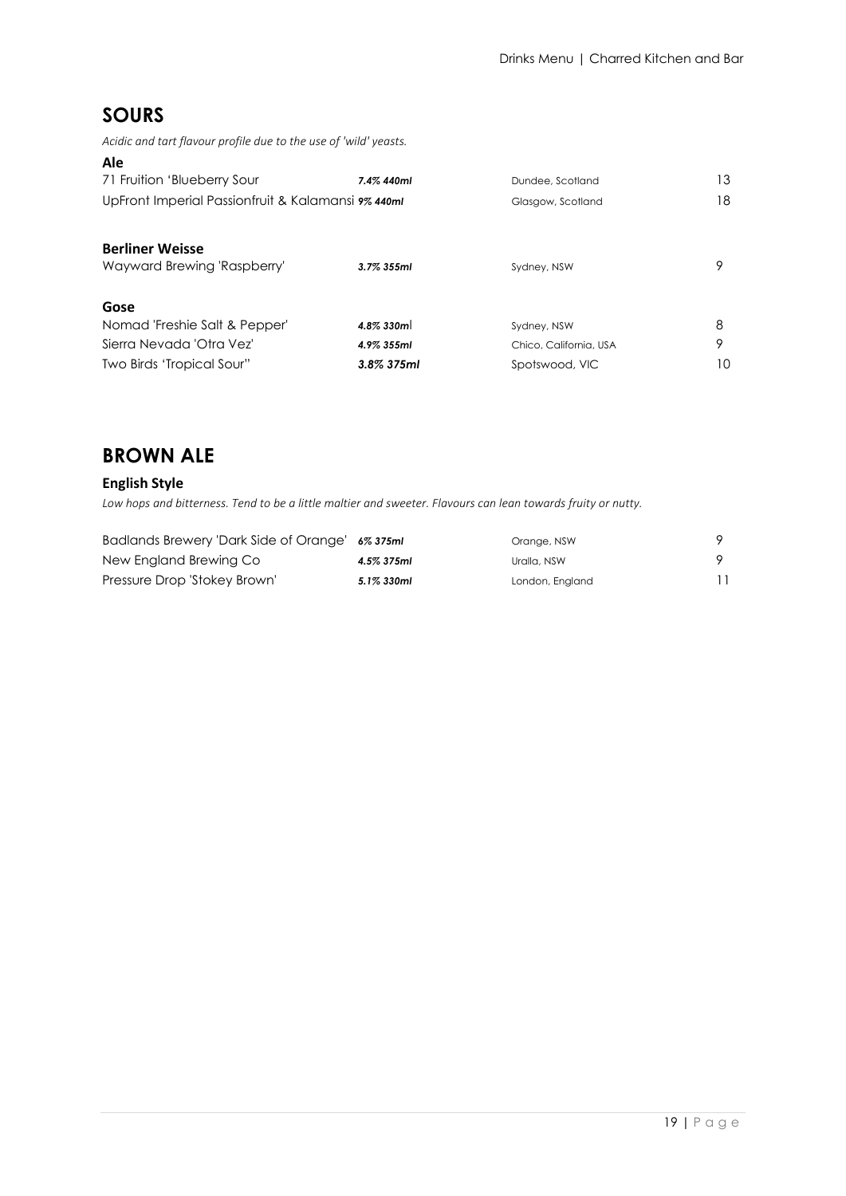## SOURS

*Acidic and tart flavour profile due to the use of 'wild' yeasts.*

### Ale

| | | | |
|---|---|---|---|
| 71 Fruition 'Blueberry Sour | ***7.4% 440ml*** | Dundee, Scotland | 13 |
| UpFront Imperial Passionfruit & Kalamansi | ***9% 440ml*** | Glasgow, Scotland | 18 |

### Berliner Weisse

| | | | |
|---|---|---|---|
| Wayward Brewing 'Raspberry' | ***3.7% 355ml*** | Sydney, NSW | 9 |

### Gose

| | | | |
|---|---|---|---|
| Nomad 'Freshie Salt & Pepper' | ***4.8% 330ml*** | Sydney, NSW | 8 |
| Sierra Nevada 'Otra Vez' | ***4.9% 355ml*** | Chico, California, USA | 9 |
| Two Birds 'Tropical Sour" | ***3.8% 375ml*** | Spotswood, VIC | 10 |

## BROWN ALE

### English Style

*Low hops and bitterness. Tend to be a little maltier and sweeter. Flavours can lean towards fruity or nutty.*

| | | | |
|---|---|---|---|
| Badlands Brewery 'Dark Side of Orange' | ***6% 375ml*** | Orange, NSW | 9 |
| New England Brewing Co | ***4.5% 375ml*** | Uralla, NSW | 9 |
| Pressure Drop 'Stokey Brown' | ***5.1% 330ml*** | London, England | 11 |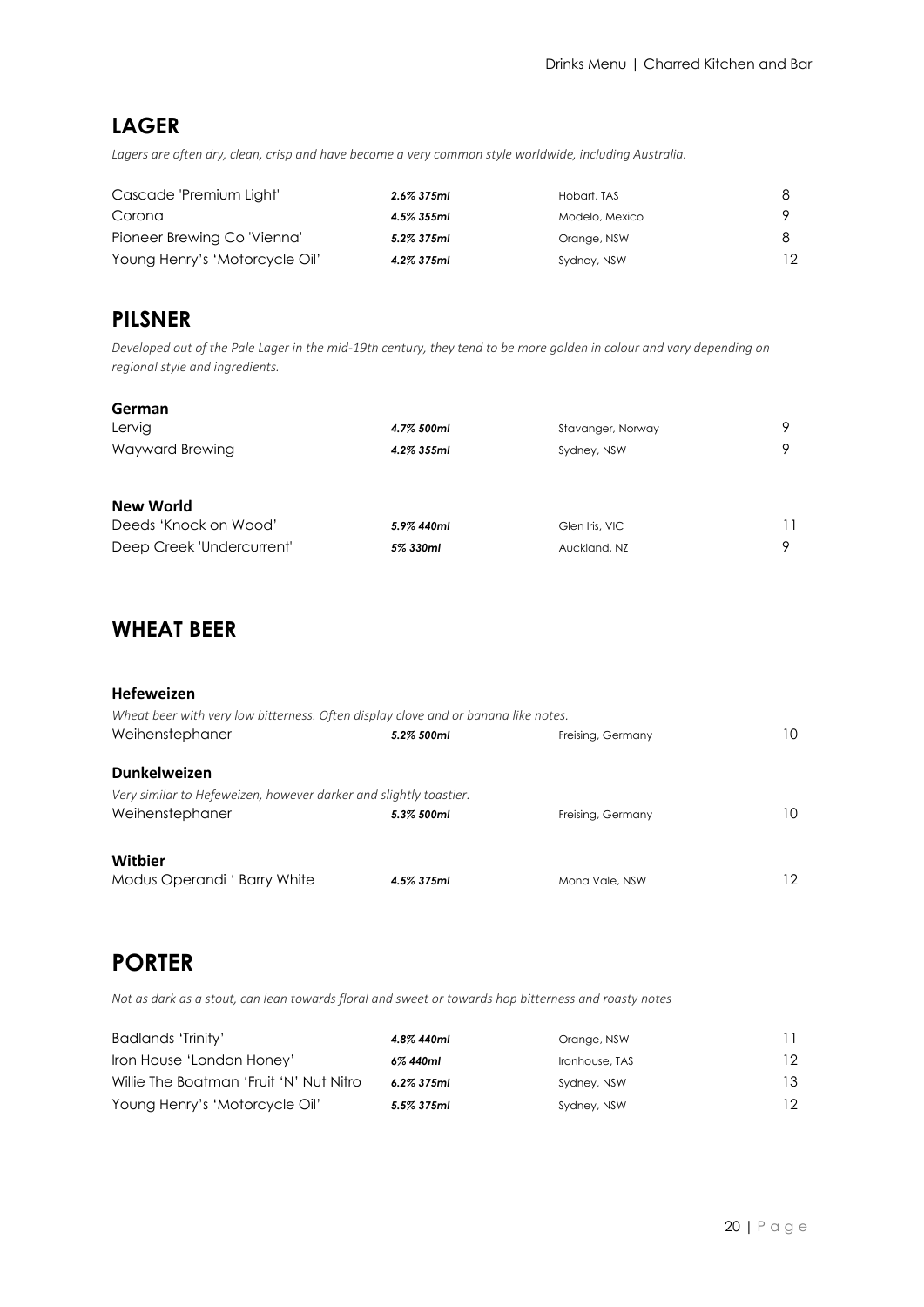## LAGER

*Lagers are often dry, clean, crisp and have become a very common style worldwide, including Australia.*

| | | | |
|---|---|---|---|
| Cascade 'Premium Light' | ***2.6% 375ml*** | Hobart, TAS | 8 |
| Corona | ***4.5% 355ml*** | Modelo, Mexico | 9 |
| Pioneer Brewing Co 'Vienna' | ***5.2% 375ml*** | Orange, NSW | 8 |
| Young Henry's 'Motorcycle Oil' | ***4.2% 375ml*** | Sydney, NSW | 12 |

## PILSNER

*Developed out of the Pale Lager in the mid-19th century, they tend to be more golden in colour and vary depending on regional style and ingredients.*

### German

| | | | |
|---|---|---|---|
| Lervig | ***4.7% 500ml*** | Stavanger, Norway | 9 |
| Wayward Brewing | ***4.2% 355ml*** | Sydney, NSW | 9 |

### New World

| | | | |
|---|---|---|---|
| Deeds 'Knock on Wood' | ***5.9% 440ml*** | Glen Iris, VIC | 11 |
| Deep Creek 'Undercurrent' | ***5% 330ml*** | Auckland, NZ | 9 |

## WHEAT BEER

### Hefeweizen

*Wheat beer with very low bitterness. Often display clove and or banana like notes.*

| | | | |
|---|---|---|---|
| Weihenstephaner | ***5.2% 500ml*** | Freising, Germany | 10 |

### Dunkelweizen

*Very similar to Hefeweizen, however darker and slightly toastier.*

| | | | |
|---|---|---|---|
| Weihenstephaner | ***5.3% 500ml*** | Freising, Germany | 10 |

### Witbier

| | | | |
|---|---|---|---|
| Modus Operandi ' Barry White | ***4.5% 375ml*** | Mona Vale, NSW | 12 |

## PORTER

*Not as dark as a stout, can lean towards floral and sweet or towards hop bitterness and roasty notes*

| | | | |
|---|---|---|---|
| Badlands 'Trinity' | ***4.8% 440ml*** | Orange, NSW | 11 |
| Iron House 'London Honey' | ***6% 440ml*** | Ironhouse, TAS | 12 |
| Willie The Boatman 'Fruit 'N' Nut Nitro | ***6.2% 375ml*** | Sydney, NSW | 13 |
| Young Henry's 'Motorcycle Oil' | ***5.5% 375ml*** | Sydney, NSW | 12 |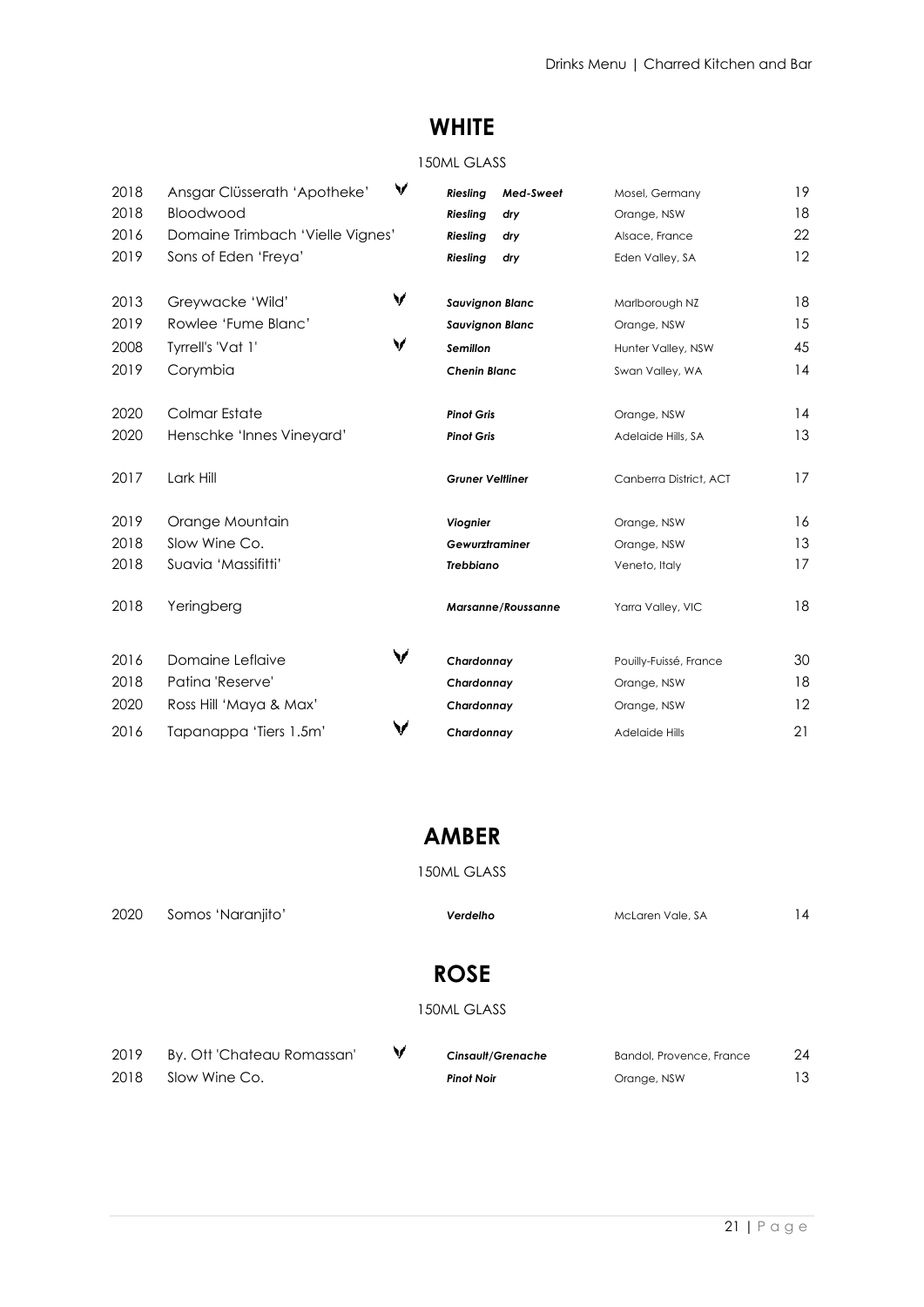## WHITE

150ML GLASS

| Vintage | Wine | | Variety | Region | Price |
|---|---|---|---|---|---|
| 2018 | Ansgar Clüsserath 'Apotheke' | V | *Riesling Med-Sweet* | Mosel, Germany | 19 |
| 2018 | Bloodwood | | *Riesling dry* | Orange, NSW | 18 |
| 2016 | Domaine Trimbach 'Vielle Vignes' | | *Riesling dry* | Alsace, France | 22 |
| 2019 | Sons of Eden 'Freya' | | *Riesling dry* | Eden Valley, SA | 12 |
| 2013 | Greywacke 'Wild' | V | *Sauvignon Blanc* | Marlborough NZ | 18 |
| 2019 | Rowlee 'Fume Blanc' | | *Sauvignon Blanc* | Orange, NSW | 15 |
| 2008 | Tyrrell's 'Vat 1' | V | *Semillon* | Hunter Valley, NSW | 45 |
| 2019 | Corymbia | | *Chenin Blanc* | Swan Valley, WA | 14 |
| 2020 | Colmar Estate | | *Pinot Gris* | Orange, NSW | 14 |
| 2020 | Henschke 'Innes Vineyard' | | *Pinot Gris* | Adelaide Hills, SA | 13 |
| 2017 | Lark Hill | | *Gruner Veltliner* | Canberra District, ACT | 17 |
| 2019 | Orange Mountain | | *Viognier* | Orange, NSW | 16 |
| 2018 | Slow Wine Co. | | *Gewurztraminer* | Orange, NSW | 13 |
| 2018 | Suavia 'Massifitti' | | *Trebbiano* | Veneto, Italy | 17 |
| 2018 | Yeringberg | | *Marsanne/Roussanne* | Yarra Valley, VIC | 18 |
| 2016 | Domaine Leflaive | V | *Chardonnay* | Pouilly-Fuissé, France | 30 |
| 2018 | Patina 'Reserve' | | *Chardonnay* | Orange, NSW | 18 |
| 2020 | Ross Hill 'Maya & Max' | | *Chardonnay* | Orange, NSW | 12 |
| 2016 | Tapanappa 'Tiers 1.5m' | V | *Chardonnay* | Adelaide Hills | 21 |

## AMBER

150ML GLASS

| Vintage | Wine | | Variety | Region | Price |
|---|---|---|---|---|---|
| 2020 | Somos 'Naranjito' | | *Verdelho* | McLaren Vale, SA | 14 |

## ROSE

150ML GLASS

| Vintage | Wine | | Variety | Region | Price |
|---|---|---|---|---|---|
| 2019 | By. Ott 'Chateau Romassan' | V | *Cinsault/Grenache* | Bandol, Provence, France | 24 |
| 2018 | Slow Wine Co. | | *Pinot Noir* | Orange, NSW | 13 |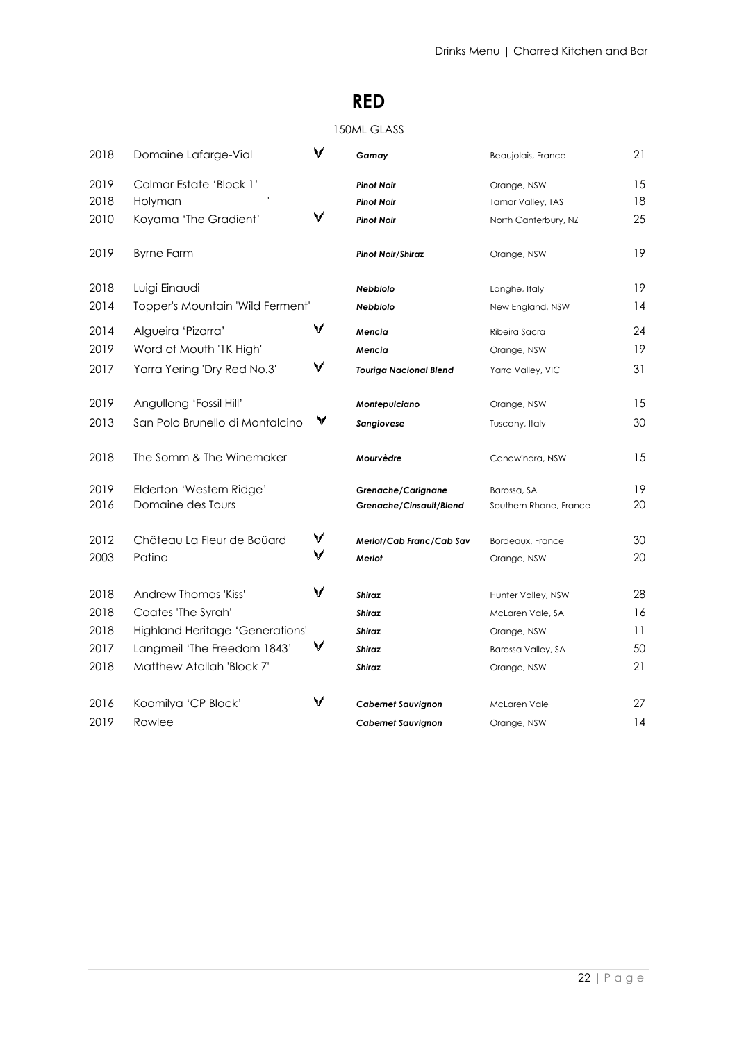# RED

150ML GLASS

| Vintage | Wine | | Variety | Region | Price |
|---|---|---|---|---|---|
| 2018 | Domaine Lafarge-Vial | V | ***Gamay*** | Beaujolais, France | 21 |
| 2019 | Colmar Estate 'Block 1' | | ***Pinot Noir*** | Orange, NSW | 15 |
| 2018 | Holyman | | ***Pinot Noir*** | Tamar Valley, TAS | 18 |
| 2010 | Koyama 'The Gradient' | V | ***Pinot Noir*** | North Canterbury, NZ | 25 |
| 2019 | Byrne Farm | | ***Pinot Noir/Shiraz*** | Orange, NSW | 19 |
| 2018 | Luigi Einaudi | | ***Nebbiolo*** | Langhe, Italy | 19 |
| 2014 | Topper's Mountain 'Wild Ferment' | | ***Nebbiolo*** | New England, NSW | 14 |
| 2014 | Algueira 'Pizarra' | V | ***Mencia*** | Ribeira Sacra | 24 |
| 2019 | Word of Mouth '1K High' | | ***Mencia*** | Orange, NSW | 19 |
| 2017 | Yarra Yering 'Dry Red No.3' | V | ***Touriga Nacional Blend*** | Yarra Valley, VIC | 31 |
| 2019 | Angullong 'Fossil Hill' | | ***Montepulciano*** | Orange, NSW | 15 |
| 2013 | San Polo Brunello di Montalcino | V | ***Sangiovese*** | Tuscany, Italy | 30 |
| 2018 | The Somm & The Winemaker | | ***Mourvèdre*** | Canowindra, NSW | 15 |
| 2019 | Elderton 'Western Ridge' | | ***Grenache/Carignane*** | Barossa, SA | 19 |
| 2016 | Domaine des Tours | | ***Grenache/Cinsault/Blend*** | Southern Rhone, France | 20 |
| 2012 | Château La Fleur de Boüard | V | ***Merlot/Cab Franc/Cab Sav*** | Bordeaux, France | 30 |
| 2003 | Patina | V | ***Merlot*** | Orange, NSW | 20 |
| 2018 | Andrew Thomas 'Kiss' | V | ***Shiraz*** | Hunter Valley, NSW | 28 |
| 2018 | Coates 'The Syrah' | | ***Shiraz*** | McLaren Vale, SA | 16 |
| 2018 | Highland Heritage 'Generations' | | ***Shiraz*** | Orange, NSW | 11 |
| 2017 | Langmeil 'The Freedom 1843' | V | ***Shiraz*** | Barossa Valley, SA | 50 |
| 2018 | Matthew Atallah 'Block 7' | | ***Shiraz*** | Orange, NSW | 21 |
| 2016 | Koomilya 'CP Block' | V | ***Cabernet Sauvignon*** | McLaren Vale | 27 |
| 2019 | Rowlee | | ***Cabernet Sauvignon*** | Orange, NSW | 14 |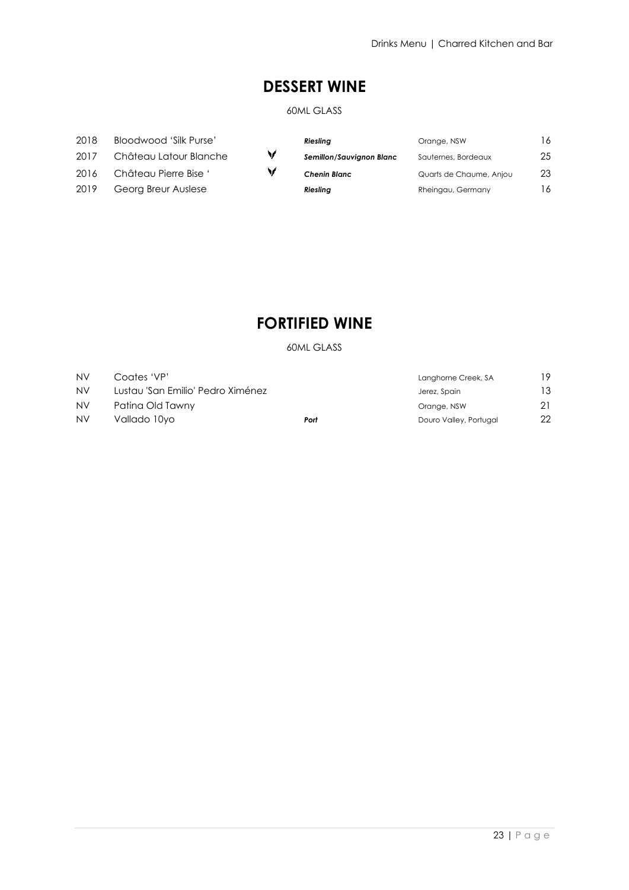## DESSERT WINE

60ML GLASS

| Vintage | Wine | | Variety | Region | Price |
|---|---|---|---|---|---|
| 2018 | Bloodwood 'Silk Purse' | | ***Riesling*** | Orange, NSW | 16 |
| 2017 | Château Latour Blanche | V | ***Semillon/Sauvignon Blanc*** | Sauternes, Bordeaux | 25 |
| 2016 | Château Pierre Bise ' | V | ***Chenin Blanc*** | Quarts de Chaume, Anjou | 23 |
| 2019 | Georg Breur Auslese | | ***Riesling*** | Rheingau, Germany | 16 |

## FORTIFIED WINE

60ML GLASS

| Vintage | Wine | Variety | Region | Price |
|---|---|---|---|---|
| NV | Coates 'VP' | | Langhorne Creek, SA | 19 |
| NV | Lustau 'San Emilio' Pedro Ximénez | | Jerez, Spain | 13 |
| NV | Patina Old Tawny | | Orange, NSW | 21 |
| NV | Vallado 10yo | ***Port*** | Douro Valley, Portugal | 22 |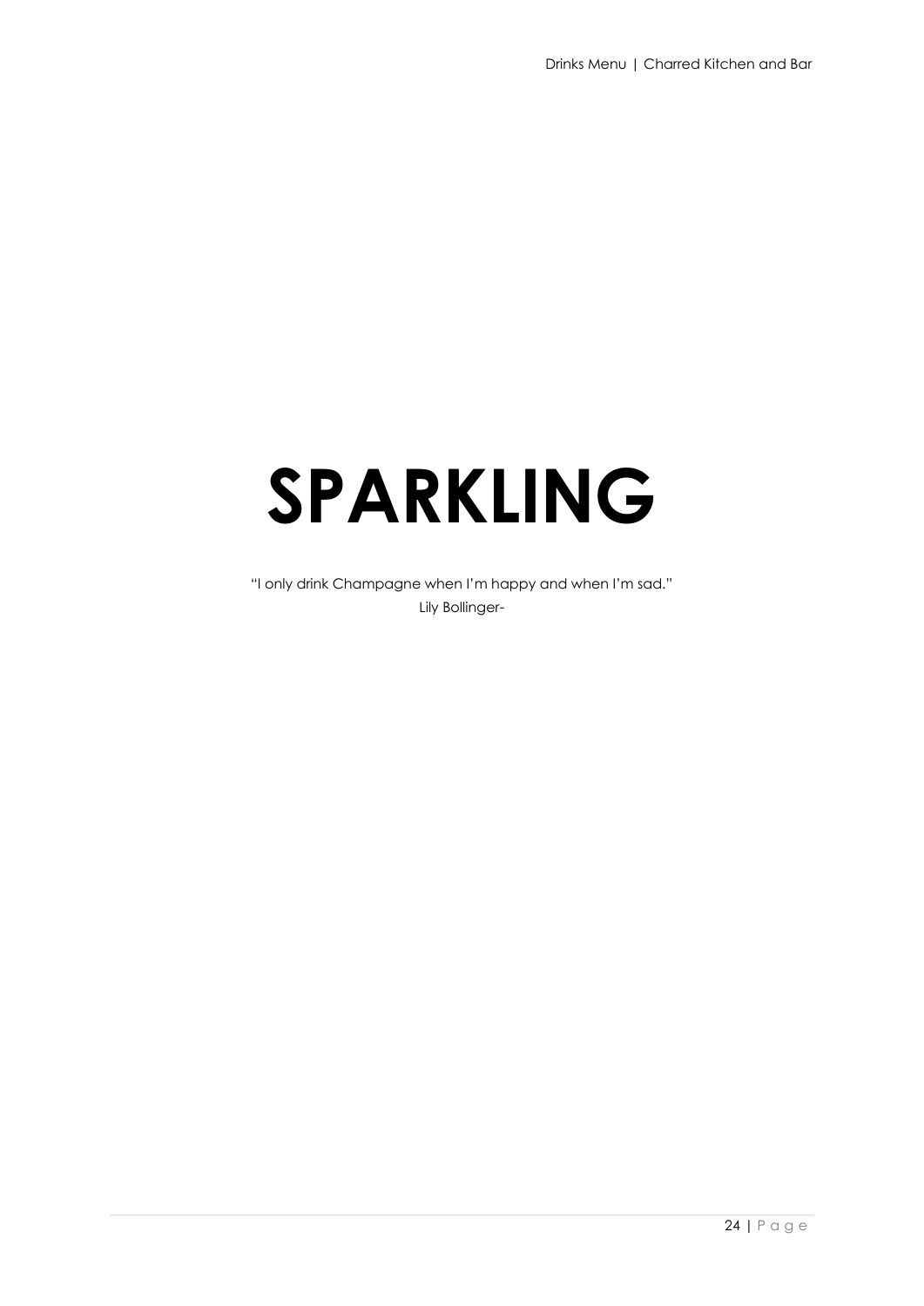# SPARKLING

"I only drink Champagne when I'm happy and when I'm sad."
Lily Bollinger-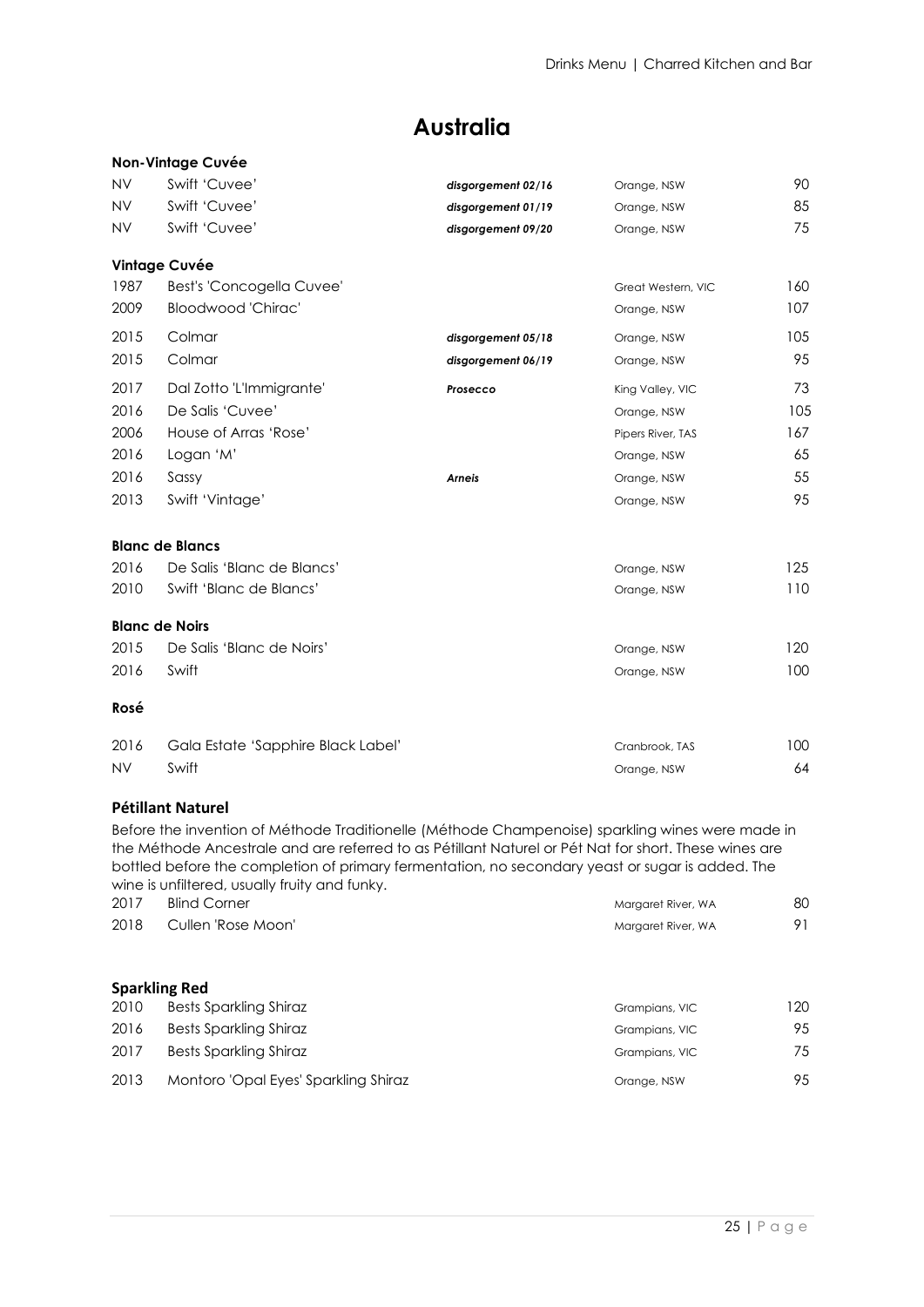# Australia

### Non-Vintage Cuvée

| | | | | |
|---|---|---|---|---|
| NV | Swift 'Cuvee' | *disgorgement 02/16* | Orange, NSW | 90 |
| NV | Swift 'Cuvee' | *disgorgement 01/19* | Orange, NSW | 85 |
| NV | Swift 'Cuvee' | *disgorgement 09/20* | Orange, NSW | 75 |

### Vintage Cuvée

| | | | | |
|---|---|---|---|---|
| 1987 | Best's 'Concogella Cuvee' | | Great Western, VIC | 160 |
| 2009 | Bloodwood 'Chirac' | | Orange, NSW | 107 |
| 2015 | Colmar | *disgorgement 05/18* | Orange, NSW | 105 |
| 2015 | Colmar | *disgorgement 06/19* | Orange, NSW | 95 |
| 2017 | Dal Zotto 'L'Immigrante' | ***Prosecco*** | King Valley, VIC | 73 |
| 2016 | De Salis 'Cuvee' | | Orange, NSW | 105 |
| 2006 | House of Arras 'Rose' | | Pipers River, TAS | 167 |
| 2016 | Logan 'M' | | Orange, NSW | 65 |
| 2016 | Sassy | ***Arneis*** | Orange, NSW | 55 |
| 2013 | Swift 'Vintage' | | Orange, NSW | 95 |

### Blanc de Blancs

| | | | |
|---|---|---|---|
| 2016 | De Salis 'Blanc de Blancs' | Orange, NSW | 125 |
| 2010 | Swift 'Blanc de Blancs' | Orange, NSW | 110 |

### Blanc de Noirs

| | | | |
|---|---|---|---|
| 2015 | De Salis 'Blanc de Noirs' | Orange, NSW | 120 |
| 2016 | Swift | Orange, NSW | 100 |

### Rosé

| | | | |
|---|---|---|---|
| 2016 | Gala Estate 'Sapphire Black Label' | Cranbrook, TAS | 100 |
| NV | Swift | Orange, NSW | 64 |

### Pétillant Naturel

Before the invention of Méthode Traditionelle (Méthode Champenoise) sparkling wines were made in the Méthode Ancestrale and are referred to as Pétillant Naturel or Pét Nat for short. These wines are bottled before the completion of primary fermentation, no secondary yeast or sugar is added. The wine is unfiltered, usually fruity and funky.

| | | | |
|---|---|---|---|
| 2017 | Blind Corner | Margaret River, WA | 80 |
| 2018 | Cullen 'Rose Moon' | Margaret River, WA | 91 |

### Sparkling Red

| | | | |
|---|---|---|---|
| 2010 | Bests Sparkling Shiraz | Grampians, VIC | 120 |
| 2016 | Bests Sparkling Shiraz | Grampians, VIC | 95 |
| 2017 | Bests Sparkling Shiraz | Grampians, VIC | 75 |
| 2013 | Montoro 'Opal Eyes' Sparkling Shiraz | Orange, NSW | 95 |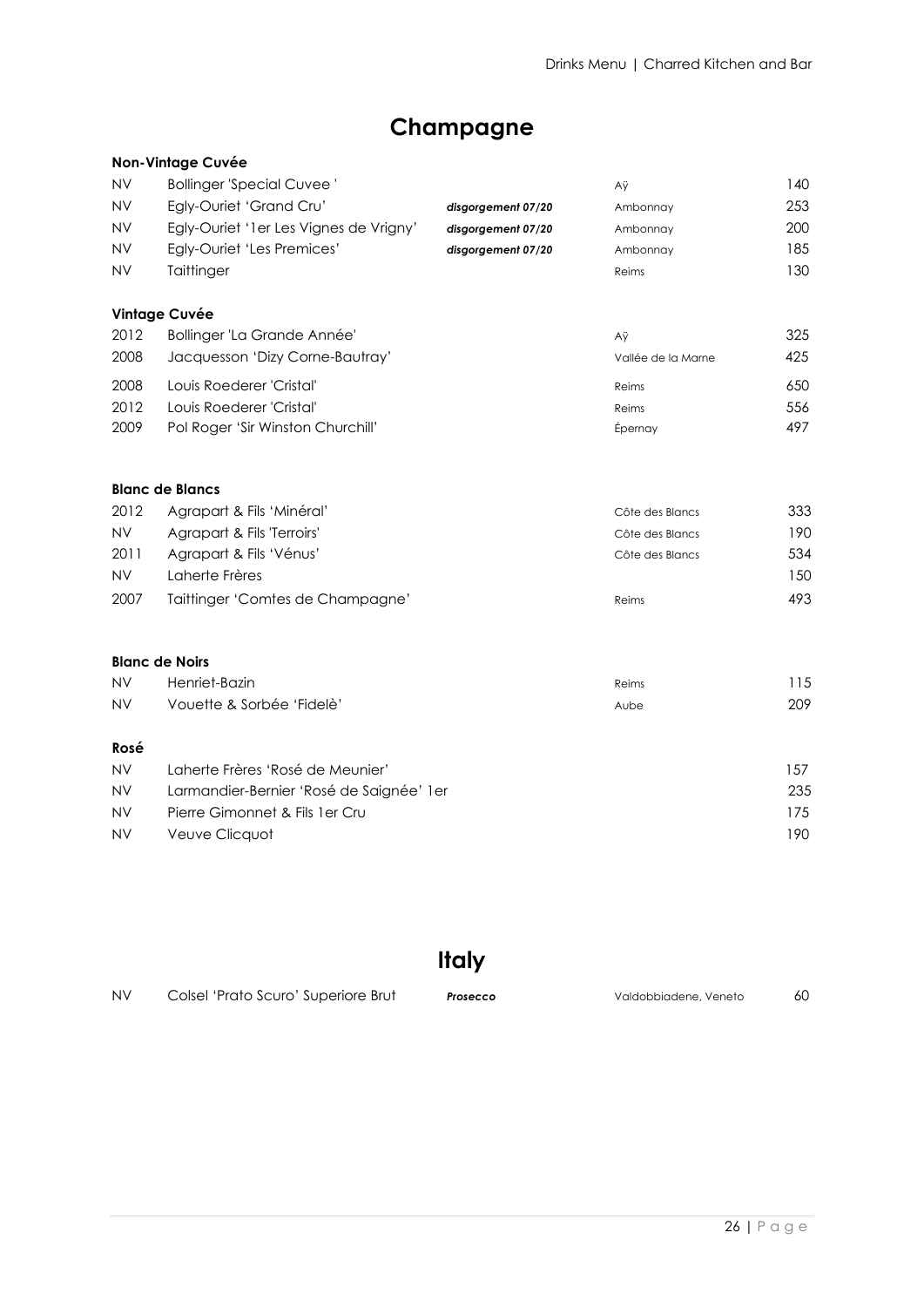# Champagne

### Non-Vintage Cuvée

| | | | | |
|---|---|---|---|---|
| NV | Bollinger 'Special Cuvee ' | | Aÿ | 140 |
| NV | Egly-Ouriet 'Grand Cru' | *disgorgement 07/20* | Ambonnay | 253 |
| NV | Egly-Ouriet '1er Les Vignes de Vrigny' | *disgorgement 07/20* | Ambonnay | 200 |
| NV | Egly-Ouriet 'Les Premices' | *disgorgement 07/20* | Ambonnay | 185 |
| NV | Taittinger | | Reims | 130 |

### Vintage Cuvée

| | | | |
|---|---|---|---|
| 2012 | Bollinger 'La Grande Année' | Aÿ | 325 |
| 2008 | Jacquesson 'Dizy Corne-Bautray' | Vallée de la Marne | 425 |
| 2008 | Louis Roederer 'Cristal' | Reims | 650 |
| 2012 | Louis Roederer 'Cristal' | Reims | 556 |
| 2009 | Pol Roger 'Sir Winston Churchill' | Épernay | 497 |

### Blanc de Blancs

| | | | |
|---|---|---|---|
| 2012 | Agrapart & Fils 'Minéral' | Côte des Blancs | 333 |
| NV | Agrapart & Fils 'Terroirs' | Côte des Blancs | 190 |
| 2011 | Agrapart & Fils 'Vénus' | Côte des Blancs | 534 |
| NV | Laherte Frères | | 150 |
| 2007 | Taittinger 'Comtes de Champagne' | Reims | 493 |

### Blanc de Noirs

| | | | |
|---|---|---|---|
| NV | Henriet-Bazin | Reims | 115 |
| NV | Vouette & Sorbée 'Fidelè' | Aube | 209 |

### Rosé

| | | |
|---|---|---|
| NV | Laherte Frères 'Rosé de Meunier' | 157 |
| NV | Larmandier-Bernier 'Rosé de Saignée' 1er | 235 |
| NV | Pierre Gimonnet & Fils 1er Cru | 175 |
| NV | Veuve Clicquot | 190 |

# Italy

| | | | | |
|---|---|---|---|---|
| NV | Colsel 'Prato Scuro' Superiore Brut | ***Prosecco*** | Valdobbiadene, Veneto | 60 |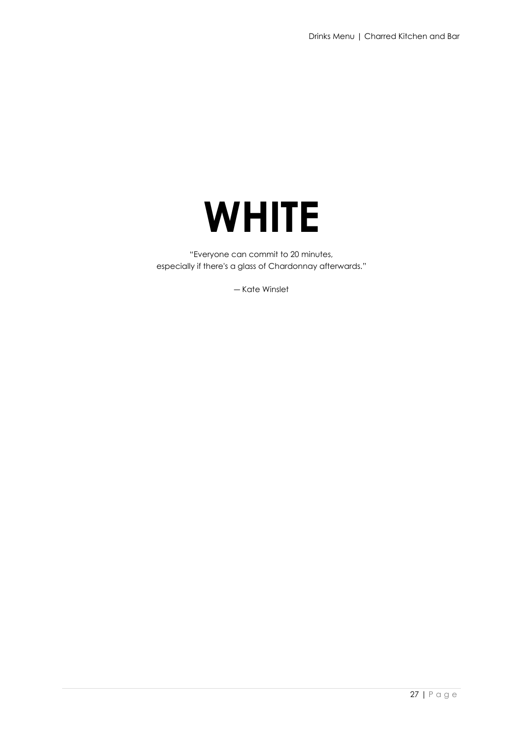# WHITE

"Everyone can commit to 20 minutes,
especially if there's a glass of Chardonnay afterwards."

— Kate Winslet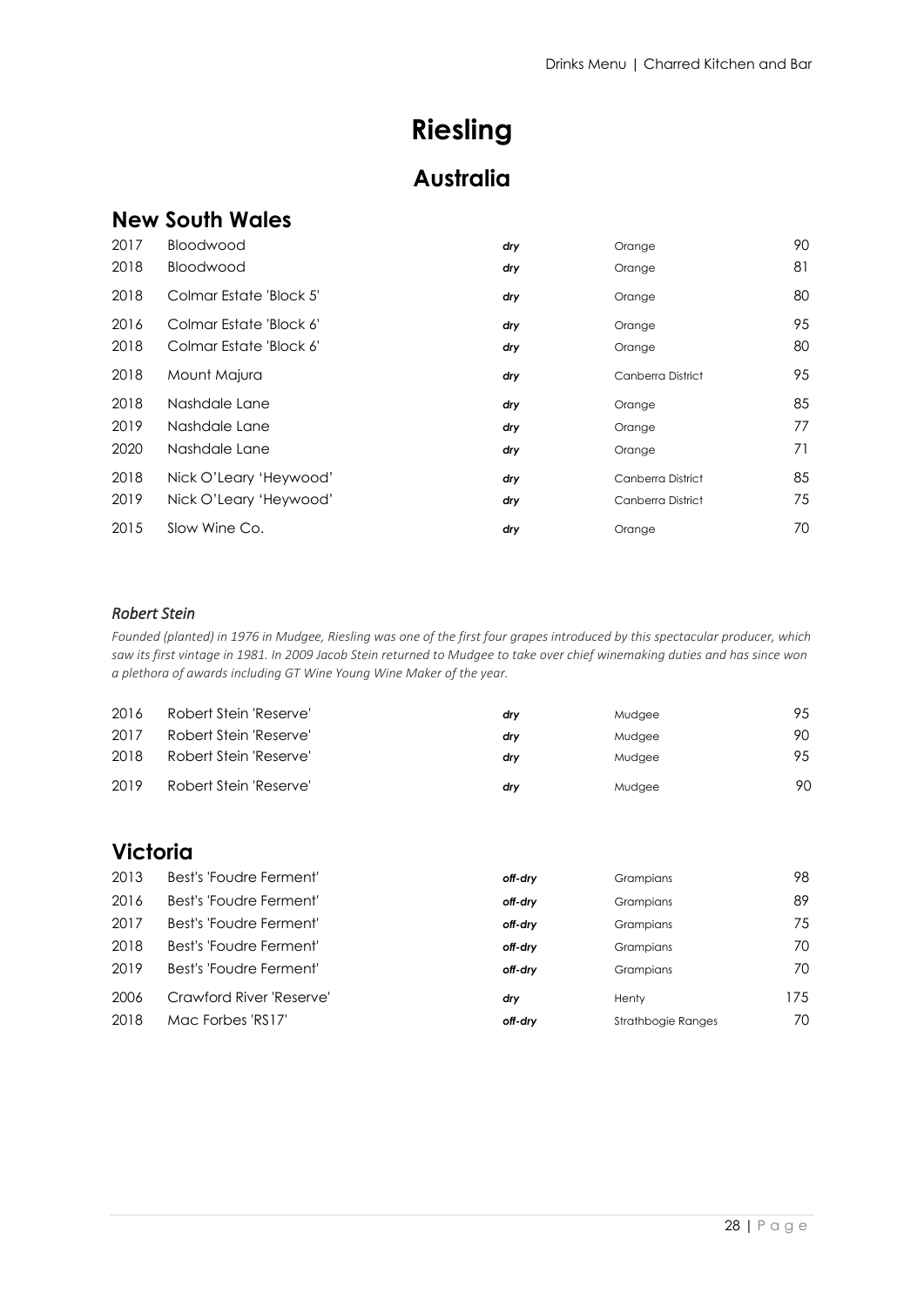# Riesling

## Australia

### New South Wales

| | | | | |
|---|---|---|---|---|
| 2017 | Bloodwood | *dry* | Orange | 90 |
| 2018 | Bloodwood | *dry* | Orange | 81 |
| 2018 | Colmar Estate 'Block 5' | *dry* | Orange | 80 |
| 2016 | Colmar Estate 'Block 6' | *dry* | Orange | 95 |
| 2018 | Colmar Estate 'Block 6' | *dry* | Orange | 80 |
| 2018 | Mount Majura | *dry* | Canberra District | 95 |
| 2018 | Nashdale Lane | *dry* | Orange | 85 |
| 2019 | Nashdale Lane | *dry* | Orange | 77 |
| 2020 | Nashdale Lane | *dry* | Orange | 71 |
| 2018 | Nick O'Leary 'Heywood' | *dry* | Canberra District | 85 |
| 2019 | Nick O'Leary 'Heywood' | *dry* | Canberra District | 75 |
| 2015 | Slow Wine Co. | *dry* | Orange | 70 |

*Robert Stein*

*Founded (planted) in 1976 in Mudgee, Riesling was one of the first four grapes introduced by this spectacular producer, which saw its first vintage in 1981. In 2009 Jacob Stein returned to Mudgee to take over chief winemaking duties and has since won a plethora of awards including GT Wine Young Wine Maker of the year.*

| | | | | |
|---|---|---|---|---|
| 2016 | Robert Stein 'Reserve' | *dry* | Mudgee | 95 |
| 2017 | Robert Stein 'Reserve' | *dry* | Mudgee | 90 |
| 2018 | Robert Stein 'Reserve' | *dry* | Mudgee | 95 |
| 2019 | Robert Stein 'Reserve' | *dry* | Mudgee | 90 |

### Victoria

| | | | | |
|---|---|---|---|---|
| 2013 | Best's 'Foudre Ferment' | *off-dry* | Grampians | 98 |
| 2016 | Best's 'Foudre Ferment' | *off-dry* | Grampians | 89 |
| 2017 | Best's 'Foudre Ferment' | *off-dry* | Grampians | 75 |
| 2018 | Best's 'Foudre Ferment' | *off-dry* | Grampians | 70 |
| 2019 | Best's 'Foudre Ferment' | *off-dry* | Grampians | 70 |
| 2006 | Crawford River 'Reserve' | *dry* | Henty | 175 |
| 2018 | Mac Forbes 'RS17' | *off-dry* | Strathbogie Ranges | 70 |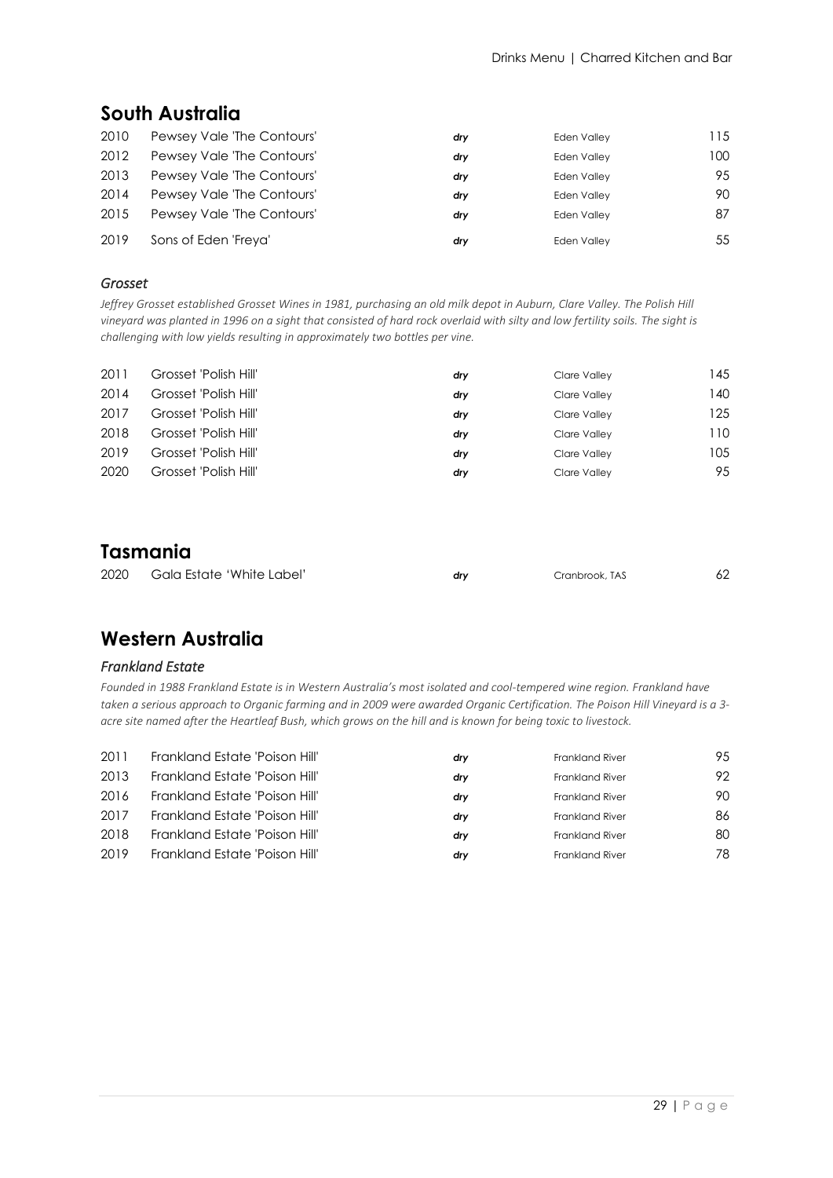## South Australia

| | | | | |
|---|---|---|---|---|
| 2010 | Pewsey Vale 'The Contours' | *dry* | Eden Valley | 115 |
| 2012 | Pewsey Vale 'The Contours' | *dry* | Eden Valley | 100 |
| 2013 | Pewsey Vale 'The Contours' | *dry* | Eden Valley | 95 |
| 2014 | Pewsey Vale 'The Contours' | *dry* | Eden Valley | 90 |
| 2015 | Pewsey Vale 'The Contours' | *dry* | Eden Valley | 87 |
| 2019 | Sons of Eden 'Freya' | *dry* | Eden Valley | 55 |

### *Grosset*

*Jeffrey Grosset established Grosset Wines in 1981, purchasing an old milk depot in Auburn, Clare Valley. The Polish Hill vineyard was planted in 1996 on a sight that consisted of hard rock overlaid with silty and low fertility soils. The sight is challenging with low yields resulting in approximately two bottles per vine.*

| | | | | |
|---|---|---|---|---|
| 2011 | Grosset 'Polish Hill' | *dry* | Clare Valley | 145 |
| 2014 | Grosset 'Polish Hill' | *dry* | Clare Valley | 140 |
| 2017 | Grosset 'Polish Hill' | *dry* | Clare Valley | 125 |
| 2018 | Grosset 'Polish Hill' | *dry* | Clare Valley | 110 |
| 2019 | Grosset 'Polish Hill' | *dry* | Clare Valley | 105 |
| 2020 | Grosset 'Polish Hill' | *dry* | Clare Valley | 95 |

## Tasmania

| | | | | |
|---|---|---|---|---|
| 2020 | Gala Estate 'White Label' | *dry* | Cranbrook, TAS | 62 |

## Western Australia

### *Frankland Estate*

*Founded in 1988 Frankland Estate is in Western Australia's most isolated and cool-tempered wine region. Frankland have taken a serious approach to Organic farming and in 2009 were awarded Organic Certification. The Poison Hill Vineyard is a 3-acre site named after the Heartleaf Bush, which grows on the hill and is known for being toxic to livestock.*

| | | | | |
|---|---|---|---|---|
| 2011 | Frankland Estate 'Poison Hill' | *dry* | Frankland River | 95 |
| 2013 | Frankland Estate 'Poison Hill' | *dry* | Frankland River | 92 |
| 2016 | Frankland Estate 'Poison Hill' | *dry* | Frankland River | 90 |
| 2017 | Frankland Estate 'Poison Hill' | *dry* | Frankland River | 86 |
| 2018 | Frankland Estate 'Poison Hill' | *dry* | Frankland River | 80 |
| 2019 | Frankland Estate 'Poison Hill' | *dry* | Frankland River | 78 |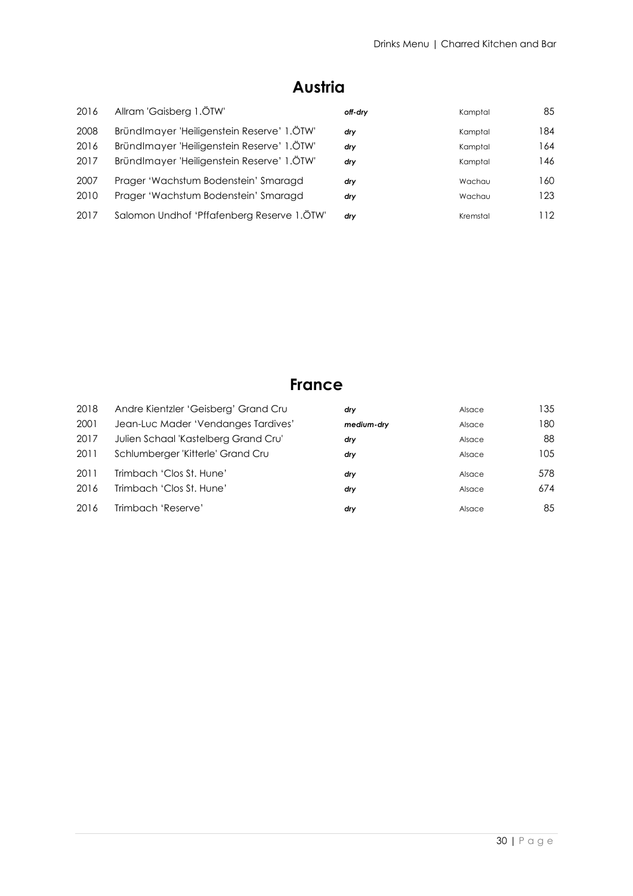## Austria

| | | | | |
|---|---|---|---|---|
| 2016 | Allram 'Gaisberg 1.ÖTW' | *off-dry* | Kamptal | 85 |
| 2008 | Bründlmayer 'Heiligenstein Reserve' 1.ÖTW' | *dry* | Kamptal | 184 |
| 2016 | Bründlmayer 'Heiligenstein Reserve' 1.ÖTW' | *dry* | Kamptal | 164 |
| 2017 | Bründlmayer 'Heiligenstein Reserve' 1.ÖTW' | *dry* | Kamptal | 146 |
| 2007 | Prager 'Wachstum Bodenstein' Smaragd | *dry* | Wachau | 160 |
| 2010 | Prager 'Wachstum Bodenstein' Smaragd | *dry* | Wachau | 123 |
| 2017 | Salomon Undhof 'Pffafenberg Reserve 1.ÖTW' | *dry* | Kremstal | 112 |

## France

| | | | | |
|---|---|---|---|---|
| 2018 | Andre Kientzler 'Geisberg' Grand Cru | *dry* | Alsace | 135 |
| 2001 | Jean-Luc Mader 'Vendanges Tardives' | *medium-dry* | Alsace | 180 |
| 2017 | Julien Schaal 'Kastelberg Grand Cru' | *dry* | Alsace | 88 |
| 2011 | Schlumberger 'Kitterle' Grand Cru | *dry* | Alsace | 105 |
| 2011 | Trimbach 'Clos St. Hune' | *dry* | Alsace | 578 |
| 2016 | Trimbach 'Clos St. Hune' | *dry* | Alsace | 674 |
| 2016 | Trimbach 'Reserve' | *dry* | Alsace | 85 |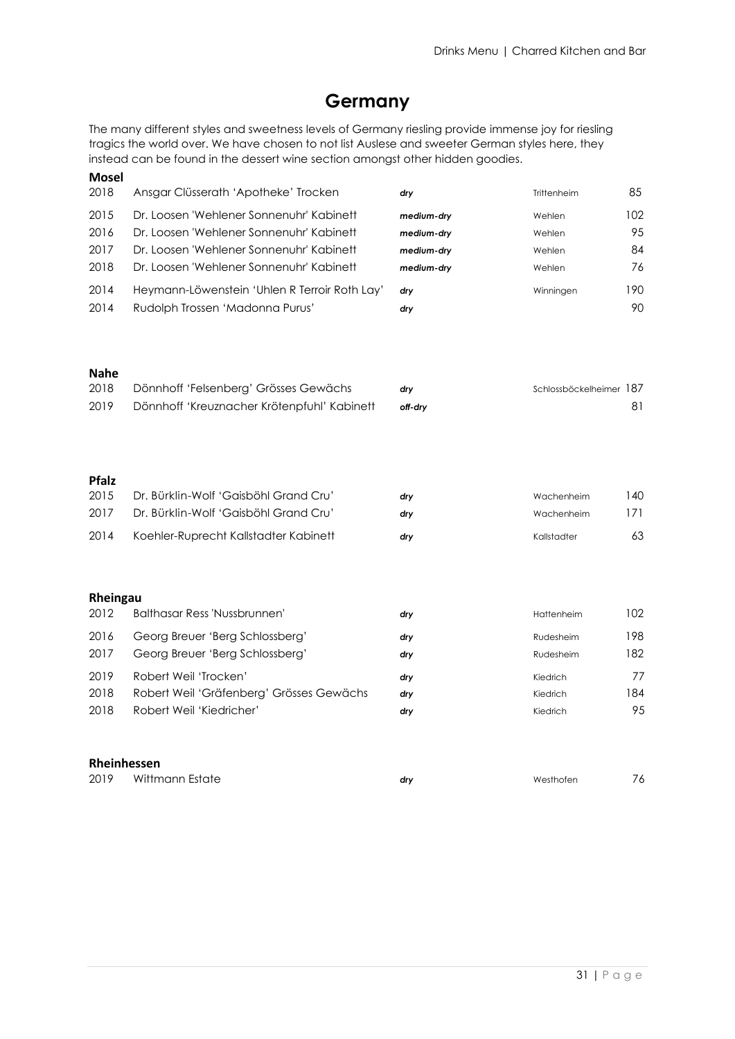# Germany

The many different styles and sweetness levels of Germany riesling provide immense joy for riesling tragics the world over. We have chosen to not list Auslese and sweeter German styles here, they instead can be found in the dessert wine section amongst other hidden goodies.

**Mosel**

| | | | | |
|---|---|---|---|---|
| 2018 | Ansgar Clüsserath 'Apotheke' Trocken | *dry* | Trittenheim | 85 |
| 2015 | Dr. Loosen 'Wehlener Sonnenuhr' Kabinett | *medium-dry* | Wehlen | 102 |
| 2016 | Dr. Loosen 'Wehlener Sonnenuhr' Kabinett | *medium-dry* | Wehlen | 95 |
| 2017 | Dr. Loosen 'Wehlener Sonnenuhr' Kabinett | *medium-dry* | Wehlen | 84 |
| 2018 | Dr. Loosen 'Wehlener Sonnenuhr' Kabinett | *medium-dry* | Wehlen | 76 |
| 2014 | Heymann-Löwenstein 'Uhlen R Terroir Roth Lay' | *dry* | Winningen | 190 |
| 2014 | Rudolph Trossen 'Madonna Purus' | *dry* | | 90 |

**Nahe**

| | | | | |
|---|---|---|---|---|
| 2018 | Dönnhoff 'Felsenberg' Grösses Gewächs | *dry* | Schlossböckelheimer | 187 |
| 2019 | Dönnhoff 'Kreuznacher Krötenpfuhl' Kabinett | *off-dry* | | 81 |

**Pfalz**

| | | | | |
|---|---|---|---|---|
| 2015 | Dr. Bürklin-Wolf 'Gaisböhl Grand Cru' | *dry* | Wachenheim | 140 |
| 2017 | Dr. Bürklin-Wolf 'Gaisböhl Grand Cru' | *dry* | Wachenheim | 171 |
| 2014 | Koehler-Ruprecht Kallstadter Kabinett | *dry* | Kallstadter | 63 |

**Rheingau**

| | | | | |
|---|---|---|---|---|
| 2012 | Balthasar Ress 'Nussbrunnen' | *dry* | Hattenheim | 102 |
| 2016 | Georg Breuer 'Berg Schlossberg' | *dry* | Rudesheim | 198 |
| 2017 | Georg Breuer 'Berg Schlossberg' | *dry* | Rudesheim | 182 |
| 2019 | Robert Weil 'Trocken' | *dry* | Kiedrich | 77 |
| 2018 | Robert Weil 'Gräfenberg' Grösses Gewächs | *dry* | Kiedrich | 184 |
| 2018 | Robert Weil 'Kiedricher' | *dry* | Kiedrich | 95 |

**Rheinhessen**

| | | | | |
|---|---|---|---|---|
| 2019 | Wittmann Estate | *dry* | Westhofen | 76 |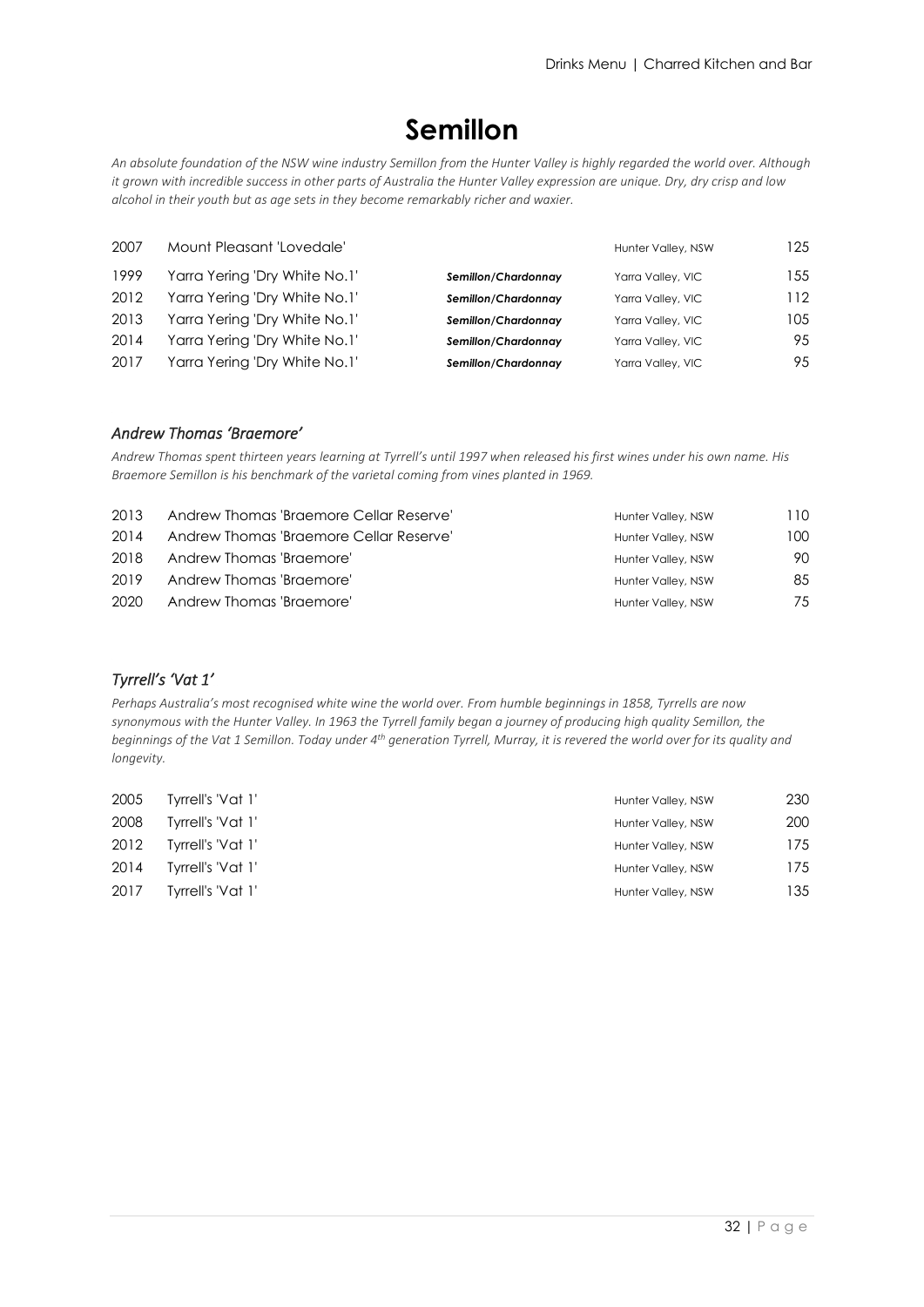# Semillon

*An absolute foundation of the NSW wine industry Semillon from the Hunter Valley is highly regarded the world over. Although it grown with incredible success in other parts of Australia the Hunter Valley expression are unique. Dry, dry crisp and low alcohol in their youth but as age sets in they become remarkably richer and waxier.*

| | | | | |
|---|---|---|---|---|
| 2007 | Mount Pleasant 'Lovedale' | | Hunter Valley, NSW | 125 |
| 1999 | Yarra Yering 'Dry White No.1' | ***Semillon/Chardonnay*** | Yarra Valley, VIC | 155 |
| 2012 | Yarra Yering 'Dry White No.1' | ***Semillon/Chardonnay*** | Yarra Valley, VIC | 112 |
| 2013 | Yarra Yering 'Dry White No.1' | ***Semillon/Chardonnay*** | Yarra Valley, VIC | 105 |
| 2014 | Yarra Yering 'Dry White No.1' | ***Semillon/Chardonnay*** | Yarra Valley, VIC | 95 |
| 2017 | Yarra Yering 'Dry White No.1' | ***Semillon/Chardonnay*** | Yarra Valley, VIC | 95 |

## *Andrew Thomas 'Braemore'*

*Andrew Thomas spent thirteen years learning at Tyrrell's until 1997 when released his first wines under his own name. His Braemore Semillon is his benchmark of the varietal coming from vines planted in 1969.*

| | | | |
|---|---|---|---|
| 2013 | Andrew Thomas 'Braemore Cellar Reserve' | Hunter Valley, NSW | 110 |
| 2014 | Andrew Thomas 'Braemore Cellar Reserve' | Hunter Valley, NSW | 100 |
| 2018 | Andrew Thomas 'Braemore' | Hunter Valley, NSW | 90 |
| 2019 | Andrew Thomas 'Braemore' | Hunter Valley, NSW | 85 |
| 2020 | Andrew Thomas 'Braemore' | Hunter Valley, NSW | 75 |

## *Tyrrell's 'Vat 1'*

*Perhaps Australia's most recognised white wine the world over. From humble beginnings in 1858, Tyrrells are now synonymous with the Hunter Valley. In 1963 the Tyrrell family began a journey of producing high quality Semillon, the beginnings of the Vat 1 Semillon. Today under 4th generation Tyrrell, Murray, it is revered the world over for its quality and longevity.*

| | | | |
|---|---|---|---|
| 2005 | Tyrrell's 'Vat 1' | Hunter Valley, NSW | 230 |
| 2008 | Tyrrell's 'Vat 1' | Hunter Valley, NSW | 200 |
| 2012 | Tyrrell's 'Vat 1' | Hunter Valley, NSW | 175 |
| 2014 | Tyrrell's 'Vat 1' | Hunter Valley, NSW | 175 |
| 2017 | Tyrrell's 'Vat 1' | Hunter Valley, NSW | 135 |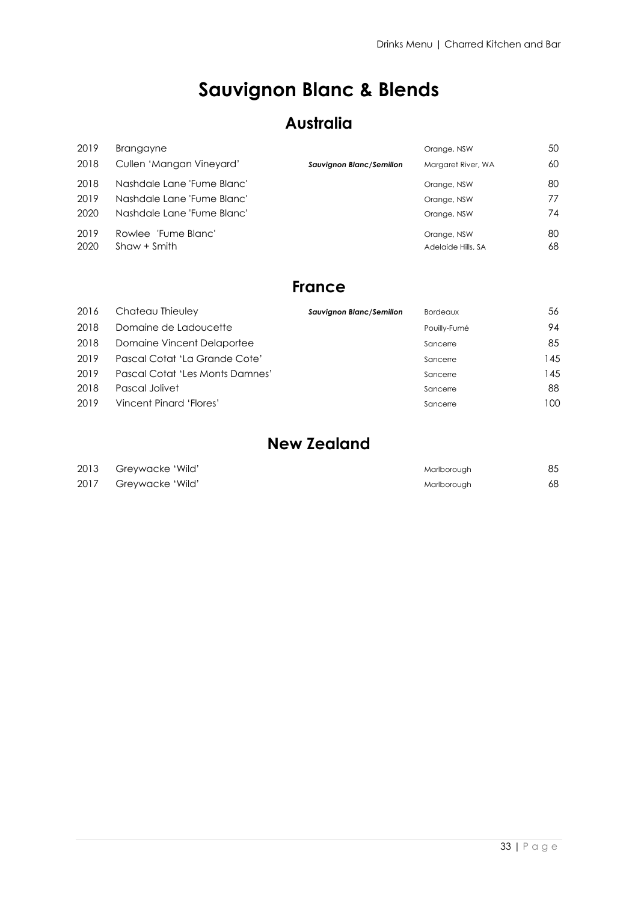# Sauvignon Blanc & Blends

## Australia

| Vintage | Wine | Variety | Region | Price |
|---|---|---|---|---|
| 2019 | Brangayne | | Orange, NSW | 50 |
| 2018 | Cullen 'Mangan Vineyard' | ***Sauvignon Blanc/Semillon*** | Margaret River, WA | 60 |
| 2018 | Nashdale Lane 'Fume Blanc' | | Orange, NSW | 80 |
| 2019 | Nashdale Lane 'Fume Blanc' | | Orange, NSW | 77 |
| 2020 | Nashdale Lane 'Fume Blanc' | | Orange, NSW | 74 |
| 2019 | Rowlee 'Fume Blanc' | | Orange, NSW | 80 |
| 2020 | Shaw + Smith | | Adelaide Hills, SA | 68 |

## France

| Vintage | Wine | Variety | Region | Price |
|---|---|---|---|---|
| 2016 | Chateau Thieuley | ***Sauvignon Blanc/Semillon*** | Bordeaux | 56 |
| 2018 | Domaine de Ladoucette | | Pouilly-Fumé | 94 |
| 2018 | Domaine Vincent Delaportee | | Sancerre | 85 |
| 2019 | Pascal Cotat 'La Grande Cote' | | Sancerre | 145 |
| 2019 | Pascal Cotat 'Les Monts Damnes' | | Sancerre | 145 |
| 2018 | Pascal Jolivet | | Sancerre | 88 |
| 2019 | Vincent Pinard 'Flores' | | Sancerre | 100 |

## New Zealand

| Vintage | Wine | Variety | Region | Price |
|---|---|---|---|---|
| 2013 | Greywacke 'Wild' | | Marlborough | 85 |
| 2017 | Greywacke 'Wild' | | Marlborough | 68 |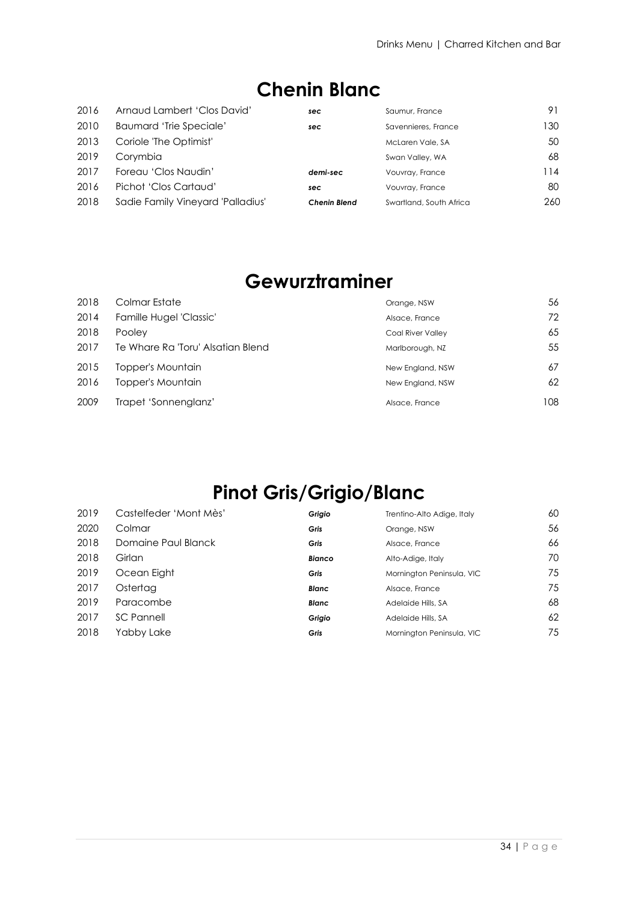## Chenin Blanc

| | | | | |
|---|---|---|---|---|
| 2016 | Arnaud Lambert 'Clos David' | *sec* | Saumur, France | 91 |
| 2010 | Baumard 'Trie Speciale' | *sec* | Savennieres, France | 130 |
| 2013 | Coriole 'The Optimist' | | McLaren Vale, SA | 50 |
| 2019 | Corymbia | | Swan Valley, WA | 68 |
| 2017 | Foreau 'Clos Naudin' | *demi-sec* | Vouvray, France | 114 |
| 2016 | Pichot 'Clos Cartaud' | *sec* | Vouvray, France | 80 |
| 2018 | Sadie Family Vineyard 'Palladius' | *Chenin Blend* | Swartland, South Africa | 260 |

## Gewurztraminer

| | | | |
|---|---|---|---|
| 2018 | Colmar Estate | Orange, NSW | 56 |
| 2014 | Famille Hugel 'Classic' | Alsace, France | 72 |
| 2018 | Pooley | Coal River Valley | 65 |
| 2017 | Te Whare Ra 'Toru' Alsatian Blend | Marlborough, NZ | 55 |
| 2015 | Topper's Mountain | New England, NSW | 67 |
| 2016 | Topper's Mountain | New England, NSW | 62 |
| 2009 | Trapet 'Sonnenglanz' | Alsace, France | 108 |

## Pinot Gris/Grigio/Blanc

| | | | | |
|---|---|---|---|---|
| 2019 | Castelfeder 'Mont Mès' | *Grigio* | Trentino-Alto Adige, Italy | 60 |
| 2020 | Colmar | *Gris* | Orange, NSW | 56 |
| 2018 | Domaine Paul Blanck | *Gris* | Alsace, France | 66 |
| 2018 | Girlan | *Bianco* | Alto-Adige, Italy | 70 |
| 2019 | Ocean Eight | *Gris* | Mornington Peninsula, VIC | 75 |
| 2017 | Ostertag | *Blanc* | Alsace, France | 75 |
| 2019 | Paracombe | *Blanc* | Adelaide Hills, SA | 68 |
| 2017 | SC Pannell | *Grigio* | Adelaide Hills, SA | 62 |
| 2018 | Yabby Lake | *Gris* | Mornington Peninsula, VIC | 75 |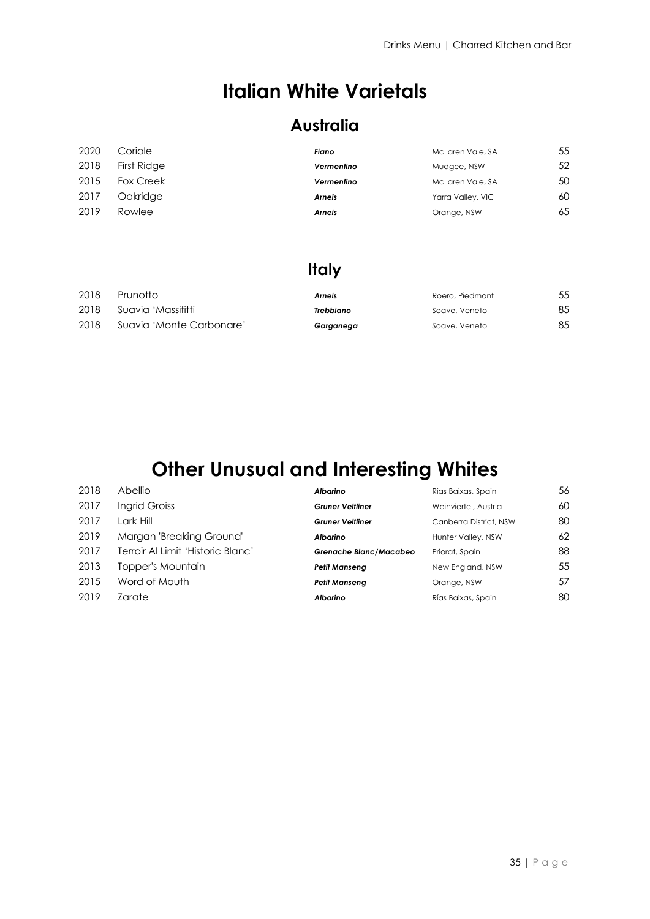# Italian White Varietals

## Australia

| | | | | |
|---|---|---|---|---|
| 2020 | Coriole | ***Fiano*** | McLaren Vale, SA | 55 |
| 2018 | First Ridge | ***Vermentino*** | Mudgee, NSW | 52 |
| 2015 | Fox Creek | ***Vermentino*** | McLaren Vale, SA | 50 |
| 2017 | Oakridge | ***Arneis*** | Yarra Valley, VIC | 60 |
| 2019 | Rowlee | ***Arneis*** | Orange, NSW | 65 |

## Italy

| | | | | |
|---|---|---|---|---|
| 2018 | Prunotto | ***Arneis*** | Roero, Piedmont | 55 |
| 2018 | Suavia 'Massifitti | ***Trebbiano*** | Soave, Veneto | 85 |
| 2018 | Suavia 'Monte Carbonare' | ***Garganega*** | Soave, Veneto | 85 |

# Other Unusual and Interesting Whites

| | | | | |
|---|---|---|---|---|
| 2018 | Abellio | ***Albarino*** | Rías Baixas, Spain | 56 |
| 2017 | Ingrid Groiss | ***Gruner Veltliner*** | Weinviertel, Austria | 60 |
| 2017 | Lark Hill | ***Gruner Veltliner*** | Canberra District, NSW | 80 |
| 2019 | Margan 'Breaking Ground' | ***Albarino*** | Hunter Valley, NSW | 62 |
| 2017 | Terroir Al Limit 'Historic Blanc' | ***Grenache Blanc/Macabeo*** | Priorat, Spain | 88 |
| 2013 | Topper's Mountain | ***Petit Manseng*** | New England, NSW | 55 |
| 2015 | Word of Mouth | ***Petit Manseng*** | Orange, NSW | 57 |
| 2019 | Zarate | ***Albarino*** | Rías Baixas, Spain | 80 |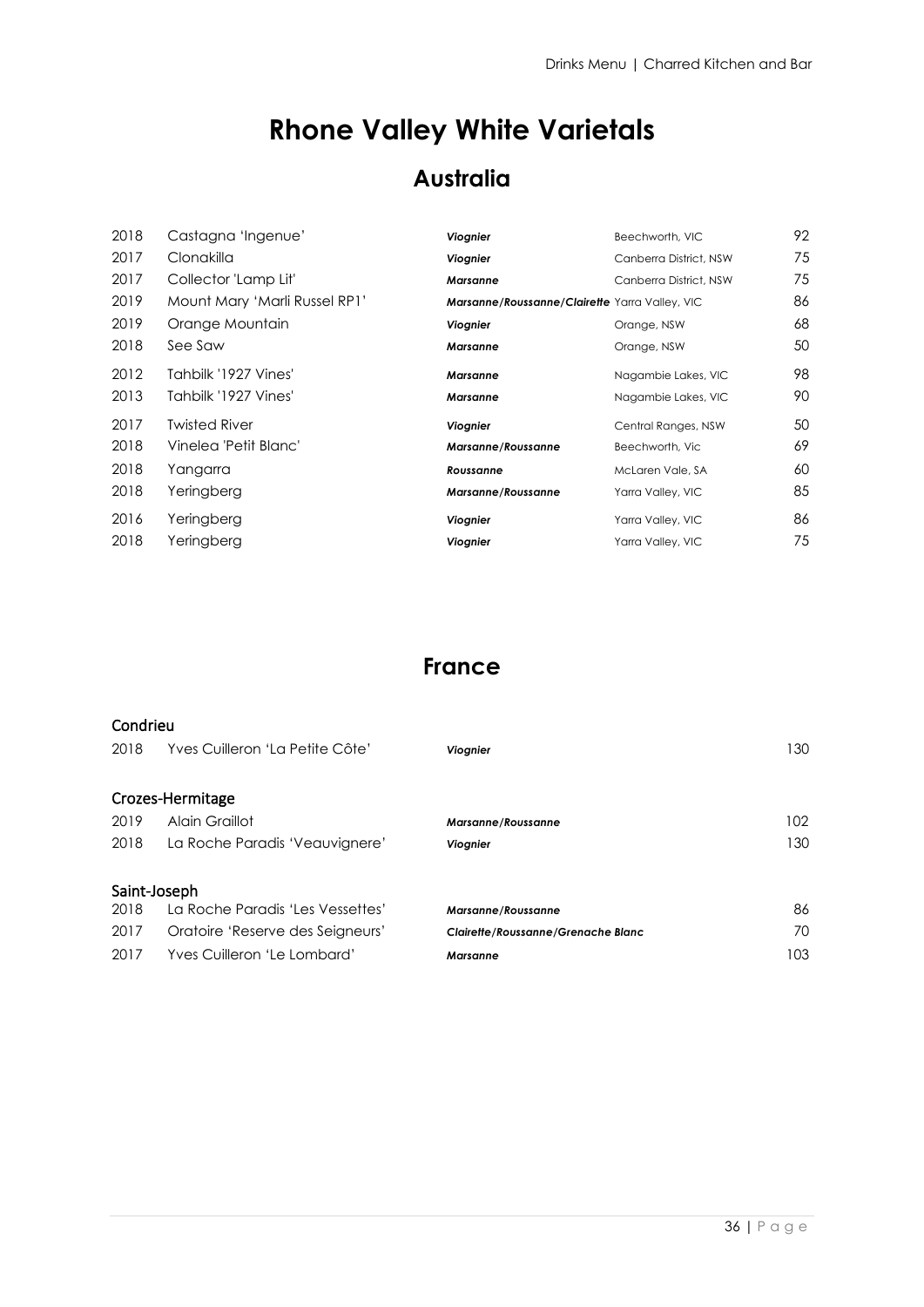# Rhone Valley White Varietals

## Australia

| Vintage | Wine | Varietal | Region | Price |
|---|---|---|---|---|
| 2018 | Castagna 'Ingenue' | ***Viognier*** | Beechworth, VIC | 92 |
| 2017 | Clonakilla | ***Viognier*** | Canberra District, NSW | 75 |
| 2017 | Collector 'Lamp Lit' | ***Marsanne*** | Canberra District, NSW | 75 |
| 2019 | Mount Mary 'Marli Russel RP1' | ***Marsanne/Roussanne/Clairette*** | Yarra Valley, VIC | 86 |
| 2019 | Orange Mountain | ***Viognier*** | Orange, NSW | 68 |
| 2018 | See Saw | ***Marsanne*** | Orange, NSW | 50 |
| 2012 | Tahbilk '1927 Vines' | ***Marsanne*** | Nagambie Lakes, VIC | 98 |
| 2013 | Tahbilk '1927 Vines' | ***Marsanne*** | Nagambie Lakes, VIC | 90 |
| 2017 | Twisted River | ***Viognier*** | Central Ranges, NSW | 50 |
| 2018 | Vinelea 'Petit Blanc' | ***Marsanne/Roussanne*** | Beechworth, Vic | 69 |
| 2018 | Yangarra | ***Roussanne*** | McLaren Vale, SA | 60 |
| 2018 | Yeringberg | ***Marsanne/Roussanne*** | Yarra Valley, VIC | 85 |
| 2016 | Yeringberg | ***Viognier*** | Yarra Valley, VIC | 86 |
| 2018 | Yeringberg | ***Viognier*** | Yarra Valley, VIC | 75 |

## France

### Condrieu

| Vintage | Wine | Varietal | Price |
|---|---|---|---|
| 2018 | Yves Cuilleron 'La Petite Côte' | ***Viognier*** | 130 |

### Crozes-Hermitage

| Vintage | Wine | Varietal | Price |
|---|---|---|---|
| 2019 | Alain Graillot | ***Marsanne/Roussanne*** | 102 |
| 2018 | La Roche Paradis 'Veauvignere' | ***Viognier*** | 130 |

### Saint-Joseph

| Vintage | Wine | Varietal | Price |
|---|---|---|---|
| 2018 | La Roche Paradis 'Les Vessettes' | ***Marsanne/Roussanne*** | 86 |
| 2017 | Oratoire 'Reserve des Seigneurs' | ***Clairette/Roussanne/Grenache Blanc*** | 70 |
| 2017 | Yves Cuilleron 'Le Lombard' | ***Marsanne*** | 103 |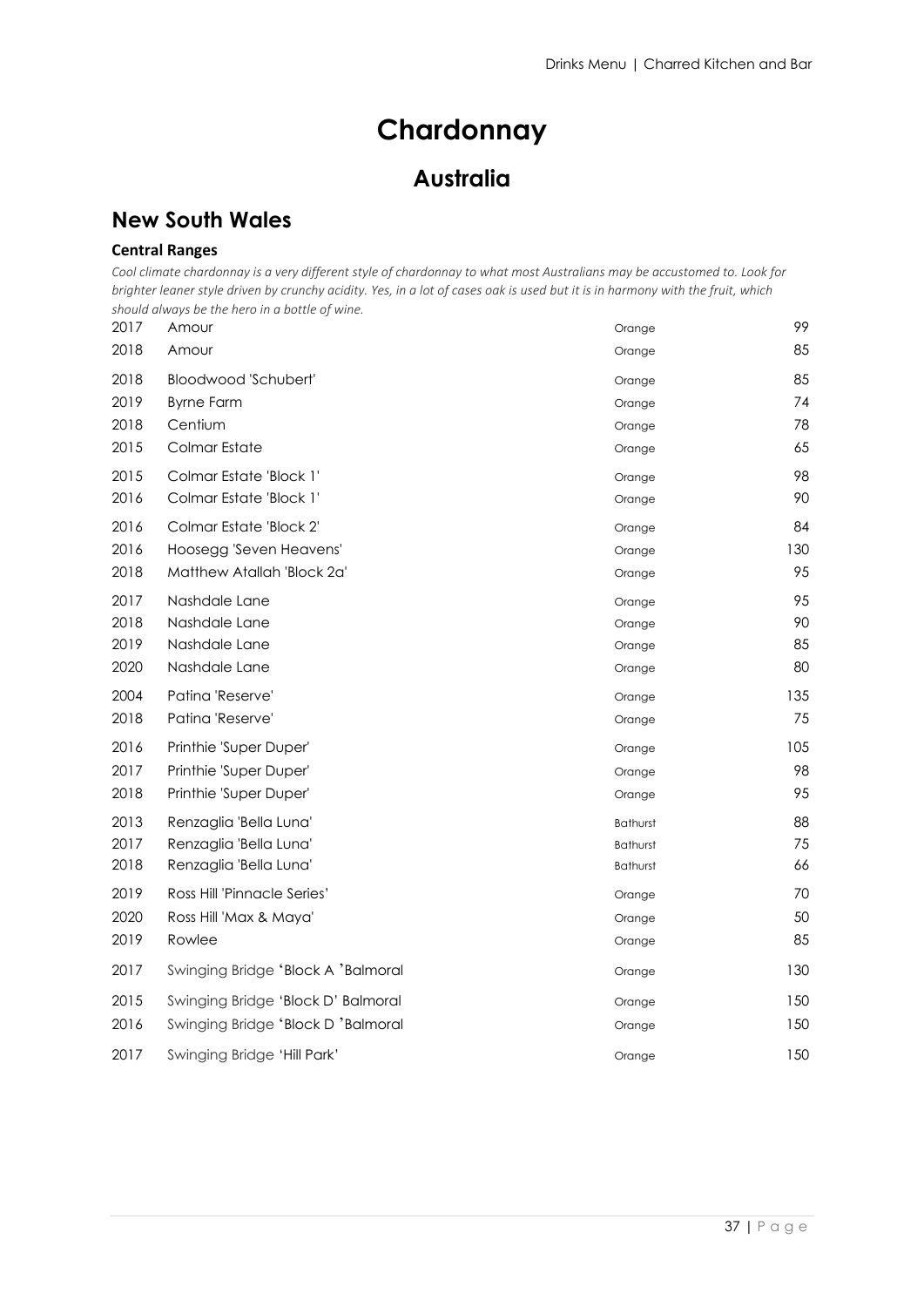# Chardonnay

## Australia

## New South Wales

### Central Ranges

*Cool climate chardonnay is a very different style of chardonnay to what most Australians may be accustomed to. Look for brighter leaner style driven by crunchy acidity. Yes, in a lot of cases oak is used but it is in harmony with the fruit, which should always be the hero in a bottle of wine.*

| | | | |
|---|---|---|---|
| 2017 | Amour | Orange | 99 |
| 2018 | Amour | Orange | 85 |
| 2018 | Bloodwood 'Schubert' | Orange | 85 |
| 2019 | Byrne Farm | Orange | 74 |
| 2018 | Centium | Orange | 78 |
| 2015 | Colmar Estate | Orange | 65 |
| 2015 | Colmar Estate 'Block 1' | Orange | 98 |
| 2016 | Colmar Estate 'Block 1' | Orange | 90 |
| 2016 | Colmar Estate 'Block 2' | Orange | 84 |
| 2016 | Hoosegg 'Seven Heavens' | Orange | 130 |
| 2018 | Matthew Atallah 'Block 2a' | Orange | 95 |
| 2017 | Nashdale Lane | Orange | 95 |
| 2018 | Nashdale Lane | Orange | 90 |
| 2019 | Nashdale Lane | Orange | 85 |
| 2020 | Nashdale Lane | Orange | 80 |
| 2004 | Patina 'Reserve' | Orange | 135 |
| 2018 | Patina 'Reserve' | Orange | 75 |
| 2016 | Printhie 'Super Duper' | Orange | 105 |
| 2017 | Printhie 'Super Duper' | Orange | 98 |
| 2018 | Printhie 'Super Duper' | Orange | 95 |
| 2013 | Renzaglia 'Bella Luna' | Bathurst | 88 |
| 2017 | Renzaglia 'Bella Luna' | Bathurst | 75 |
| 2018 | Renzaglia 'Bella Luna' | Bathurst | 66 |
| 2019 | Ross Hill 'Pinnacle Series' | Orange | 70 |
| 2020 | Ross Hill 'Max & Maya' | Orange | 50 |
| 2019 | Rowlee | Orange | 85 |
| 2017 | Swinging Bridge 'Block A 'Balmoral | Orange | 130 |
| 2015 | Swinging Bridge 'Block D' Balmoral | Orange | 150 |
| 2016 | Swinging Bridge 'Block D 'Balmoral | Orange | 150 |
| 2017 | Swinging Bridge 'Hill Park' | Orange | 150 |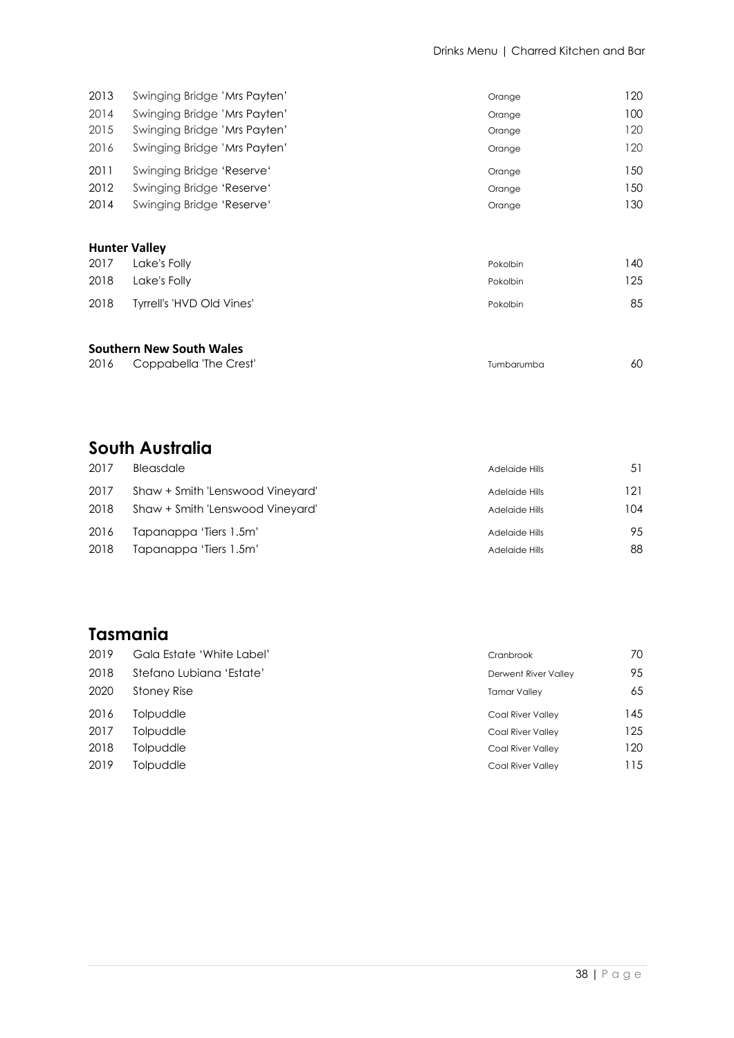| | | | |
|---|---|---|---|
| 2013 | Swinging Bridge 'Mrs Payten' | Orange | 120 |
| 2014 | Swinging Bridge 'Mrs Payten' | Orange | 100 |
| 2015 | Swinging Bridge 'Mrs Payten' | Orange | 120 |
| 2016 | Swinging Bridge 'Mrs Payten' | Orange | 120 |
| 2011 | Swinging Bridge 'Reserve' | Orange | 150 |
| 2012 | Swinging Bridge 'Reserve' | Orange | 150 |
| 2014 | Swinging Bridge 'Reserve' | Orange | 130 |

**Hunter Valley**

| | | | |
|---|---|---|---|
| 2017 | Lake's Folly | Pokolbin | 140 |
| 2018 | Lake's Folly | Pokolbin | 125 |
| 2018 | Tyrrell's 'HVD Old Vines' | Pokolbin | 85 |

**Southern New South Wales**

| | | | |
|---|---|---|---|
| 2016 | Coppabella 'The Crest' | Tumbarumba | 60 |

## South Australia

| | | | |
|---|---|---|---|
| 2017 | Bleasdale | Adelaide Hills | 51 |
| 2017 | Shaw + Smith 'Lenswood Vineyard' | Adelaide Hills | 121 |
| 2018 | Shaw + Smith 'Lenswood Vineyard' | Adelaide Hills | 104 |
| 2016 | Tapanappa 'Tiers 1.5m' | Adelaide Hills | 95 |
| 2018 | Tapanappa 'Tiers 1.5m' | Adelaide Hills | 88 |

## Tasmania

| | | | |
|---|---|---|---|
| 2019 | Gala Estate 'White Label' | Cranbrook | 70 |
| 2018 | Stefano Lubiana 'Estate' | Derwent River Valley | 95 |
| 2020 | Stoney Rise | Tamar Valley | 65 |
| 2016 | Tolpuddle | Coal River Valley | 145 |
| 2017 | Tolpuddle | Coal River Valley | 125 |
| 2018 | Tolpuddle | Coal River Valley | 120 |
| 2019 | Tolpuddle | Coal River Valley | 115 |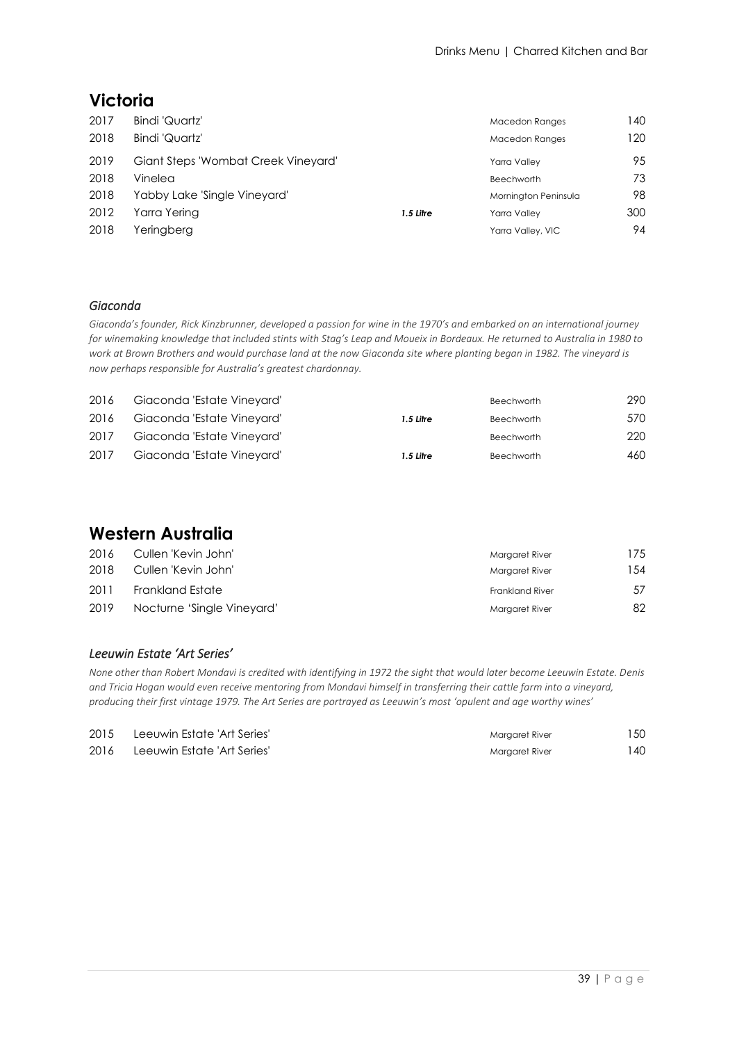## Victoria

| Vintage | Wine | Format | Region | Price |
|---|---|---|---|---|
| 2017 | Bindi 'Quartz' | | Macedon Ranges | 140 |
| 2018 | Bindi 'Quartz' | | Macedon Ranges | 120 |
| 2019 | Giant Steps 'Wombat Creek Vineyard' | | Yarra Valley | 95 |
| 2018 | Vinelea | | Beechworth | 73 |
| 2018 | Yabby Lake 'Single Vineyard' | | Mornington Peninsula | 98 |
| 2012 | Yarra Yering | ***1.5 Litre*** | Yarra Valley | 300 |
| 2018 | Yeringberg | | Yarra Valley, VIC | 94 |

### *Giaconda*

*Giaconda's founder, Rick Kinzbrunner, developed a passion for wine in the 1970's and embarked on an international journey for winemaking knowledge that included stints with Stag's Leap and Moueix in Bordeaux. He returned to Australia in 1980 to work at Brown Brothers and would purchase land at the now Giaconda site where planting began in 1982. The vineyard is now perhaps responsible for Australia's greatest chardonnay.*

| Vintage | Wine | Format | Region | Price |
|---|---|---|---|---|
| 2016 | Giaconda 'Estate Vineyard' | | Beechworth | 290 |
| 2016 | Giaconda 'Estate Vineyard' | ***1.5 Litre*** | Beechworth | 570 |
| 2017 | Giaconda 'Estate Vineyard' | | Beechworth | 220 |
| 2017 | Giaconda 'Estate Vineyard' | ***1.5 Litre*** | Beechworth | 460 |

## Western Australia

| Vintage | Wine | Region | Price |
|---|---|---|---|
| 2016 | Cullen 'Kevin John' | Margaret River | 175 |
| 2018 | Cullen 'Kevin John' | Margaret River | 154 |
| 2011 | Frankland Estate | Frankland River | 57 |
| 2019 | Nocturne 'Single Vineyard' | Margaret River | 82 |

### *Leeuwin Estate 'Art Series'*

*None other than Robert Mondavi is credited with identifying in 1972 the sight that would later become Leeuwin Estate. Denis and Tricia Hogan would even receive mentoring from Mondavi himself in transferring their cattle farm into a vineyard, producing their first vintage 1979. The Art Series are portrayed as Leeuwin's most 'opulent and age worthy wines'*

| Vintage | Wine | Region | Price |
|---|---|---|---|
| 2015 | Leeuwin Estate 'Art Series' | Margaret River | 150 |
| 2016 | Leeuwin Estate 'Art Series' | Margaret River | 140 |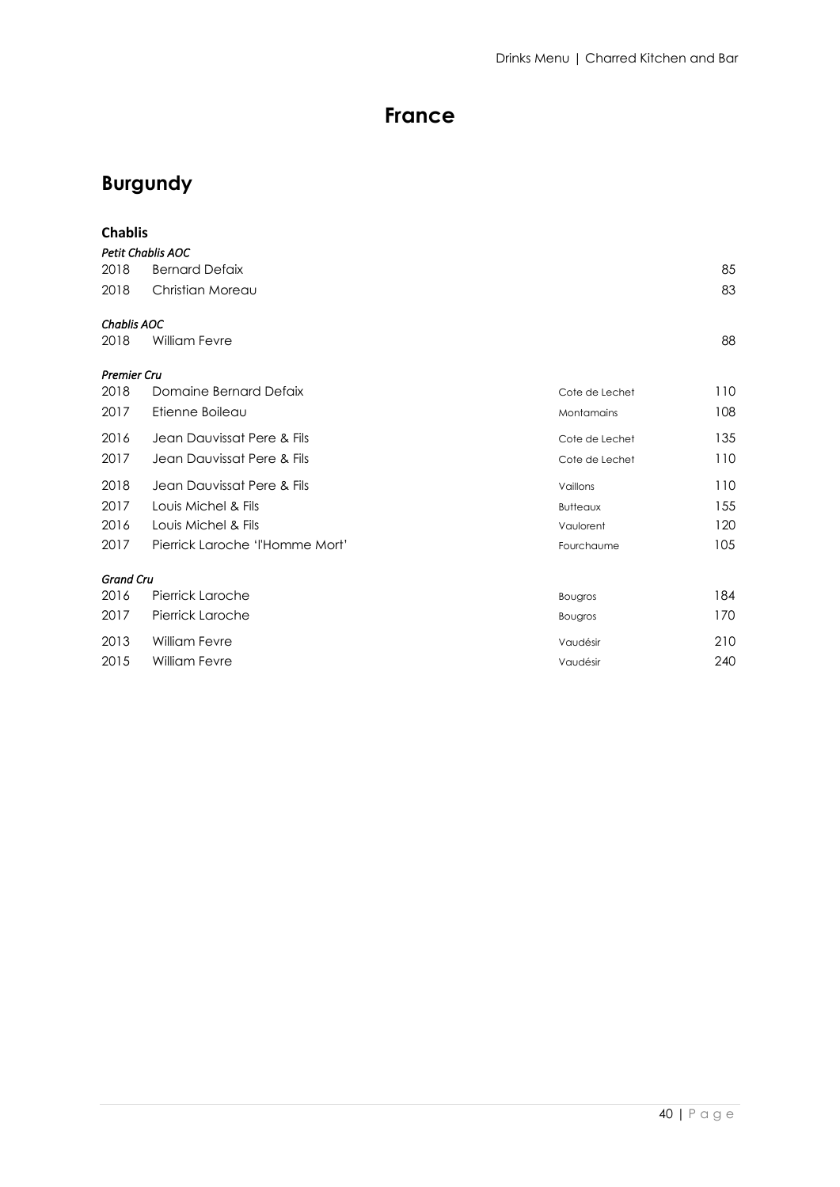# France

## Burgundy

### Chablis

*Petit Chablis AOC*

| | | | |
|---|---|---|---|
| 2018 | Bernard Defaix | | 85 |
| 2018 | Christian Moreau | | 83 |

*Chablis AOC*

| | | | |
|---|---|---|---|
| 2018 | William Fevre | | 88 |

*Premier Cru*

| | | | |
|---|---|---|---|
| 2018 | Domaine Bernard Defaix | Cote de Lechet | 110 |
| 2017 | Etienne Boileau | Montamains | 108 |
| 2016 | Jean Dauvissat Pere & Fils | Cote de Lechet | 135 |
| 2017 | Jean Dauvissat Pere & Fils | Cote de Lechet | 110 |
| 2018 | Jean Dauvissat Pere & Fils | Vaillons | 110 |
| 2017 | Louis Michel & Fils | Butteaux | 155 |
| 2016 | Louis Michel & Fils | Vaulorent | 120 |
| 2017 | Pierrick Laroche 'l'Homme Mort' | Fourchaume | 105 |

*Grand Cru*

| | | | |
|---|---|---|---|
| 2016 | Pierrick Laroche | Bougros | 184 |
| 2017 | Pierrick Laroche | Bougros | 170 |
| 2013 | William Fevre | Vaudésir | 210 |
| 2015 | William Fevre | Vaudésir | 240 |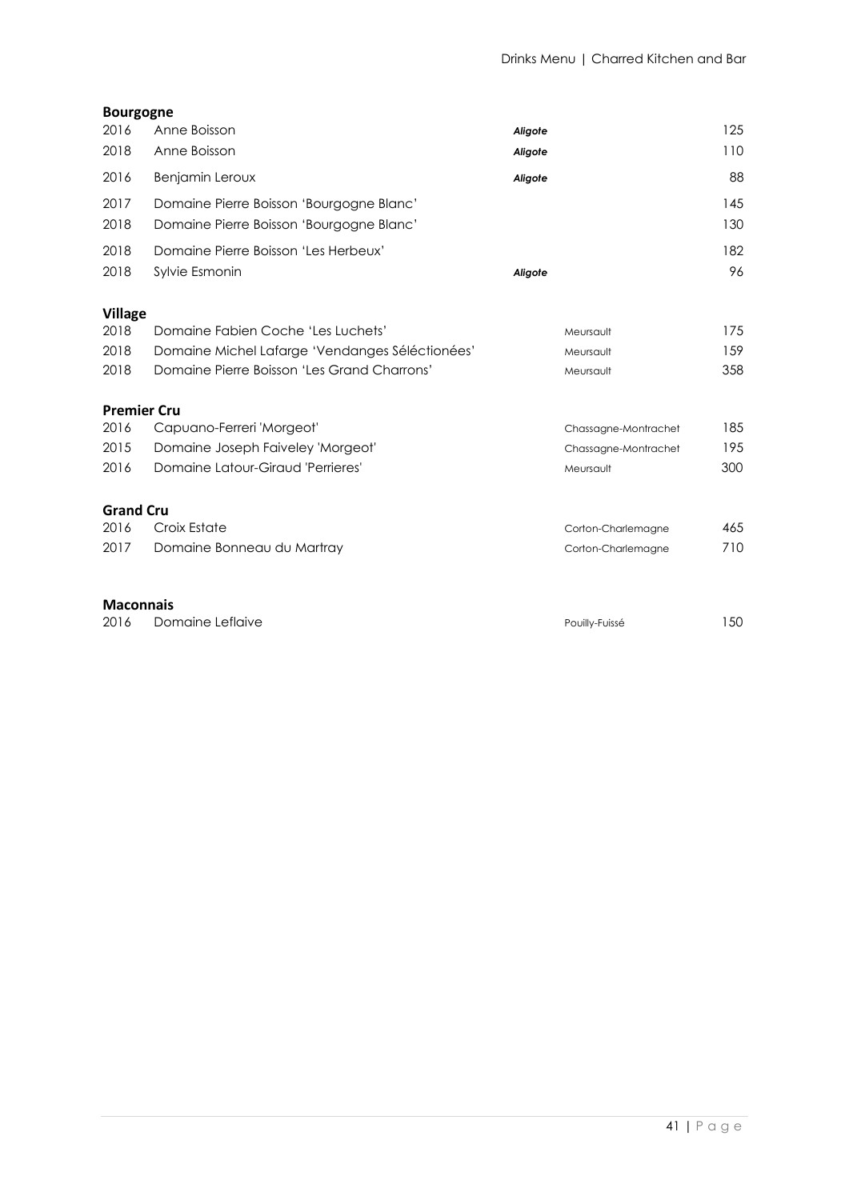## Bourgogne

| | | | | |
|---|---|---|---|---|
| 2016 | Anne Boisson | *Aligote* | | 125 |
| 2018 | Anne Boisson | *Aligote* | | 110 |
| 2016 | Benjamin Leroux | *Aligote* | | 88 |
| 2017 | Domaine Pierre Boisson 'Bourgogne Blanc' | | | 145 |
| 2018 | Domaine Pierre Boisson 'Bourgogne Blanc' | | | 130 |
| 2018 | Domaine Pierre Boisson 'Les Herbeux' | | | 182 |
| 2018 | Sylvie Esmonin | *Aligote* | | 96 |

## Village

| | | | |
|---|---|---|---|
| 2018 | Domaine Fabien Coche 'Les Luchets' | Meursault | 175 |
| 2018 | Domaine Michel Lafarge 'Vendanges Séléctionées' | Meursault | 159 |
| 2018 | Domaine Pierre Boisson 'Les Grand Charrons' | Meursault | 358 |

## Premier Cru

| | | | |
|---|---|---|---|
| 2016 | Capuano-Ferreri 'Morgeot' | Chassagne-Montrachet | 185 |
| 2015 | Domaine Joseph Faiveley 'Morgeot' | Chassagne-Montrachet | 195 |
| 2016 | Domaine Latour-Giraud 'Perrieres' | Meursault | 300 |

## Grand Cru

| | | | |
|---|---|---|---|
| 2016 | Croix Estate | Corton-Charlemagne | 465 |
| 2017 | Domaine Bonneau du Martray | Corton-Charlemagne | 710 |

## Maconnais

| | | | |
|---|---|---|---|
| 2016 | Domaine Leflaive | Pouilly-Fuissé | 150 |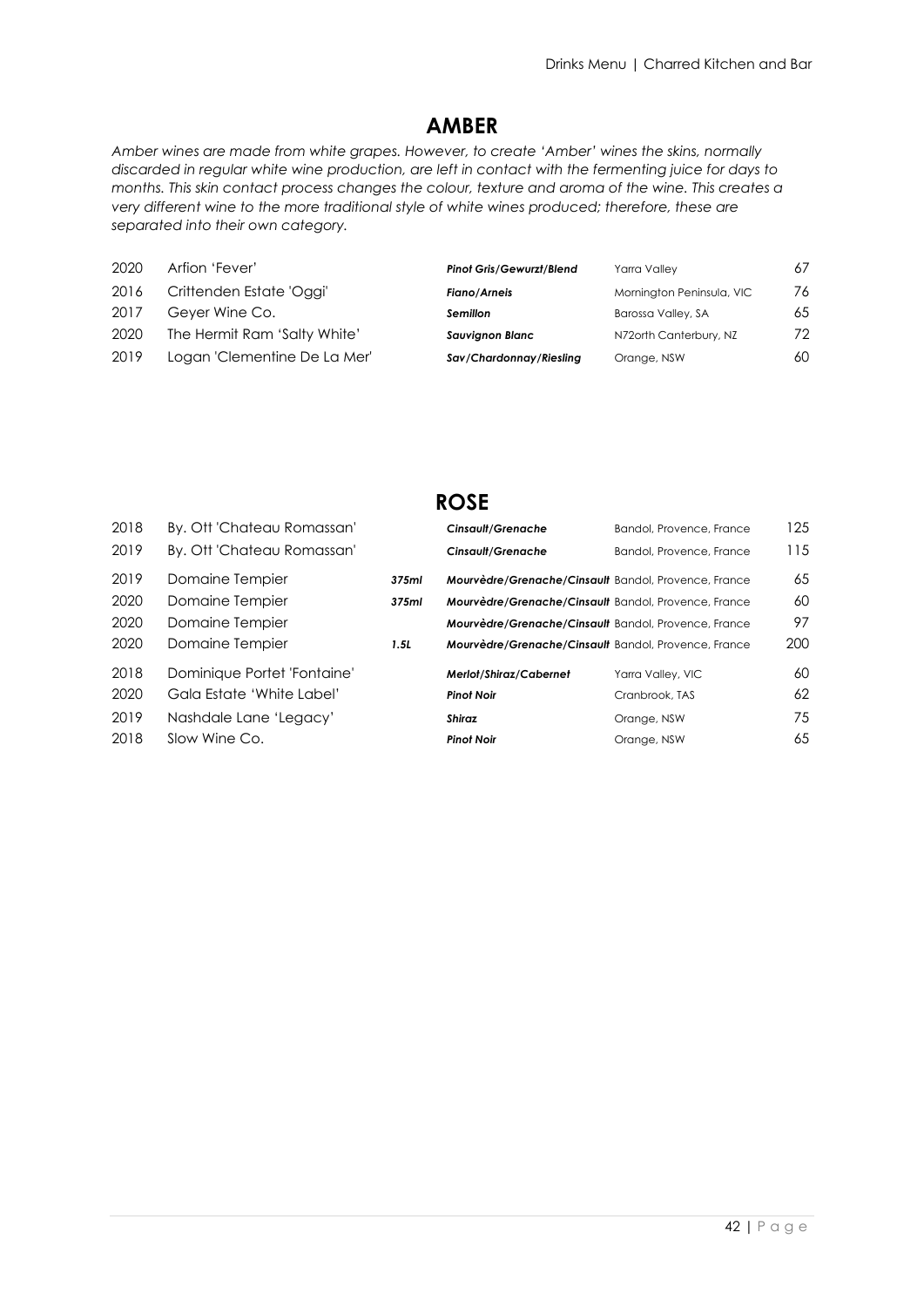## AMBER

*Amber wines are made from white grapes. However, to create 'Amber' wines the skins, normally discarded in regular white wine production, are left in contact with the fermenting juice for days to months. This skin contact process changes the colour, texture and aroma of the wine. This creates a very different wine to the more traditional style of white wines produced; therefore, these are separated into their own category.*

| | | | | |
|---|---|---|---|---|
| 2020 | Arfion 'Fever' | ***Pinot Gris/Gewurzt/Blend*** | Yarra Valley | 67 |
| 2016 | Crittenden Estate 'Oggi' | ***Fiano/Arneis*** | Mornington Peninsula, VIC | 76 |
| 2017 | Geyer Wine Co. | ***Semillon*** | Barossa Valley, SA | 65 |
| 2020 | The Hermit Ram 'Salty White' | ***Sauvignon Blanc*** | N72orth Canterbury, NZ | 72 |
| 2019 | Logan 'Clementine De La Mer' | ***Sav/Chardonnay/Riesling*** | Orange, NSW | 60 |

## ROSE

| | | | | | |
|---|---|---|---|---|---|
| 2018 | By. Ott 'Chateau Romassan' | | ***Cinsault/Grenache*** | Bandol, Provence, France | 125 |
| 2019 | By. Ott 'Chateau Romassan' | | ***Cinsault/Grenache*** | Bandol, Provence, France | 115 |
| 2019 | Domaine Tempier | ***375ml*** | ***Mourvèdre/Grenache/Cinsault*** | Bandol, Provence, France | 65 |
| 2020 | Domaine Tempier | ***375ml*** | ***Mourvèdre/Grenache/Cinsault*** | Bandol, Provence, France | 60 |
| 2020 | Domaine Tempier | | ***Mourvèdre/Grenache/Cinsault*** | Bandol, Provence, France | 97 |
| 2020 | Domaine Tempier | ***1.5L*** | ***Mourvèdre/Grenache/Cinsault*** | Bandol, Provence, France | 200 |
| 2018 | Dominique Portet 'Fontaine' | | ***Merlot/Shiraz/Cabernet*** | Yarra Valley, VIC | 60 |
| 2020 | Gala Estate 'White Label' | | ***Pinot Noir*** | Cranbrook, TAS | 62 |
| 2019 | Nashdale Lane 'Legacy' | | ***Shiraz*** | Orange, NSW | 75 |
| 2018 | Slow Wine Co. | | ***Pinot Noir*** | Orange, NSW | 65 |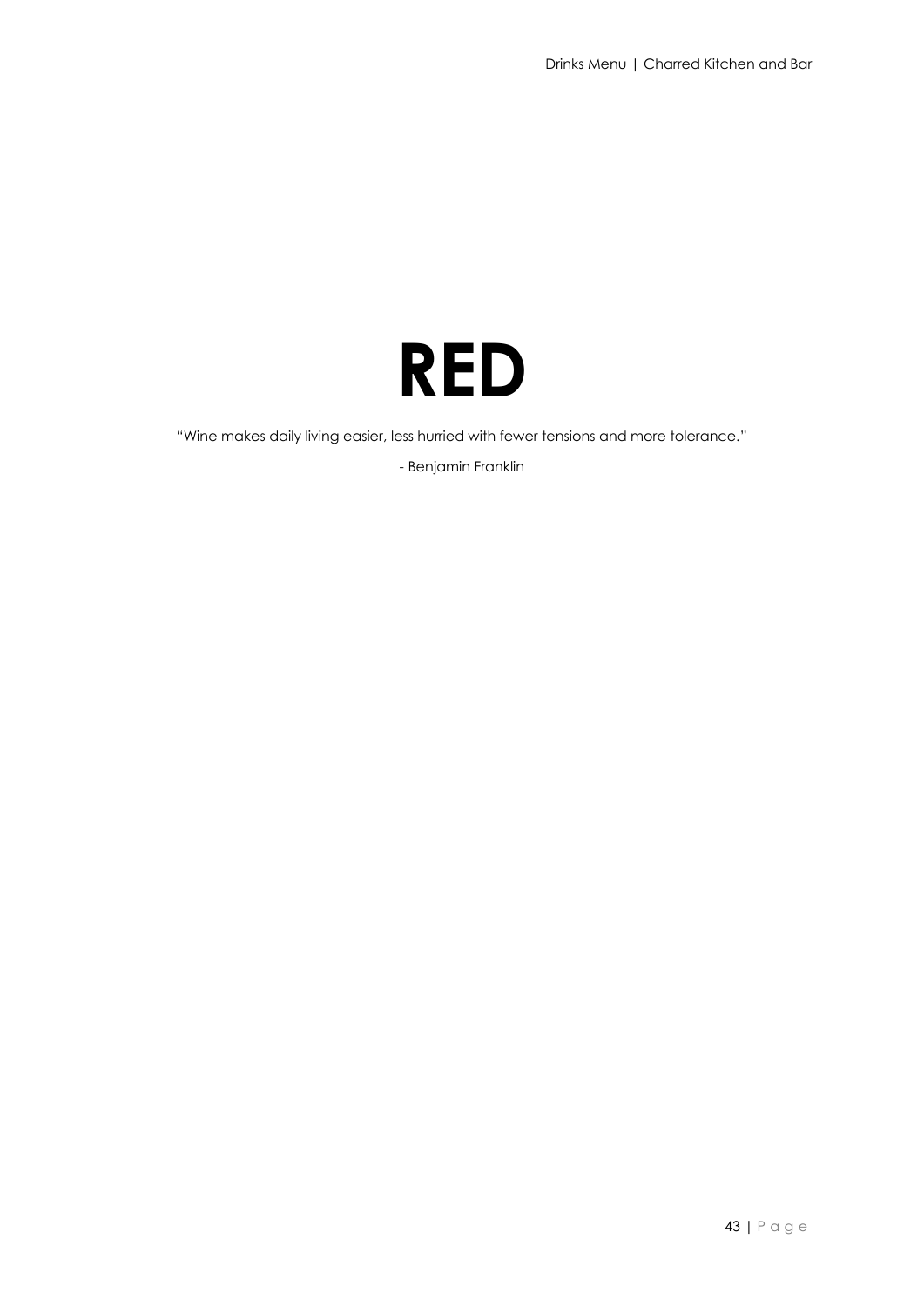# RED

"Wine makes daily living easier, less hurried with fewer tensions and more tolerance."

- Benjamin Franklin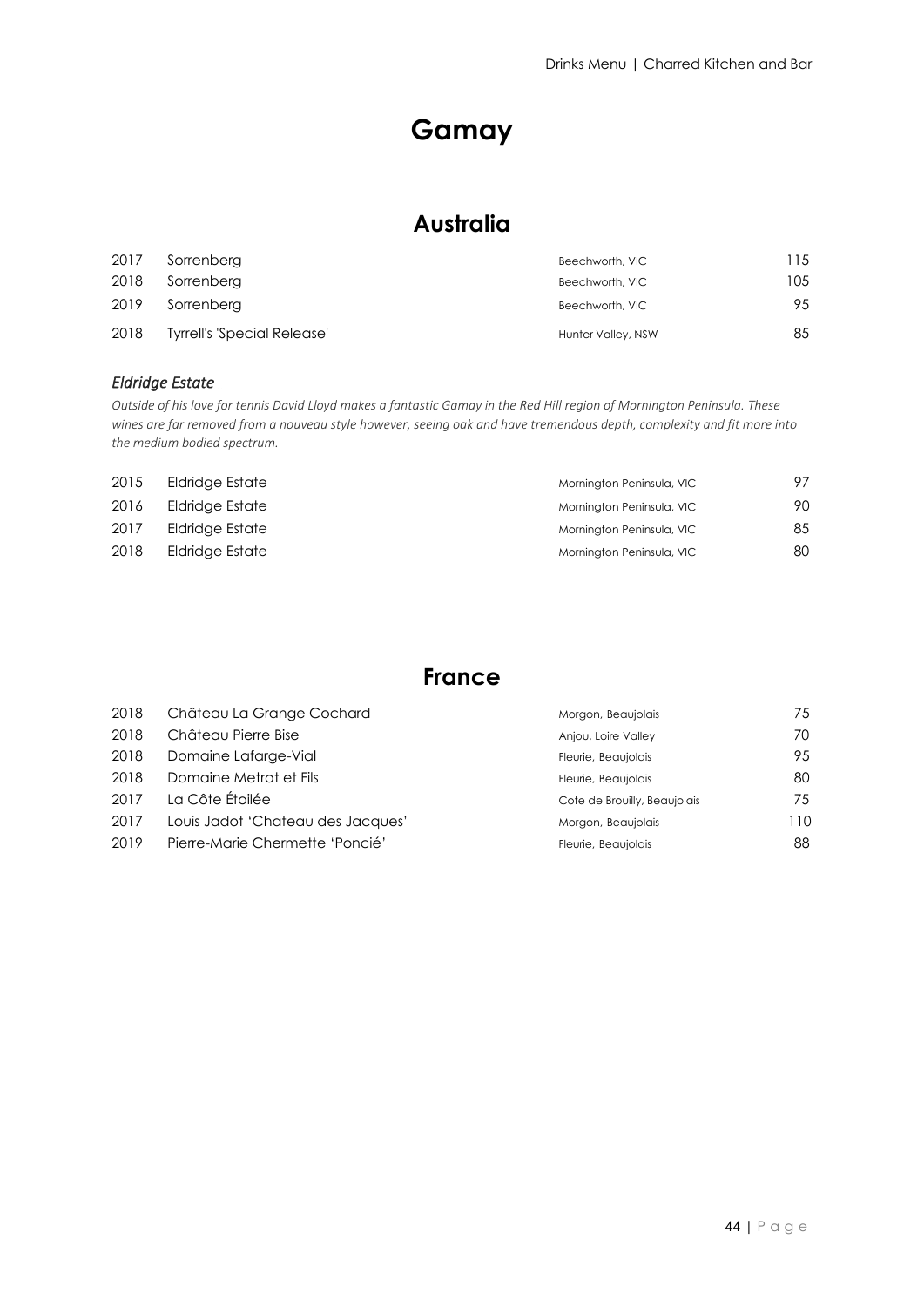# Gamay

## Australia

| Year | Wine | Region | Price |
|---|---|---|---|
| 2017 | Sorrenberg | Beechworth, VIC | 115 |
| 2018 | Sorrenberg | Beechworth, VIC | 105 |
| 2019 | Sorrenberg | Beechworth, VIC | 95 |
| 2018 | Tyrrell's 'Special Release' | Hunter Valley, NSW | 85 |

### *Eldridge Estate*

*Outside of his love for tennis David Lloyd makes a fantastic Gamay in the Red Hill region of Mornington Peninsula. These wines are far removed from a nouveau style however, seeing oak and have tremendous depth, complexity and fit more into the medium bodied spectrum.*

| Year | Wine | Region | Price |
|---|---|---|---|
| 2015 | Eldridge Estate | Mornington Peninsula, VIC | 97 |
| 2016 | Eldridge Estate | Mornington Peninsula, VIC | 90 |
| 2017 | Eldridge Estate | Mornington Peninsula, VIC | 85 |
| 2018 | Eldridge Estate | Mornington Peninsula, VIC | 80 |

## France

| Year | Wine | Region | Price |
|---|---|---|---|
| 2018 | Château La Grange Cochard | Morgon, Beaujolais | 75 |
| 2018 | Château Pierre Bise | Anjou, Loire Valley | 70 |
| 2018 | Domaine Lafarge-Vial | Fleurie, Beaujolais | 95 |
| 2018 | Domaine Metrat et Fils | Fleurie, Beaujolais | 80 |
| 2017 | La Côte Étoilée | Cote de Brouilly, Beaujolais | 75 |
| 2017 | Louis Jadot 'Chateau des Jacques' | Morgon, Beaujolais | 110 |
| 2019 | Pierre-Marie Chermette 'Poncié' | Fleurie, Beaujolais | 88 |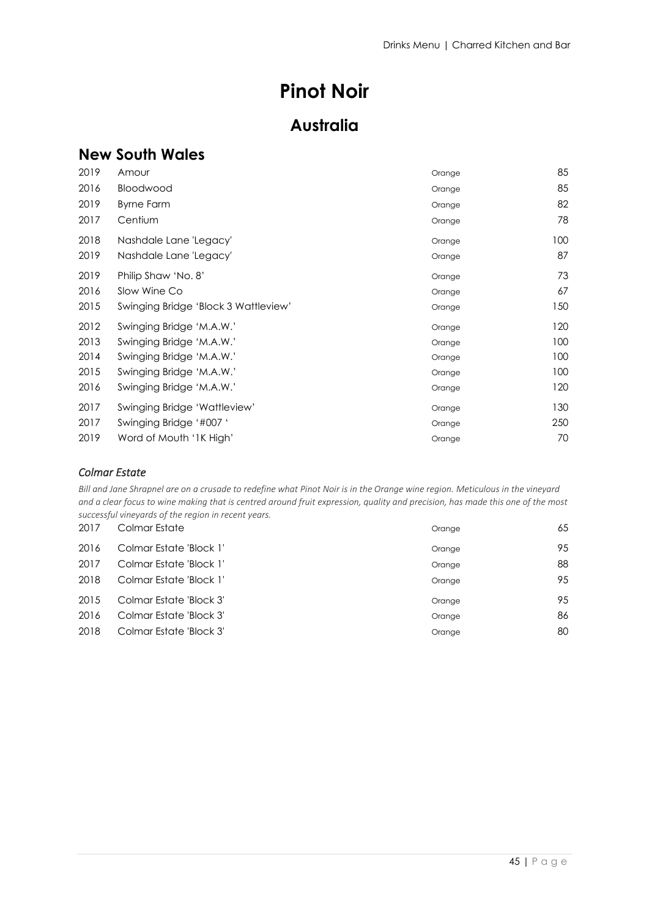# Pinot Noir

## Australia

### New South Wales

| | | | |
|---|---|---|---|
| 2019 | Amour | Orange | 85 |
| 2016 | Bloodwood | Orange | 85 |
| 2019 | Byrne Farm | Orange | 82 |
| 2017 | Centium | Orange | 78 |
| 2018 | Nashdale Lane 'Legacy' | Orange | 100 |
| 2019 | Nashdale Lane 'Legacy' | Orange | 87 |
| 2019 | Philip Shaw 'No. 8' | Orange | 73 |
| 2016 | Slow Wine Co | Orange | 67 |
| 2015 | Swinging Bridge 'Block 3 Wattleview' | Orange | 150 |
| 2012 | Swinging Bridge 'M.A.W.' | Orange | 120 |
| 2013 | Swinging Bridge 'M.A.W.' | Orange | 100 |
| 2014 | Swinging Bridge 'M.A.W.' | Orange | 100 |
| 2015 | Swinging Bridge 'M.A.W.' | Orange | 100 |
| 2016 | Swinging Bridge 'M.A.W.' | Orange | 120 |
| 2017 | Swinging Bridge 'Wattleview' | Orange | 130 |
| 2017 | Swinging Bridge '#007 ' | Orange | 250 |
| 2019 | Word of Mouth '1K High' | Orange | 70 |

#### *Colmar Estate*

*Bill and Jane Shrapnel are on a crusade to redefine what Pinot Noir is in the Orange wine region. Meticulous in the vineyard and a clear focus to wine making that is centred around fruit expression, quality and precision, has made this one of the most successful vineyards of the region in recent years.*

| | | | |
|---|---|---|---|
| 2017 | Colmar Estate | Orange | 65 |
| 2016 | Colmar Estate 'Block 1' | Orange | 95 |
| 2017 | Colmar Estate 'Block 1' | Orange | 88 |
| 2018 | Colmar Estate 'Block 1' | Orange | 95 |
| 2015 | Colmar Estate 'Block 3' | Orange | 95 |
| 2016 | Colmar Estate 'Block 3' | Orange | 86 |
| 2018 | Colmar Estate 'Block 3' | Orange | 80 |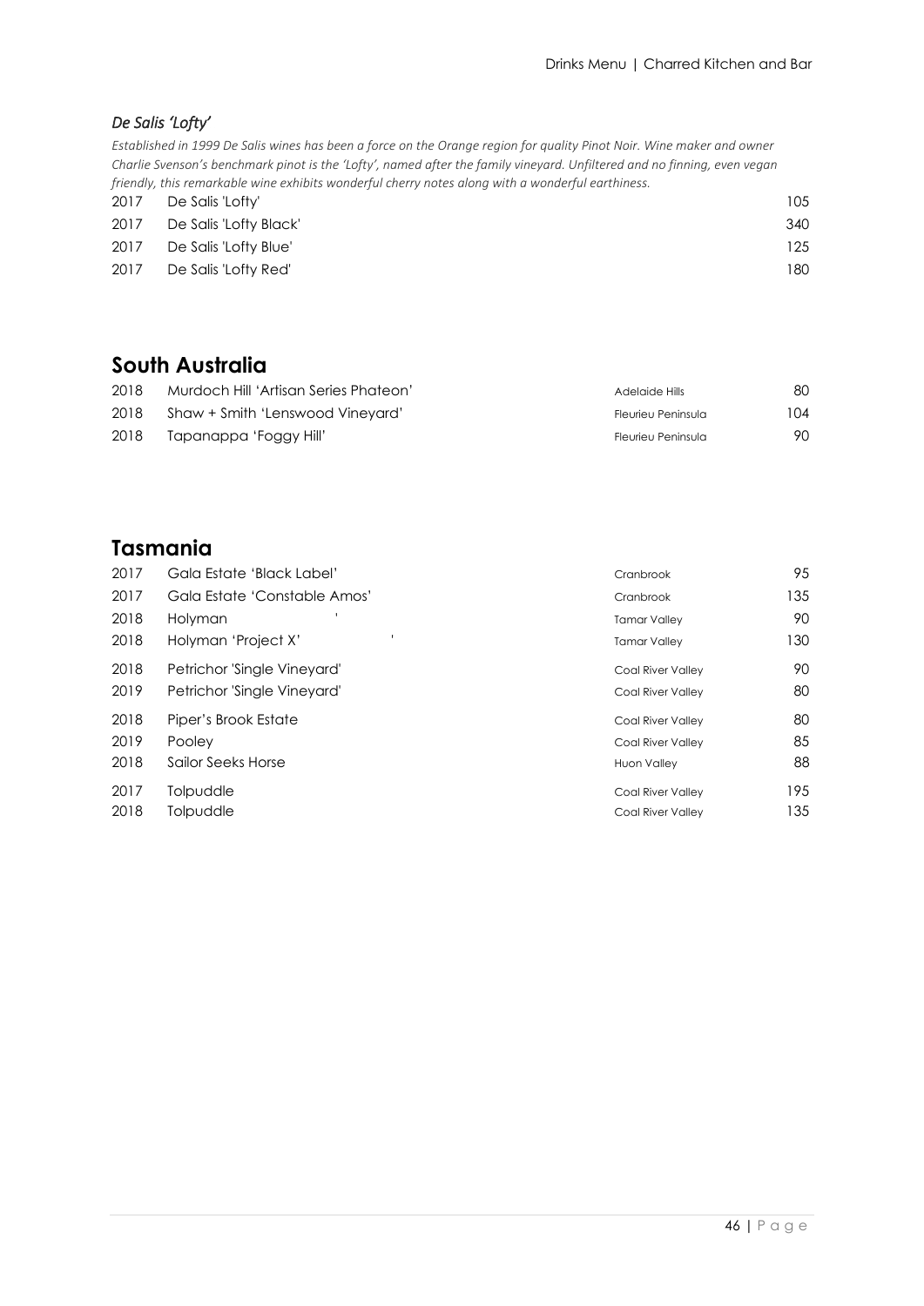### *De Salis 'Lofty'*

*Established in 1999 De Salis wines has been a force on the Orange region for quality Pinot Noir. Wine maker and owner Charlie Svenson's benchmark pinot is the 'Lofty', named after the family vineyard. Unfiltered and no finning, even vegan friendly, this remarkable wine exhibits wonderful cherry notes along with a wonderful earthiness.*

| | | |
|---|---|---|
| 2017 | De Salis 'Lofty' | 105 |
| 2017 | De Salis 'Lofty Black' | 340 |
| 2017 | De Salis 'Lofty Blue' | 125 |
| 2017 | De Salis 'Lofty Red' | 180 |

## South Australia

| | | | |
|---|---|---|---|
| 2018 | Murdoch Hill 'Artisan Series Phateon' | Adelaide Hills | 80 |
| 2018 | Shaw + Smith 'Lenswood Vineyard' | Fleurieu Peninsula | 104 |
| 2018 | Tapanappa 'Foggy Hill' | Fleurieu Peninsula | 90 |

## Tasmania

| | | | |
|---|---|---|---|
| 2017 | Gala Estate 'Black Label' | Cranbrook | 95 |
| 2017 | Gala Estate 'Constable Amos' | Cranbrook | 135 |
| 2018 | Holyman ' | Tamar Valley | 90 |
| 2018 | Holyman 'Project X' ' | Tamar Valley | 130 |
| 2018 | Petrichor 'Single Vineyard' | Coal River Valley | 90 |
| 2019 | Petrichor 'Single Vineyard' | Coal River Valley | 80 |
| 2018 | Piper's Brook Estate | Coal River Valley | 80 |
| 2019 | Pooley | Coal River Valley | 85 |
| 2018 | Sailor Seeks Horse | Huon Valley | 88 |
| 2017 | Tolpuddle | Coal River Valley | 195 |
| 2018 | Tolpuddle | Coal River Valley | 135 |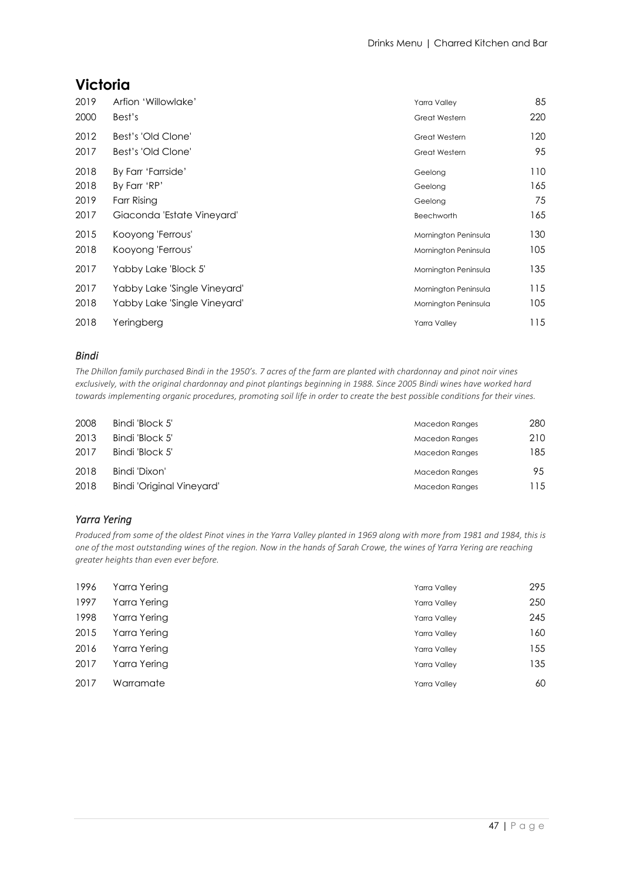## Victoria

| Year | Wine | Region | Price |
|---|---|---|---|
| 2019 | Arfion 'Willowlake' | Yarra Valley | 85 |
| 2000 | Best's | Great Western | 220 |
| 2012 | Best's 'Old Clone' | Great Western | 120 |
| 2017 | Best's 'Old Clone' | Great Western | 95 |
| 2018 | By Farr 'Farrside' | Geelong | 110 |
| 2018 | By Farr 'RP' | Geelong | 165 |
| 2019 | Farr Rising | Geelong | 75 |
| 2017 | Giaconda 'Estate Vineyard' | Beechworth | 165 |
| 2015 | Kooyong 'Ferrous' | Mornington Peninsula | 130 |
| 2018 | Kooyong 'Ferrous' | Mornington Peninsula | 105 |
| 2017 | Yabby Lake 'Block 5' | Mornington Peninsula | 135 |
| 2017 | Yabby Lake 'Single Vineyard' | Mornington Peninsula | 115 |
| 2018 | Yabby Lake 'Single Vineyard' | Mornington Peninsula | 105 |
| 2018 | Yeringberg | Yarra Valley | 115 |

### *Bindi*

*The Dhillon family purchased Bindi in the 1950's. 7 acres of the farm are planted with chardonnay and pinot noir vines exclusively, with the original chardonnay and pinot plantings beginning in 1988. Since 2005 Bindi wines have worked hard towards implementing organic procedures, promoting soil life in order to create the best possible conditions for their vines.*

| Year | Wine | Region | Price |
|---|---|---|---|
| 2008 | Bindi 'Block 5' | Macedon Ranges | 280 |
| 2013 | Bindi 'Block 5' | Macedon Ranges | 210 |
| 2017 | Bindi 'Block 5' | Macedon Ranges | 185 |
| 2018 | Bindi 'Dixon' | Macedon Ranges | 95 |
| 2018 | Bindi 'Original Vineyard' | Macedon Ranges | 115 |

### *Yarra Yering*

*Produced from some of the oldest Pinot vines in the Yarra Valley planted in 1969 along with more from 1981 and 1984, this is one of the most outstanding wines of the region. Now in the hands of Sarah Crowe, the wines of Yarra Yering are reaching greater heights than even ever before.*

| Year | Wine | Region | Price |
|---|---|---|---|
| 1996 | Yarra Yering | Yarra Valley | 295 |
| 1997 | Yarra Yering | Yarra Valley | 250 |
| 1998 | Yarra Yering | Yarra Valley | 245 |
| 2015 | Yarra Yering | Yarra Valley | 160 |
| 2016 | Yarra Yering | Yarra Valley | 155 |
| 2017 | Yarra Yering | Yarra Valley | 135 |
| 2017 | Warramate | Yarra Valley | 60 |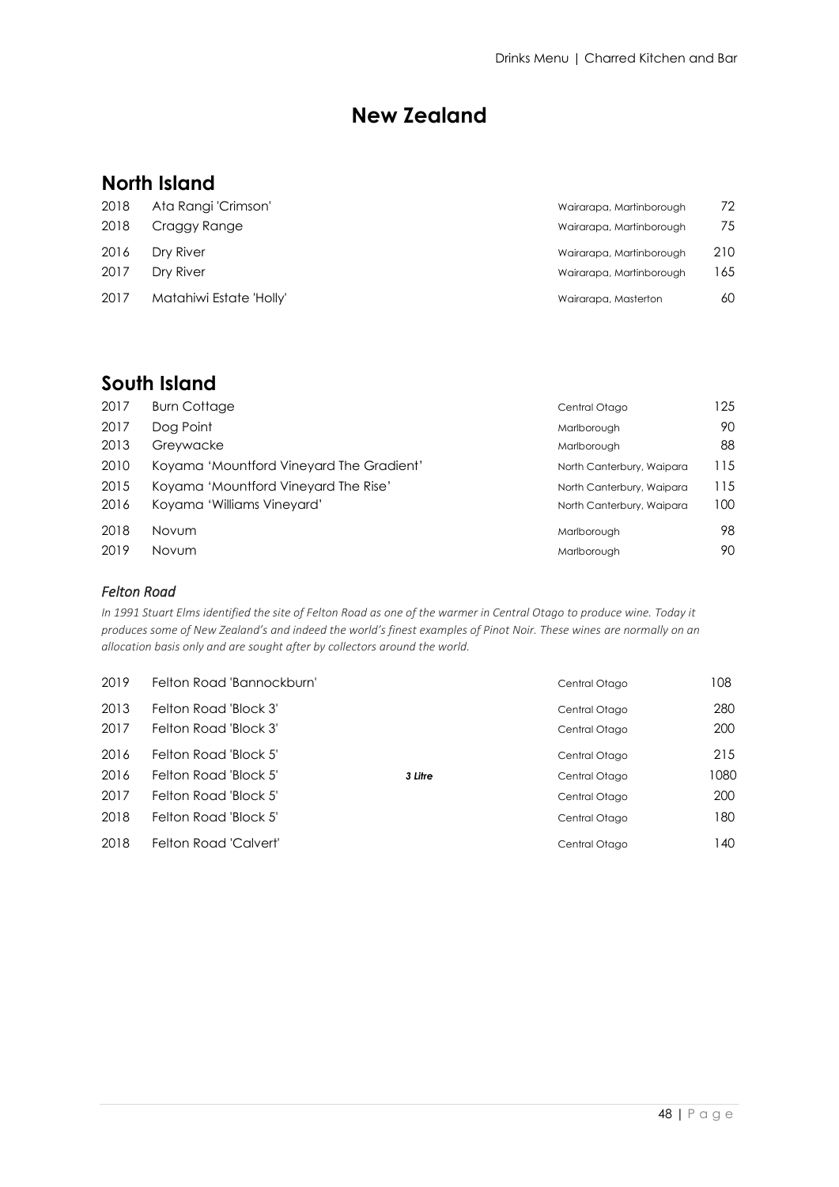# New Zealand

## North Island

| Year | Wine | Region | Price |
|---|---|---|---|
| 2018 | Ata Rangi 'Crimson' | Wairarapa, Martinborough | 72 |
| 2018 | Craggy Range | Wairarapa, Martinborough | 75 |
| 2016 | Dry River | Wairarapa, Martinborough | 210 |
| 2017 | Dry River | Wairarapa, Martinborough | 165 |
| 2017 | Matahiwi Estate 'Holly' | Wairarapa, Masterton | 60 |

## South Island

| Year | Wine | Region | Price |
|---|---|---|---|
| 2017 | Burn Cottage | Central Otago | 125 |
| 2017 | Dog Point | Marlborough | 90 |
| 2013 | Greywacke | Marlborough | 88 |
| 2010 | Koyama 'Mountford Vineyard The Gradient' | North Canterbury, Waipara | 115 |
| 2015 | Koyama 'Mountford Vineyard The Rise' | North Canterbury, Waipara | 115 |
| 2016 | Koyama 'Williams Vineyard' | North Canterbury, Waipara | 100 |
| 2018 | Novum | Marlborough | 98 |
| 2019 | Novum | Marlborough | 90 |

### *Felton Road*

*In 1991 Stuart Elms identified the site of Felton Road as one of the warmer in Central Otago to produce wine. Today it produces some of New Zealand's and indeed the world's finest examples of Pinot Noir. These wines are normally on an allocation basis only and are sought after by collectors around the world.*

| Year | Wine | Size | Region | Price |
|---|---|---|---|---|
| 2019 | Felton Road 'Bannockburn' | | Central Otago | 108 |
| 2013 | Felton Road 'Block 3' | | Central Otago | 280 |
| 2017 | Felton Road 'Block 3' | | Central Otago | 200 |
| 2016 | Felton Road 'Block 5' | | Central Otago | 215 |
| 2016 | Felton Road 'Block 5' | ***3 Litre*** | Central Otago | 1080 |
| 2017 | Felton Road 'Block 5' | | Central Otago | 200 |
| 2018 | Felton Road 'Block 5' | | Central Otago | 180 |
| 2018 | Felton Road 'Calvert' | | Central Otago | 140 |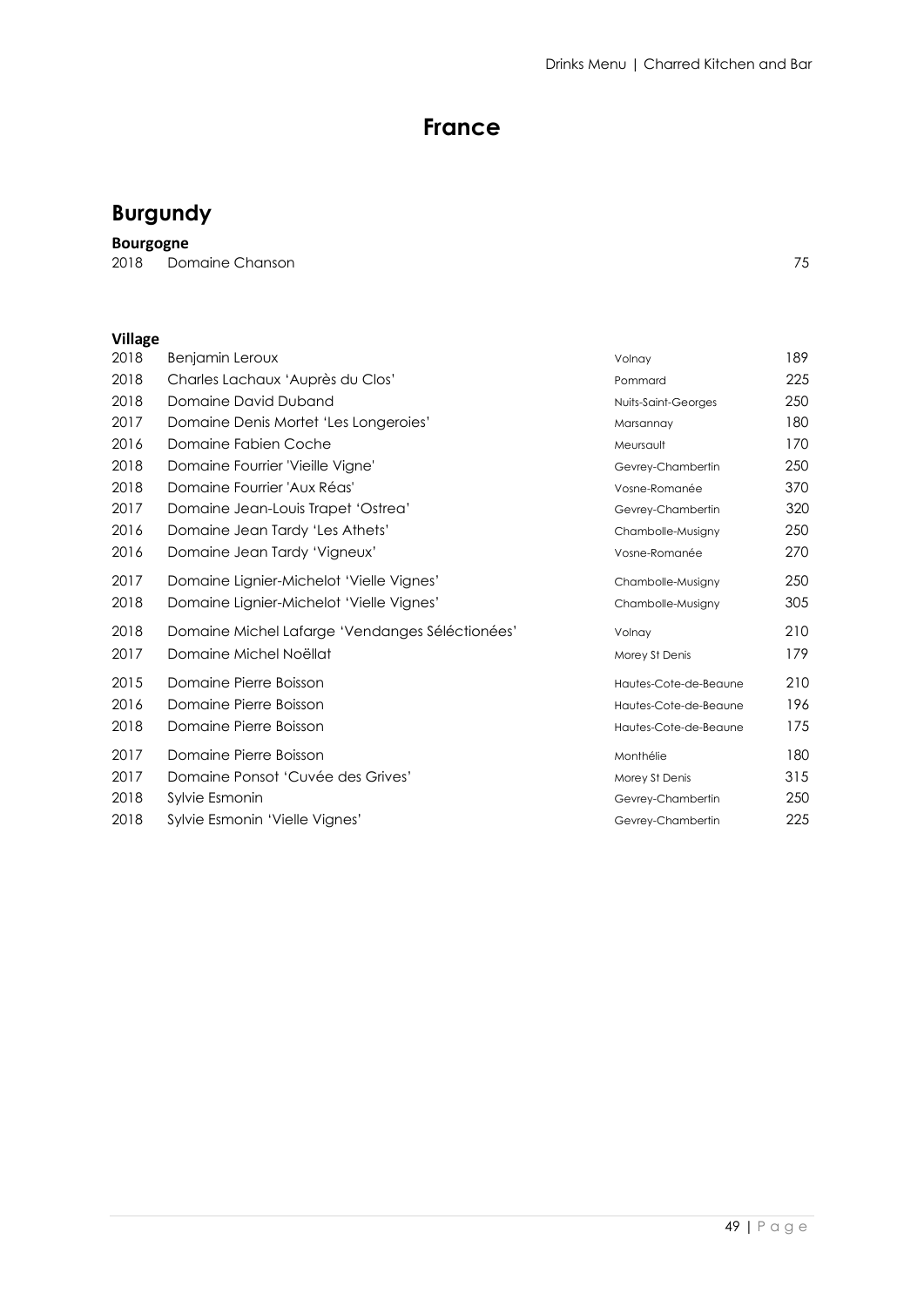# France

## Burgundy

### Bourgogne

| Vintage | Wine | Appellation | Price |
|---|---|---|---|
| 2018 | Domaine Chanson | | 75 |

### Village

| Vintage | Wine | Appellation | Price |
|---|---|---|---|
| 2018 | Benjamin Leroux | Volnay | 189 |
| 2018 | Charles Lachaux 'Auprès du Clos' | Pommard | 225 |
| 2018 | Domaine David Duband | Nuits-Saint-Georges | 250 |
| 2017 | Domaine Denis Mortet 'Les Longeroies' | Marsannay | 180 |
| 2016 | Domaine Fabien Coche | Meursault | 170 |
| 2018 | Domaine Fourrier 'Vieille Vigne' | Gevrey-Chambertin | 250 |
| 2018 | Domaine Fourrier 'Aux Réas' | Vosne-Romanée | 370 |
| 2017 | Domaine Jean-Louis Trapet 'Ostrea' | Gevrey-Chambertin | 320 |
| 2016 | Domaine Jean Tardy 'Les Athets' | Chambolle-Musigny | 250 |
| 2016 | Domaine Jean Tardy 'Vigneux' | Vosne-Romanée | 270 |
| 2017 | Domaine Lignier-Michelot 'Vielle Vignes' | Chambolle-Musigny | 250 |
| 2018 | Domaine Lignier-Michelot 'Vielle Vignes' | Chambolle-Musigny | 305 |
| 2018 | Domaine Michel Lafarge 'Vendanges Séléctionées' | Volnay | 210 |
| 2017 | Domaine Michel Noëllat | Morey St Denis | 179 |
| 2015 | Domaine Pierre Boisson | Hautes-Cote-de-Beaune | 210 |
| 2016 | Domaine Pierre Boisson | Hautes-Cote-de-Beaune | 196 |
| 2018 | Domaine Pierre Boisson | Hautes-Cote-de-Beaune | 175 |
| 2017 | Domaine Pierre Boisson | Monthélie | 180 |
| 2017 | Domaine Ponsot 'Cuvée des Grives' | Morey St Denis | 315 |
| 2018 | Sylvie Esmonin | Gevrey-Chambertin | 250 |
| 2018 | Sylvie Esmonin 'Vielle Vignes' | Gevrey-Chambertin | 225 |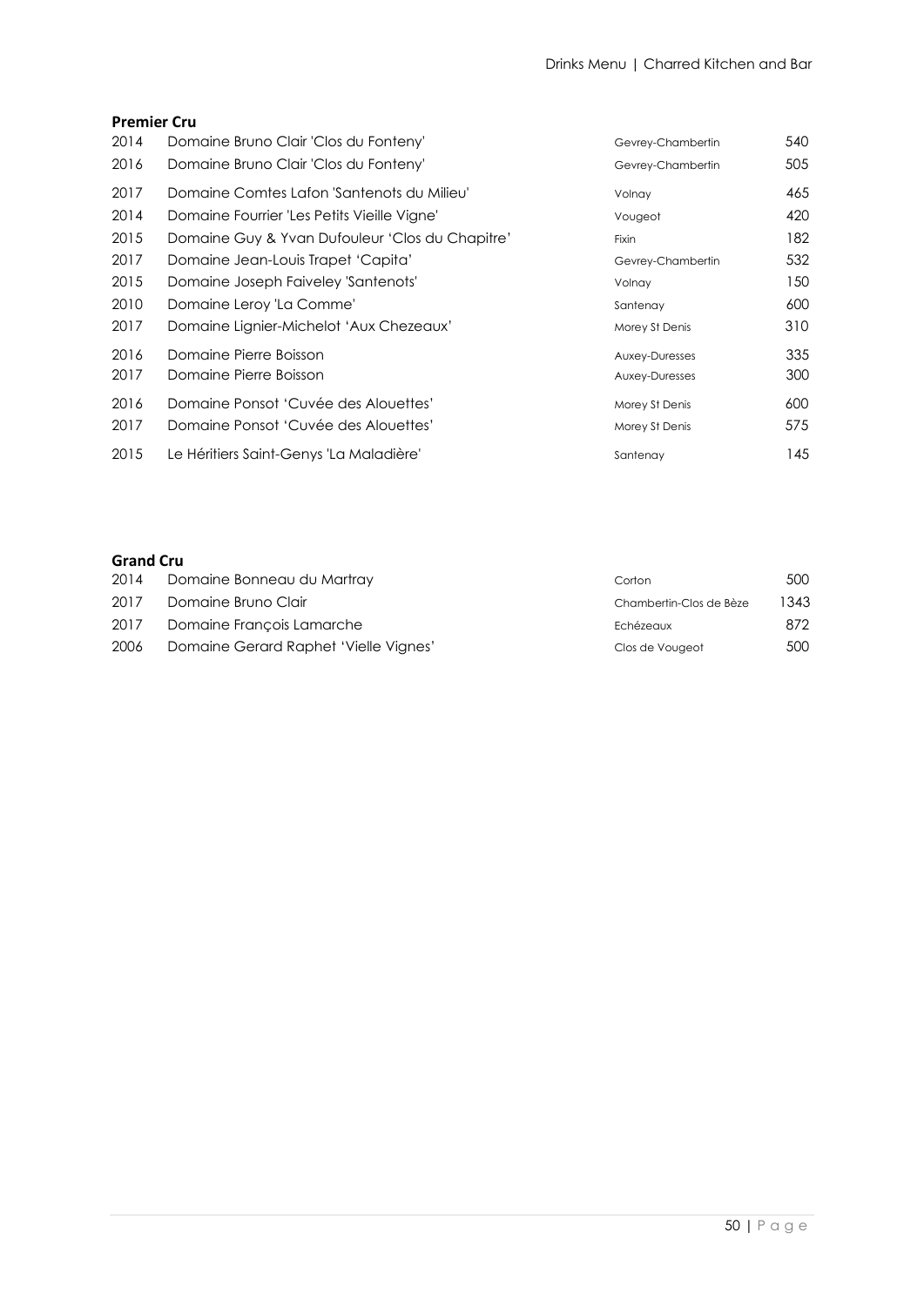## Premier Cru

| | | | |
|---|---|---|---|
| 2014 | Domaine Bruno Clair 'Clos du Fonteny' | Gevrey-Chambertin | 540 |
| 2016 | Domaine Bruno Clair 'Clos du Fonteny' | Gevrey-Chambertin | 505 |
| 2017 | Domaine Comtes Lafon 'Santenots du Milieu' | Volnay | 465 |
| 2014 | Domaine Fourrier 'Les Petits Vieille Vigne' | Vougeot | 420 |
| 2015 | Domaine Guy & Yvan Dufouleur 'Clos du Chapitre' | Fixin | 182 |
| 2017 | Domaine Jean-Louis Trapet 'Capita' | Gevrey-Chambertin | 532 |
| 2015 | Domaine Joseph Faiveley 'Santenots' | Volnay | 150 |
| 2010 | Domaine Leroy 'La Comme' | Santenay | 600 |
| 2017 | Domaine Lignier-Michelot 'Aux Chezeaux' | Morey St Denis | 310 |
| 2016 | Domaine Pierre Boisson | Auxey-Duresses | 335 |
| 2017 | Domaine Pierre Boisson | Auxey-Duresses | 300 |
| 2016 | Domaine Ponsot 'Cuvée des Alouettes' | Morey St Denis | 600 |
| 2017 | Domaine Ponsot 'Cuvée des Alouettes' | Morey St Denis | 575 |
| 2015 | Le Héritiers Saint-Genys 'La Maladière' | Santenay | 145 |

## Grand Cru

| | | | |
|---|---|---|---|
| 2014 | Domaine Bonneau du Martray | Corton | 500 |
| 2017 | Domaine Bruno Clair | Chambertin-Clos de Bèze | 1343 |
| 2017 | Domaine François Lamarche | Echézeaux | 872 |
| 2006 | Domaine Gerard Raphet 'Vielle Vignes' | Clos de Vougeot | 500 |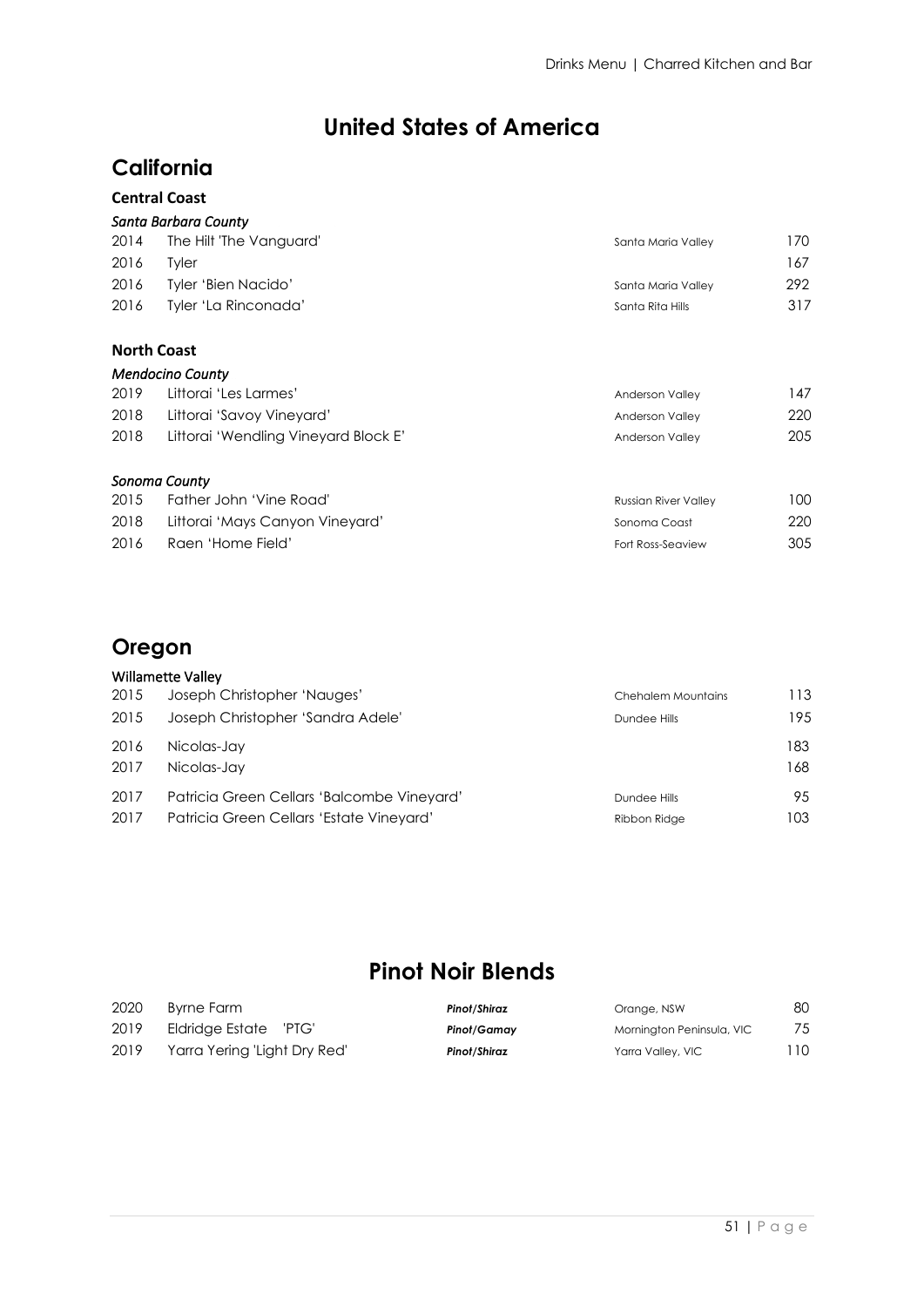# United States of America

## California

### Central Coast

*Santa Barbara County*

| | | | |
|---|---|---|---|
| 2014 | The Hilt 'The Vanguard' | Santa Maria Valley | 170 |
| 2016 | Tyler | | 167 |
| 2016 | Tyler 'Bien Nacido' | Santa Maria Valley | 292 |
| 2016 | Tyler 'La Rinconada' | Santa Rita Hills | 317 |

### North Coast

*Mendocino County*

| | | | |
|---|---|---|---|
| 2019 | Littorai 'Les Larmes' | Anderson Valley | 147 |
| 2018 | Littorai 'Savoy Vineyard' | Anderson Valley | 220 |
| 2018 | Littorai 'Wendling Vineyard Block E' | Anderson Valley | 205 |

*Sonoma County*

| | | | |
|---|---|---|---|
| 2015 | Father John 'Vine Road' | Russian River Valley | 100 |
| 2018 | Littorai 'Mays Canyon Vineyard' | Sonoma Coast | 220 |
| 2016 | Raen 'Home Field' | Fort Ross-Seaview | 305 |

## Oregon

**Willamette Valley**

| | | | |
|---|---|---|---|
| 2015 | Joseph Christopher 'Nauges' | Chehalem Mountains | 113 |
| 2015 | Joseph Christopher 'Sandra Adele' | Dundee Hills | 195 |
| 2016 | Nicolas-Jay | | 183 |
| 2017 | Nicolas-Jay | | 168 |
| 2017 | Patricia Green Cellars 'Balcombe Vineyard' | Dundee Hills | 95 |
| 2017 | Patricia Green Cellars 'Estate Vineyard' | Ribbon Ridge | 103 |

# Pinot Noir Blends

| | | | | |
|---|---|---|---|---|
| 2020 | Byrne Farm | ***Pinot/Shiraz*** | Orange, NSW | 80 |
| 2019 | Eldridge Estate 'PTG' | ***Pinot/Gamay*** | Mornington Peninsula, VIC | 75 |
| 2019 | Yarra Yering 'Light Dry Red' | ***Pinot/Shiraz*** | Yarra Valley, VIC | 110 |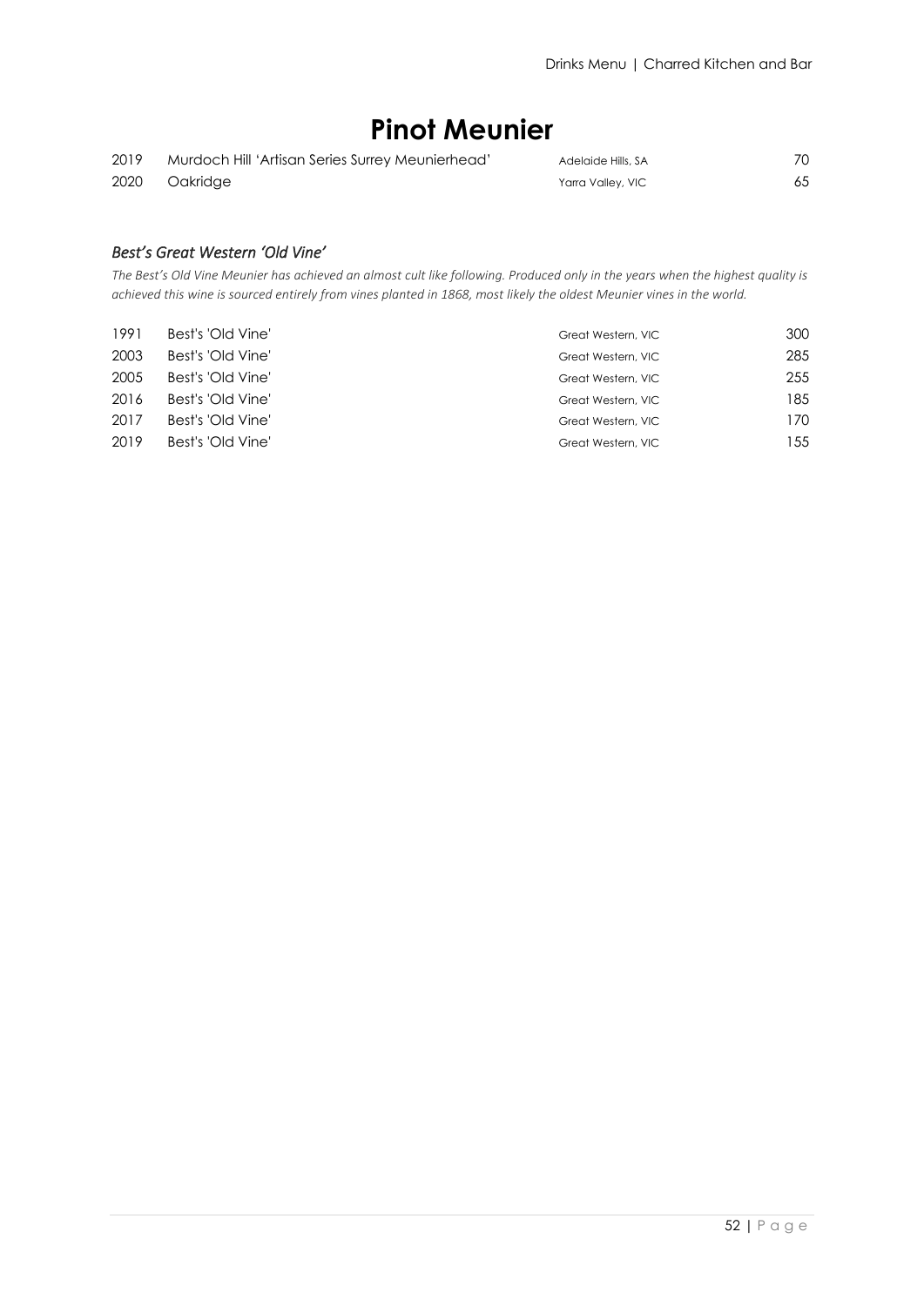# Pinot Meunier

| | | | |
|---|---|---|---|
| 2019 | Murdoch Hill 'Artisan Series Surrey Meunierhead' | Adelaide Hills, SA | 70 |
| 2020 | Oakridge | Yarra Valley, VIC | 65 |

### *Best's Great Western 'Old Vine'*

*The Best's Old Vine Meunier has achieved an almost cult like following. Produced only in the years when the highest quality is achieved this wine is sourced entirely from vines planted in 1868, most likely the oldest Meunier vines in the world.*

| | | | |
|---|---|---|---|
| 1991 | Best's 'Old Vine' | Great Western, VIC | 300 |
| 2003 | Best's 'Old Vine' | Great Western, VIC | 285 |
| 2005 | Best's 'Old Vine' | Great Western, VIC | 255 |
| 2016 | Best's 'Old Vine' | Great Western, VIC | 185 |
| 2017 | Best's 'Old Vine' | Great Western, VIC | 170 |
| 2019 | Best's 'Old Vine' | Great Western, VIC | 155 |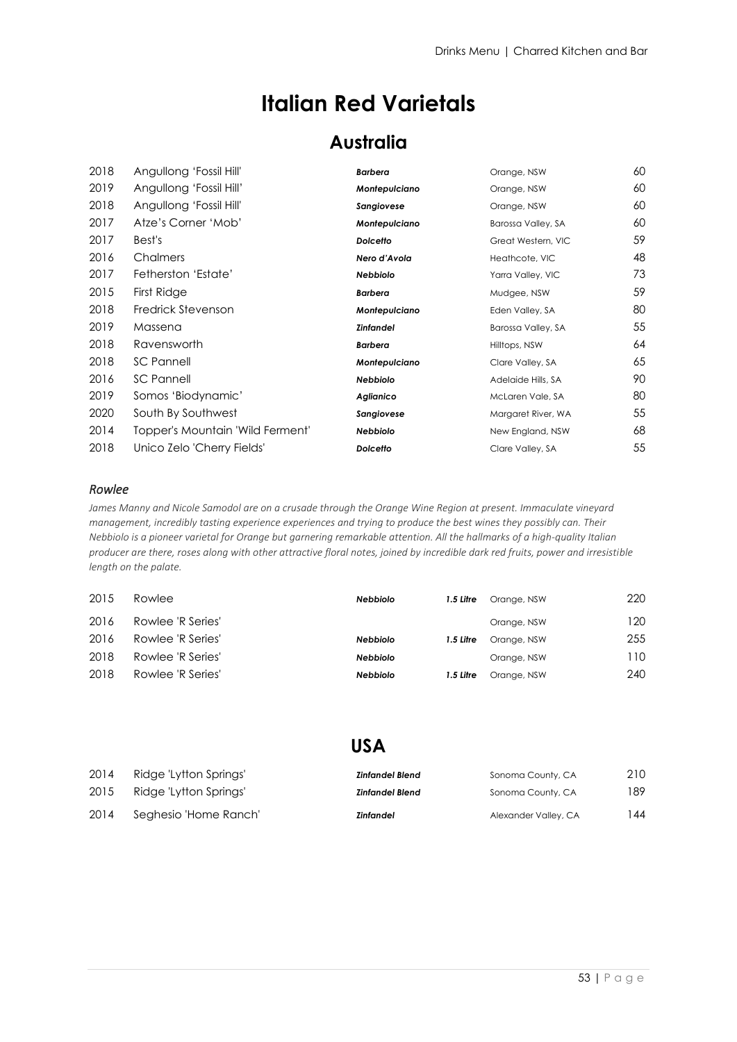# Italian Red Varietals

## Australia

| Year | Wine | Varietal | Region | Price |
|---|---|---|---|---|
| 2018 | Angullong 'Fossil Hill' | ***Barbera*** | Orange, NSW | 60 |
| 2019 | Angullong 'Fossil Hill' | ***Montepulciano*** | Orange, NSW | 60 |
| 2018 | Angullong 'Fossil Hill' | ***Sangiovese*** | Orange, NSW | 60 |
| 2017 | Atze's Corner 'Mob' | ***Montepulciano*** | Barossa Valley, SA | 60 |
| 2017 | Best's | ***Dolcetto*** | Great Western, VIC | 59 |
| 2016 | Chalmers | ***Nero d'Avola*** | Heathcote, VIC | 48 |
| 2017 | Fetherston 'Estate' | ***Nebbiolo*** | Yarra Valley, VIC | 73 |
| 2015 | First Ridge | ***Barbera*** | Mudgee, NSW | 59 |
| 2018 | Fredrick Stevenson | ***Montepulciano*** | Eden Valley, SA | 80 |
| 2019 | Massena | ***Zinfandel*** | Barossa Valley, SA | 55 |
| 2018 | Ravensworth | ***Barbera*** | Hilltops, NSW | 64 |
| 2018 | SC Pannell | ***Montepulciano*** | Clare Valley, SA | 65 |
| 2016 | SC Pannell | ***Nebbiolo*** | Adelaide Hills, SA | 90 |
| 2019 | Somos 'Biodynamic' | ***Aglianico*** | McLaren Vale, SA | 80 |
| 2020 | South By Southwest | ***Sangiovese*** | Margaret River, WA | 55 |
| 2014 | Topper's Mountain 'Wild Ferment' | ***Nebbiolo*** | New England, NSW | 68 |
| 2018 | Unico Zelo 'Cherry Fields' | ***Dolcetto*** | Clare Valley, SA | 55 |

### *Rowlee*

*James Manny and Nicole Samodol are on a crusade through the Orange Wine Region at present. Immaculate vineyard management, incredibly tasting experience experiences and trying to produce the best wines they possibly can. Their Nebbiolo is a pioneer varietal for Orange but garnering remarkable attention. All the hallmarks of a high-quality Italian producer are there, roses along with other attractive floral notes, joined by incredible dark red fruits, power and irresistible length on the palate.*

| Year | Wine | Varietal | Size | Region | Price |
|---|---|---|---|---|---|
| 2015 | Rowlee | ***Nebbiolo*** | ***1.5 Litre*** | Orange, NSW | 220 |
| 2016 | Rowlee 'R Series' | | | Orange, NSW | 120 |
| 2016 | Rowlee 'R Series' | ***Nebbiolo*** | ***1.5 Litre*** | Orange, NSW | 255 |
| 2018 | Rowlee 'R Series' | ***Nebbiolo*** | | Orange, NSW | 110 |
| 2018 | Rowlee 'R Series' | ***Nebbiolo*** | ***1.5 Litre*** | Orange, NSW | 240 |

## USA

| Year | Wine | Varietal | Region | Price |
|---|---|---|---|---|
| 2014 | Ridge 'Lytton Springs' | ***Zinfandel Blend*** | Sonoma County, CA | 210 |
| 2015 | Ridge 'Lytton Springs' | ***Zinfandel Blend*** | Sonoma County, CA | 189 |
| 2014 | Seghesio 'Home Ranch' | ***Zinfandel*** | Alexander Valley, CA | 144 |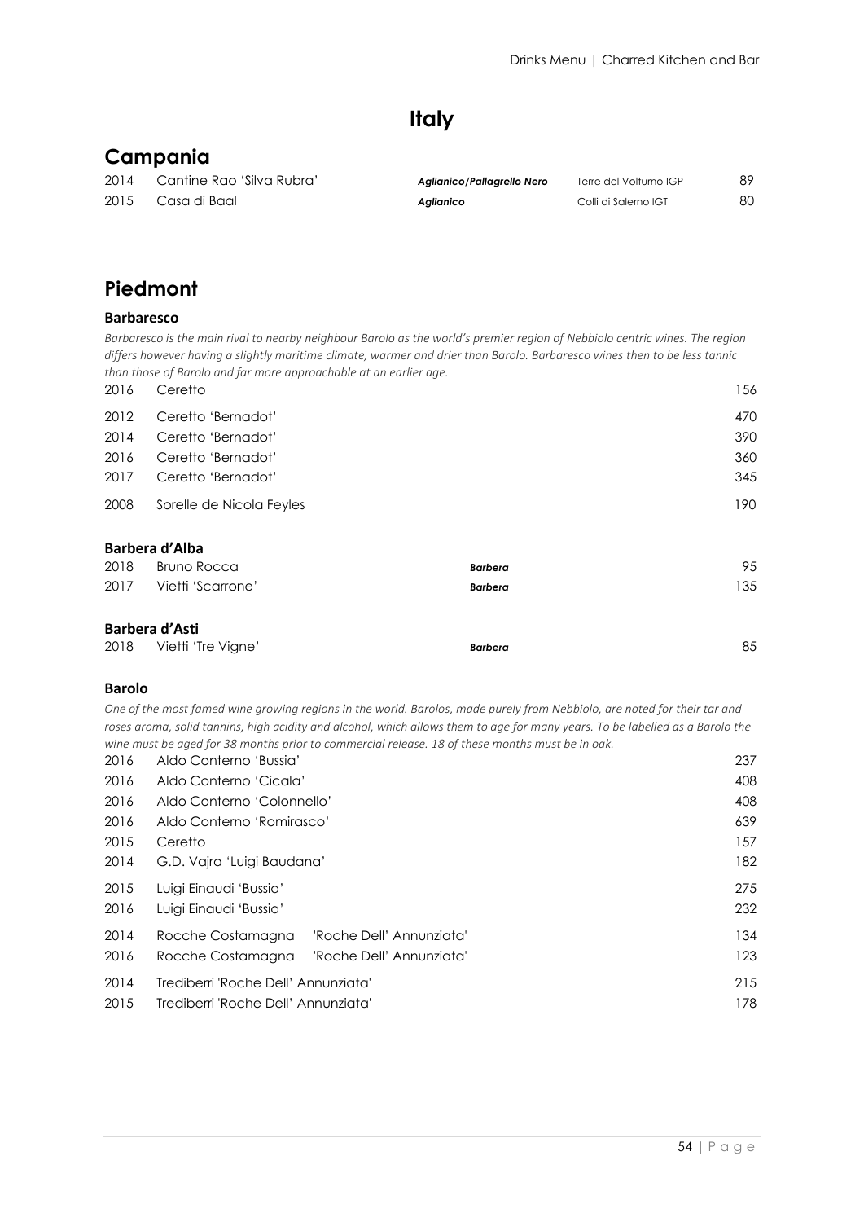# Italy

## Campania

| Year | Wine | Grape | Region | Price |
|---|---|---|---|---|
| 2014 | Cantine Rao 'Silva Rubra' | ***Aglianico/Pallagrello Nero*** | Terre del Volturno IGP | 89 |
| 2015 | Casa di Baal | ***Aglianico*** | Colli di Salerno IGT | 80 |

## Piedmont

### Barbaresco

*Barbaresco is the main rival to nearby neighbour Barolo as the world's premier region of Nebbiolo centric wines. The region differs however having a slightly maritime climate, warmer and drier than Barolo. Barbaresco wines then to be less tannic than those of Barolo and far more approachable at an earlier age.*

| Year | Wine | Price |
|---|---|---|
| 2016 | Ceretto | 156 |
| 2012 | Ceretto 'Bernadot' | 470 |
| 2014 | Ceretto 'Bernadot' | 390 |
| 2016 | Ceretto 'Bernadot' | 360 |
| 2017 | Ceretto 'Bernadot' | 345 |
| 2008 | Sorelle de Nicola Feyles | 190 |

### Barbera d'Alba

| Year | Wine | Grape | Price |
|---|---|---|---|
| 2018 | Bruno Rocca | ***Barbera*** | 95 |
| 2017 | Vietti 'Scarrone' | ***Barbera*** | 135 |

### Barbera d'Asti

| Year | Wine | Grape | Price |
|---|---|---|---|
| 2018 | Vietti 'Tre Vigne' | ***Barbera*** | 85 |

### Barolo

*One of the most famed wine growing regions in the world. Barolos, made purely from Nebbiolo, are noted for their tar and roses aroma, solid tannins, high acidity and alcohol, which allows them to age for many years. To be labelled as a Barolo the wine must be aged for 38 months prior to commercial release. 18 of these months must be in oak.*

| Year | Wine | Price |
|---|---|---|
| 2016 | Aldo Conterno 'Bussia' | 237 |
| 2016 | Aldo Conterno 'Cicala' | 408 |
| 2016 | Aldo Conterno 'Colonnello' | 408 |
| 2016 | Aldo Conterno 'Romirasco' | 639 |
| 2015 | Ceretto | 157 |
| 2014 | G.D. Vajra 'Luigi Baudana' | 182 |
| 2015 | Luigi Einaudi 'Bussia' | 275 |
| 2016 | Luigi Einaudi 'Bussia' | 232 |
| 2014 | Rocche Costamagna 'Roche Dell' Annunziata' | 134 |
| 2016 | Rocche Costamagna 'Roche Dell' Annunziata' | 123 |
| 2014 | Trediberri 'Roche Dell' Annunziata' | 215 |
| 2015 | Trediberri 'Roche Dell' Annunziata' | 178 |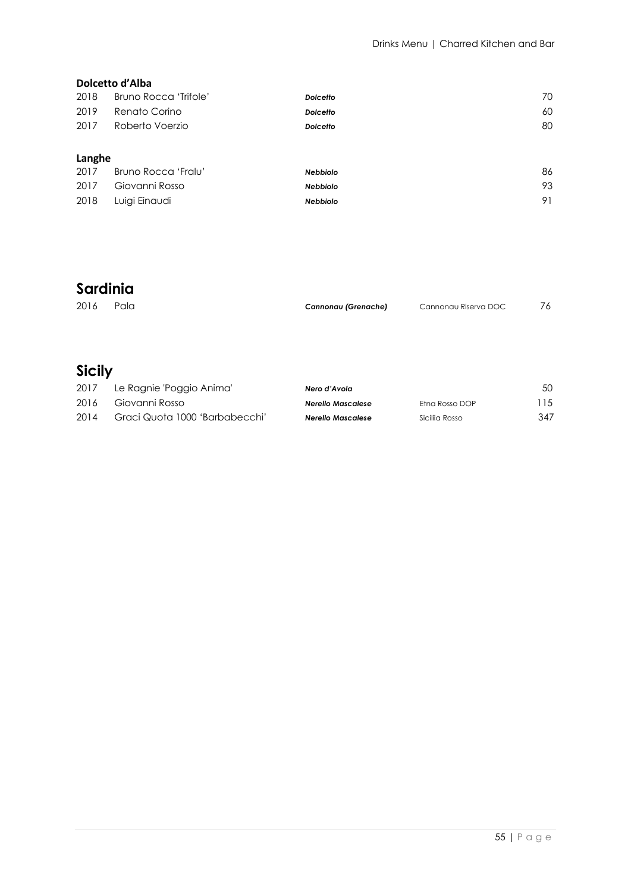### Dolcetto d'Alba

| | | | | |
|---|---|---|---|---|
| 2018 | Bruno Rocca 'Trifole' | ***Dolcetto*** | | 70 |
| 2019 | Renato Corino | ***Dolcetto*** | | 60 |
| 2017 | Roberto Voerzio | ***Dolcetto*** | | 80 |

### Langhe

| | | | | |
|---|---|---|---|---|
| 2017 | Bruno Rocca 'Fralu' | ***Nebbiolo*** | | 86 |
| 2017 | Giovanni Rosso | ***Nebbiolo*** | | 93 |
| 2018 | Luigi Einaudi | ***Nebbiolo*** | | 91 |

## Sardinia

| | | | | |
|---|---|---|---|---|
| 2016 | Pala | ***Cannonau (Grenache)*** | Cannonau Riserva DOC | 76 |

## Sicily

| | | | | |
|---|---|---|---|---|
| 2017 | Le Ragnie 'Poggio Anima' | ***Nero d'Avola*** | | 50 |
| 2016 | Giovanni Rosso | ***Nerello Mascalese*** | Etna Rosso DOP | 115 |
| 2014 | Graci Quota 1000 'Barbabecchi' | ***Nerello Mascalese*** | Siciliia Rosso | 347 |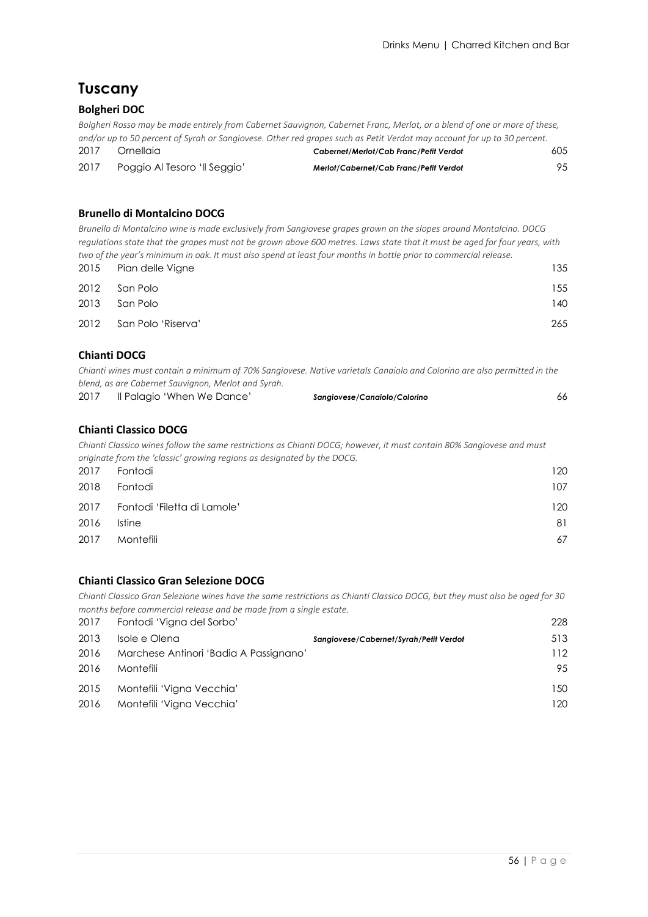# Tuscany

### Bolgheri DOC

*Bolgheri Rosso may be made entirely from Cabernet Sauvignon, Cabernet Franc, Merlot, or a blend of one or more of these, and/or up to 50 percent of Syrah or Sangiovese. Other red grapes such as Petit Verdot may account for up to 30 percent.*

| | | | |
|---|---|---|---|
| 2017 | Ornellaia | ***Cabernet/Merlot/Cab Franc/Petit Verdot*** | 605 |
| 2017 | Poggio Al Tesoro 'Il Seggio' | ***Merlot/Cabernet/Cab Franc/Petit Verdot*** | 95 |

### Brunello di Montalcino DOCG

*Brunello di Montalcino wine is made exclusively from Sangiovese grapes grown on the slopes around Montalcino. DOCG regulations state that the grapes must not be grown above 600 metres. Laws state that it must be aged for four years, with two of the year's minimum in oak. It must also spend at least four months in bottle prior to commercial release.*

| | | |
|---|---|---|
| 2015 | Pian delle Vigne | 135 |
| 2012 | San Polo | 155 |
| 2013 | San Polo | 140 |
| 2012 | San Polo 'Riserva' | 265 |

### Chianti DOCG

*Chianti wines must contain a minimum of 70% Sangiovese. Native varietals Canaiolo and Colorino are also permitted in the blend, as are Cabernet Sauvignon, Merlot and Syrah.*

| | | | |
|---|---|---|---|
| 2017 | Il Palagio 'When We Dance' | ***Sangiovese/Canaiolo/Colorino*** | 66 |

### Chianti Classico DOCG

*Chianti Classico wines follow the same restrictions as Chianti DOCG; however, it must contain 80% Sangiovese and must originate from the 'classic' growing regions as designated by the DOCG.*

| | | |
|---|---|---|
| 2017 | Fontodi | 120 |
| 2018 | Fontodi | 107 |
| 2017 | Fontodi 'Filetta di Lamole' | 120 |
| 2016 | Istine | 81 |
| 2017 | Montefili | 67 |

### Chianti Classico Gran Selezione DOCG

*Chianti Classico Gran Selezione wines have the same restrictions as Chianti Classico DOCG, but they must also be aged for 30 months before commercial release and be made from a single estate.*

| | | | |
|---|---|---|---|
| 2017 | Fontodi 'Vigna del Sorbo' | | 228 |
| 2013 | Isole e Olena | ***Sangiovese/Cabernet/Syrah/Petit Verdot*** | 513 |
| 2016 | Marchese Antinori 'Badia A Passignano' | | 112 |
| 2016 | Montefili | | 95 |
| 2015 | Montefili 'Vigna Vecchia' | | 150 |
| 2016 | Montefili 'Vigna Vecchia' | | 120 |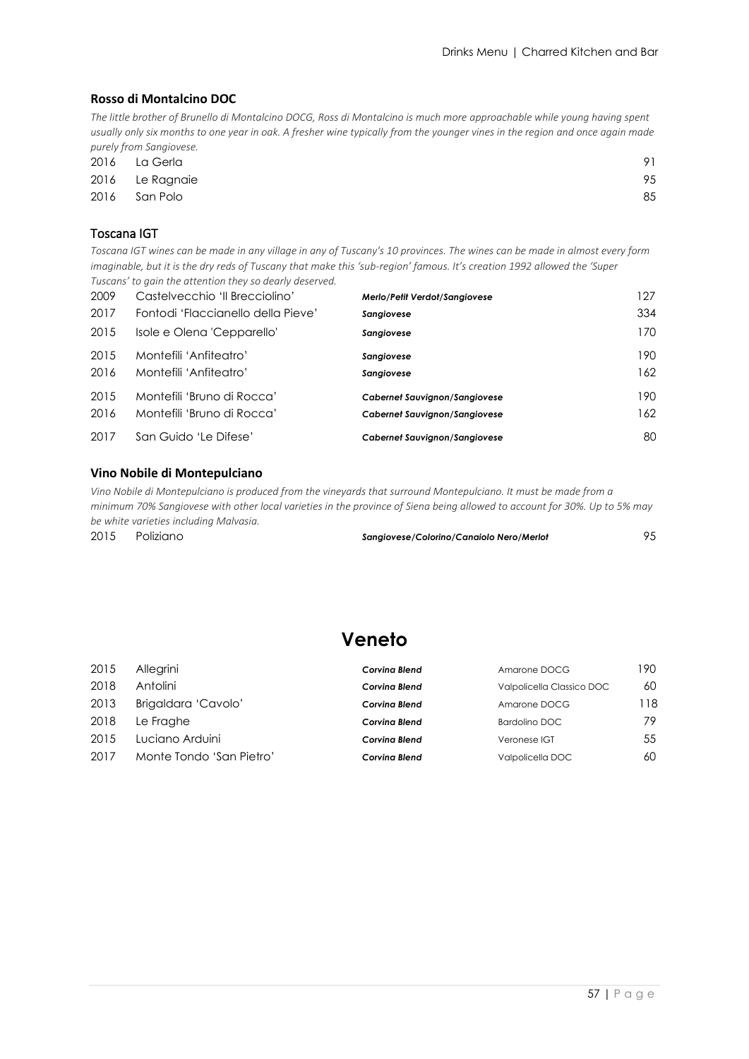### Rosso di Montalcino DOC

*The little brother of Brunello di Montalcino DOCG, Ross di Montalcino is much more approachable while young having spent usually only six months to one year in oak. A fresher wine typically from the younger vines in the region and once again made purely from Sangiovese.*

| | | |
|---|---|---|
| 2016 | La Gerla | 91 |
| 2016 | Le Ragnaie | 95 |
| 2016 | San Polo | 85 |

### Toscana IGT

*Toscana IGT wines can be made in any village in any of Tuscany's 10 provinces. The wines can be made in almost every form imaginable, but it is the dry reds of Tuscany that make this 'sub-region' famous. It's creation 1992 allowed the 'Super Tuscans' to gain the attention they so dearly deserved.*

| | | | |
|---|---|---|---|
| 2009 | Castelvecchio 'Il Brecciolino' | ***Merlo/Petit Verdot/Sangiovese*** | 127 |
| 2017 | Fontodi 'Flaccianello della Pieve' | ***Sangiovese*** | 334 |
| 2015 | Isole e Olena 'Cepparello' | ***Sangiovese*** | 170 |
| 2015 | Montefili 'Anfiteatro' | ***Sangiovese*** | 190 |
| 2016 | Montefili 'Anfiteatro' | ***Sangiovese*** | 162 |
| 2015 | Montefili 'Bruno di Rocca' | ***Cabernet Sauvignon/Sangiovese*** | 190 |
| 2016 | Montefili 'Bruno di Rocca' | ***Cabernet Sauvignon/Sangiovese*** | 162 |
| 2017 | San Guido 'Le Difese' | ***Cabernet Sauvignon/Sangiovese*** | 80 |

### Vino Nobile di Montepulciano

*Vino Nobile di Montepulciano is produced from the vineyards that surround Montepulciano. It must be made from a minimum 70% Sangiovese with other local varieties in the province of Siena being allowed to account for 30%. Up to 5% may be white varieties including Malvasia.*

| | | | |
|---|---|---|---|
| 2015 | Poliziano | ***Sangiovese/Colorino/Canaiolo Nero/Merlot*** | 95 |

## Veneto

| | | | | |
|---|---|---|---|---|
| 2015 | Allegrini | ***Corvina Blend*** | Amarone DOCG | 190 |
| 2018 | Antolini | ***Corvina Blend*** | Valpolicella Classico DOC | 60 |
| 2013 | Brigaldara 'Cavolo' | ***Corvina Blend*** | Amarone DOCG | 118 |
| 2018 | Le Fraghe | ***Corvina Blend*** | Bardolino DOC | 79 |
| 2015 | Luciano Arduini | ***Corvina Blend*** | Veronese IGT | 55 |
| 2017 | Monte Tondo 'San Pietro' | ***Corvina Blend*** | Valpolicella DOC | 60 |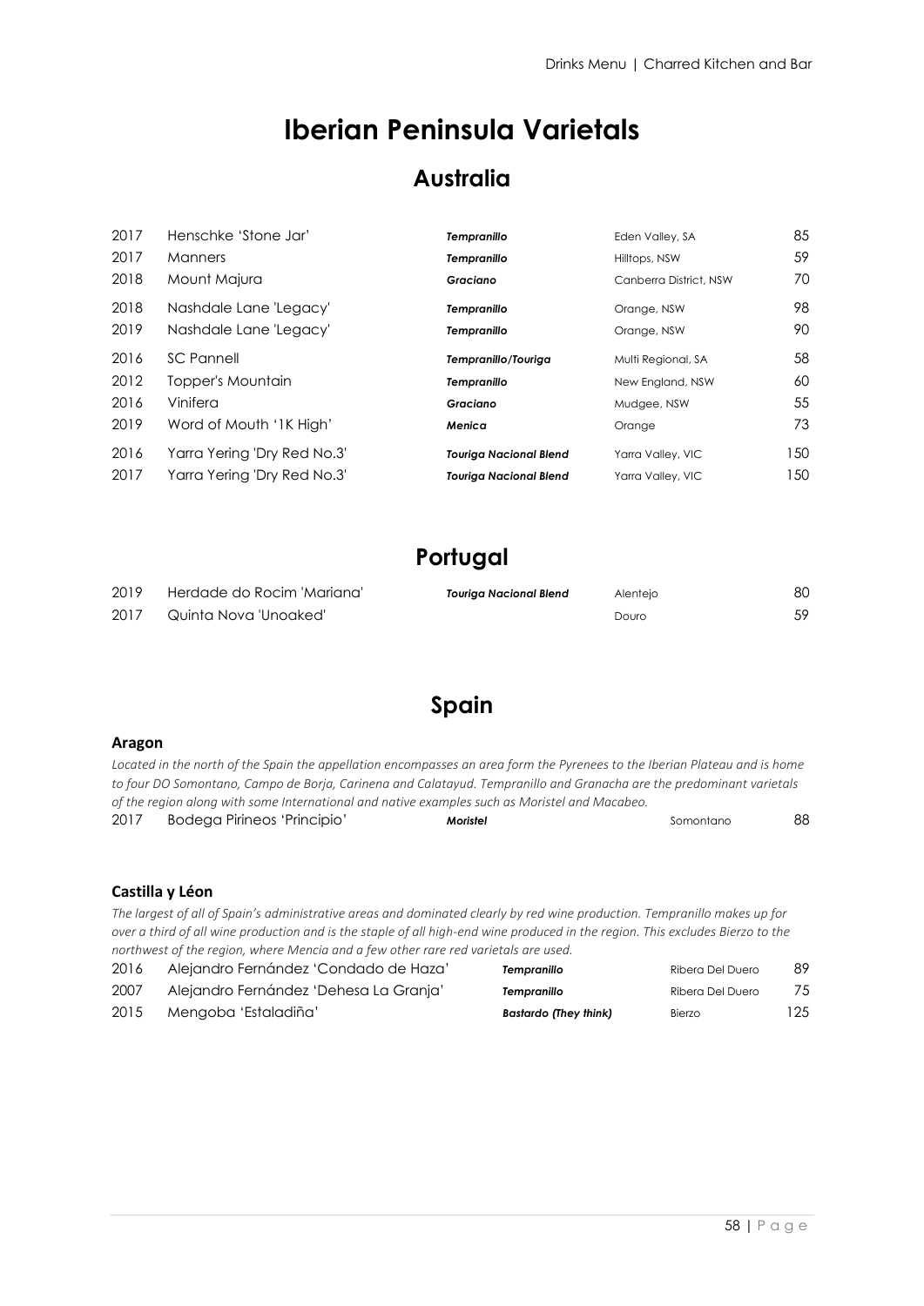# Iberian Peninsula Varietals

## Australia

| | | | | |
|---|---|---|---|---|
| 2017 | Henschke 'Stone Jar' | ***Tempranillo*** | Eden Valley, SA | 85 |
| 2017 | Manners | ***Tempranillo*** | Hilltops, NSW | 59 |
| 2018 | Mount Majura | ***Graciano*** | Canberra District, NSW | 70 |
| 2018 | Nashdale Lane 'Legacy' | ***Tempranillo*** | Orange, NSW | 98 |
| 2019 | Nashdale Lane 'Legacy' | ***Tempranillo*** | Orange, NSW | 90 |
| 2016 | SC Pannell | ***Tempranillo/Touriga*** | Multi Regional, SA | 58 |
| 2012 | Topper's Mountain | ***Tempranillo*** | New England, NSW | 60 |
| 2016 | Vinifera | ***Graciano*** | Mudgee, NSW | 55 |
| 2019 | Word of Mouth '1K High' | ***Menica*** | Orange | 73 |
| 2016 | Yarra Yering 'Dry Red No.3' | ***Touriga Nacional Blend*** | Yarra Valley, VIC | 150 |
| 2017 | Yarra Yering 'Dry Red No.3' | ***Touriga Nacional Blend*** | Yarra Valley, VIC | 150 |

## Portugal

| | | | | |
|---|---|---|---|---|
| 2019 | Herdade do Rocim 'Mariana' | ***Touriga Nacional Blend*** | Alentejo | 80 |
| 2017 | Quinta Nova 'Unoaked' | | Douro | 59 |

## Spain

### Aragon

*Located in the north of the Spain the appellation encompasses an area form the Pyrenees to the Iberian Plateau and is home to four DO Somontano, Campo de Borja, Carinena and Calatayud. Tempranillo and Granacha are the predominant varietals of the region along with some International and native examples such as Moristel and Macabeo.*

| | | | | |
|---|---|---|---|---|
| 2017 | Bodega Pirineos 'Principio' | ***Moristel*** | Somontano | 88 |

### Castilla y Léon

*The largest of all of Spain's administrative areas and dominated clearly by red wine production. Tempranillo makes up for over a third of all wine production and is the staple of all high-end wine produced in the region. This excludes Bierzo to the northwest of the region, where Mencia and a few other rare red varietals are used.*

| | | | | |
|---|---|---|---|---|
| 2016 | Alejandro Fernández 'Condado de Haza' | ***Tempranillo*** | Ribera Del Duero | 89 |
| 2007 | Alejandro Fernández 'Dehesa La Granja' | ***Tempranillo*** | Ribera Del Duero | 75 |
| 2015 | Mengoba 'Estaladiña' | ***Bastardo (They think)*** | Bierzo | 125 |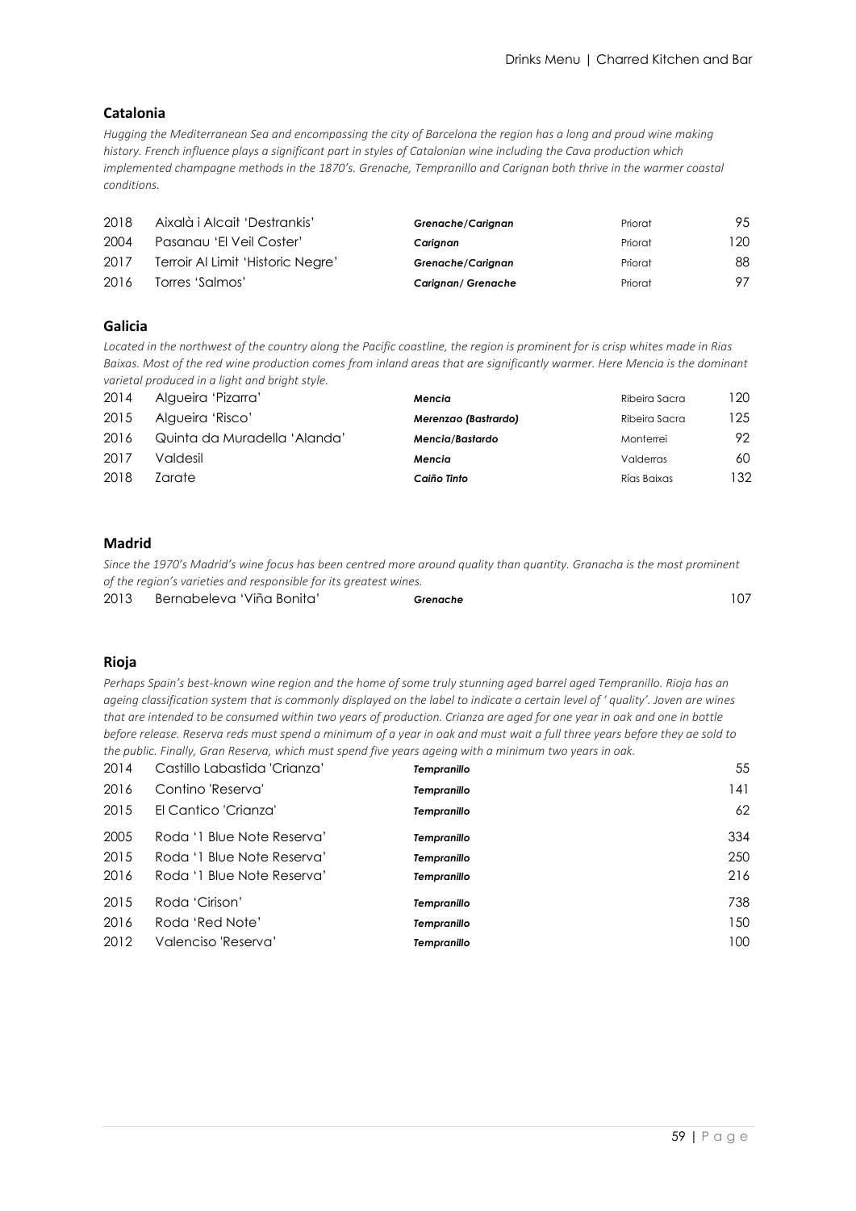## Catalonia

*Hugging the Mediterranean Sea and encompassing the city of Barcelona the region has a long and proud wine making history. French influence plays a significant part in styles of Catalonian wine including the Cava production which implemented champagne methods in the 1870's. Grenache, Tempranillo and Carignan both thrive in the warmer coastal conditions.*

| Vintage | Wine | Grape | Region | Price |
|---|---|---|---|---|
| 2018 | Aixalà i Alcait 'Destrankis' | ***Grenache/Carignan*** | Priorat | 95 |
| 2004 | Pasanau 'El Veil Coster' | ***Carignan*** | Priorat | 120 |
| 2017 | Terroir Al Limit 'Historic Negre' | ***Grenache/Carignan*** | Priorat | 88 |
| 2016 | Torres 'Salmos' | ***Carignan/ Grenache*** | Priorat | 97 |

## Galicia

*Located in the northwest of the country along the Pacific coastline, the region is prominent for is crisp whites made in Rias Baixas. Most of the red wine production comes from inland areas that are significantly warmer. Here Mencia is the dominant varietal produced in a light and bright style.*

| Vintage | Wine | Grape | Region | Price |
|---|---|---|---|---|
| 2014 | Algueira 'Pizarra' | ***Mencia*** | Ribeira Sacra | 120 |
| 2015 | Algueira 'Risco' | ***Merenzao (Bastrardo)*** | Ribeira Sacra | 125 |
| 2016 | Quinta da Muradella 'Alanda' | ***Mencia/Bastardo*** | Monterrei | 92 |
| 2017 | Valdesil | ***Mencia*** | Valderras | 60 |
| 2018 | Zarate | ***Caiño Tinto*** | Rías Baixas | 132 |

## Madrid

*Since the 1970's Madrid's wine focus has been centred more around quality than quantity. Granacha is the most prominent of the region's varieties and responsible for its greatest wines.*

| Vintage | Wine | Grape | Price |
|---|---|---|---|
| 2013 | Bernabeleva 'Viña Bonita' | ***Grenache*** | 107 |

## Rioja

*Perhaps Spain's best-known wine region and the home of some truly stunning aged barrel aged Tempranillo. Rioja has an ageing classification system that is commonly displayed on the label to indicate a certain level of ' quality'. Joven are wines that are intended to be consumed within two years of production. Crianza are aged for one year in oak and one in bottle before release. Reserva reds must spend a minimum of a year in oak and must wait a full three years before they ae sold to the public. Finally, Gran Reserva, which must spend five years ageing with a minimum two years in oak.*

| Vintage | Wine | Grape | Price |
|---|---|---|---|
| 2014 | Castillo Labastida 'Crianza' | ***Tempranillo*** | 55 |
| 2016 | Contino 'Reserva' | ***Tempranillo*** | 141 |
| 2015 | El Cantico 'Crianza' | ***Tempranillo*** | 62 |
| 2005 | Roda '1 Blue Note Reserva' | ***Tempranillo*** | 334 |
| 2015 | Roda '1 Blue Note Reserva' | ***Tempranillo*** | 250 |
| 2016 | Roda '1 Blue Note Reserva' | ***Tempranillo*** | 216 |
| 2015 | Roda 'Cirison' | ***Tempranillo*** | 738 |
| 2016 | Roda 'Red Note' | ***Tempranillo*** | 150 |
| 2012 | Valenciso 'Reserva' | ***Tempranillo*** | 100 |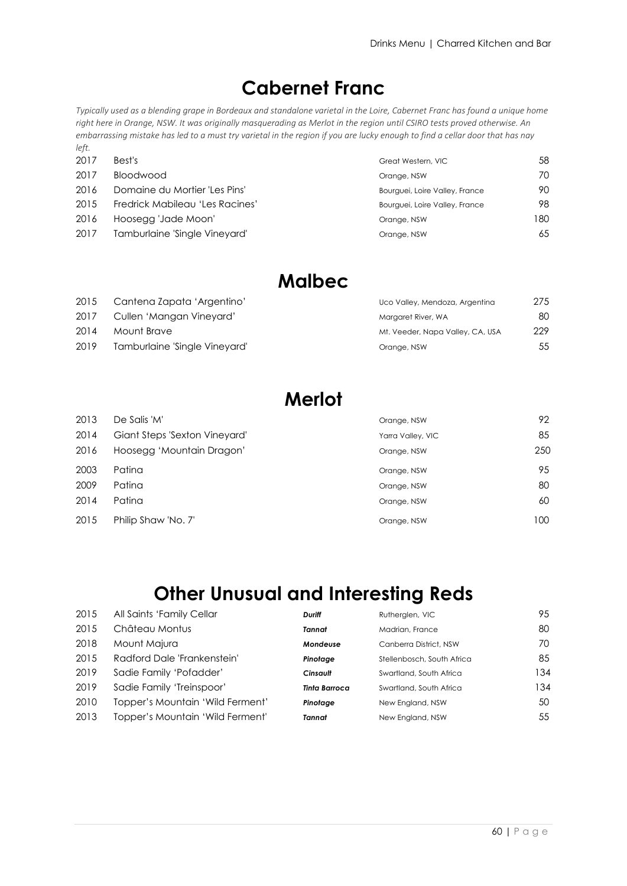## Cabernet Franc

*Typically used as a blending grape in Bordeaux and standalone varietal in the Loire, Cabernet Franc has found a unique home right here in Orange, NSW. It was originally masquerading as Merlot in the region until CSIRO tests proved otherwise. An embarrassing mistake has led to a must try varietal in the region if you are lucky enough to find a cellar door that has nay left.*

| | | | |
|---|---|---|---|
| 2017 | Best's | Great Western, VIC | 58 |
| 2017 | Bloodwood | Orange, NSW | 70 |
| 2016 | Domaine du Mortier 'Les Pins' | Bourguei, Loire Valley, France | 90 |
| 2015 | Fredrick Mabileau 'Les Racines' | Bourguei, Loire Valley, France | 98 |
| 2016 | Hoosegg 'Jade Moon' | Orange, NSW | 180 |
| 2017 | Tamburlaine 'Single Vineyard' | Orange, NSW | 65 |

## Malbec

| | | | |
|---|---|---|---|
| 2015 | Cantena Zapata 'Argentino' | Uco Valley, Mendoza, Argentina | 275 |
| 2017 | Cullen 'Mangan Vineyard' | Margaret River, WA | 80 |
| 2014 | Mount Brave | Mt. Veeder, Napa Valley, CA, USA | 229 |
| 2019 | Tamburlaine 'Single Vineyard' | Orange, NSW | 55 |

## Merlot

| | | | |
|---|---|---|---|
| 2013 | De Salis 'M' | Orange, NSW | 92 |
| 2014 | Giant Steps 'Sexton Vineyard' | Yarra Valley, VIC | 85 |
| 2016 | Hoosegg 'Mountain Dragon' | Orange, NSW | 250 |
| 2003 | Patina | Orange, NSW | 95 |
| 2009 | Patina | Orange, NSW | 80 |
| 2014 | Patina | Orange, NSW | 60 |
| 2015 | Philip Shaw 'No. 7' | Orange, NSW | 100 |

## Other Unusual and Interesting Reds

| | | | | |
|---|---|---|---|---|
| 2015 | All Saints 'Family Cellar | ***Duriff*** | Rutherglen, VIC | 95 |
| 2015 | Château Montus | ***Tannat*** | Madrian, France | 80 |
| 2018 | Mount Majura | ***Mondeuse*** | Canberra District, NSW | 70 |
| 2015 | Radford Dale 'Frankenstein' | ***Pinotage*** | Stellenbosch, South Africa | 85 |
| 2019 | Sadie Family 'Pofadder' | ***Cinsault*** | Swartland, South Africa | 134 |
| 2019 | Sadie Family 'Treinspoor' | ***Tinta Barroca*** | Swartland, South Africa | 134 |
| 2010 | Topper's Mountain 'Wild Ferment' | ***Pinotage*** | New England, NSW | 50 |
| 2013 | Topper's Mountain 'Wild Ferment' | ***Tannat*** | New England, NSW | 55 |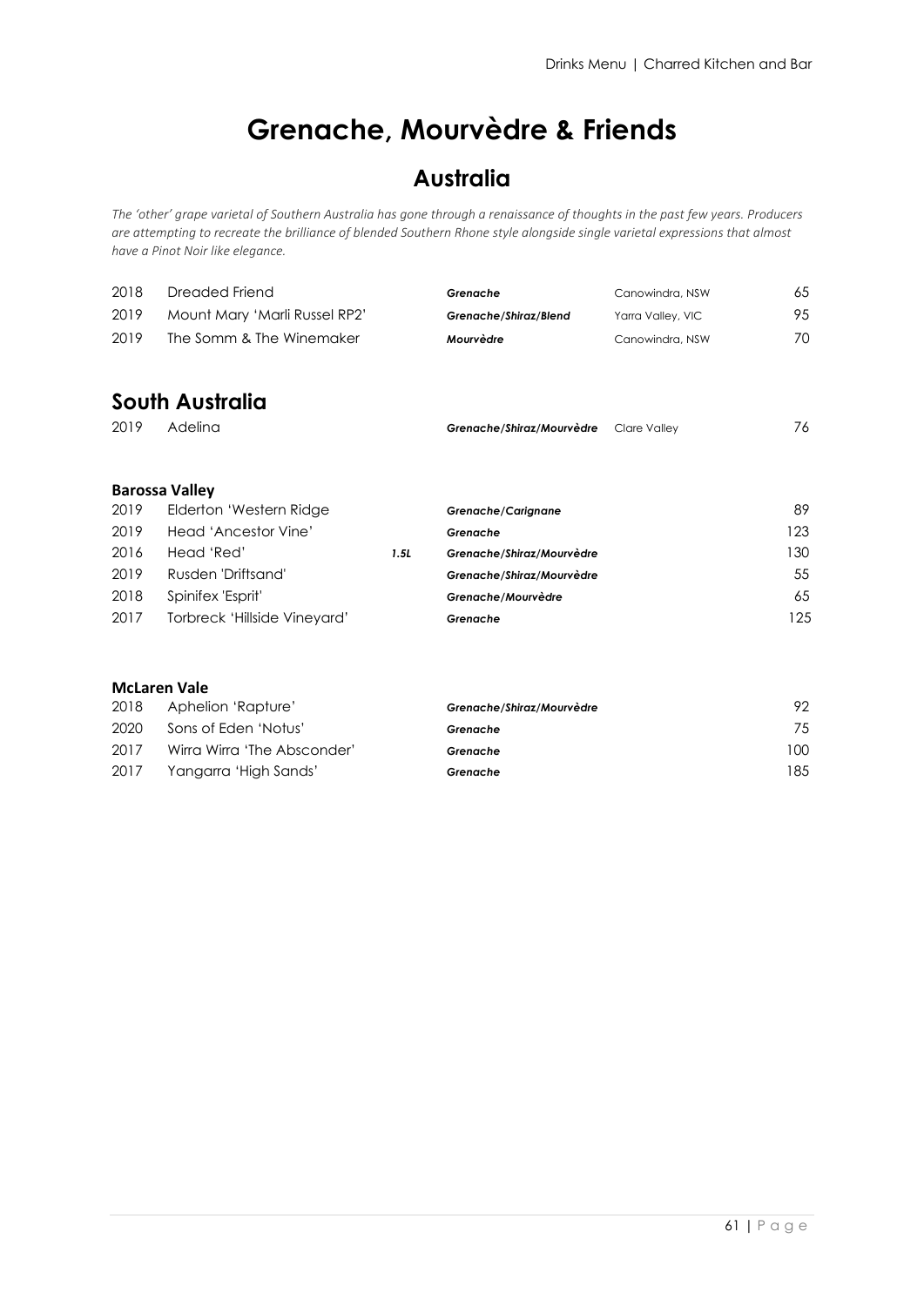# Grenache, Mourvèdre & Friends

## Australia

*The 'other' grape varietal of Southern Australia has gone through a renaissance of thoughts in the past few years. Producers are attempting to recreate the brilliance of blended Southern Rhone style alongside single varietal expressions that almost have a Pinot Noir like elegance.*

| Vintage | Wine | Size | Variety | Region | Price |
|---|---|---|---|---|---|
| 2018 | Dreaded Friend | | ***Grenache*** | Canowindra, NSW | 65 |
| 2019 | Mount Mary 'Marli Russel RP2' | | ***Grenache/Shiraz/Blend*** | Yarra Valley, VIC | 95 |
| 2019 | The Somm & The Winemaker | | ***Mourvèdre*** | Canowindra, NSW | 70 |

## South Australia

| Vintage | Wine | Size | Variety | Region | Price |
|---|---|---|---|---|---|
| 2019 | Adelina | | ***Grenache/Shiraz/Mourvèdre*** | Clare Valley | 76 |

### Barossa Valley

| Vintage | Wine | Size | Variety | Price |
|---|---|---|---|---|
| 2019 | Elderton 'Western Ridge | | ***Grenache/Carignane*** | 89 |
| 2019 | Head 'Ancestor Vine' | | ***Grenache*** | 123 |
| 2016 | Head 'Red' | ***1.5L*** | ***Grenache/Shiraz/Mourvèdre*** | 130 |
| 2019 | Rusden 'Driftsand' | | ***Grenache/Shiraz/Mourvèdre*** | 55 |
| 2018 | Spinifex 'Esprit' | | ***Grenache/Mourvèdre*** | 65 |
| 2017 | Torbreck 'Hillside Vineyard' | | ***Grenache*** | 125 |

### McLaren Vale

| Vintage | Wine | Variety | Price |
|---|---|---|---|
| 2018 | Aphelion 'Rapture' | ***Grenache/Shiraz/Mourvèdre*** | 92 |
| 2020 | Sons of Eden 'Notus' | ***Grenache*** | 75 |
| 2017 | Wirra Wirra 'The Absconder' | ***Grenache*** | 100 |
| 2017 | Yangarra 'High Sands' | ***Grenache*** | 185 |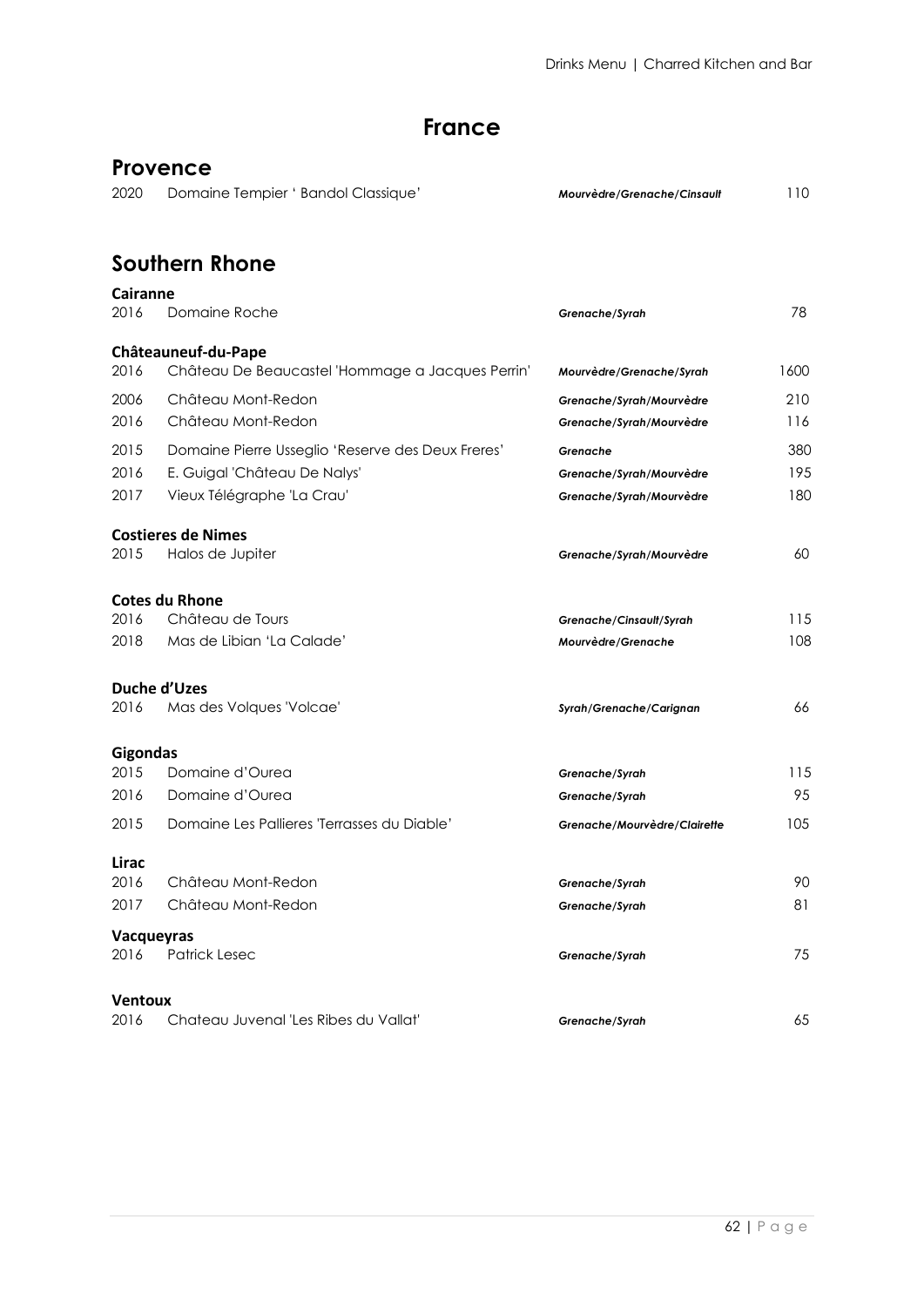# France

## Provence

| | | | |
|---|---|---|---|
| 2020 | Domaine Tempier ' Bandol Classique' | ***Mourvèdre/Grenache/Cinsault*** | 110 |

## Southern Rhone

### Cairanne

| | | | |
|---|---|---|---|
| 2016 | Domaine Roche | ***Grenache/Syrah*** | 78 |

### Châteauneuf-du-Pape

| | | | |
|---|---|---|---|
| 2016 | Château De Beaucastel 'Hommage a Jacques Perrin' | ***Mourvèdre/Grenache/Syrah*** | 1600 |
| 2006 | Château Mont-Redon | ***Grenache/Syrah/Mourvèdre*** | 210 |
| 2016 | Château Mont-Redon | ***Grenache/Syrah/Mourvèdre*** | 116 |
| 2015 | Domaine Pierre Usseglio 'Reserve des Deux Freres' | ***Grenache*** | 380 |
| 2016 | E. Guigal 'Château De Nalys' | ***Grenache/Syrah/Mourvèdre*** | 195 |
| 2017 | Vieux Télégraphe 'La Crau' | ***Grenache/Syrah/Mourvèdre*** | 180 |

### Costieres de Nimes

| | | | |
|---|---|---|---|
| 2015 | Halos de Jupiter | ***Grenache/Syrah/Mourvèdre*** | 60 |

### Cotes du Rhone

| | | | |
|---|---|---|---|
| 2016 | Château de Tours | ***Grenache/Cinsault/Syrah*** | 115 |
| 2018 | Mas de Libian 'La Calade' | ***Mourvèdre/Grenache*** | 108 |

### Duche d'Uzes

| | | | |
|---|---|---|---|
| 2016 | Mas des Volques 'Volcae' | ***Syrah/Grenache/Carignan*** | 66 |

### Gigondas

| | | | |
|---|---|---|---|
| 2015 | Domaine d'Ourea | ***Grenache/Syrah*** | 115 |
| 2016 | Domaine d'Ourea | ***Grenache/Syrah*** | 95 |
| 2015 | Domaine Les Pallieres 'Terrasses du Diable' | ***Grenache/Mourvèdre/Clairette*** | 105 |

### Lirac

| | | | |
|---|---|---|---|
| 2016 | Château Mont-Redon | ***Grenache/Syrah*** | 90 |
| 2017 | Château Mont-Redon | ***Grenache/Syrah*** | 81 |

### Vacqueyras

| | | | |
|---|---|---|---|
| 2016 | Patrick Lesec | ***Grenache/Syrah*** | 75 |

### Ventoux

| | | | |
|---|---|---|---|
| 2016 | Chateau Juvenal 'Les Ribes du Vallat' | ***Grenache/Syrah*** | 65 |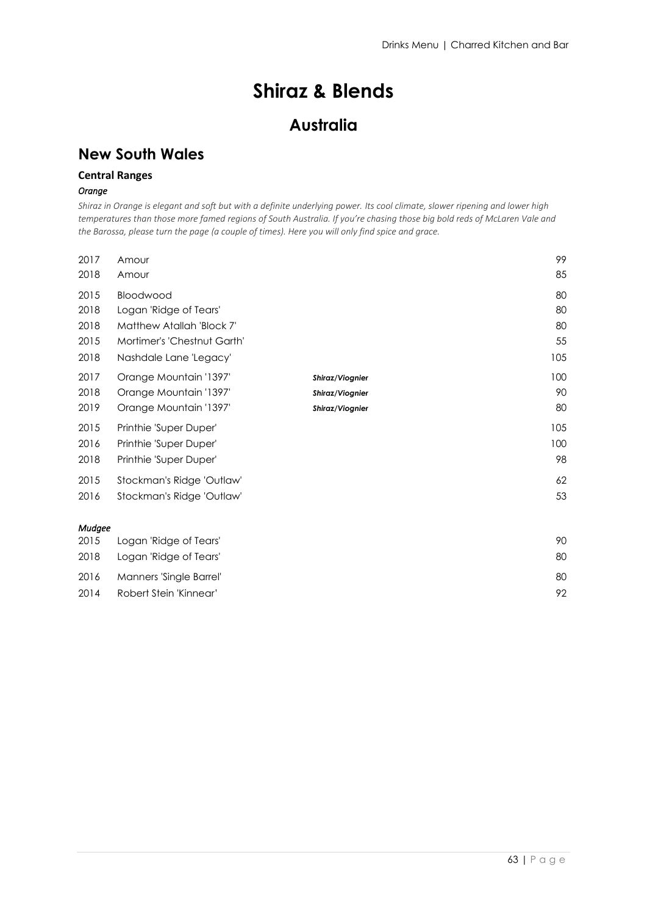# Shiraz & Blends

## Australia

### New South Wales

#### Central Ranges

##### *Orange*

*Shiraz in Orange is elegant and soft but with a definite underlying power. Its cool climate, slower ripening and lower high temperatures than those more famed regions of South Australia. If you're chasing those big bold reds of McLaren Vale and the Barossa, please turn the page (a couple of times). Here you will only find spice and grace.*

| | | | |
|---|---|---|---|
| 2017 | Amour | | 99 |
| 2018 | Amour | | 85 |
| 2015 | Bloodwood | | 80 |
| 2018 | Logan 'Ridge of Tears' | | 80 |
| 2018 | Matthew Atallah 'Block 7' | | 80 |
| 2015 | Mortimer's 'Chestnut Garth' | | 55 |
| 2018 | Nashdale Lane 'Legacy' | | 105 |
| 2017 | Orange Mountain '1397' | ***Shiraz/Viognier*** | 100 |
| 2018 | Orange Mountain '1397' | ***Shiraz/Viognier*** | 90 |
| 2019 | Orange Mountain '1397' | ***Shiraz/Viognier*** | 80 |
| 2015 | Printhie 'Super Duper' | | 105 |
| 2016 | Printhie 'Super Duper' | | 100 |
| 2018 | Printhie 'Super Duper' | | 98 |
| 2015 | Stockman's Ridge 'Outlaw' | | 62 |
| 2016 | Stockman's Ridge 'Outlaw' | | 53 |

##### *Mudgee*

| | | |
|---|---|---|
| 2015 | Logan 'Ridge of Tears' | 90 |
| 2018 | Logan 'Ridge of Tears' | 80 |
| 2016 | Manners 'Single Barrel' | 80 |
| 2014 | Robert Stein 'Kinnear' | 92 |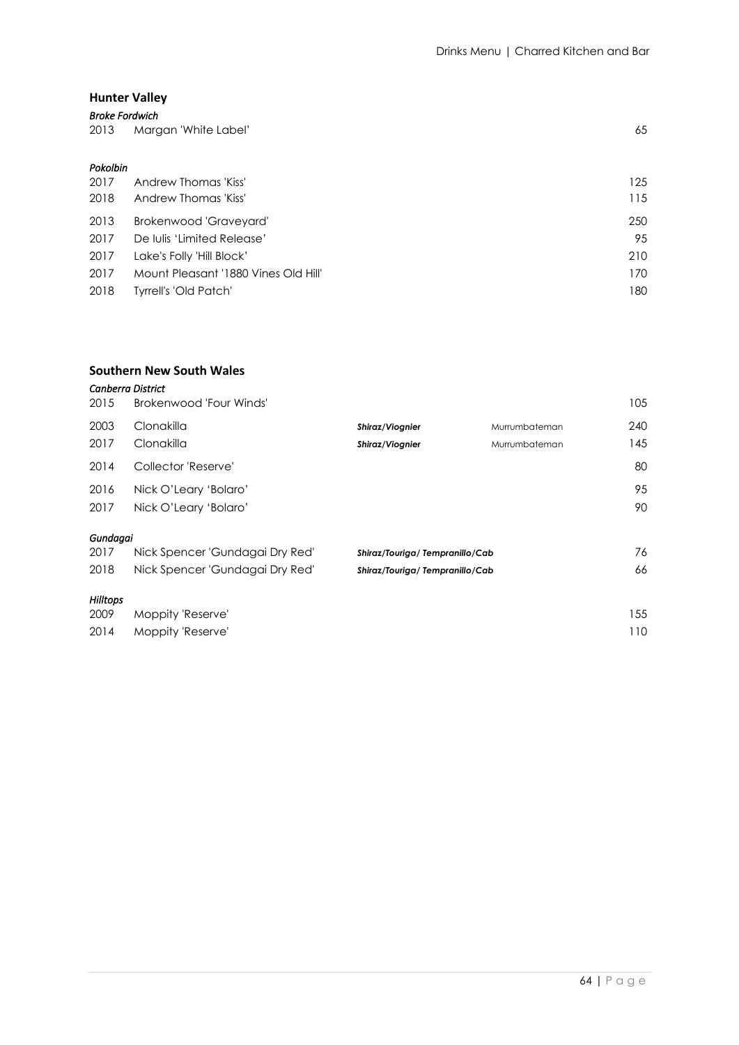## Hunter Valley

*Broke Fordwich*

| | | | | |
|---|---|---|---|---|
| 2013 | Margan 'White Label' | | | 65 |

*Pokolbin*

| | | | | |
|---|---|---|---|---|
| 2017 | Andrew Thomas 'Kiss' | | | 125 |
| 2018 | Andrew Thomas 'Kiss' | | | 115 |
| 2013 | Brokenwood 'Graveyard' | | | 250 |
| 2017 | De Iulis 'Limited Release' | | | 95 |
| 2017 | Lake's Folly 'Hill Block' | | | 210 |
| 2017 | Mount Pleasant '1880 Vines Old Hill' | | | 170 |
| 2018 | Tyrrell's 'Old Patch' | | | 180 |

## Southern New South Wales

*Canberra District*

| | | | | |
|---|---|---|---|---|
| 2015 | Brokenwood 'Four Winds' | | | 105 |
| 2003 | Clonakilla | ***Shiraz/Viognier*** | Murrumbateman | 240 |
| 2017 | Clonakilla | ***Shiraz/Viognier*** | Murrumbateman | 145 |
| 2014 | Collector 'Reserve' | | | 80 |
| 2016 | Nick O'Leary 'Bolaro' | | | 95 |
| 2017 | Nick O'Leary 'Bolaro' | | | 90 |

*Gundagai*

| | | | | |
|---|---|---|---|---|
| 2017 | Nick Spencer 'Gundagai Dry Red' | ***Shiraz/Touriga/ Tempranillo/Cab*** | | 76 |
| 2018 | Nick Spencer 'Gundagai Dry Red' | ***Shiraz/Touriga/ Tempranillo/Cab*** | | 66 |

*Hilltops*

| | | | | |
|---|---|---|---|---|
| 2009 | Moppity 'Reserve' | | | 155 |
| 2014 | Moppity 'Reserve' | | | 110 |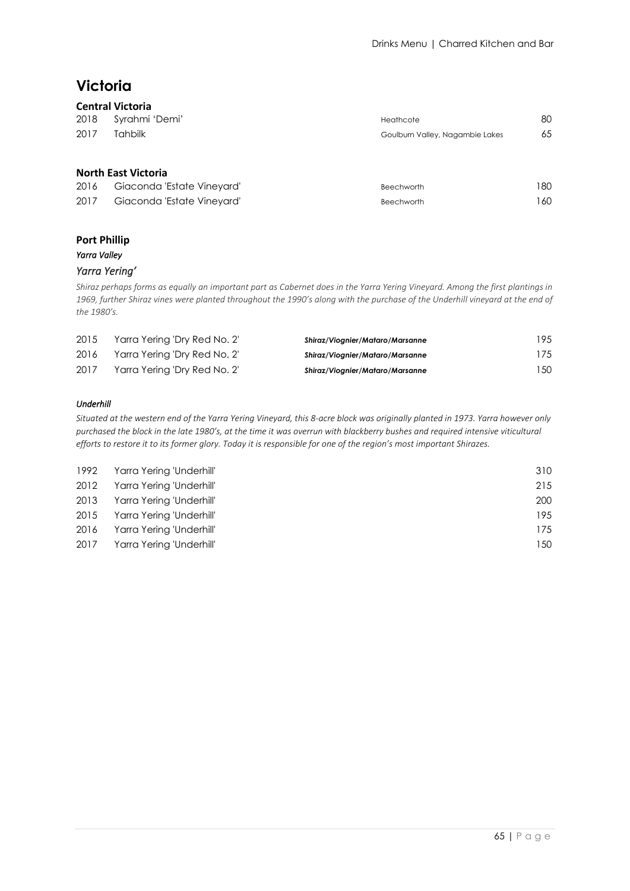# Victoria

## Central Victoria

| | | | |
|---|---|---|---|
| 2018 | Syrahmi 'Demi' | Heathcote | 80 |
| 2017 | Tahbilk | Goulburn Valley, Nagambie Lakes | 65 |

## North East Victoria

| | | | |
|---|---|---|---|
| 2016 | Giaconda 'Estate Vineyard' | Beechworth | 180 |
| 2017 | Giaconda 'Estate Vineyard' | Beechworth | 160 |

## Port Phillip

***Yarra Valley***

### *Yarra Yering'*

*Shiraz perhaps forms as equally an important part as Cabernet does in the Yarra Yering Vineyard. Among the first plantings in 1969, further Shiraz vines were planted throughout the 1990's along with the purchase of the Underhill vineyard at the end of the 1980's.*

| | | | |
|---|---|---|---|
| 2015 | Yarra Yering 'Dry Red No. 2' | ***Shiraz/Viognier/Mataro/Marsanne*** | 195 |
| 2016 | Yarra Yering 'Dry Red No. 2' | ***Shiraz/Viognier/Mataro/Marsanne*** | 175 |
| 2017 | Yarra Yering 'Dry Red No. 2' | ***Shiraz/Viognier/Mataro/Marsanne*** | 150 |

***Underhill***

*Situated at the western end of the Yarra Yering Vineyard, this 8-acre block was originally planted in 1973. Yarra however only purchased the block in the late 1980's, at the time it was overrun with blackberry bushes and required intensive viticultural efforts to restore it to its former glory. Today it is responsible for one of the region's most important Shirazes.*

| | | |
|---|---|---|
| 1992 | Yarra Yering 'Underhill' | 310 |
| 2012 | Yarra Yering 'Underhill' | 215 |
| 2013 | Yarra Yering 'Underhill' | 200 |
| 2015 | Yarra Yering 'Underhill' | 195 |
| 2016 | Yarra Yering 'Underhill' | 175 |
| 2017 | Yarra Yering 'Underhill' | 150 |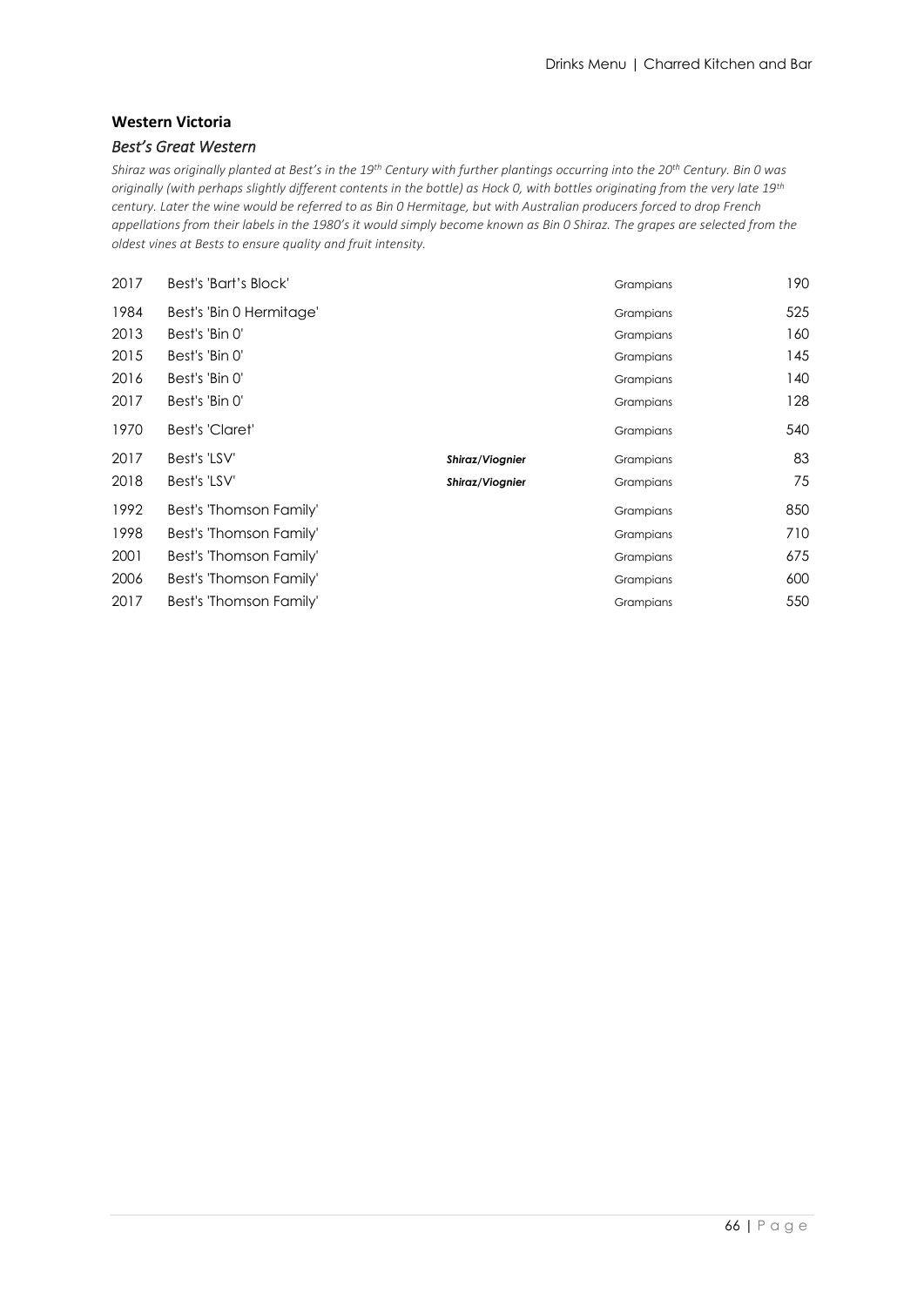## Western Victoria

### *Best's Great Western*

*Shiraz was originally planted at Best's in the 19th Century with further plantings occurring into the 20th Century. Bin 0 was originally (with perhaps slightly different contents in the bottle) as Hock 0, with bottles originating from the very late 19th century. Later the wine would be referred to as Bin 0 Hermitage, but with Australian producers forced to drop French appellations from their labels in the 1980's it would simply become known as Bin 0 Shiraz. The grapes are selected from the oldest vines at Bests to ensure quality and fruit intensity.*

| | | | | |
|---|---|---|---|---|
| 2017 | Best's 'Bart's Block' | | Grampians | 190 |
| 1984 | Best's 'Bin 0 Hermitage' | | Grampians | 525 |
| 2013 | Best's 'Bin 0' | | Grampians | 160 |
| 2015 | Best's 'Bin 0' | | Grampians | 145 |
| 2016 | Best's 'Bin 0' | | Grampians | 140 |
| 2017 | Best's 'Bin 0' | | Grampians | 128 |
| 1970 | Best's 'Claret' | | Grampians | 540 |
| 2017 | Best's 'LSV' | ***Shiraz/Viognier*** | Grampians | 83 |
| 2018 | Best's 'LSV' | ***Shiraz/Viognier*** | Grampians | 75 |
| 1992 | Best's 'Thomson Family' | | Grampians | 850 |
| 1998 | Best's 'Thomson Family' | | Grampians | 710 |
| 2001 | Best's 'Thomson Family' | | Grampians | 675 |
| 2006 | Best's 'Thomson Family' | | Grampians | 600 |
| 2017 | Best's 'Thomson Family' | | Grampians | 550 |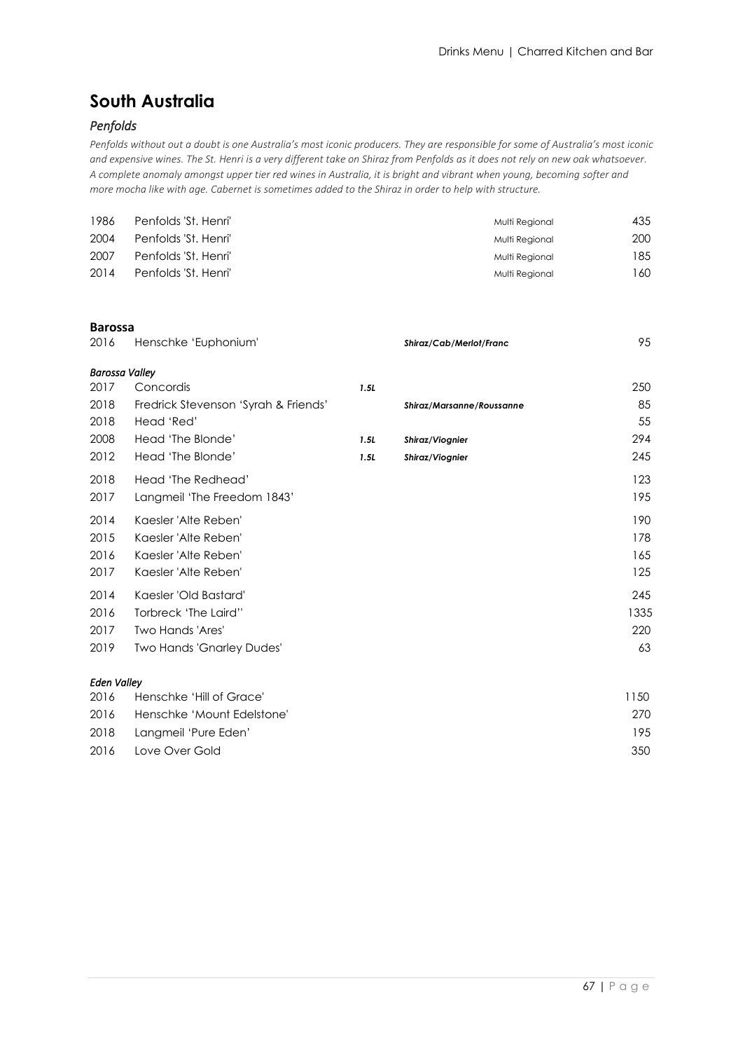# South Australia

## *Penfolds*

*Penfolds without out a doubt is one Australia's most iconic producers. They are responsible for some of Australia's most iconic and expensive wines. The St. Henri is a very different take on Shiraz from Penfolds as it does not rely on new oak whatsoever. A complete anomaly amongst upper tier red wines in Australia, it is bright and vibrant when young, becoming softer and more mocha like with age. Cabernet is sometimes added to the Shiraz in order to help with structure.*

| Vintage | Wine | Region | Price |
|---|---|---|---|
| 1986 | Penfolds 'St. Henri' | Multi Regional | 435 |
| 2004 | Penfolds 'St. Henri' | Multi Regional | 200 |
| 2007 | Penfolds 'St. Henri' | Multi Regional | 185 |
| 2014 | Penfolds 'St. Henri' | Multi Regional | 160 |

### Barossa

| Vintage | Wine | Size | Varietal | Price |
|---|---|---|---|---|
| 2016 | Henschke 'Euphonium' | | ***Shiraz/Cab/Merlot/Franc*** | 95 |

### *Barossa Valley*

| Vintage | Wine | Size | Varietal | Price |
|---|---|---|---|---|
| 2017 | Concordis | ***1.5L*** | | 250 |
| 2018 | Fredrick Stevenson 'Syrah & Friends' | | ***Shiraz/Marsanne/Roussanne*** | 85 |
| 2018 | Head 'Red' | | | 55 |
| 2008 | Head 'The Blonde' | ***1.5L*** | ***Shiraz/Viognier*** | 294 |
| 2012 | Head 'The Blonde' | ***1.5L*** | ***Shiraz/Viognier*** | 245 |
| 2018 | Head 'The Redhead' | | | 123 |
| 2017 | Langmeil 'The Freedom 1843' | | | 195 |
| 2014 | Kaesler 'Alte Reben' | | | 190 |
| 2015 | Kaesler 'Alte Reben' | | | 178 |
| 2016 | Kaesler 'Alte Reben' | | | 165 |
| 2017 | Kaesler 'Alte Reben' | | | 125 |
| 2014 | Kaesler 'Old Bastard' | | | 245 |
| 2016 | Torbreck 'The Laird'' | | | 1335 |
| 2017 | Two Hands 'Ares' | | | 220 |
| 2019 | Two Hands 'Gnarley Dudes' | | | 63 |

### *Eden Valley*

| Vintage | Wine | Price |
|---|---|---|
| 2016 | Henschke 'Hill of Grace' | 1150 |
| 2016 | Henschke 'Mount Edelstone' | 270 |
| 2018 | Langmeil 'Pure Eden' | 195 |
| 2016 | Love Over Gold | 350 |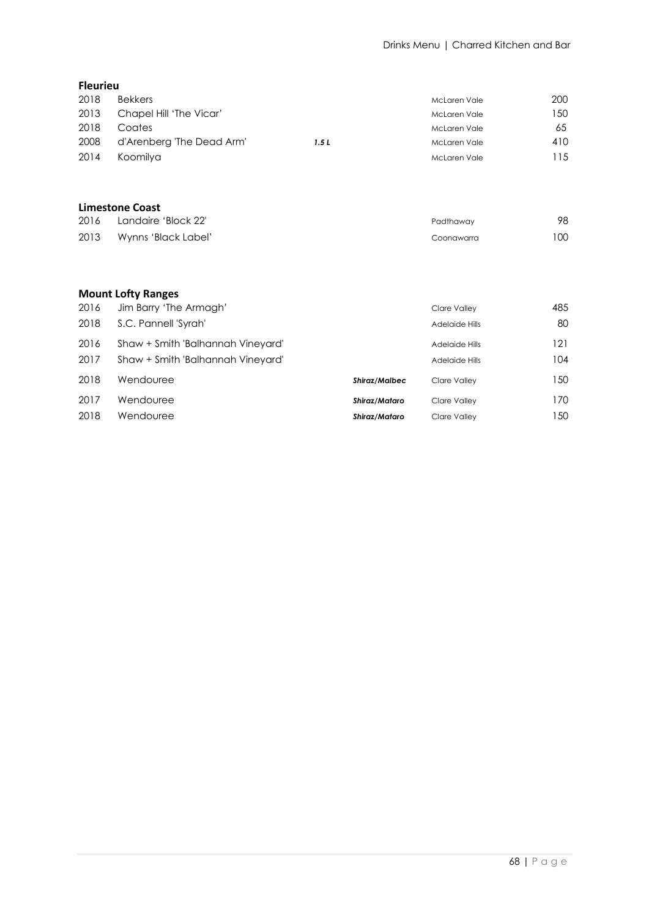**Fleurieu**

| | | | | |
|---|---|---|---|---|
| 2018 | Bekkers | | McLaren Vale | 200 |
| 2013 | Chapel Hill 'The Vicar' | | McLaren Vale | 150 |
| 2018 | Coates | | McLaren Vale | 65 |
| 2008 | d'Arenberg 'The Dead Arm' | ***1.5 L*** | McLaren Vale | 410 |
| 2014 | Koomilya | | McLaren Vale | 115 |

**Limestone Coast**

| | | | | |
|---|---|---|---|---|
| 2016 | Landaire 'Block 22' | | Padthaway | 98 |
| 2013 | Wynns 'Black Label' | | Coonawarra | 100 |

**Mount Lofty Ranges**

| | | | | |
|---|---|---|---|---|
| 2016 | Jim Barry 'The Armagh' | | Clare Valley | 485 |
| 2018 | S.C. Pannell 'Syrah' | | Adelaide Hills | 80 |
| 2016 | Shaw + Smith 'Balhannah Vineyard' | | Adelaide Hills | 121 |
| 2017 | Shaw + Smith 'Balhannah Vineyard' | | Adelaide Hills | 104 |
| 2018 | Wendouree | ***Shiraz/Malbec*** | Clare Valley | 150 |
| 2017 | Wendouree | ***Shiraz/Mataro*** | Clare Valley | 170 |
| 2018 | Wendouree | ***Shiraz/Mataro*** | Clare Valley | 150 |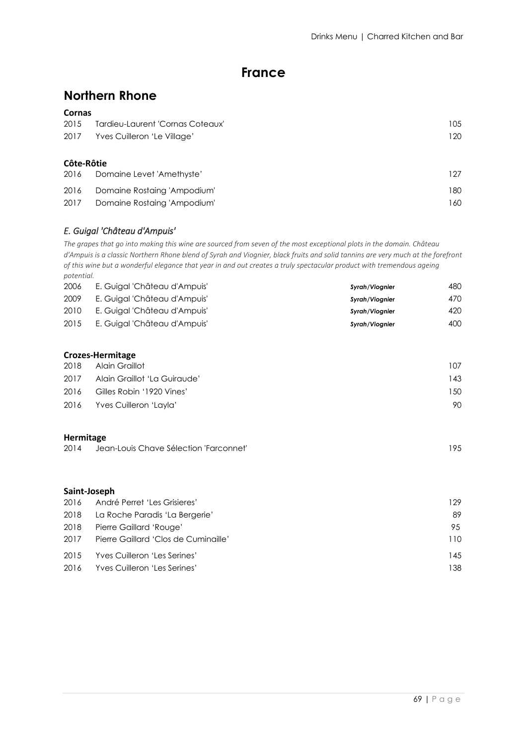# France

## Northern Rhone

### Cornas

| | | |
|---|---|---|
| 2015 | Tardieu-Laurent 'Cornas Coteaux' | 105 |
| 2017 | Yves Cuilleron 'Le Village' | 120 |

### Côte-Rôtie

| | | |
|---|---|---|
| 2016 | Domaine Levet 'Amethyste' | 127 |
| 2016 | Domaine Rostaing 'Ampodium' | 180 |
| 2017 | Domaine Rostaing 'Ampodium' | 160 |

### *E. Guigal 'Château d'Ampuis'*

*The grapes that go into making this wine are sourced from seven of the most exceptional plots in the domain. Château d'Ampuis is a classic Northern Rhone blend of Syrah and Viognier, black fruits and solid tannins are very much at the forefront of this wine but a wonderful elegance that year in and out creates a truly spectacular product with tremendous ageing potential.*

| | | | |
|---|---|---|---|
| 2006 | E. Guigal 'Château d'Ampuis' | ***Syrah/Viognier*** | 480 |
| 2009 | E. Guigal 'Château d'Ampuis' | ***Syrah/Viognier*** | 470 |
| 2010 | E. Guigal 'Château d'Ampuis' | ***Syrah/Viognier*** | 420 |
| 2015 | E. Guigal 'Château d'Ampuis' | ***Syrah/Viognier*** | 400 |

### Crozes-Hermitage

| | | |
|---|---|---|
| 2018 | Alain Graillot | 107 |
| 2017 | Alain Graillot 'La Guiraude' | 143 |
| 2016 | Gilles Robin '1920 Vines' | 150 |
| 2016 | Yves Cuilleron 'Layla' | 90 |

### Hermitage

| | | |
|---|---|---|
| 2014 | Jean-Louis Chave Sélection 'Farconnet' | 195 |

### Saint-Joseph

| | | |
|---|---|---|
| 2016 | André Perret 'Les Grisieres' | 129 |
| 2018 | La Roche Paradis 'La Bergerie' | 89 |
| 2018 | Pierre Gaillard 'Rouge' | 95 |
| 2017 | Pierre Gaillard 'Clos de Cuminaille' | 110 |
| 2015 | Yves Cuilleron 'Les Serines' | 145 |
| 2016 | Yves Cuilleron 'Les Serines' | 138 |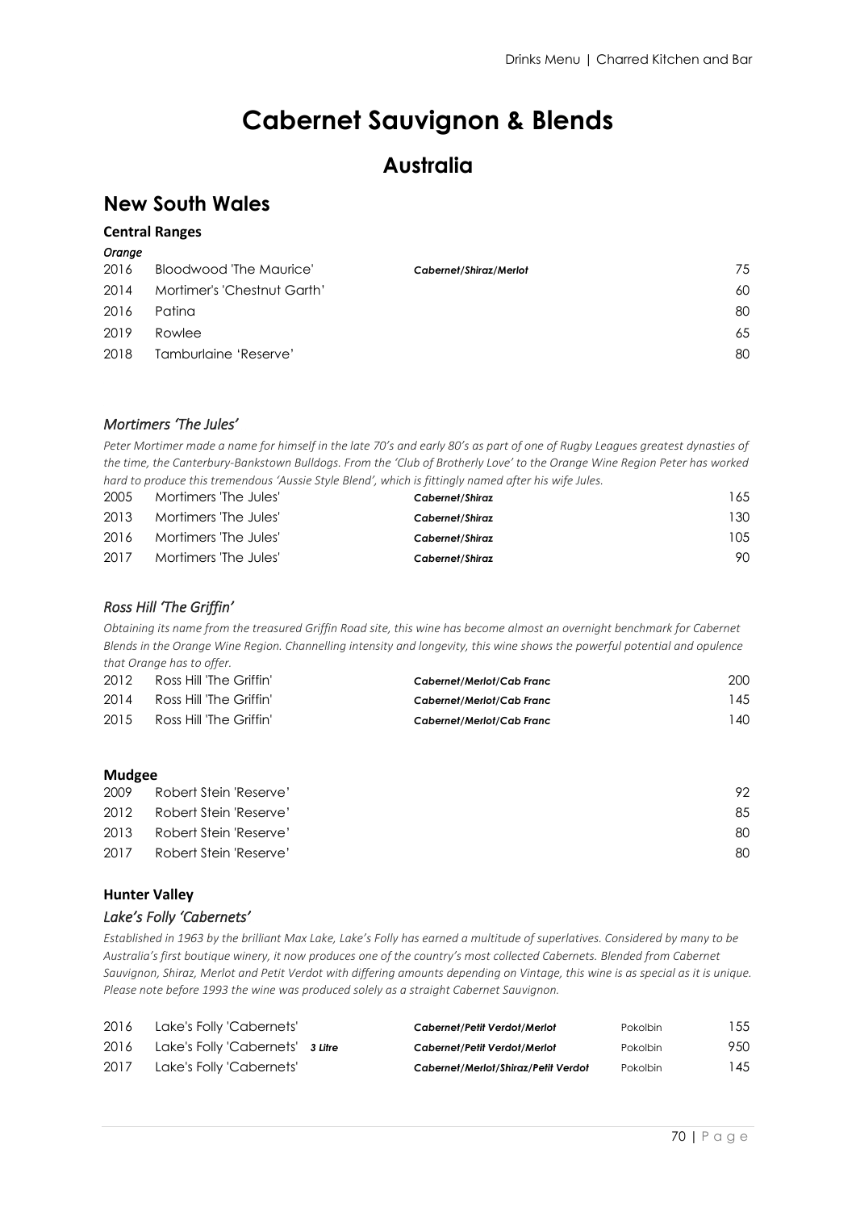# Cabernet Sauvignon & Blends

## Australia

## New South Wales

### Central Ranges

***Orange***

| | | | |
|---|---|---|---|
| 2016 | Bloodwood 'The Maurice' | ***Cabernet/Shiraz/Merlot*** | 75 |
| 2014 | Mortimer's 'Chestnut Garth' | | 60 |
| 2016 | Patina | | 80 |
| 2019 | Rowlee | | 65 |
| 2018 | Tamburlaine 'Reserve' | | 80 |

### *Mortimers 'The Jules'*

*Peter Mortimer made a name for himself in the late 70's and early 80's as part of one of Rugby Leagues greatest dynasties of the time, the Canterbury-Bankstown Bulldogs. From the 'Club of Brotherly Love' to the Orange Wine Region Peter has worked hard to produce this tremendous 'Aussie Style Blend', which is fittingly named after his wife Jules.*

| | | | |
|---|---|---|---|
| 2005 | Mortimers 'The Jules' | ***Cabernet/Shiraz*** | 165 |
| 2013 | Mortimers 'The Jules' | ***Cabernet/Shiraz*** | 130 |
| 2016 | Mortimers 'The Jules' | ***Cabernet/Shiraz*** | 105 |
| 2017 | Mortimers 'The Jules' | ***Cabernet/Shiraz*** | 90 |

### *Ross Hill 'The Griffin'*

*Obtaining its name from the treasured Griffin Road site, this wine has become almost an overnight benchmark for Cabernet Blends in the Orange Wine Region. Channelling intensity and longevity, this wine shows the powerful potential and opulence that Orange has to offer.*

| | | | |
|---|---|---|---|
| 2012 | Ross Hill 'The Griffin' | ***Cabernet/Merlot/Cab Franc*** | 200 |
| 2014 | Ross Hill 'The Griffin' | ***Cabernet/Merlot/Cab Franc*** | 145 |
| 2015 | Ross Hill 'The Griffin' | ***Cabernet/Merlot/Cab Franc*** | 140 |

### Mudgee

| | | |
|---|---|---|
| 2009 | Robert Stein 'Reserve' | 92 |
| 2012 | Robert Stein 'Reserve' | 85 |
| 2013 | Robert Stein 'Reserve' | 80 |
| 2017 | Robert Stein 'Reserve' | 80 |

### Hunter Valley

### *Lake's Folly 'Cabernets'*

*Established in 1963 by the brilliant Max Lake, Lake's Folly has earned a multitude of superlatives. Considered by many to be Australia's first boutique winery, it now produces one of the country's most collected Cabernets. Blended from Cabernet Sauvignon, Shiraz, Merlot and Petit Verdot with differing amounts depending on Vintage, this wine is as special as it is unique. Please note before 1993 the wine was produced solely as a straight Cabernet Sauvignon.*

| | | | | |
|---|---|---|---|---|
| 2016 | Lake's Folly 'Cabernets' | ***Cabernet/Petit Verdot/Merlot*** | Pokolbin | 155 |
| 2016 | Lake's Folly 'Cabernets' ***3 Litre*** | ***Cabernet/Petit Verdot/Merlot*** | Pokolbin | 950 |
| 2017 | Lake's Folly 'Cabernets' | ***Cabernet/Merlot/Shiraz/Petit Verdot*** | Pokolbin | 145 |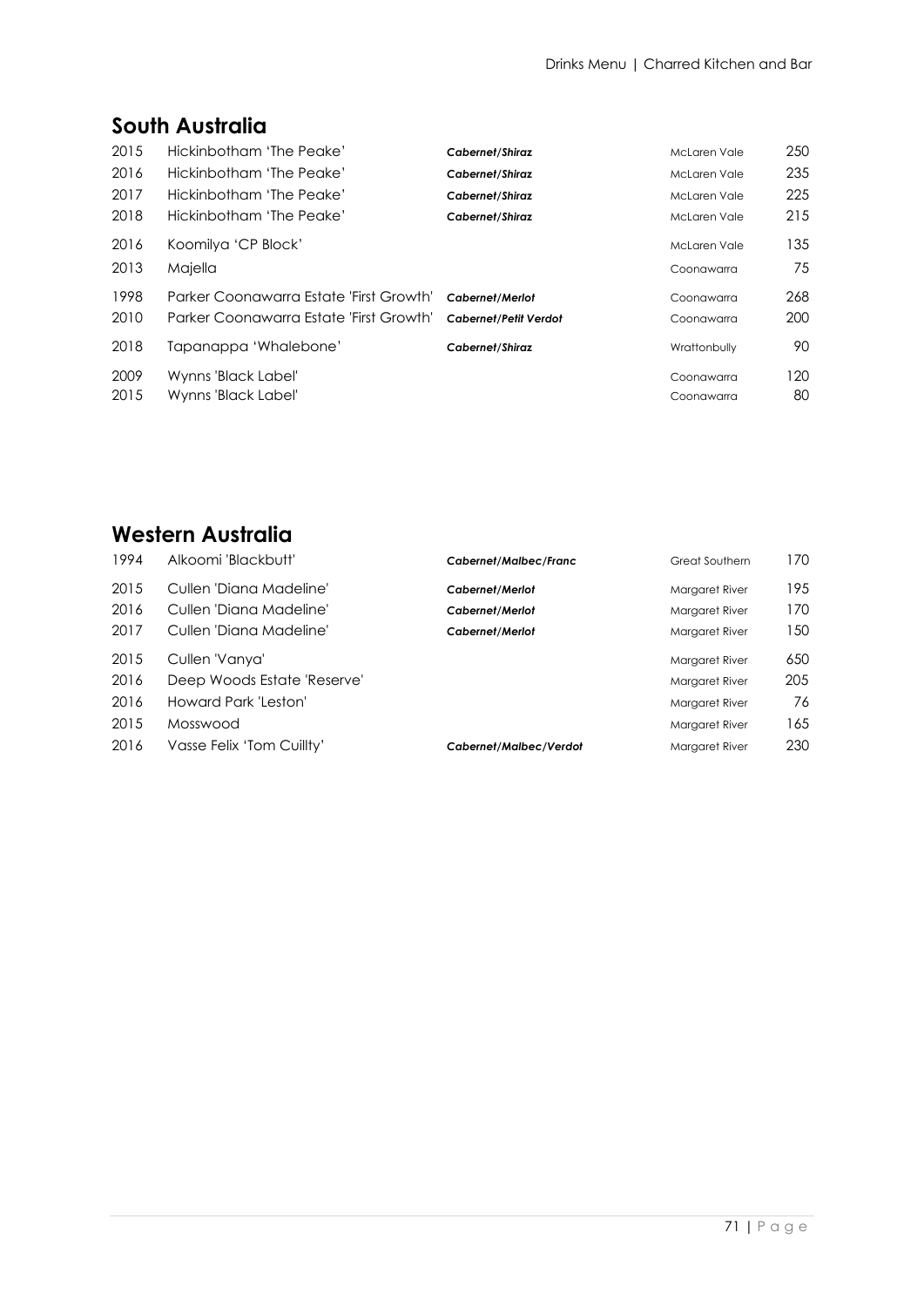## South Australia

| | | | | |
|---|---|---|---|---|
| 2015 | Hickinbotham 'The Peake' | ***Cabernet/Shiraz*** | McLaren Vale | 250 |
| 2016 | Hickinbotham 'The Peake' | ***Cabernet/Shiraz*** | McLaren Vale | 235 |
| 2017 | Hickinbotham 'The Peake' | ***Cabernet/Shiraz*** | McLaren Vale | 225 |
| 2018 | Hickinbotham 'The Peake' | ***Cabernet/Shiraz*** | McLaren Vale | 215 |
| 2016 | Koomilya 'CP Block' | | McLaren Vale | 135 |
| 2013 | Majella | | Coonawarra | 75 |
| 1998 | Parker Coonawarra Estate 'First Growth' | ***Cabernet/Merlot*** | Coonawarra | 268 |
| 2010 | Parker Coonawarra Estate 'First Growth' | ***Cabernet/Petit Verdot*** | Coonawarra | 200 |
| 2018 | Tapanappa 'Whalebone' | ***Cabernet/Shiraz*** | Wrattonbully | 90 |
| 2009 | Wynns 'Black Label' | | Coonawarra | 120 |
| 2015 | Wynns 'Black Label' | | Coonawarra | 80 |

## Western Australia

| | | | | |
|---|---|---|---|---|
| 1994 | Alkoomi 'Blackbutt' | ***Cabernet/Malbec/Franc*** | Great Southern | 170 |
| 2015 | Cullen 'Diana Madeline' | ***Cabernet/Merlot*** | Margaret River | 195 |
| 2016 | Cullen 'Diana Madeline' | ***Cabernet/Merlot*** | Margaret River | 170 |
| 2017 | Cullen 'Diana Madeline' | ***Cabernet/Merlot*** | Margaret River | 150 |
| 2015 | Cullen 'Vanya' | | Margaret River | 650 |
| 2016 | Deep Woods Estate 'Reserve' | | Margaret River | 205 |
| 2016 | Howard Park 'Leston' | | Margaret River | 76 |
| 2015 | Mosswood | | Margaret River | 165 |
| 2016 | Vasse Felix 'Tom Cuillty' | ***Cabernet/Malbec/Verdot*** | Margaret River | 230 |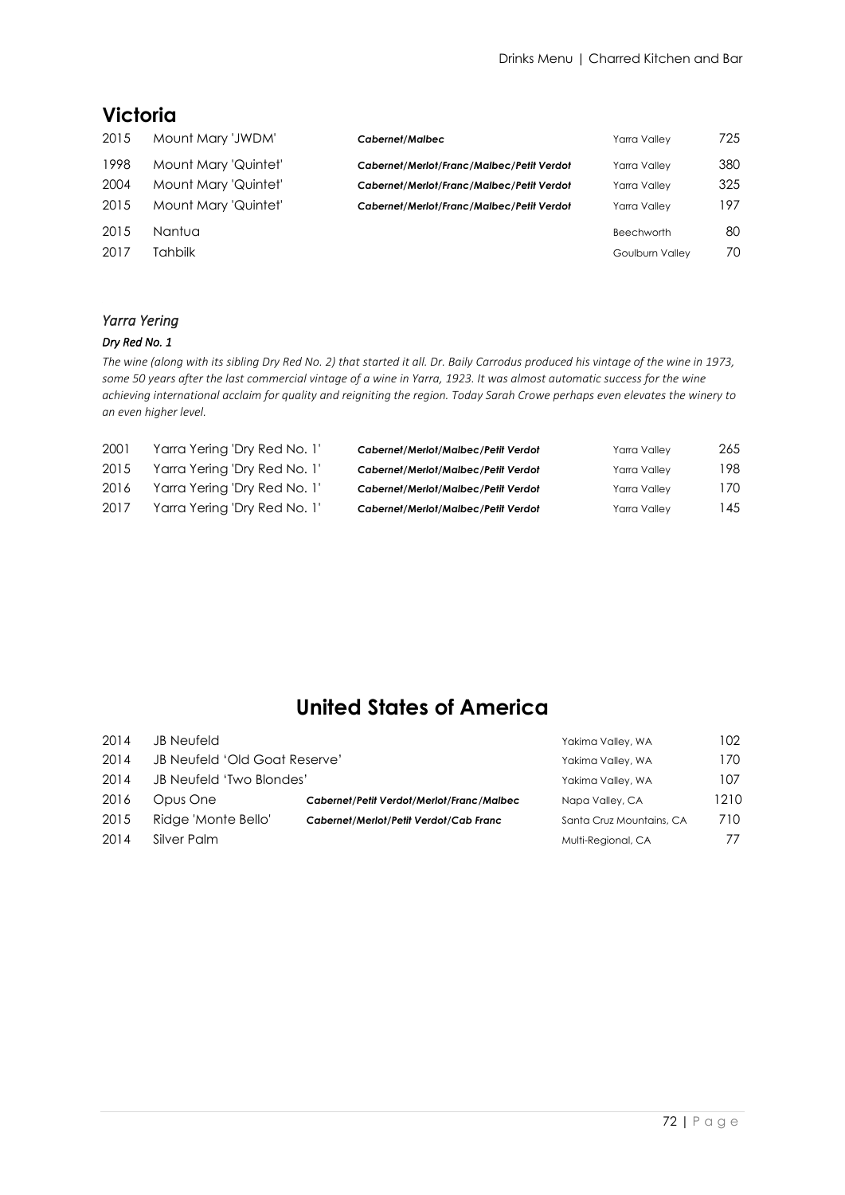## Victoria

| | | | | |
|---|---|---|---|---|
| 2015 | Mount Mary 'JWDM' | ***Cabernet/Malbec*** | Yarra Valley | 725 |
| 1998 | Mount Mary 'Quintet' | ***Cabernet/Merlot/Franc/Malbec/Petit Verdot*** | Yarra Valley | 380 |
| 2004 | Mount Mary 'Quintet' | ***Cabernet/Merlot/Franc/Malbec/Petit Verdot*** | Yarra Valley | 325 |
| 2015 | Mount Mary 'Quintet' | ***Cabernet/Merlot/Franc/Malbec/Petit Verdot*** | Yarra Valley | 197 |
| 2015 | Nantua | | Beechworth | 80 |
| 2017 | Tahbilk | | Goulburn Valley | 70 |

### *Yarra Yering*

***Dry Red No. 1***

*The wine (along with its sibling Dry Red No. 2) that started it all. Dr. Baily Carrodus produced his vintage of the wine in 1973, some 50 years after the last commercial vintage of a wine in Yarra, 1923. It was almost automatic success for the wine achieving international acclaim for quality and reigniting the region. Today Sarah Crowe perhaps even elevates the winery to an even higher level.*

| | | | | |
|---|---|---|---|---|
| 2001 | Yarra Yering 'Dry Red No. 1' | ***Cabernet/Merlot/Malbec/Petit Verdot*** | Yarra Valley | 265 |
| 2015 | Yarra Yering 'Dry Red No. 1' | ***Cabernet/Merlot/Malbec/Petit Verdot*** | Yarra Valley | 198 |
| 2016 | Yarra Yering 'Dry Red No. 1' | ***Cabernet/Merlot/Malbec/Petit Verdot*** | Yarra Valley | 170 |
| 2017 | Yarra Yering 'Dry Red No. 1' | ***Cabernet/Merlot/Malbec/Petit Verdot*** | Yarra Valley | 145 |

# United States of America

| | | | | |
|---|---|---|---|---|
| 2014 | JB Neufeld | | Yakima Valley, WA | 102 |
| 2014 | JB Neufeld 'Old Goat Reserve' | | Yakima Valley, WA | 170 |
| 2014 | JB Neufeld 'Two Blondes' | | Yakima Valley, WA | 107 |
| 2016 | Opus One | ***Cabernet/Petit Verdot/Merlot/Franc/Malbec*** | Napa Valley, CA | 1210 |
| 2015 | Ridge 'Monte Bello' | ***Cabernet/Merlot/Petit Verdot/Cab Franc*** | Santa Cruz Mountains, CA | 710 |
| 2014 | Silver Palm | | Multi-Regional, CA | 77 |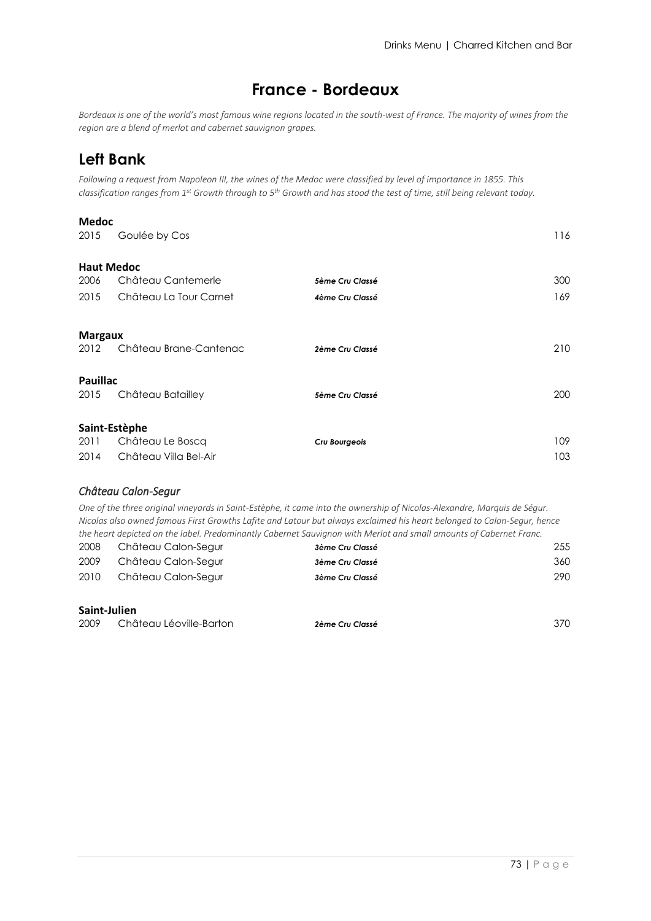# France - Bordeaux

*Bordeaux is one of the world's most famous wine regions located in the south-west of France. The majority of wines from the region are a blend of merlot and cabernet sauvignon grapes.*

## Left Bank

*Following a request from Napoleon III, the wines of the Medoc were classified by level of importance in 1855. This classification ranges from 1st Growth through to 5th Growth and has stood the test of time, still being relevant today.*

### Medoc

| | | | |
|---|---|---|---|
| 2015 | Goulée by Cos | | 116 |

### Haut Medoc

| | | | |
|---|---|---|---|
| 2006 | Château Cantemerle | *5ème Cru Classé* | 300 |
| 2015 | Château La Tour Carnet | *4ème Cru Classé* | 169 |

### Margaux

| | | | |
|---|---|---|---|
| 2012 | Château Brane-Cantenac | *2ème Cru Classé* | 210 |

### Pauillac

| | | | |
|---|---|---|---|
| 2015 | Château Batailley | *5ème Cru Classé* | 200 |

### Saint-Estèphe

| | | | |
|---|---|---|---|
| 2011 | Château Le Boscq | *Cru Bourgeois* | 109 |
| 2014 | Château Villa Bel-Air | | 103 |

### *Château Calon-Segur*

*One of the three original vineyards in Saint-Estèphe, it came into the ownership of Nicolas-Alexandre, Marquis de Ségur. Nicolas also owned famous First Growths Lafite and Latour but always exclaimed his heart belonged to Calon-Segur, hence the heart depicted on the label. Predominantly Cabernet Sauvignon with Merlot and small amounts of Cabernet Franc.*

| | | | |
|---|---|---|---|
| 2008 | Château Calon-Segur | *3ème Cru Classé* | 255 |
| 2009 | Château Calon-Segur | *3ème Cru Classé* | 360 |
| 2010 | Château Calon-Segur | *3ème Cru Classé* | 290 |

### Saint-Julien

| | | | |
|---|---|---|---|
| 2009 | Château Léoville-Barton | *2ème Cru Classé* | 370 |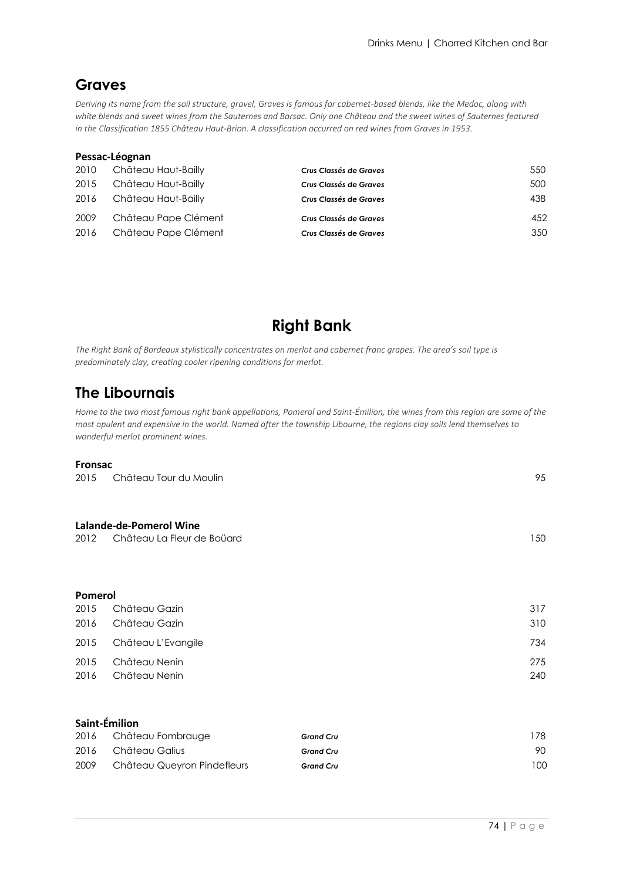## Graves

*Deriving its name from the soil structure, gravel, Graves is famous for cabernet-based blends, like the Medoc, along with white blends and sweet wines from the Sauternes and Barsac. Only one Château and the sweet wines of Sauternes featured in the Classification 1855 Château Haut-Brion. A classification occurred on red wines from Graves in 1953.*

**Pessac-Léognan**

| | | | |
|---|---|---|---|
| 2010 | Château Haut-Bailly | ***Crus Classés de Graves*** | 550 |
| 2015 | Château Haut-Bailly | ***Crus Classés de Graves*** | 500 |
| 2016 | Château Haut-Bailly | ***Crus Classés de Graves*** | 438 |
| 2009 | Château Pape Clément | ***Crus Classés de Graves*** | 452 |
| 2016 | Château Pape Clément | ***Crus Classés de Graves*** | 350 |

# Right Bank

*The Right Bank of Bordeaux stylistically concentrates on merlot and cabernet franc grapes. The area's soil type is predominately clay, creating cooler ripening conditions for merlot.*

## The Libournais

*Home to the two most famous right bank appellations, Pomerol and Saint-Émilion, the wines from this region are some of the most opulent and expensive in the world. Named after the township Libourne, the regions clay soils lend themselves to wonderful merlot prominent wines.*

**Fronsac**

| | | |
|---|---|---|
| 2015 | Château Tour du Moulin | 95 |

**Lalande-de-Pomerol Wine**

| | | |
|---|---|---|
| 2012 | Château La Fleur de Boüard | 150 |

**Pomerol**

| | | |
|---|---|---|
| 2015 | Château Gazin | 317 |
| 2016 | Château Gazin | 310 |
| 2015 | Château L'Evangile | 734 |
| 2015 | Château Nenin | 275 |
| 2016 | Château Nenin | 240 |

**Saint-Émilion**

| | | | |
|---|---|---|---|
| 2016 | Château Fombrauge | ***Grand Cru*** | 178 |
| 2016 | Château Galius | ***Grand Cru*** | 90 |
| 2009 | Château Queyron Pindefleurs | ***Grand Cru*** | 100 |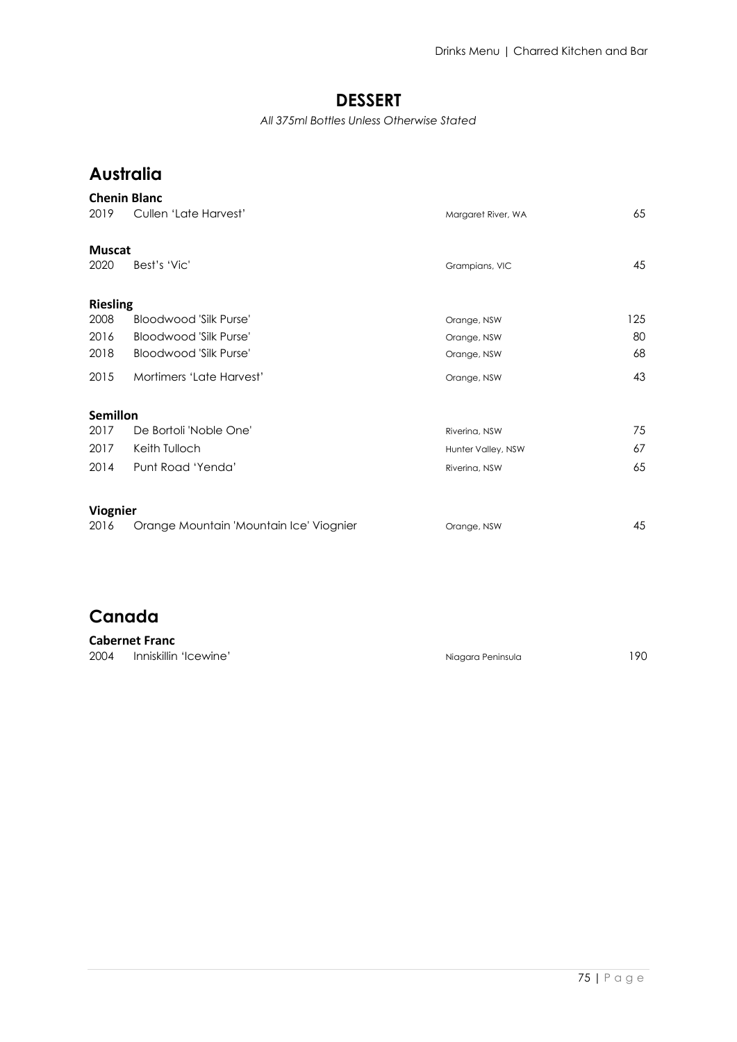## DESSERT

*All 375ml Bottles Unless Otherwise Stated*

# Australia

**Chenin Blanc**

| | | | |
|---|---|---|---|
| 2019 | Cullen 'Late Harvest' | Margaret River, WA | 65 |

**Muscat**

| | | | |
|---|---|---|---|
| 2020 | Best's 'Vic' | Grampians, VIC | 45 |

**Riesling**

| | | | |
|---|---|---|---|
| 2008 | Bloodwood 'Silk Purse' | Orange, NSW | 125 |
| 2016 | Bloodwood 'Silk Purse' | Orange, NSW | 80 |
| 2018 | Bloodwood 'Silk Purse' | Orange, NSW | 68 |
| 2015 | Mortimers 'Late Harvest' | Orange, NSW | 43 |

**Semillon**

| | | | |
|---|---|---|---|
| 2017 | De Bortoli 'Noble One' | Riverina, NSW | 75 |
| 2017 | Keith Tulloch | Hunter Valley, NSW | 67 |
| 2014 | Punt Road 'Yenda' | Riverina, NSW | 65 |

**Viognier**

| | | | |
|---|---|---|---|
| 2016 | Orange Mountain 'Mountain Ice' Viognier | Orange, NSW | 45 |

# Canada

**Cabernet Franc**

| | | | |
|---|---|---|---|
| 2004 | Inniskillin 'Icewine' | Niagara Peninsula | 190 |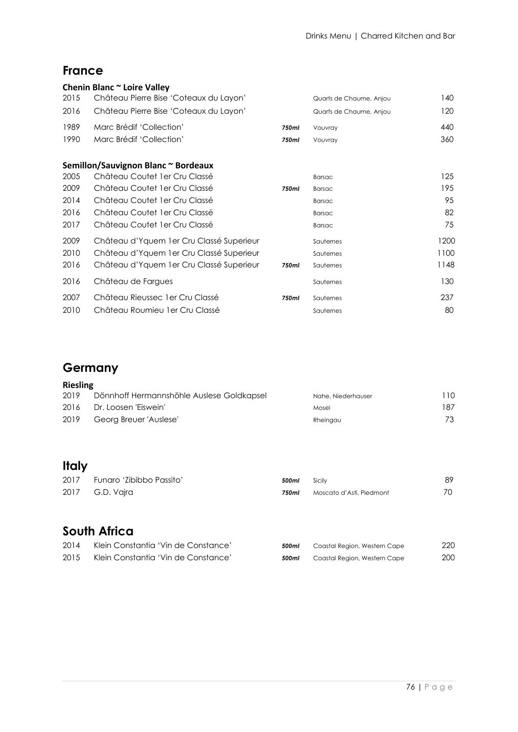## France

### Chenin Blanc ~ Loire Valley

| Vintage | Wine | Size | Region | Price |
|---|---|---|---|---|
| 2015 | Château Pierre Bise 'Coteaux du Layon' | | Quarts de Chaume, Anjou | 140 |
| 2016 | Château Pierre Bise 'Coteaux du Layon' | | Quarts de Chaume, Anjou | 120 |
| 1989 | Marc Brédif 'Collection' | *750ml* | Vouvray | 440 |
| 1990 | Marc Brédif 'Collection' | *750ml* | Vouvray | 360 |

### Semillon/Sauvignon Blanc ~ Bordeaux

| Vintage | Wine | Size | Region | Price |
|---|---|---|---|---|
| 2005 | Château Coutet 1er Cru Classé | | Barsac | 125 |
| 2009 | Château Coutet 1er Cru Classé | *750ml* | Barsac | 195 |
| 2014 | Château Coutet 1er Cru Classé | | Barsac | 95 |
| 2016 | Château Coutet 1er Cru Classé | | Barsac | 82 |
| 2017 | Château Coutet 1er Cru Classé | | Barsac | 75 |
| 2009 | Château d'Yquem 1er Cru Classé Superieur | | Sauternes | 1200 |
| 2010 | Château d'Yquem 1er Cru Classé Superieur | | Sauternes | 1100 |
| 2016 | Château d'Yquem 1er Cru Classé Superieur | *750ml* | Sauternes | 1148 |
| 2016 | Château de Fargues | | Sauternes | 130 |
| 2007 | Château Rieussec 1er Cru Classé | *750ml* | Sauternes | 237 |
| 2010 | Château Roumieu 1er Cru Classé | | Sauternes | 80 |

## Germany

### Riesling

| Vintage | Wine | Size | Region | Price |
|---|---|---|---|---|
| 2019 | Dönnhoff Hermannshöhle Auslese Goldkapsel | | Nahe, Niederhauser | 110 |
| 2016 | Dr. Loosen 'Eiswein' | | Mosel | 187 |
| 2019 | Georg Breuer 'Auslese' | | Rheingau | 73 |

## Italy

| Vintage | Wine | Size | Region | Price |
|---|---|---|---|---|
| 2017 | Funaro 'Zibibbo Passito' | *500ml* | Sicily | 89 |
| 2017 | G.D. Vajra | *750ml* | Moscato d'Asti, Piedmont | 70 |

## South Africa

| Vintage | Wine | Size | Region | Price |
|---|---|---|---|---|
| 2014 | Klein Constantia 'Vin de Constance' | *500ml* | Coastal Region, Western Cape | 220 |
| 2015 | Klein Constantia 'Vin de Constance' | *500ml* | Coastal Region, Western Cape | 200 |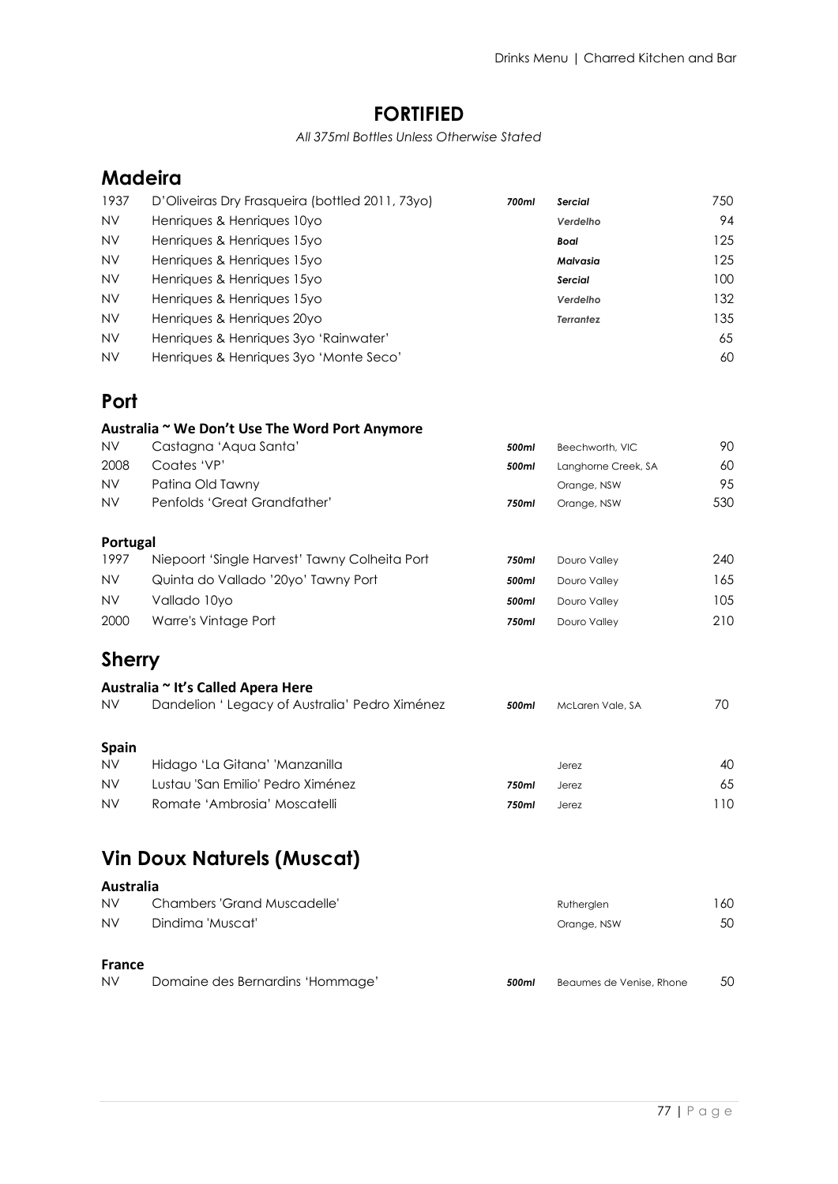# FORTIFIED

*All 375ml Bottles Unless Otherwise Stated*

## Madeira

| | | | | |
|---|---|---|---|---|
| 1937 | D'Oliveiras Dry Frasqueira (bottled 2011, 73yo) | ***700ml*** | ***Sercial*** | 750 |
| NV | Henriques & Henriques 10yo | | ***Verdelho*** | 94 |
| NV | Henriques & Henriques 15yo | | ***Boal*** | 125 |
| NV | Henriques & Henriques 15yo | | ***Malvasia*** | 125 |
| NV | Henriques & Henriques 15yo | | ***Sercial*** | 100 |
| NV | Henriques & Henriques 15yo | | ***Verdelho*** | 132 |
| NV | Henriques & Henriques 20yo | | ***Terrantez*** | 135 |
| NV | Henriques & Henriques 3yo 'Rainwater' | | | 65 |
| NV | Henriques & Henriques 3yo 'Monte Seco' | | | 60 |

## Port

### Australia ~ We Don't Use The Word Port Anymore

| | | | | |
|---|---|---|---|---|
| NV | Castagna 'Aqua Santa' | ***500ml*** | Beechworth, VIC | 90 |
| 2008 | Coates 'VP' | ***500ml*** | Langhorne Creek, SA | 60 |
| NV | Patina Old Tawny | | Orange, NSW | 95 |
| NV | Penfolds 'Great Grandfather' | ***750ml*** | Orange, NSW | 530 |

### Portugal

| | | | | |
|---|---|---|---|---|
| 1997 | Niepoort 'Single Harvest' Tawny Colheita Port | ***750ml*** | Douro Valley | 240 |
| NV | Quinta do Vallado '20yo' Tawny Port | ***500ml*** | Douro Valley | 165 |
| NV | Vallado 10yo | ***500ml*** | Douro Valley | 105 |
| 2000 | Warre's Vintage Port | ***750ml*** | Douro Valley | 210 |

## Sherry

### Australia ~ It's Called Apera Here

| | | | | |
|---|---|---|---|---|
| NV | Dandelion ' Legacy of Australia' Pedro Ximénez | ***500ml*** | McLaren Vale, SA | 70 |

### Spain

| | | | | |
|---|---|---|---|---|
| NV | Hidago 'La Gitana' 'Manzanilla | | Jerez | 40 |
| NV | Lustau 'San Emilio' Pedro Ximénez | ***750ml*** | Jerez | 65 |
| NV | Romate 'Ambrosia' Moscatelli | ***750ml*** | Jerez | 110 |

## Vin Doux Naturels (Muscat)

### Australia

| | | | | |
|---|---|---|---|---|
| NV | Chambers 'Grand Muscadelle' | | Rutherglen | 160 |
| NV | Dindima 'Muscat' | | Orange, NSW | 50 |

### France

| | | | | |
|---|---|---|---|---|
| NV | Domaine des Bernardins 'Hommage' | ***500ml*** | Beaumes de Venise, Rhone | 50 |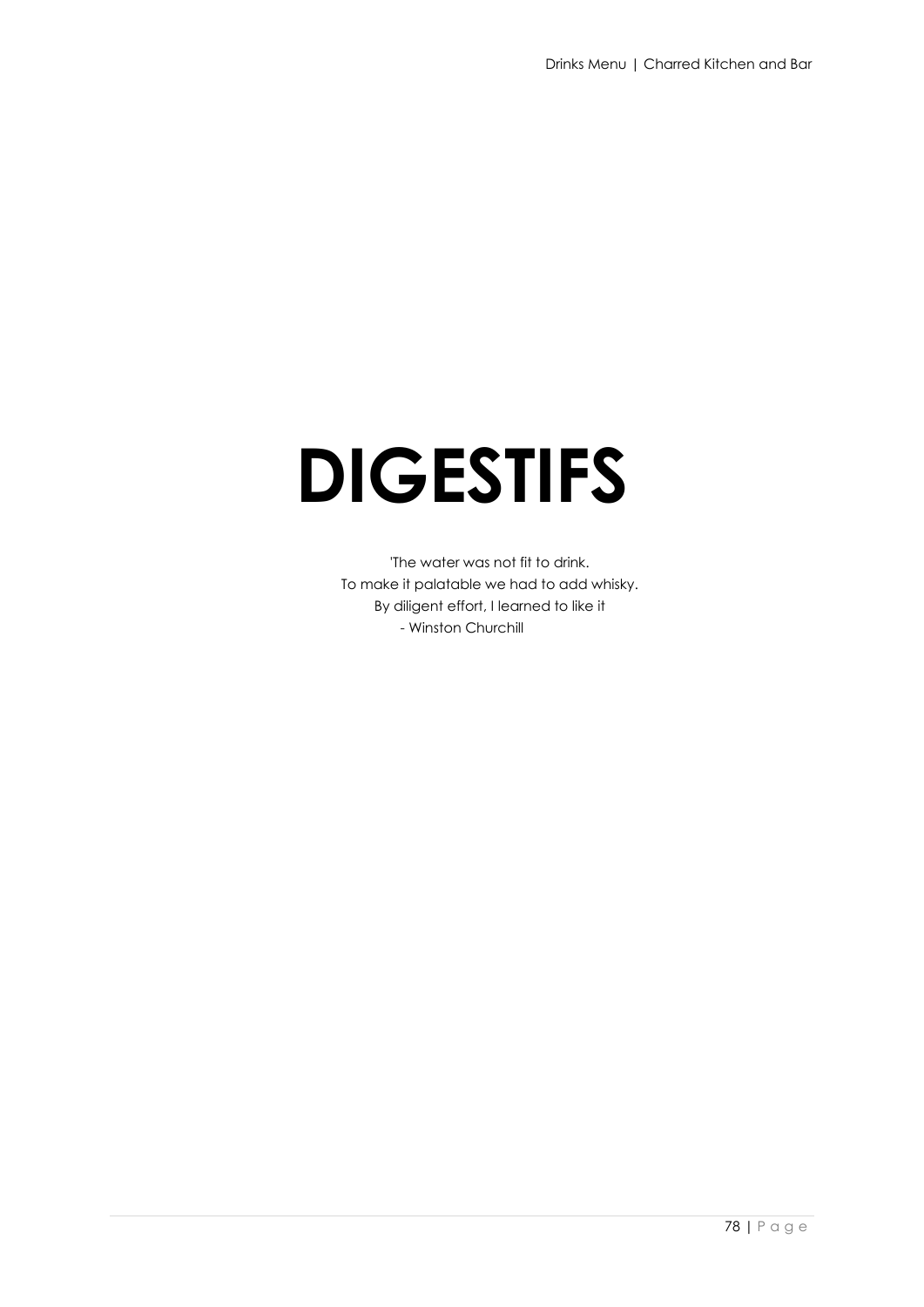# DIGESTIFS

'The water was not fit to drink.
To make it palatable we had to add whisky.
By diligent effort, I learned to like it
- Winston Churchill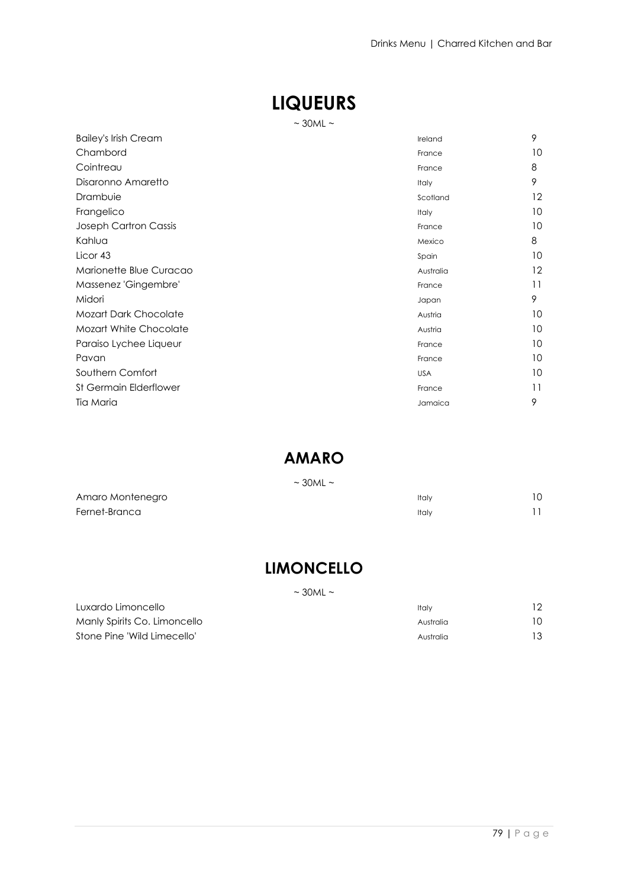# LIQUEURS

~ 30ML ~

| | | |
|---|---|---|
| Bailey's Irish Cream | Ireland | 9 |
| Chambord | France | 10 |
| Cointreau | France | 8 |
| Disaronno Amaretto | Italy | 9 |
| Drambuie | Scotland | 12 |
| Frangelico | Italy | 10 |
| Joseph Cartron Cassis | France | 10 |
| Kahlua | Mexico | 8 |
| Licor 43 | Spain | 10 |
| Marionette Blue Curacao | Australia | 12 |
| Massenez 'Gingembre' | France | 11 |
| Midori | Japan | 9 |
| Mozart Dark Chocolate | Austria | 10 |
| Mozart White Chocolate | Austria | 10 |
| Paraiso Lychee Liqueur | France | 10 |
| Pavan | France | 10 |
| Southern Comfort | USA | 10 |
| St Germain Elderflower | France | 11 |
| Tia Maria | Jamaica | 9 |

# AMARO

~ 30ML ~

| | | |
|---|---|---|
| Amaro Montenegro | Italy | 10 |
| Fernet-Branca | Italy | 11 |

# LIMONCELLO

~ 30ML ~

| | | |
|---|---|---|
| Luxardo Limoncello | Italy | 12 |
| Manly Spirits Co. Limoncello | Australia | 10 |
| Stone Pine 'Wild Limecello' | Australia | 13 |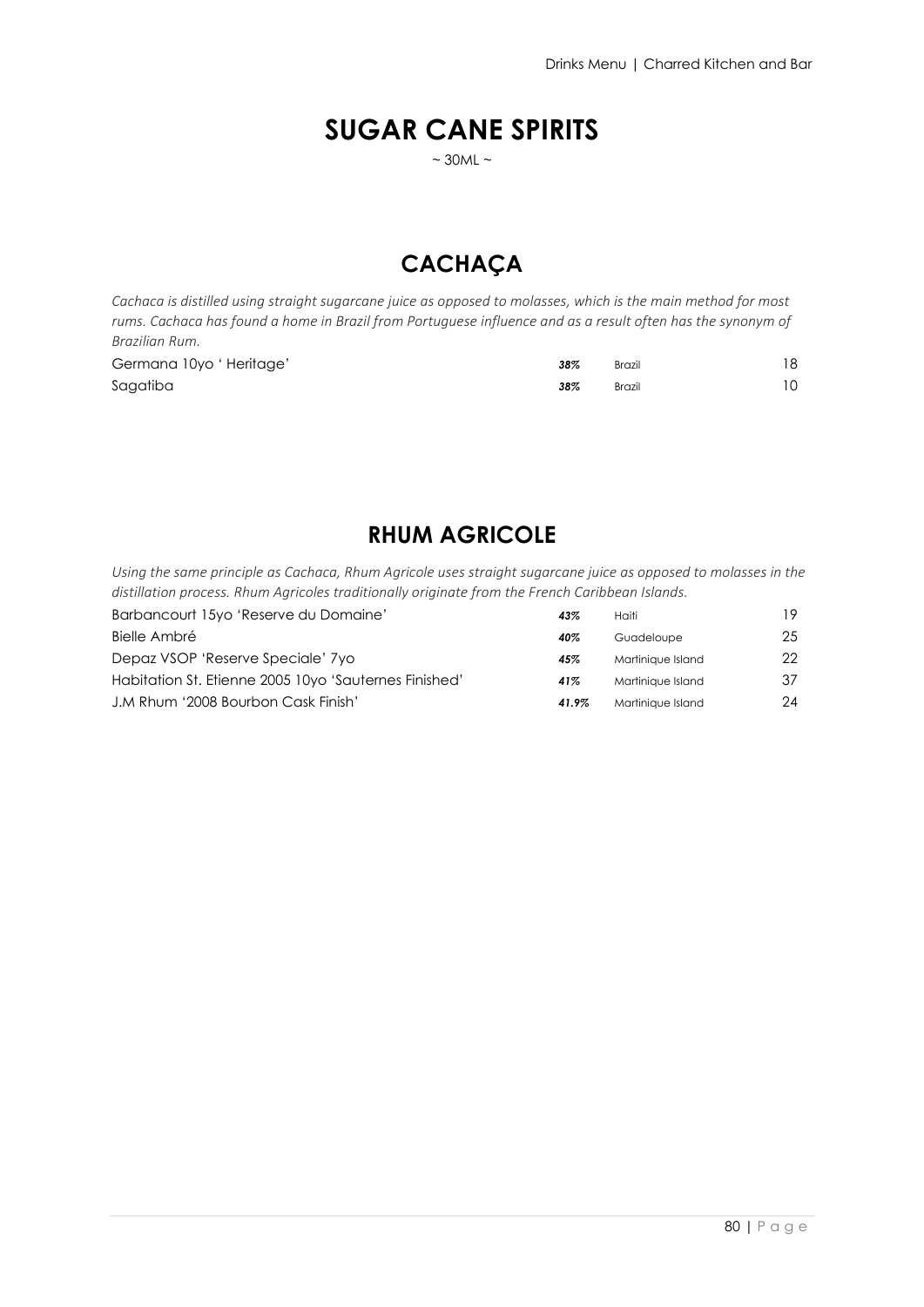# SUGAR CANE SPIRITS

~ 30ML ~

## CACHAÇA

*Cachaca is distilled using straight sugarcane juice as opposed to molasses, which is the main method for most rums. Cachaca has found a home in Brazil from Portuguese influence and as a result often has the synonym of Brazilian Rum.*

| | | | |
|---|---|---|---|
| Germana 10yo ' Heritage' | ***38%*** | Brazil | 18 |
| Sagatiba | ***38%*** | Brazil | 10 |

## RHUM AGRICOLE

*Using the same principle as Cachaca, Rhum Agricole uses straight sugarcane juice as opposed to molasses in the distillation process. Rhum Agricoles traditionally originate from the French Caribbean Islands.*

| | | | |
|---|---|---|---|
| Barbancourt 15yo 'Reserve du Domaine' | ***43%*** | Haiti | 19 |
| Bielle Ambré | ***40%*** | Guadeloupe | 25 |
| Depaz VSOP 'Reserve Speciale' 7yo | ***45%*** | Martinique Island | 22 |
| Habitation St. Etienne 2005 10yo 'Sauternes Finished' | ***41%*** | Martinique Island | 37 |
| J.M Rhum '2008 Bourbon Cask Finish' | ***41.9%*** | Martinique Island | 24 |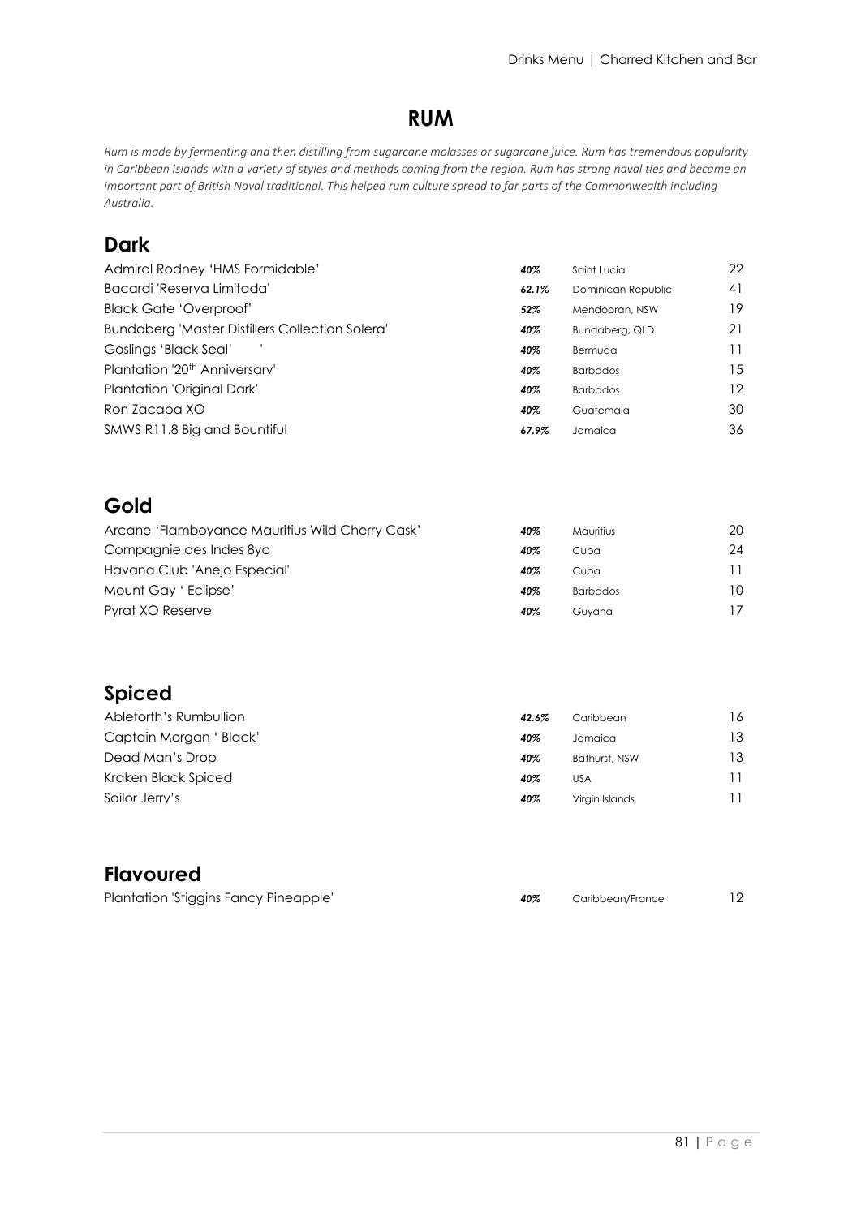# RUM

*Rum is made by fermenting and then distilling from sugarcane molasses or sugarcane juice. Rum has tremendous popularity in Caribbean islands with a variety of styles and methods coming from the region. Rum has strong naval ties and became an important part of British Naval traditional. This helped rum culture spread to far parts of the Commonwealth including Australia.*

## Dark

| | | | |
|---|---|---|---|
| Admiral Rodney 'HMS Formidable' | ***40%*** | Saint Lucia | 22 |
| Bacardi 'Reserva Limitada' | ***62.1%*** | Dominican Republic | 41 |
| Black Gate 'Overproof' | ***52%*** | Mendooran, NSW | 19 |
| Bundaberg 'Master Distillers Collection Solera' | ***40%*** | Bundaberg, QLD | 21 |
| Goslings 'Black Seal' ' | ***40%*** | Bermuda | 11 |
| Plantation '20th Anniversary' | ***40%*** | Barbados | 15 |
| Plantation 'Original Dark' | ***40%*** | Barbados | 12 |
| Ron Zacapa XO | ***40%*** | Guatemala | 30 |
| SMWS R11.8 Big and Bountiful | ***67.9%*** | Jamaica | 36 |

## Gold

| | | | |
|---|---|---|---|
| Arcane 'Flamboyance Mauritius Wild Cherry Cask' | ***40%*** | Mauritius | 20 |
| Compagnie des Indes 8yo | ***40%*** | Cuba | 24 |
| Havana Club 'Anejo Especial' | ***40%*** | Cuba | 11 |
| Mount Gay ' Eclipse' | ***40%*** | Barbados | 10 |
| Pyrat XO Reserve | ***40%*** | Guyana | 17 |

## Spiced

| | | | |
|---|---|---|---|
| Ableforth's Rumbullion | ***42.6%*** | Caribbean | 16 |
| Captain Morgan ' Black' | ***40%*** | Jamaica | 13 |
| Dead Man's Drop | ***40%*** | Bathurst, NSW | 13 |
| Kraken Black Spiced | ***40%*** | USA | 11 |
| Sailor Jerry's | ***40%*** | Virgin Islands | 11 |

## Flavoured

| | | | |
|---|---|---|---|
| Plantation 'Stiggins Fancy Pineapple' | ***40%*** | Caribbean/France | 12 |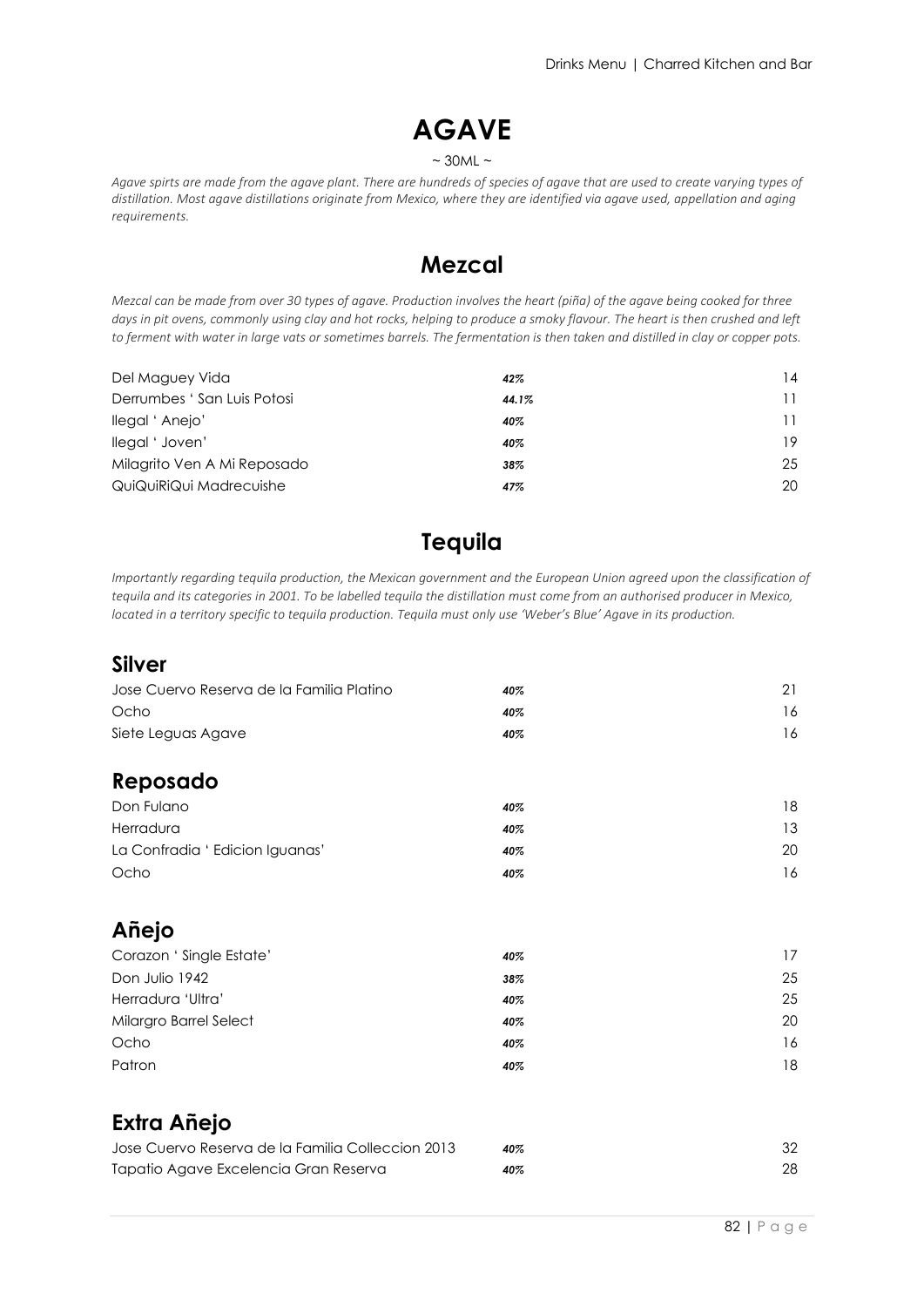# AGAVE

~ 30ML ~

*Agave spirts are made from the agave plant. There are hundreds of species of agave that are used to create varying types of distillation. Most agave distillations originate from Mexico, where they are identified via agave used, appellation and aging requirements.*

## Mezcal

*Mezcal can be made from over 30 types of agave. Production involves the heart (piña) of the agave being cooked for three days in pit ovens, commonly using clay and hot rocks, helping to produce a smoky flavour. The heart is then crushed and left to ferment with water in large vats or sometimes barrels. The fermentation is then taken and distilled in clay or copper pots.*

| | | |
|---|---|---|
| Del Maguey Vida | *42%* | 14 |
| Derrumbes ' San Luis Potosi | *44.1%* | 11 |
| Ilegal ' Anejo' | *40%* | 11 |
| Ilegal ' Joven' | *40%* | 19 |
| Milagrito Ven A Mi Reposado | *38%* | 25 |
| QuiQuiRiQui Madrecuishe | *47%* | 20 |

## Tequila

*Importantly regarding tequila production, the Mexican government and the European Union agreed upon the classification of tequila and its categories in 2001. To be labelled tequila the distillation must come from an authorised producer in Mexico, located in a territory specific to tequila production. Tequila must only use 'Weber's Blue' Agave in its production.*

### Silver

| | | |
|---|---|---|
| Jose Cuervo Reserva de la Familia Platino | *40%* | 21 |
| Ocho | *40%* | 16 |
| Siete Leguas Agave | *40%* | 16 |

### Reposado

| | | |
|---|---|---|
| Don Fulano | *40%* | 18 |
| Herradura | *40%* | 13 |
| La Confradia ' Edicion Iguanas' | *40%* | 20 |
| Ocho | *40%* | 16 |

### Añejo

| | | |
|---|---|---|
| Corazon ' Single Estate' | *40%* | 17 |
| Don Julio 1942 | *38%* | 25 |
| Herradura 'Ultra' | *40%* | 25 |
| Milargro Barrel Select | *40%* | 20 |
| Ocho | *40%* | 16 |
| Patron | *40%* | 18 |

### Extra Añejo

| | | |
|---|---|---|
| Jose Cuervo Reserva de la Familia Colleccion 2013 | *40%* | 32 |
| Tapatio Agave Excelencia Gran Reserva | *40%* | 28 |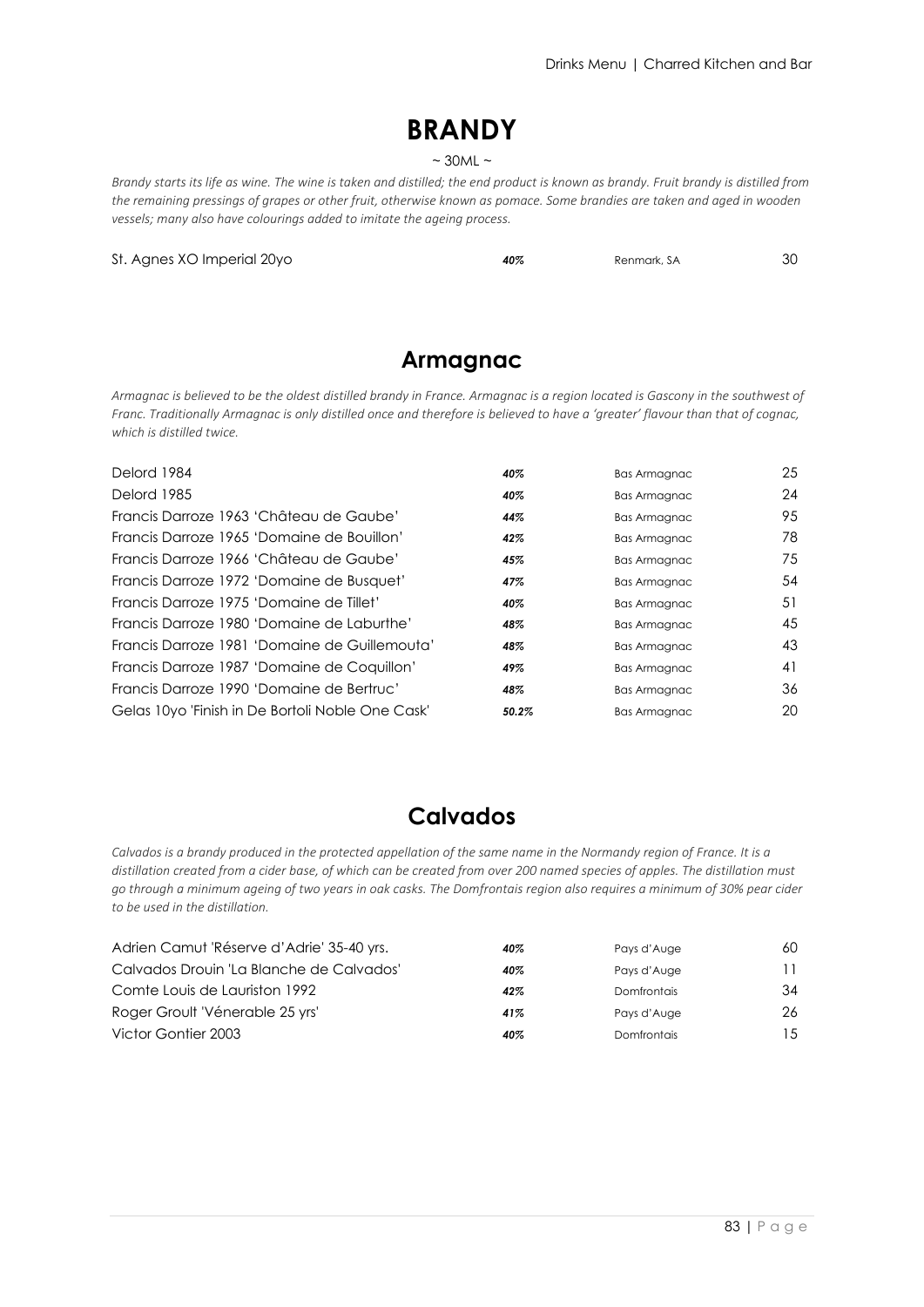# BRANDY

~ 30ML ~

*Brandy starts its life as wine. The wine is taken and distilled; the end product is known as brandy. Fruit brandy is distilled from the remaining pressings of grapes or other fruit, otherwise known as pomace. Some brandies are taken and aged in wooden vessels; many also have colourings added to imitate the ageing process.*

| | | | |
|---|---|---|---|
| St. Agnes XO Imperial 20yo | ***40%*** | Renmark, SA | 30 |

## Armagnac

*Armagnac is believed to be the oldest distilled brandy in France. Armagnac is a region located is Gascony in the southwest of Franc. Traditionally Armagnac is only distilled once and therefore is believed to have a 'greater' flavour than that of cognac, which is distilled twice.*

| | | | |
|---|---|---|---|
| Delord 1984 | ***40%*** | Bas Armagnac | 25 |
| Delord 1985 | ***40%*** | Bas Armagnac | 24 |
| Francis Darroze 1963 'Château de Gaube' | ***44%*** | Bas Armagnac | 95 |
| Francis Darroze 1965 'Domaine de Bouillon' | ***42%*** | Bas Armagnac | 78 |
| Francis Darroze 1966 'Château de Gaube' | ***45%*** | Bas Armagnac | 75 |
| Francis Darroze 1972 'Domaine de Busquet' | ***47%*** | Bas Armagnac | 54 |
| Francis Darroze 1975 'Domaine de Tillet' | ***40%*** | Bas Armagnac | 51 |
| Francis Darroze 1980 'Domaine de Laburthe' | ***48%*** | Bas Armagnac | 45 |
| Francis Darroze 1981 'Domaine de Guillemouta' | ***48%*** | Bas Armagnac | 43 |
| Francis Darroze 1987 'Domaine de Coquillon' | ***49%*** | Bas Armagnac | 41 |
| Francis Darroze 1990 'Domaine de Bertruc' | ***48%*** | Bas Armagnac | 36 |
| Gelas 10yo 'Finish in De Bortoli Noble One Cask' | ***50.2%*** | Bas Armagnac | 20 |

## Calvados

*Calvados is a brandy produced in the protected appellation of the same name in the Normandy region of France. It is a distillation created from a cider base, of which can be created from over 200 named species of apples. The distillation must go through a minimum ageing of two years in oak casks. The Domfrontais region also requires a minimum of 30% pear cider to be used in the distillation.*

| | | | |
|---|---|---|---|
| Adrien Camut 'Réserve d'Adrie' 35-40 yrs. | ***40%*** | Pays d'Auge | 60 |
| Calvados Drouin 'La Blanche de Calvados' | ***40%*** | Pays d'Auge | 11 |
| Comte Louis de Lauriston 1992 | ***42%*** | Domfrontais | 34 |
| Roger Groult 'Vénerable 25 yrs' | ***41%*** | Pays d'Auge | 26 |
| Victor Gontier 2003 | ***40%*** | Domfrontais | 15 |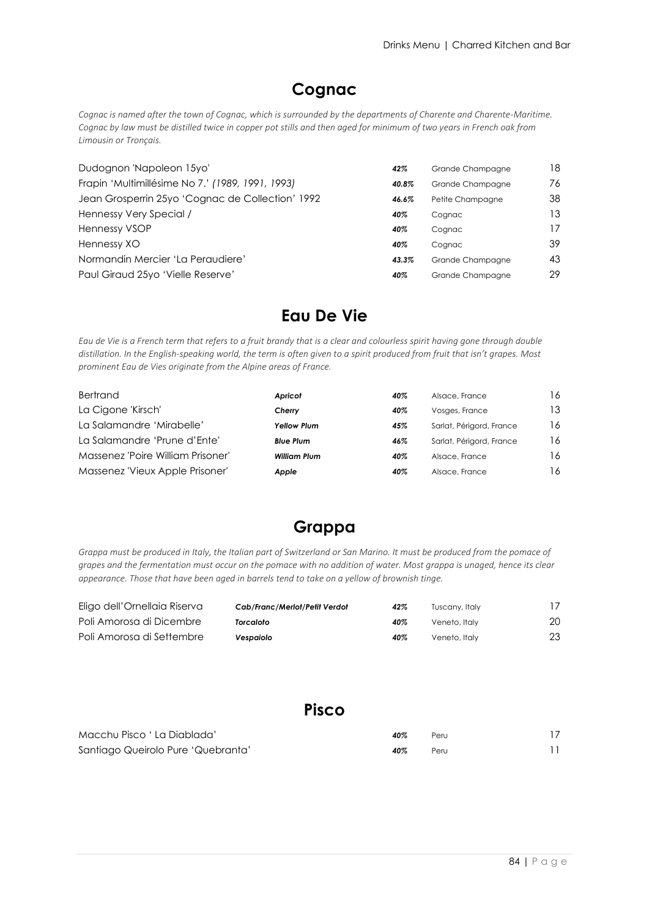## Cognac

*Cognac is named after the town of Cognac, which is surrounded by the departments of Charente and Charente-Maritime. Cognac by law must be distilled twice in copper pot stills and then aged for minimum of two years in French oak from Limousin or Tronçais.*

| | | | |
|---|---|---|---|
| Dudognon 'Napoleon 15yo' | ***42%*** | Grande Champagne | 18 |
| Frapin 'Multimillésime No 7.' *(1989, 1991, 1993)* | ***40.8%*** | Grande Champagne | 76 |
| Jean Grosperrin 25yo 'Cognac de Collection' 1992 | ***46.6%*** | Petite Champagne | 38 |
| Hennessy Very Special / | ***40%*** | Cognac | 13 |
| Hennessy VSOP | ***40%*** | Cognac | 17 |
| Hennessy XO | ***40%*** | Cognac | 39 |
| Normandin Mercier 'La Peraudiere' | ***43.3%*** | Grande Champagne | 43 |
| Paul Giraud 25yo 'Vielle Reserve' | ***40%*** | Grande Champagne | 29 |

## Eau De Vie

*Eau de Vie is a French term that refers to a fruit brandy that is a clear and colourless spirit having gone through double distillation. In the English-speaking world, the term is often given to a spirit produced from fruit that isn't grapes. Most prominent Eau de Vies originate from the Alpine areas of France.*

| | | | | |
|---|---|---|---|---|
| Bertrand | ***Apricot*** | ***40%*** | Alsace, France | 16 |
| La Cigone 'Kirsch' | ***Cherry*** | ***40%*** | Vosges, France | 13 |
| La Salamandre 'Mirabelle' | ***Yellow Plum*** | ***45%*** | Sarlat, Périgord, France | 16 |
| La Salamandre 'Prune d'Ente' | ***Blue Plum*** | ***46%*** | Sarlat, Périgord, France | 16 |
| Massenez 'Poire William Prisoner' | ***William Plum*** | ***40%*** | Alsace, France | 16 |
| Massenez 'Vieux Apple Prisoner' | ***Apple*** | ***40%*** | Alsace, France | 16 |

## Grappa

*Grappa must be produced in Italy, the Italian part of Switzerland or San Marino. It must be produced from the pomace of grapes and the fermentation must occur on the pomace with no addition of water. Most grappa is unaged, hence its clear appearance. Those that have been aged in barrels tend to take on a yellow of brownish tinge.*

| | | | | |
|---|---|---|---|---|
| Eligo dell'Ornellaia Riserva | ***Cab/Franc/Merlot/Petit Verdot*** | ***42%*** | Tuscany, Italy | 17 |
| Poli Amorosa di Dicembre | ***Torcaloto*** | ***40%*** | Veneto, Italy | 20 |
| Poli Amorosa di Settembre | ***Vespaiolo*** | ***40%*** | Veneto, Italy | 23 |

## Pisco

| | | | |
|---|---|---|---|
| Macchu Pisco ' La Diablada' | ***40%*** | Peru | 17 |
| Santiago Queirolo Pure 'Quebranta' | ***40%*** | Peru | 11 |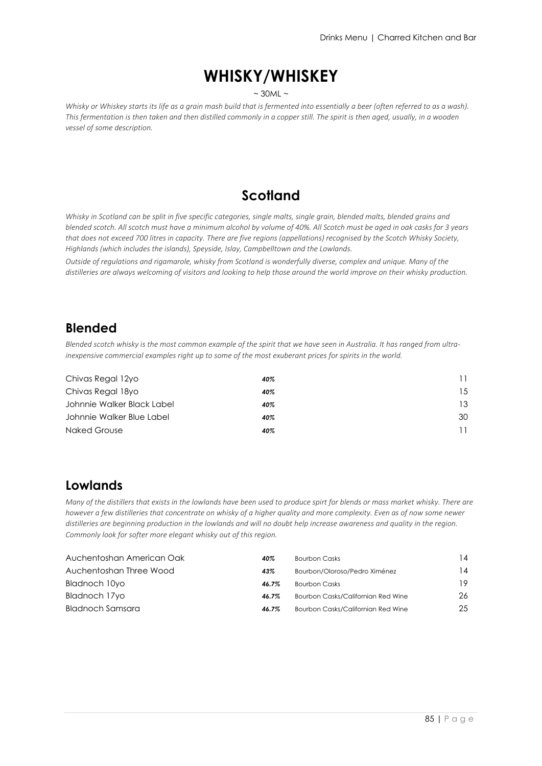# WHISKY/WHISKEY

~ 30ML ~

*Whisky or Whiskey starts its life as a grain mash build that is fermented into essentially a beer (often referred to as a wash). This fermentation is then taken and then distilled commonly in a copper still. The spirit is then aged, usually, in a wooden vessel of some description.*

## Scotland

*Whisky in Scotland can be split in five specific categories, single malts, single grain, blended malts, blended grains and blended scotch. All scotch must have a minimum alcohol by volume of 40%. All Scotch must be aged in oak casks for 3 years that does not exceed 700 litres in capacity. There are five regions (appellations) recognised by the Scotch Whisky Society, Highlands (which includes the islands), Speyside, Islay, Campbelltown and the Lowlands.*

*Outside of regulations and rigamarole, whisky from Scotland is wonderfully diverse, complex and unique. Many of the distilleries are always welcoming of visitors and looking to help those around the world improve on their whisky production.*

### Blended

*Blended scotch whisky is the most common example of the spirit that we have seen in Australia. It has ranged from ultra-inexpensive commercial examples right up to some of the most exuberant prices for spirits in the world.*

| | | |
|---|---|---|
| Chivas Regal 12yo | ***40%*** | 11 |
| Chivas Regal 18yo | ***40%*** | 15 |
| Johnnie Walker Black Label | ***40%*** | 13 |
| Johnnie Walker Blue Label | ***40%*** | 30 |
| Naked Grouse | ***40%*** | 11 |

### Lowlands

*Many of the distillers that exists in the lowlands have been used to produce spirt for blends or mass market whisky. There are however a few distilleries that concentrate on whisky of a higher quality and more complexity. Even as of now some newer distilleries are beginning production in the lowlands and will no doubt help increase awareness and quality in the region. Commonly look for softer more elegant whisky out of this region.*

| | | | |
|---|---|---|---|
| Auchentoshan American Oak | ***40%*** | Bourbon Casks | 14 |
| Auchentoshan Three Wood | ***43%*** | Bourbon/Oloroso/Pedro Ximénez | 14 |
| Bladnoch 10yo | ***46.7%*** | Bourbon Casks | 19 |
| Bladnoch 17yo | ***46.7%*** | Bourbon Casks/Californian Red Wine | 26 |
| Bladnoch Samsara | ***46.7%*** | Bourbon Casks/Californian Red Wine | 25 |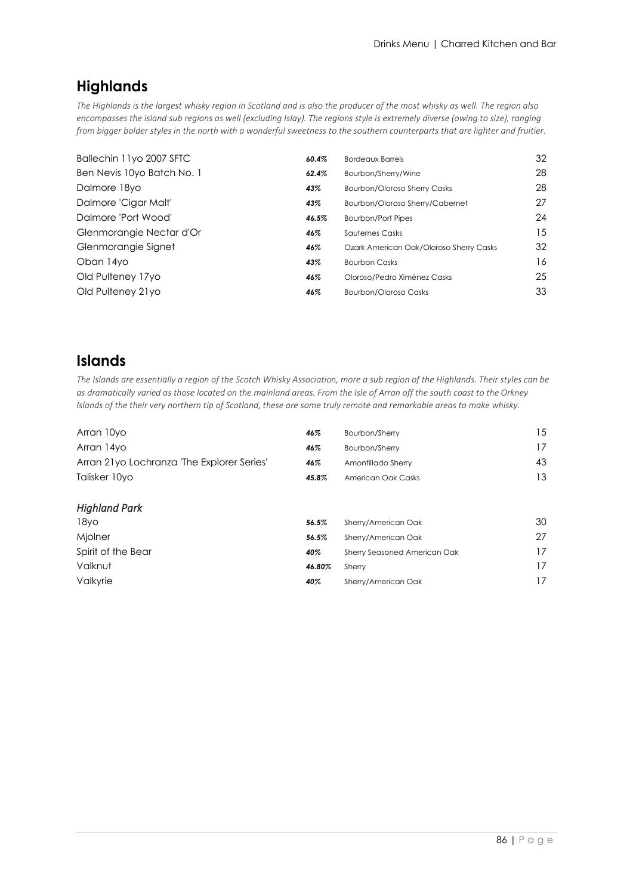## Highlands

*The Highlands is the largest whisky region in Scotland and is also the producer of the most whisky as well. The region also encompasses the island sub regions as well (excluding Islay). The regions style is extremely diverse (owing to size), ranging from bigger bolder styles in the north with a wonderful sweetness to the southern counterparts that are lighter and fruitier.*

| Whisky | ABV | Casks | Price |
|---|---|---|---|
| Ballechin 11yo 2007 SFTC | ***60.4%*** | Bordeaux Barrels | 32 |
| Ben Nevis 10yo Batch No. 1 | ***62.4%*** | Bourbon/Sherry/Wine | 28 |
| Dalmore 18yo | ***43%*** | Bourbon/Oloroso Sherry Casks | 28 |
| Dalmore 'Cigar Malt' | ***43%*** | Bourbon/Oloroso Sherry/Cabernet | 27 |
| Dalmore 'Port Wood' | ***46.5%*** | Bourbon/Port Pipes | 24 |
| Glenmorangie Nectar d'Or | ***46%*** | Sauternes Casks | 15 |
| Glenmorangie Signet | ***46%*** | Ozark American Oak/Oloroso Sherry Casks | 32 |
| Oban 14yo | ***43%*** | Bourbon Casks | 16 |
| Old Pulteney 17yo | ***46%*** | Oloroso/Pedro Ximénez Casks | 25 |
| Old Pulteney 21yo | ***46%*** | Bourbon/Oloroso Casks | 33 |

## Islands

*The Islands are essentially a region of the Scotch Whisky Association, more a sub region of the Highlands. Their styles can be as dramatically varied as those located on the mainland areas. From the Isle of Arran off the south coast to the Orkney Islands of the their very northern tip of Scotland, these are some truly remote and remarkable areas to make whisky.*

| Whisky | ABV | Casks | Price |
|---|---|---|---|
| Arran 10yo | ***46%*** | Bourbon/Sherry | 15 |
| Arran 14yo | ***46%*** | Bourbon/Sherry | 17 |
| Arran 21yo Lochranza 'The Explorer Series' | ***46%*** | Amontillado Sherry | 43 |
| Talisker 10yo | ***45.8%*** | American Oak Casks | 13 |

### *Highland Park*

| Whisky | ABV | Casks | Price |
|---|---|---|---|
| 18yo | ***56.5%*** | Sherry/American Oak | 30 |
| Mjolner | ***56.5%*** | Sherry/American Oak | 27 |
| Spirit of the Bear | ***40%*** | Sherry Seasoned American Oak | 17 |
| Valknut | ***46.80%*** | Sherry | 17 |
| Valkyrie | ***40%*** | Sherry/American Oak | 17 |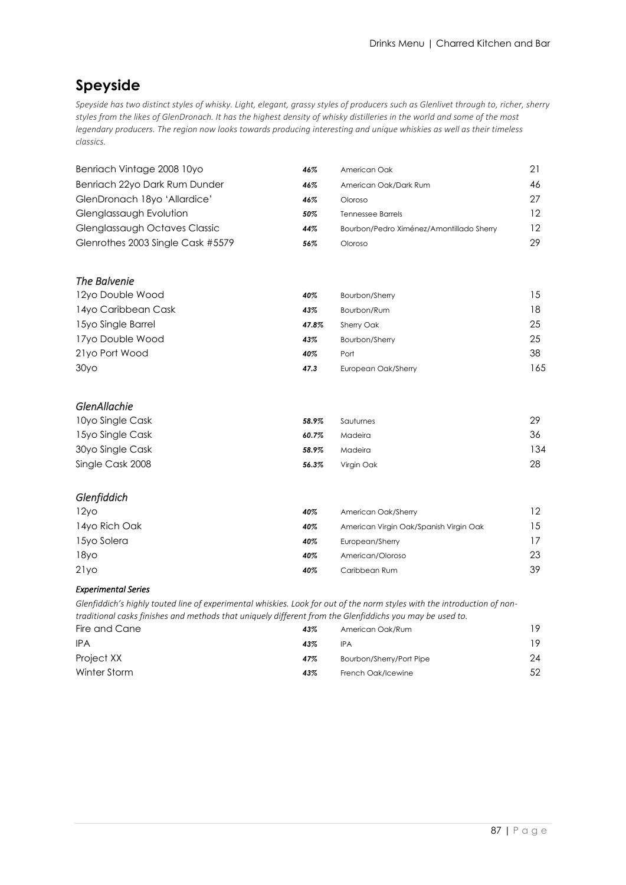## Speyside

*Speyside has two distinct styles of whisky. Light, elegant, grassy styles of producers such as Glenlivet through to, richer, sherry styles from the likes of GlenDronach. It has the highest density of whisky distilleries in the world and some of the most legendary producers. The region now looks towards producing interesting and unique whiskies as well as their timeless classics.*

| | | | |
|---|---|---|---|
| Benriach Vintage 2008 10yo | ***46%*** | American Oak | 21 |
| Benriach 22yo Dark Rum Dunder | ***46%*** | American Oak/Dark Rum | 46 |
| GlenDronach 18yo 'Allardice' | ***46%*** | Oloroso | 27 |
| Glenglassaugh Evolution | ***50%*** | Tennessee Barrels | 12 |
| Glenglassaugh Octaves Classic | ***44%*** | Bourbon/Pedro Ximénez/Amontillado Sherry | 12 |
| Glenrothes 2003 Single Cask #5579 | ***56%*** | Oloroso | 29 |

### *The Balvenie*

| | | | |
|---|---|---|---|
| 12yo Double Wood | ***40%*** | Bourbon/Sherry | 15 |
| 14yo Caribbean Cask | ***43%*** | Bourbon/Rum | 18 |
| 15yo Single Barrel | ***47.8%*** | Sherry Oak | 25 |
| 17yo Double Wood | ***43%*** | Bourbon/Sherry | 25 |
| 21yo Port Wood | ***40%*** | Port | 38 |
| 30yo | ***47.3*** | European Oak/Sherry | 165 |

### *GlenAllachie*

| | | | |
|---|---|---|---|
| 10yo Single Cask | ***58.9%*** | Sauturnes | 29 |
| 15yo Single Cask | ***60.7%*** | Madeira | 36 |
| 30yo Single Cask | ***58.9%*** | Madeira | 134 |
| Single Cask 2008 | ***56.3%*** | Virgin Oak | 28 |

### *Glenfiddich*

| | | | |
|---|---|---|---|
| 12yo | ***40%*** | American Oak/Sherry | 12 |
| 14yo Rich Oak | ***40%*** | American Virgin Oak/Spanish Virgin Oak | 15 |
| 15yo Solera | ***40%*** | European/Sherry | 17 |
| 18yo | ***40%*** | American/Oloroso | 23 |
| 21yo | ***40%*** | Caribbean Rum | 39 |

#### ***Experimental Series***

*Glenfiddich's highly touted line of experimental whiskies. Look for out of the norm styles with the introduction of non-traditional casks finishes and methods that uniquely different from the Glenfiddichs you may be used to.*

| | | | |
|---|---|---|---|
| Fire and Cane | ***43%*** | American Oak/Rum | 19 |
| IPA | ***43%*** | IPA | 19 |
| Project XX | ***47%*** | Bourbon/Sherry/Port Pipe | 24 |
| Winter Storm | ***43%*** | French Oak/Icewine | 52 |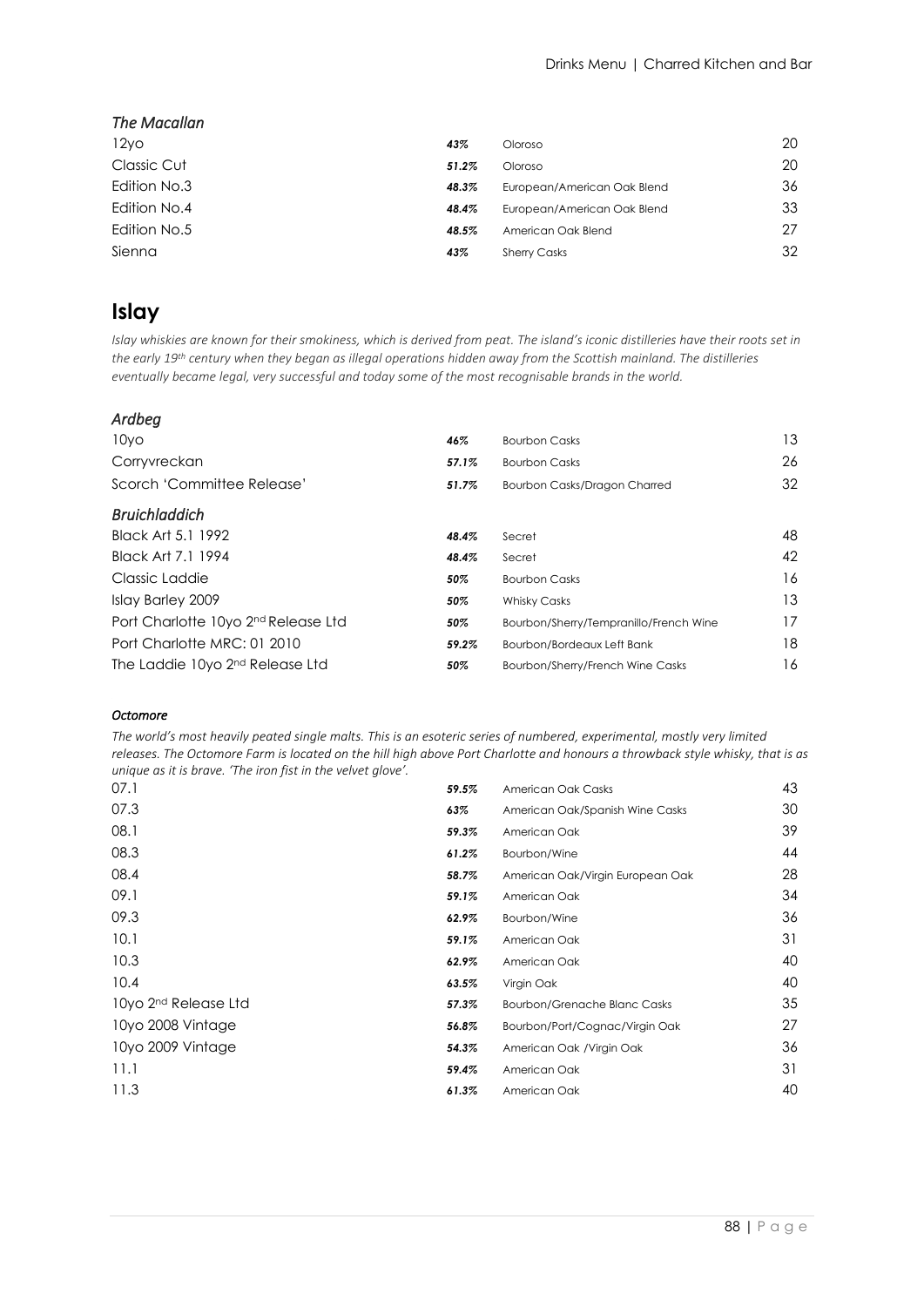### *The Macallan*

| | | | |
|---|---|---|---|
| 12yo | ***43%*** | Oloroso | 20 |
| Classic Cut | ***51.2%*** | Oloroso | 20 |
| Edition No.3 | ***48.3%*** | European/American Oak Blend | 36 |
| Edition No.4 | ***48.4%*** | European/American Oak Blend | 33 |
| Edition No.5 | ***48.5%*** | American Oak Blend | 27 |
| Sienna | ***43%*** | Sherry Casks | 32 |

## Islay

*Islay whiskies are known for their smokiness, which is derived from peat. The island's iconic distilleries have their roots set in the early 19th century when they began as illegal operations hidden away from the Scottish mainland. The distilleries eventually became legal, very successful and today some of the most recognisable brands in the world.*

### *Ardbeg*

| | | | |
|---|---|---|---|
| 10yo | ***46%*** | Bourbon Casks | 13 |
| Corryvreckan | ***57.1%*** | Bourbon Casks | 26 |
| Scorch 'Committee Release' | ***51.7%*** | Bourbon Casks/Dragon Charred | 32 |

### *Bruichladdich*

| | | | |
|---|---|---|---|
| Black Art 5.1 1992 | ***48.4%*** | Secret | 48 |
| Black Art 7.1 1994 | ***48.4%*** | Secret | 42 |
| Classic Laddie | ***50%*** | Bourbon Casks | 16 |
| Islay Barley 2009 | ***50%*** | Whisky Casks | 13 |
| Port Charlotte 10yo 2nd Release Ltd | ***50%*** | Bourbon/Sherry/Tempranillo/French Wine | 17 |
| Port Charlotte MRC: 01 2010 | ***59.2%*** | Bourbon/Bordeaux Left Bank | 18 |
| The Laddie 10yo 2nd Release Ltd | ***50%*** | Bourbon/Sherry/French Wine Casks | 16 |

#### *Octomore*

*The world's most heavily peated single malts. This is an esoteric series of numbered, experimental, mostly very limited releases. The Octomore Farm is located on the hill high above Port Charlotte and honours a throwback style whisky, that is as unique as it is brave. 'The iron fist in the velvet glove'.*

| | | | |
|---|---|---|---|
| 07.1 | ***59.5%*** | American Oak Casks | 43 |
| 07.3 | ***63%*** | American Oak/Spanish Wine Casks | 30 |
| 08.1 | ***59.3%*** | American Oak | 39 |
| 08.3 | ***61.2%*** | Bourbon/Wine | 44 |
| 08.4 | ***58.7%*** | American Oak/Virgin European Oak | 28 |
| 09.1 | ***59.1%*** | American Oak | 34 |
| 09.3 | ***62.9%*** | Bourbon/Wine | 36 |
| 10.1 | ***59.1%*** | American Oak | 31 |
| 10.3 | ***62.9%*** | American Oak | 40 |
| 10.4 | ***63.5%*** | Virgin Oak | 40 |
| 10yo 2nd Release Ltd | ***57.3%*** | Bourbon/Grenache Blanc Casks | 35 |
| 10yo 2008 Vintage | ***56.8%*** | Bourbon/Port/Cognac/Virgin Oak | 27 |
| 10yo 2009 Vintage | ***54.3%*** | American Oak /Virgin Oak | 36 |
| 11.1 | ***59.4%*** | American Oak | 31 |
| 11.3 | ***61.3%*** | American Oak | 40 |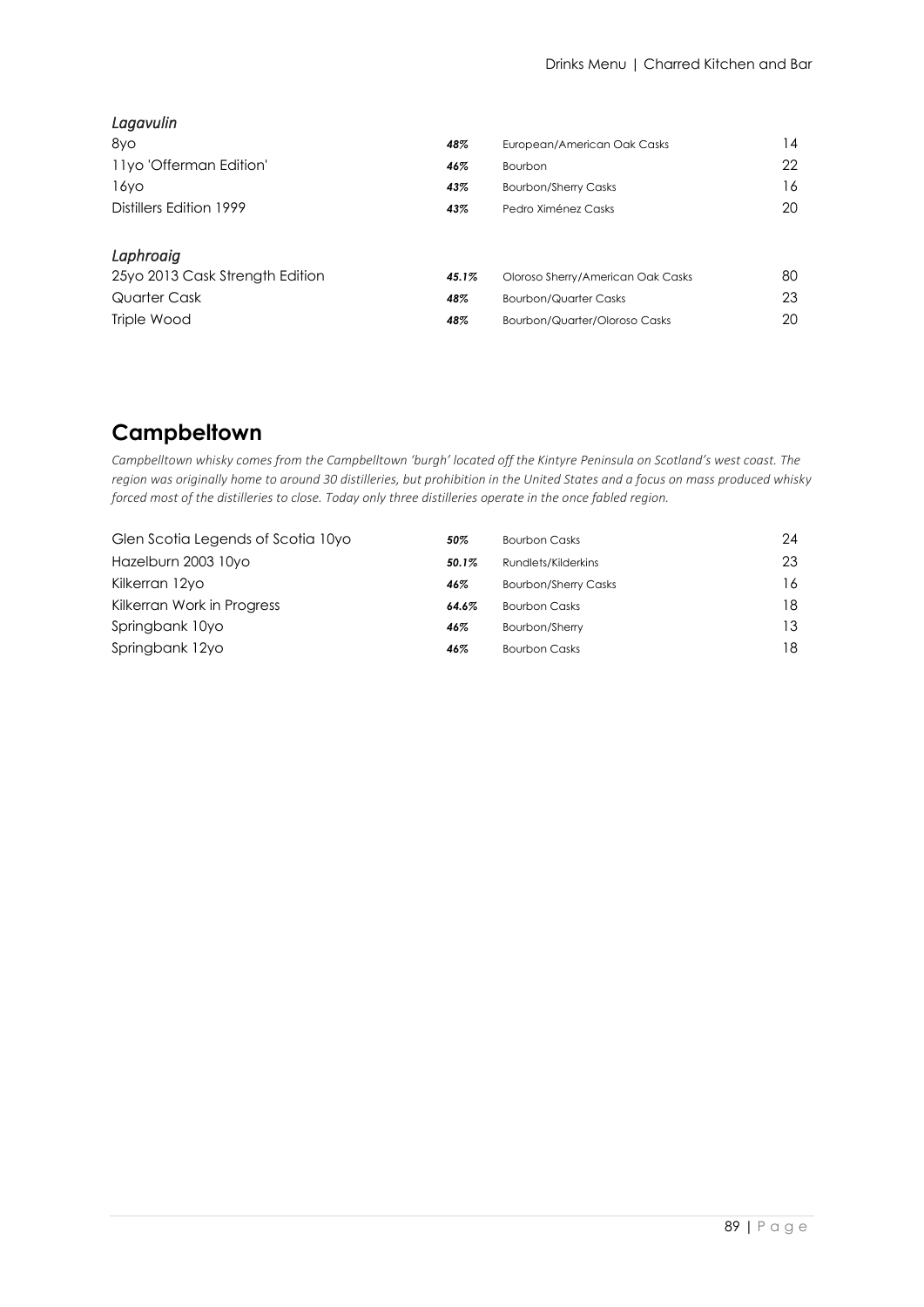*Lagavulin*

| | | | |
|---|---|---|---|
| 8yo | ***48%*** | European/American Oak Casks | 14 |
| 11yo 'Offerman Edition' | ***46%*** | Bourbon | 22 |
| 16yo | ***43%*** | Bourbon/Sherry Casks | 16 |
| Distillers Edition 1999 | ***43%*** | Pedro Ximénez Casks | 20 |

*Laphroaig*

| | | | |
|---|---|---|---|
| 25yo 2013 Cask Strength Edition | ***45.1%*** | Oloroso Sherry/American Oak Casks | 80 |
| Quarter Cask | ***48%*** | Bourbon/Quarter Casks | 23 |
| Triple Wood | ***48%*** | Bourbon/Quarter/Oloroso Casks | 20 |

## Campbeltown

*Campbelltown whisky comes from the Campbelltown 'burgh' located off the Kintyre Peninsula on Scotland's west coast. The region was originally home to around 30 distilleries, but prohibition in the United States and a focus on mass produced whisky forced most of the distilleries to close. Today only three distilleries operate in the once fabled region.*

| | | | |
|---|---|---|---|
| Glen Scotia Legends of Scotia 10yo | ***50%*** | Bourbon Casks | 24 |
| Hazelburn 2003 10yo | ***50.1%*** | Rundlets/Kilderkins | 23 |
| Kilkerran 12yo | ***46%*** | Bourbon/Sherry Casks | 16 |
| Kilkerran Work in Progress | ***64.6%*** | Bourbon Casks | 18 |
| Springbank 10yo | ***46%*** | Bourbon/Sherry | 13 |
| Springbank 12yo | ***46%*** | Bourbon Casks | 18 |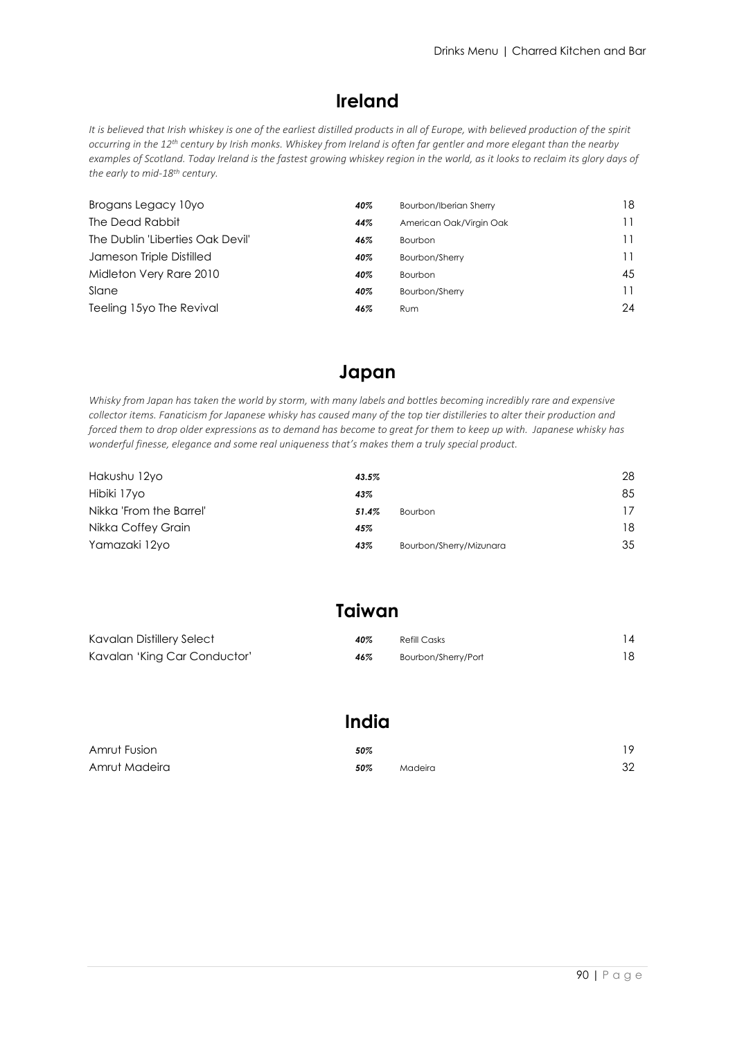## Ireland

*It is believed that Irish whiskey is one of the earliest distilled products in all of Europe, with believed production of the spirit occurring in the 12th century by Irish monks. Whiskey from Ireland is often far gentler and more elegant than the nearby examples of Scotland. Today Ireland is the fastest growing whiskey region in the world, as it looks to reclaim its glory days of the early to mid-18th century.*

| | | | |
|---|---|---|---|
| Brogans Legacy 10yo | ***40%*** | Bourbon/Iberian Sherry | 18 |
| The Dead Rabbit | ***44%*** | American Oak/Virgin Oak | 11 |
| The Dublin 'Liberties Oak Devil' | ***46%*** | Bourbon | 11 |
| Jameson Triple Distilled | ***40%*** | Bourbon/Sherry | 11 |
| Midleton Very Rare 2010 | ***40%*** | Bourbon | 45 |
| Slane | ***40%*** | Bourbon/Sherry | 11 |
| Teeling 15yo The Revival | ***46%*** | Rum | 24 |

## Japan

*Whisky from Japan has taken the world by storm, with many labels and bottles becoming incredibly rare and expensive collector items. Fanaticism for Japanese whisky has caused many of the top tier distilleries to alter their production and forced them to drop older expressions as to demand has become to great for them to keep up with. Japanese whisky has wonderful finesse, elegance and some real uniqueness that's makes them a truly special product.*

| | | | |
|---|---|---|---|
| Hakushu 12yo | ***43.5%*** | | 28 |
| Hibiki 17yo | ***43%*** | | 85 |
| Nikka 'From the Barrel' | ***51.4%*** | Bourbon | 17 |
| Nikka Coffey Grain | ***45%*** | | 18 |
| Yamazaki 12yo | ***43%*** | Bourbon/Sherry/Mizunara | 35 |

## Taiwan

| | | | |
|---|---|---|---|
| Kavalan Distillery Select | ***40%*** | Refill Casks | 14 |
| Kavalan 'King Car Conductor' | ***46%*** | Bourbon/Sherry/Port | 18 |

## India

| | | | |
|---|---|---|---|
| Amrut Fusion | ***50%*** | | 19 |
| Amrut Madeira | ***50%*** | Madeira | 32 |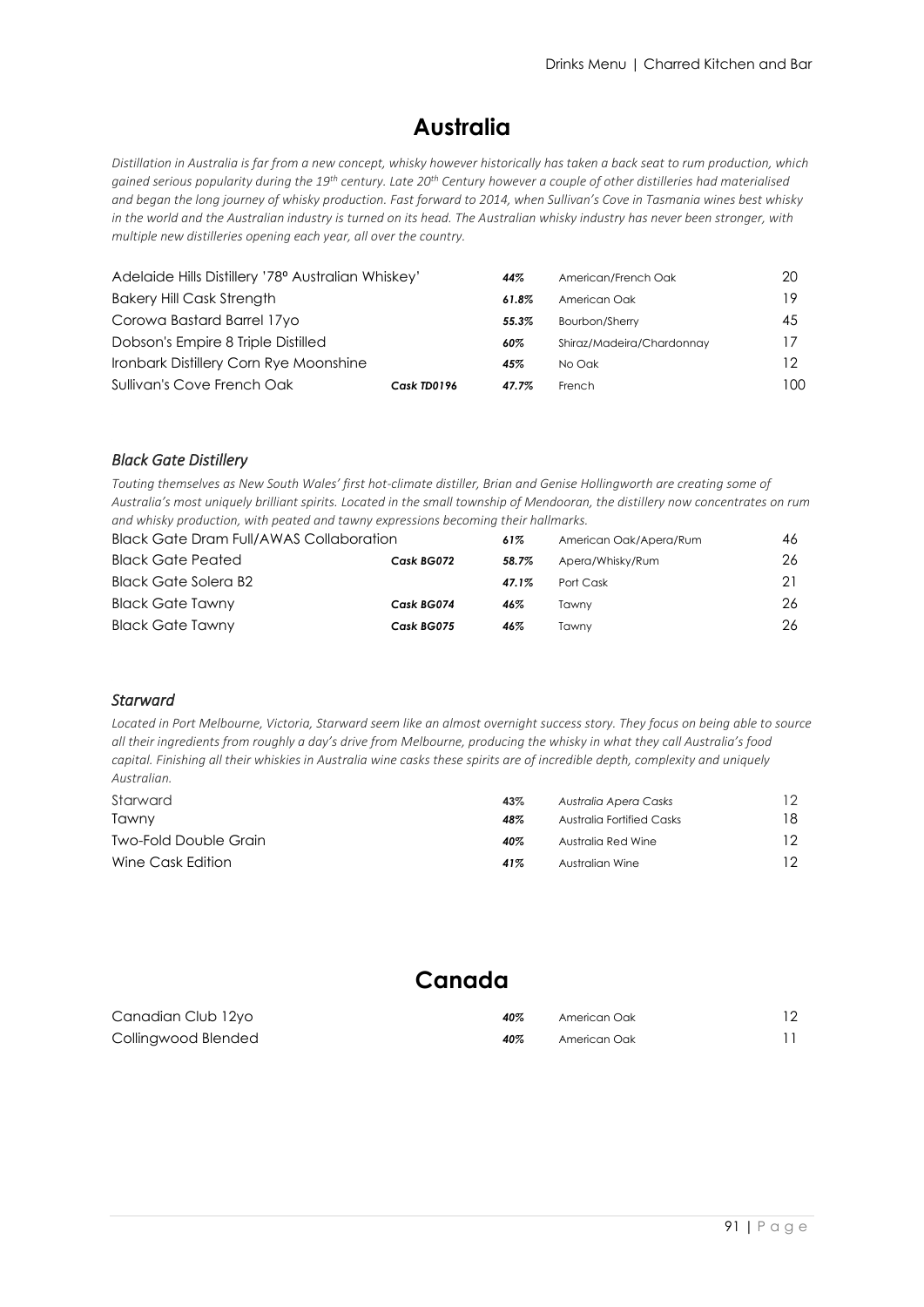# Australia

*Distillation in Australia is far from a new concept, whisky however historically has taken a back seat to rum production, which gained serious popularity during the 19th century. Late 20th Century however a couple of other distilleries had materialised and began the long journey of whisky production. Fast forward to 2014, when Sullivan's Cove in Tasmania wines best whisky in the world and the Australian industry is turned on its head. The Australian whisky industry has never been stronger, with multiple new distilleries opening each year, all over the country.*

| | | | | |
|---|---|---|---|---|
| Adelaide Hills Distillery '78º Australian Whiskey' | | ***44%*** | American/French Oak | 20 |
| Bakery Hill Cask Strength | | ***61.8%*** | American Oak | 19 |
| Corowa Bastard Barrel 17yo | | ***55.3%*** | Bourbon/Sherry | 45 |
| Dobson's Empire 8 Triple Distilled | | ***60%*** | Shiraz/Madeira/Chardonnay | 17 |
| Ironbark Distillery Corn Rye Moonshine | | ***45%*** | No Oak | 12 |
| Sullivan's Cove French Oak | ***Cask TD0196*** | ***47.7%*** | French | 100 |

### *Black Gate Distillery*

*Touting themselves as New South Wales' first hot-climate distiller, Brian and Genise Hollingworth are creating some of Australia's most uniquely brilliant spirits. Located in the small township of Mendooran, the distillery now concentrates on rum and whisky production, with peated and tawny expressions becoming their hallmarks.*

| | | | | |
|---|---|---|---|---|
| Black Gate Dram Full/AWAS Collaboration | | ***61%*** | American Oak/Apera/Rum | 46 |
| Black Gate Peated | ***Cask BG072*** | ***58.7%*** | Apera/Whisky/Rum | 26 |
| Black Gate Solera B2 | | ***47.1%*** | Port Cask | 21 |
| Black Gate Tawny | ***Cask BG074*** | ***46%*** | Tawny | 26 |
| Black Gate Tawny | ***Cask BG075*** | ***46%*** | Tawny | 26 |

### *Starward*

*Located in Port Melbourne, Victoria, Starward seem like an almost overnight success story. They focus on being able to source all their ingredients from roughly a day's drive from Melbourne, producing the whisky in what they call Australia's food capital. Finishing all their whiskies in Australia wine casks these spirits are of incredible depth, complexity and uniquely Australian.*

| | | | |
|---|---|---|---|
| Starward | ***43%*** | *Australia Apera Casks* | 12 |
| Tawny | ***48%*** | Australia Fortified Casks | 18 |
| Two-Fold Double Grain | ***40%*** | Australia Red Wine | 12 |
| Wine Cask Edition | ***41%*** | Australian Wine | 12 |

# Canada

| | | | |
|---|---|---|---|
| Canadian Club 12yo | ***40%*** | American Oak | 12 |
| Collingwood Blended | ***40%*** | American Oak | 11 |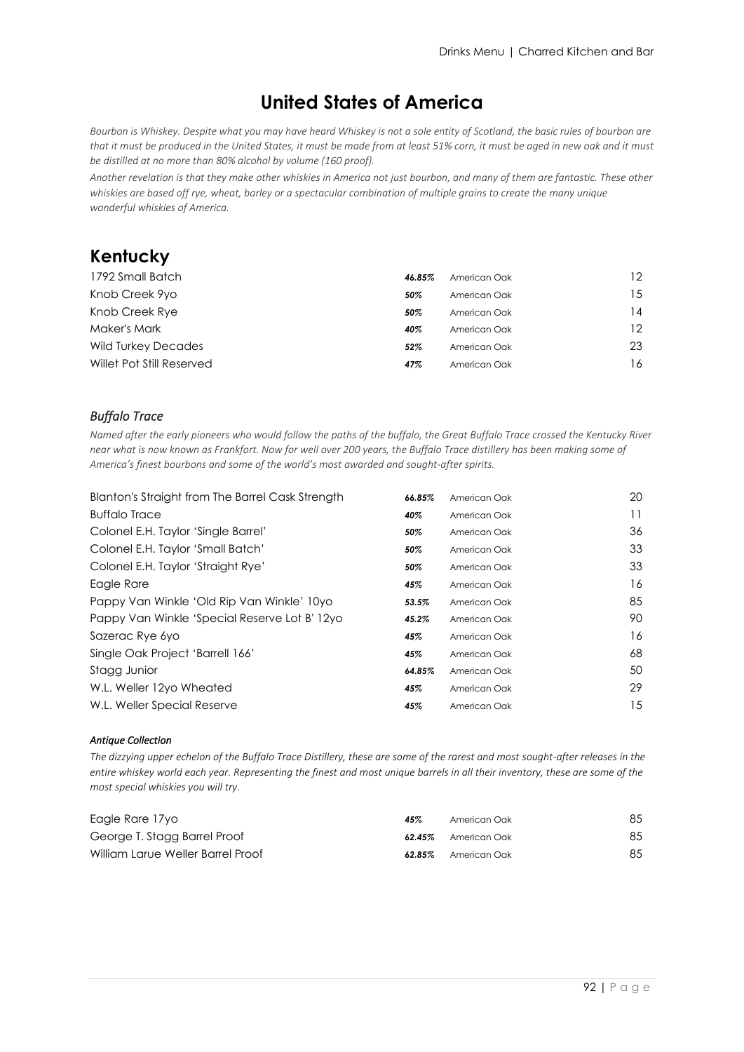# United States of America

*Bourbon is Whiskey. Despite what you may have heard Whiskey is not a sole entity of Scotland, the basic rules of bourbon are that it must be produced in the United States, it must be made from at least 51% corn, it must be aged in new oak and it must be distilled at no more than 80% alcohol by volume (160 proof).*

*Another revelation is that they make other whiskies in America not just bourbon, and many of them are fantastic. These other whiskies are based off rye, wheat, barley or a spectacular combination of multiple grains to create the many unique wonderful whiskies of America.*

## Kentucky

| | | | |
|---|---|---|---|
| 1792 Small Batch | ***46.85%*** | American Oak | 12 |
| Knob Creek 9yo | ***50%*** | American Oak | 15 |
| Knob Creek Rye | ***50%*** | American Oak | 14 |
| Maker's Mark | ***40%*** | American Oak | 12 |
| Wild Turkey Decades | ***52%*** | American Oak | 23 |
| Willet Pot Still Reserved | ***47%*** | American Oak | 16 |

### *Buffalo Trace*

*Named after the early pioneers who would follow the paths of the buffalo, the Great Buffalo Trace crossed the Kentucky River near what is now known as Frankfort. Now for well over 200 years, the Buffalo Trace distillery has been making some of America's finest bourbons and some of the world's most awarded and sought-after spirits.*

| | | | |
|---|---|---|---|
| Blanton's Straight from The Barrel Cask Strength | ***66.85%*** | American Oak | 20 |
| Buffalo Trace | ***40%*** | American Oak | 11 |
| Colonel E.H. Taylor 'Single Barrel' | ***50%*** | American Oak | 36 |
| Colonel E.H. Taylor 'Small Batch' | ***50%*** | American Oak | 33 |
| Colonel E.H. Taylor 'Straight Rye' | ***50%*** | American Oak | 33 |
| Eagle Rare | ***45%*** | American Oak | 16 |
| Pappy Van Winkle 'Old Rip Van Winkle' 10yo | ***53.5%*** | American Oak | 85 |
| Pappy Van Winkle 'Special Reserve Lot B' 12yo | ***45.2%*** | American Oak | 90 |
| Sazerac Rye 6yo | ***45%*** | American Oak | 16 |
| Single Oak Project 'Barrell 166' | ***45%*** | American Oak | 68 |
| Stagg Junior | ***64.85%*** | American Oak | 50 |
| W.L. Weller 12yo Wheated | ***45%*** | American Oak | 29 |
| W.L. Weller Special Reserve | ***45%*** | American Oak | 15 |

#### *Antique Collection*

*The dizzying upper echelon of the Buffalo Trace Distillery, these are some of the rarest and most sought-after releases in the entire whiskey world each year. Representing the finest and most unique barrels in all their inventory, these are some of the most special whiskies you will try.*

| | | | |
|---|---|---|---|
| Eagle Rare 17yo | ***45%*** | American Oak | 85 |
| George T. Stagg Barrel Proof | ***62.45%*** | American Oak | 85 |
| William Larue Weller Barrel Proof | ***62.85%*** | American Oak | 85 |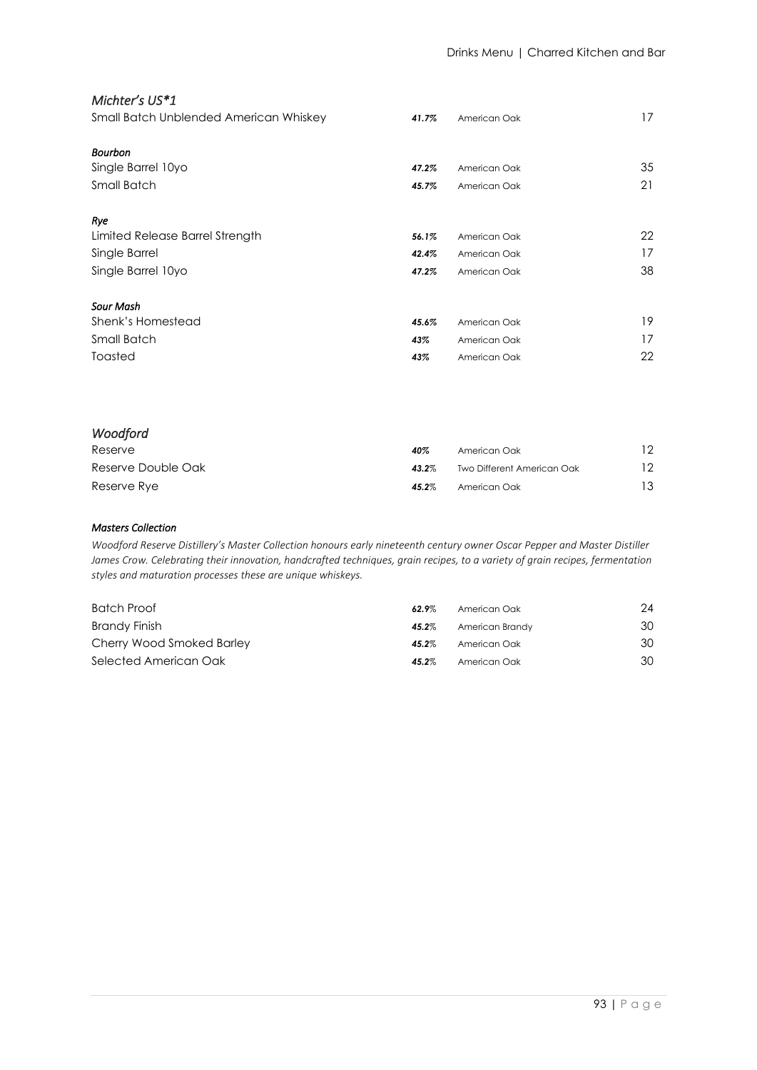## *Michter's US*1*

| | | | |
|---|---|---|---|
| Small Batch Unblended American Whiskey | ***41.7%*** | American Oak | 17 |

***Bourbon***

| | | | |
|---|---|---|---|
| Single Barrel 10yo | ***47.2%*** | American Oak | 35 |
| Small Batch | ***45.7%*** | American Oak | 21 |

***Rye***

| | | | |
|---|---|---|---|
| Limited Release Barrel Strength | ***56.1%*** | American Oak | 22 |
| Single Barrel | ***42.4%*** | American Oak | 17 |
| Single Barrel 10yo | ***47.2%*** | American Oak | 38 |

***Sour Mash***

| | | | |
|---|---|---|---|
| Shenk's Homestead | ***45.6%*** | American Oak | 19 |
| Small Batch | ***43%*** | American Oak | 17 |
| Toasted | ***43%*** | American Oak | 22 |

## *Woodford*

| | | | |
|---|---|---|---|
| Reserve | ***40%*** | American Oak | 12 |
| Reserve Double Oak | ***43.2%*** | Two Different American Oak | 12 |
| Reserve Rye | ***45.2%*** | American Oak | 13 |

***Masters Collection***

*Woodford Reserve Distillery's Master Collection honours early nineteenth century owner Oscar Pepper and Master Distiller James Crow. Celebrating their innovation, handcrafted techniques, grain recipes, to a variety of grain recipes, fermentation styles and maturation processes these are unique whiskeys.*

| | | | |
|---|---|---|---|
| Batch Proof | ***62.9%*** | American Oak | 24 |
| Brandy Finish | ***45.2%*** | American Brandy | 30 |
| Cherry Wood Smoked Barley | ***45.2%*** | American Oak | 30 |
| Selected American Oak | ***45.2%*** | American Oak | 30 |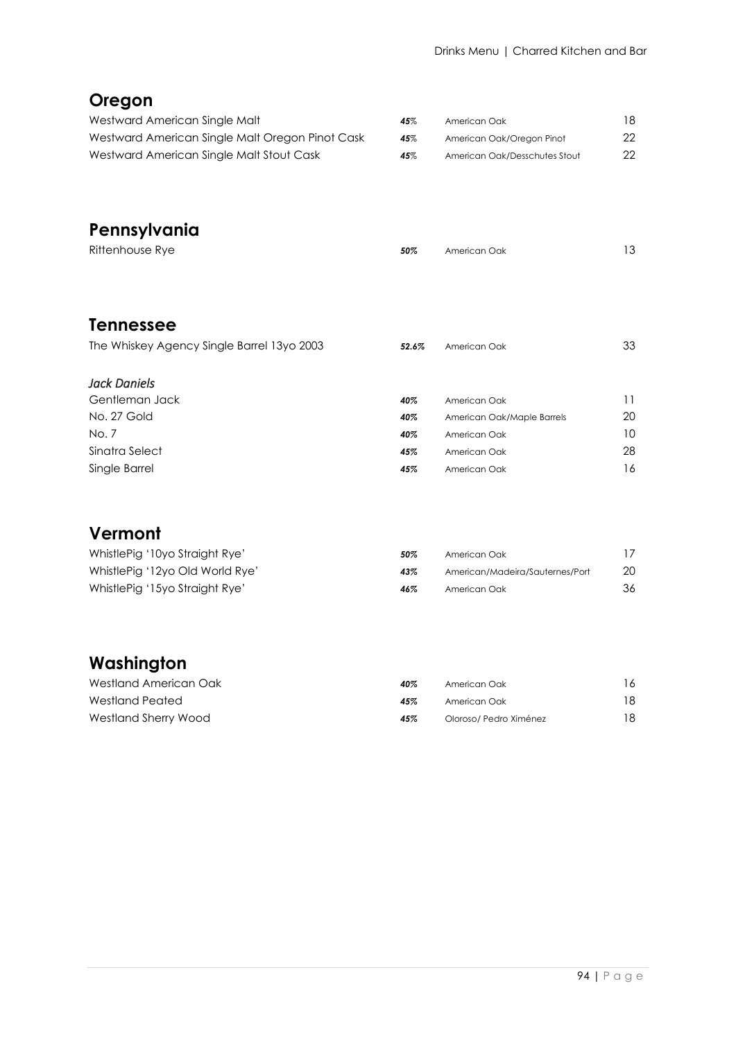## Oregon

| | | | |
|---|---|---|---|
| Westward American Single Malt | 45% | American Oak | 18 |
| Westward American Single Malt Oregon Pinot Cask | 45% | American Oak/Oregon Pinot | 22 |
| Westward American Single Malt Stout Cask | 45% | American Oak/Desschutes Stout | 22 |

## Pennsylvania

| | | | |
|---|---|---|---|
| Rittenhouse Rye | 50% | American Oak | 13 |

## Tennessee

| | | | |
|---|---|---|---|
| The Whiskey Agency Single Barrel 13yo 2003 | 52.6% | American Oak | 33 |

### *Jack Daniels*

| | | | |
|---|---|---|---|
| Gentleman Jack | 40% | American Oak | 11 |
| No. 27 Gold | 40% | American Oak/Maple Barrels | 20 |
| No. 7 | 40% | American Oak | 10 |
| Sinatra Select | 45% | American Oak | 28 |
| Single Barrel | 45% | American Oak | 16 |

## Vermont

| | | | |
|---|---|---|---|
| WhistlePig '10yo Straight Rye' | 50% | American Oak | 17 |
| WhistlePig '12yo Old World Rye' | 43% | American/Madeira/Sauternes/Port | 20 |
| WhistlePig '15yo Straight Rye' | 46% | American Oak | 36 |

## Washington

| | | | |
|---|---|---|---|
| Westland American Oak | 40% | American Oak | 16 |
| Westland Peated | 45% | American Oak | 18 |
| Westland Sherry Wood | 45% | Oloroso/ Pedro Ximénez | 18 |